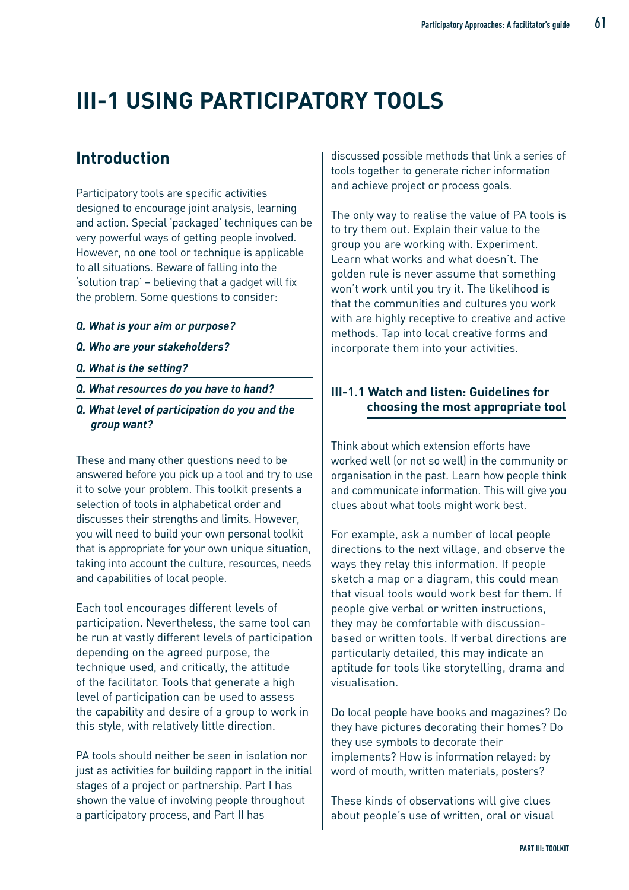# III-1 USING PARTICIPATORY TOOLS

## Introduction

Participatory tools are specific activities designed to encourage joint analysis, learning and action. Special 'packaged' techniques can be very powerful ways of getting people involved. However, no one tool or technique is applicable to all situations. Beware of falling into the 'solution trap' – believing that a gadget will fix the problem. Some questions to consider:

***Q. What is your aim or purpose?***

***Q. Who are your stakeholders?***

***Q. What is the setting?***

***Q. What resources do you have to hand?***

***Q. What level of participation do you and the group want?***

These and many other questions need to be answered before you pick up a tool and try to use it to solve your problem. This toolkit presents a selection of tools in alphabetical order and discusses their strengths and limits. However, you will need to build your own personal toolkit that is appropriate for your own unique situation, taking into account the culture, resources, needs and capabilities of local people.

Each tool encourages different levels of participation. Nevertheless, the same tool can be run at vastly different levels of participation depending on the agreed purpose, the technique used, and critically, the attitude of the facilitator. Tools that generate a high level of participation can be used to assess the capability and desire of a group to work in this style, with relatively little direction.

PA tools should neither be seen in isolation nor just as activities for building rapport in the initial stages of a project or partnership. Part I has shown the value of involving people throughout a participatory process, and Part II has discussed possible methods that link a series of tools together to generate richer information and achieve project or process goals.

The only way to realise the value of PA tools is to try them out. Explain their value to the group you are working with. Experiment. Learn what works and what doesn't. The golden rule is never assume that something won't work until you try it. The likelihood is that the communities and cultures you work with are highly receptive to creative and active methods. Tap into local creative forms and incorporate them into your activities.

### III-1.1 Watch and listen: Guidelines for choosing the most appropriate tool

Think about which extension efforts have worked well (or not so well) in the community or organisation in the past. Learn how people think and communicate information. This will give you clues about what tools might work best.

For example, ask a number of local people directions to the next village, and observe the ways they relay this information. If people sketch a map or a diagram, this could mean that visual tools would work best for them. If people give verbal or written instructions, they may be comfortable with discussion-based or written tools. If verbal directions are particularly detailed, this may indicate an aptitude for tools like storytelling, drama and visualisation.

Do local people have books and magazines? Do they have pictures decorating their homes? Do they use symbols to decorate their implements? How is information relayed: by word of mouth, written materials, posters?

These kinds of observations will give clues about people's use of written, oral or visual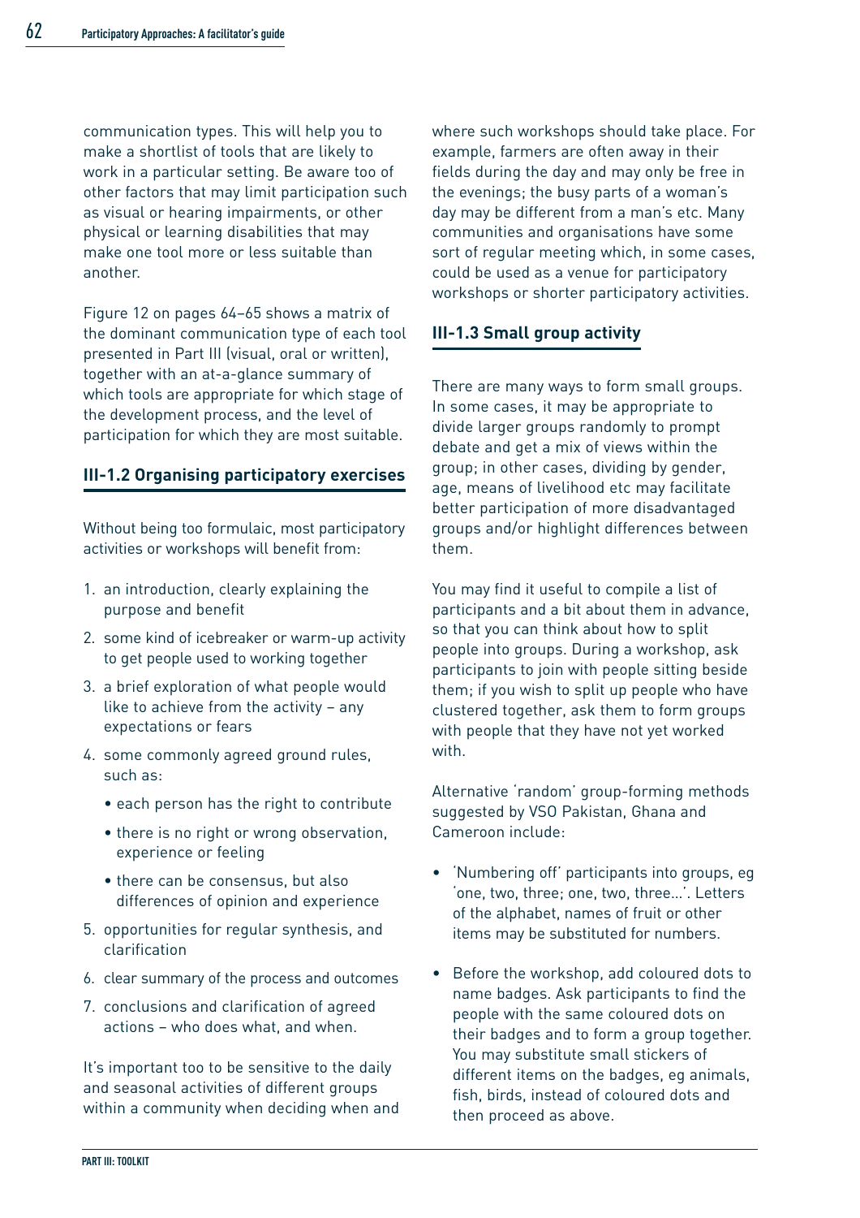communication types. This will help you to make a shortlist of tools that are likely to work in a particular setting. Be aware too of other factors that may limit participation such as visual or hearing impairments, or other physical or learning disabilities that may make one tool more or less suitable than another.

Figure 12 on pages 64–65 shows a matrix of the dominant communication type of each tool presented in Part III (visual, oral or written), together with an at-a-glance summary of which tools are appropriate for which stage of the development process, and the level of participation for which they are most suitable.

## III-1.2 Organising participatory exercises

Without being too formulaic, most participatory activities or workshops will benefit from:

1. an introduction, clearly explaining the purpose and benefit
2. some kind of icebreaker or warm-up activity to get people used to working together
3. a brief exploration of what people would like to achieve from the activity – any expectations or fears
4. some commonly agreed ground rules, such as:
   - each person has the right to contribute
   - there is no right or wrong observation, experience or feeling
   - there can be consensus, but also differences of opinion and experience
5. opportunities for regular synthesis, and clarification
6. clear summary of the process and outcomes
7. conclusions and clarification of agreed actions – who does what, and when.

It's important too to be sensitive to the daily and seasonal activities of different groups within a community when deciding when and where such workshops should take place. For example, farmers are often away in their fields during the day and may only be free in the evenings; the busy parts of a woman's day may be different from a man's etc. Many communities and organisations have some sort of regular meeting which, in some cases, could be used as a venue for participatory workshops or shorter participatory activities.

## III-1.3 Small group activity

There are many ways to form small groups. In some cases, it may be appropriate to divide larger groups randomly to prompt debate and get a mix of views within the group; in other cases, dividing by gender, age, means of livelihood etc may facilitate better participation of more disadvantaged groups and/or highlight differences between them.

You may find it useful to compile a list of participants and a bit about them in advance, so that you can think about how to split people into groups. During a workshop, ask participants to join with people sitting beside them; if you wish to split up people who have clustered together, ask them to form groups with people that they have not yet worked with.

Alternative 'random' group-forming methods suggested by VSO Pakistan, Ghana and Cameroon include:

- 'Numbering off' participants into groups, eg 'one, two, three; one, two, three…'. Letters of the alphabet, names of fruit or other items may be substituted for numbers.
- Before the workshop, add coloured dots to name badges. Ask participants to find the people with the same coloured dots on their badges and to form a group together. You may substitute small stickers of different items on the badges, eg animals, fish, birds, instead of coloured dots and then proceed as above.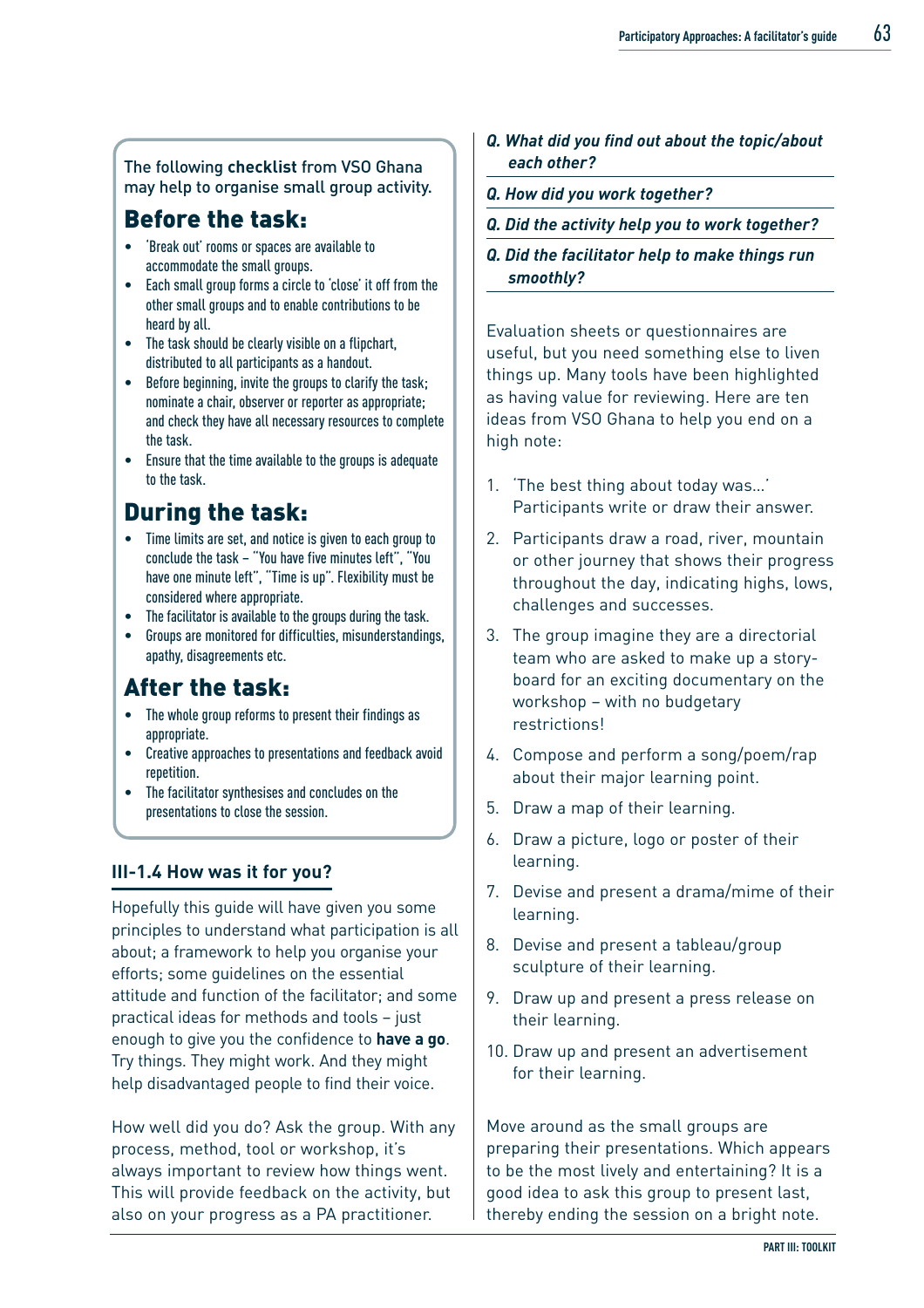The following **checklist** from VSO Ghana may help to organise small group activity.

## Before the task:

- 'Break out' rooms or spaces are available to accommodate the small groups.
- Each small group forms a circle to 'close' it off from the other small groups and to enable contributions to be heard by all.
- The task should be clearly visible on a flipchart, distributed to all participants as a handout.
- Before beginning, invite the groups to clarify the task; nominate a chair, observer or reporter as appropriate; and check they have all necessary resources to complete the task.
- Ensure that the time available to the groups is adequate to the task.

## During the task:

- Time limits are set, and notice is given to each group to conclude the task – "You have five minutes left", "You have one minute left", "Time is up". Flexibility must be considered where appropriate.
- The facilitator is available to the groups during the task.
- Groups are monitored for difficulties, misunderstandings, apathy, disagreements etc.

## After the task:

- The whole group reforms to present their findings as appropriate.
- Creative approaches to presentations and feedback avoid repetition.
- The facilitator synthesises and concludes on the presentations to close the session.

### III-1.4 How was it for you?

Hopefully this guide will have given you some principles to understand what participation is all about; a framework to help you organise your efforts; some guidelines on the essential attitude and function of the facilitator; and some practical ideas for methods and tools – just enough to give you the confidence to **have a go**. Try things. They might work. And they might help disadvantaged people to find their voice.

How well did you do? Ask the group. With any process, method, tool or workshop, it's always important to review how things went. This will provide feedback on the activity, but also on your progress as a PA practitioner.

***Q. What did you find out about the topic/about each other?***

***Q. How did you work together?***

***Q. Did the activity help you to work together?***

***Q. Did the facilitator help to make things run smoothly?***

Evaluation sheets or questionnaires are useful, but you need something else to liven things up. Many tools have been highlighted as having value for reviewing. Here are ten ideas from VSO Ghana to help you end on a high note:

1. 'The best thing about today was...' Participants write or draw their answer.
2. Participants draw a road, river, mountain or other journey that shows their progress throughout the day, indicating highs, lows, challenges and successes.
3. The group imagine they are a directorial team who are asked to make up a story-board for an exciting documentary on the workshop – with no budgetary restrictions!
4. Compose and perform a song/poem/rap about their major learning point.
5. Draw a map of their learning.
6. Draw a picture, logo or poster of their learning.
7. Devise and present a drama/mime of their learning.
8. Devise and present a tableau/group sculpture of their learning.
9. Draw up and present a press release on their learning.
10. Draw up and present an advertisement for their learning.

Move around as the small groups are preparing their presentations. Which appears to be the most lively and entertaining? It is a good idea to ask this group to present last, thereby ending the session on a bright note.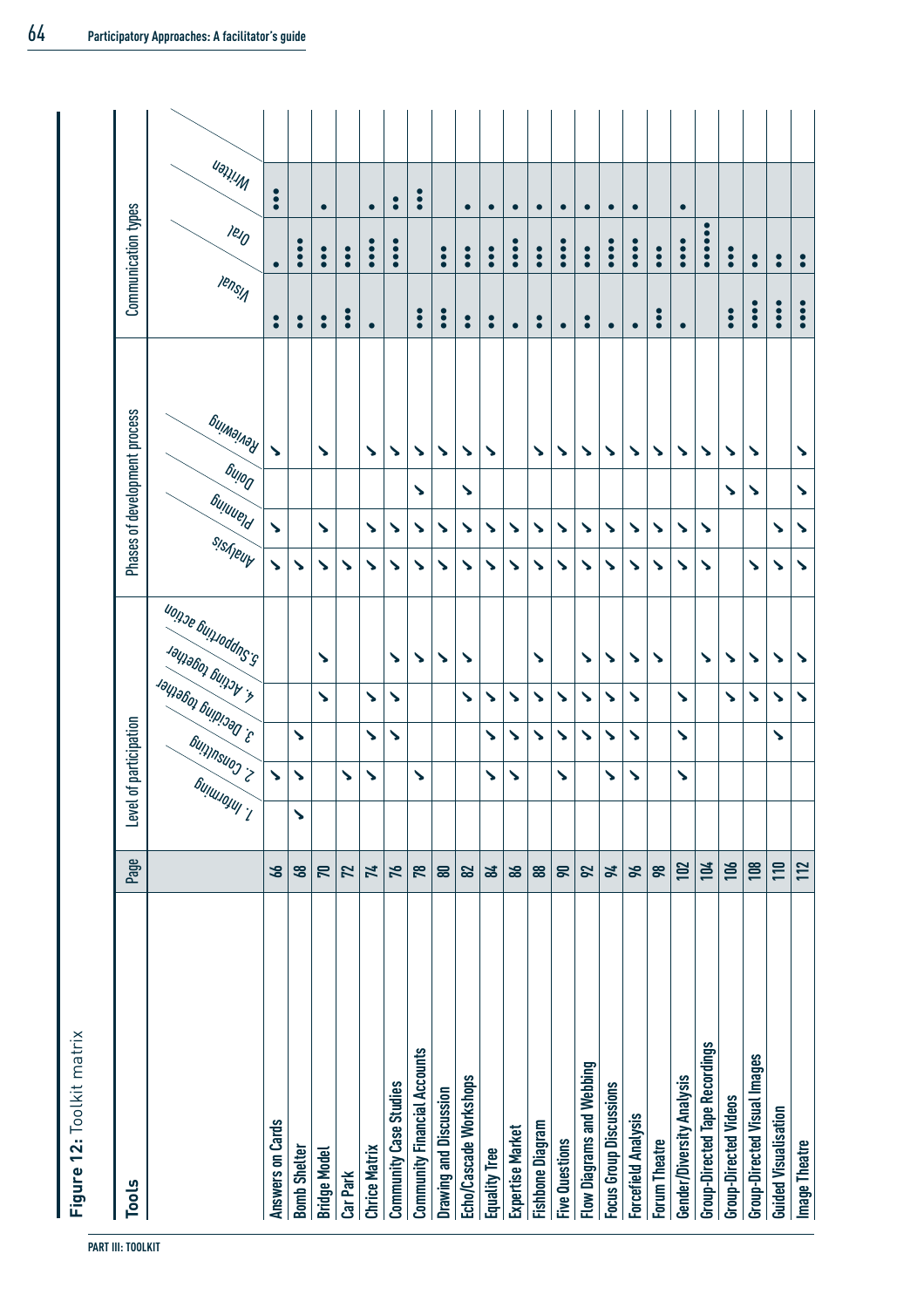**Figure 12:** Toolkit matrix

| Tools | Page | Level of participation | | | | | Phases of development process | | | | Communication types | | |
|---|---|---|---|---|---|---|---|---|---|---|---|---|---|
| | | 1. Informing | 2. Consulting | 3. Deciding together | 4. Acting together | 5. Supporting action | Analysis | Planning | Doing | Reviewing | Visual | Oral | Written |
| Answers on Cards | 66 | | ✓ | | | | ✓ | ✓ | | ✓ | •• | • | ••• |
| Bomb Shelter | 68 | ✓ | ✓ | ✓ | | | ✓ | | | | •• | •••• | |
| Bridge Model | 70 | | | | ✓ | ✓ | ✓ | ✓ | | ✓ | •• | ••• | • |
| Car Park | 72 | | ✓ | | | | ✓ | | | | ••• | ••• | |
| Choice Matrix | 74 | | ✓ | ✓ | ✓ | | ✓ | ✓ | | ✓ | • | •••• | • |
| Community Case Studies | 76 | | | ✓ | ✓ | ✓ | ✓ | ✓ | | ✓ | | •••• | •• |
| Community Financial Accounts | 78 | | ✓ | | | ✓ | ✓ | ✓ | ✓ | ✓ | ••• | | ••• |
| Drawing and Discussion | 80 | | | | | ✓ | ✓ | ✓ | | ✓ | ••• | ••• | |
| Echo/Cascade Workshops | 82 | | | | ✓ | ✓ | ✓ | ✓ | ✓ | ✓ | •• | ••• | • |
| Equality Tree | 84 | | ✓ | ✓ | ✓ | | ✓ | ✓ | | ✓ | •• | ••• | • |
| Expertise Market | 86 | | ✓ | ✓ | ✓ | | ✓ | ✓ | | | • | •••• | • |
| Fishbone Diagram | 88 | | | ✓ | ✓ | ✓ | ✓ | ✓ | | ✓ | •• | ••• | • |
| Five Questions | 90 | | ✓ | ✓ | ✓ | | ✓ | ✓ | | ✓ | • | •••• | • |
| Flow Diagrams and Webbing | 92 | | | ✓ | ✓ | ✓ | ✓ | ✓ | | ✓ | •• | ••• | • |
| Focus Group Discussions | 94 | | ✓ | ✓ | ✓ | ✓ | ✓ | ✓ | | ✓ | • | •••• | • |
| Forcefield Analysis | 96 | | ✓ | ✓ | ✓ | ✓ | ✓ | ✓ | | ✓ | • | •••• | • |
| Forum Theatre | 98 | | | | | ✓ | ✓ | ✓ | | ✓ | ••• | ••• | |
| Gender/Diversity Analysis | 102 | | ✓ | | ✓ | | ✓ | ✓ | | ✓ | • | •••• | • |
| Group-Directed Tape Recordings | 104 | | | | | ✓ | ✓ | ✓ | | ✓ | | •••••• | |
| Group-Directed Videos | 106 | | | | ✓ | ✓ | | | ✓ | ✓ | ••• | ••• | |
| Group-Directed Visual Images | 108 | | | | ✓ | ✓ | ✓ | | ✓ | ✓ | •••• | •• | |
| Guided Visualisation | 110 | | | ✓ | ✓ | ✓ | ✓ | ✓ | | | •••• | •• | |
| Image Theatre | 112 | | | | ✓ | ✓ | ✓ | ✓ | ✓ | ✓ | •••• | •• | |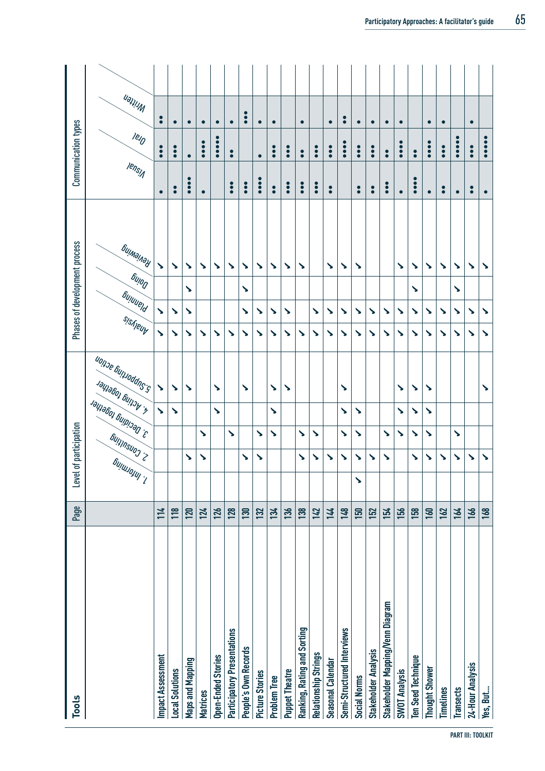| Tools | Page | Level of participation | | | | | Phases of development process | | | | Communication types | | |
|---|---|---|---|---|---|---|---|---|---|---|---|---|---|
| | | 1. Informing | 2. Consulting | 3. Deciding together | 4. Acting together | 5. Supporting action | Analysis | Planning | Doing | Reviewing | Visual | Oral | Written |
| Impact Assessment | 114 | | | | ✓ | ✓ | ✓ | ✓ | | ✓ | • | ••• | •• |
| Local Solutions | 118 | | | | ✓ | ✓ | ✓ | ✓ | | ✓ | •• | ••• | • |
| Maps and Mapping | 120 | | ✓ | | | ✓ | ✓ | ✓ | ✓ | ✓ | •••• | • | • |
| Matrices | 124 | | ✓ | ✓ | | | ✓ | | | ✓ | • | •••• | • |
| Open-Ended Stories | 126 | | | | ✓ | ✓ | ✓ | | | ✓ | | ••••• | • |
| Participatory Presentations | 128 | | | ✓ | | | ✓ | | | ✓ | ••• | •• | • |
| People's Own Records | 130 | | ✓ | | | ✓ | ✓ | ✓ | ✓ | ✓ | ••• | | ••• |
| Picture Stories | 132 | | ✓ | ✓ | | | ✓ | ✓ | | ✓ | •••• | • | • |
| Problem Tree | 134 | | | ✓ | ✓ | ✓ | ✓ | ✓ | | ✓ | •• | ••• | • |
| Puppet Theatre | 136 | | | | | ✓ | ✓ | ✓ | | ✓ | ••• | ••• | |
| Ranking, Rating and Sorting | 138 | | ✓ | ✓ | | | ✓ | | | ✓ | ••• | •• | • |
| Relationship Strings | 142 | | ✓ | ✓ | | | ✓ | ✓ | | | ••• | ••• | |
| Seasonal Calendar | 144 | | ✓ | | | | ✓ | ✓ | | ✓ | •• | ••• | • |
| Semi-Structured Interviews | 148 | | ✓ | ✓ | ✓ | ✓ | ✓ | ✓ | | ✓ | | •••• | •• |
| Social Norms | 150 | ✓ | ✓ | ✓ | ✓ | | ✓ | ✓ | | ✓ | •• | ••• | • |
| Stakeholder Analysis | 152 | | ✓ | | | | ✓ | ✓ | | | •• | ••• | • |
| Stakeholder Mapping/Venn Diagram | 154 | | ✓ | ✓ | | | ✓ | ✓ | | | ••• | •• | • |
| SWOT Analysis | 156 | | | ✓ | ✓ | ✓ | ✓ | ✓ | | ✓ | • | •••• | • |
| Ten Seed Technique | 158 | | ✓ | ✓ | ✓ | ✓ | ✓ | ✓ | ✓ | ✓ | •••• | •• | |
| Thought Shower | 160 | | ✓ | ✓ | ✓ | ✓ | ✓ | ✓ | | ✓ | • | •••• | • |
| Timelines | 162 | | ✓ | | | | ✓ | ✓ | | ✓ | •• | ••• | • |
| Transects | 164 | | ✓ | ✓ | | | ✓ | ✓ | ✓ | ✓ | • | ••••• | |
| 24-Hour Analysis | 166 | | ✓ | | | | ✓ | ✓ | | ✓ | •• | ••• | • |
| Yes, But... | 168 | | ✓ | | | ✓ | ✓ | ✓ | | ✓ | • | ••••• | |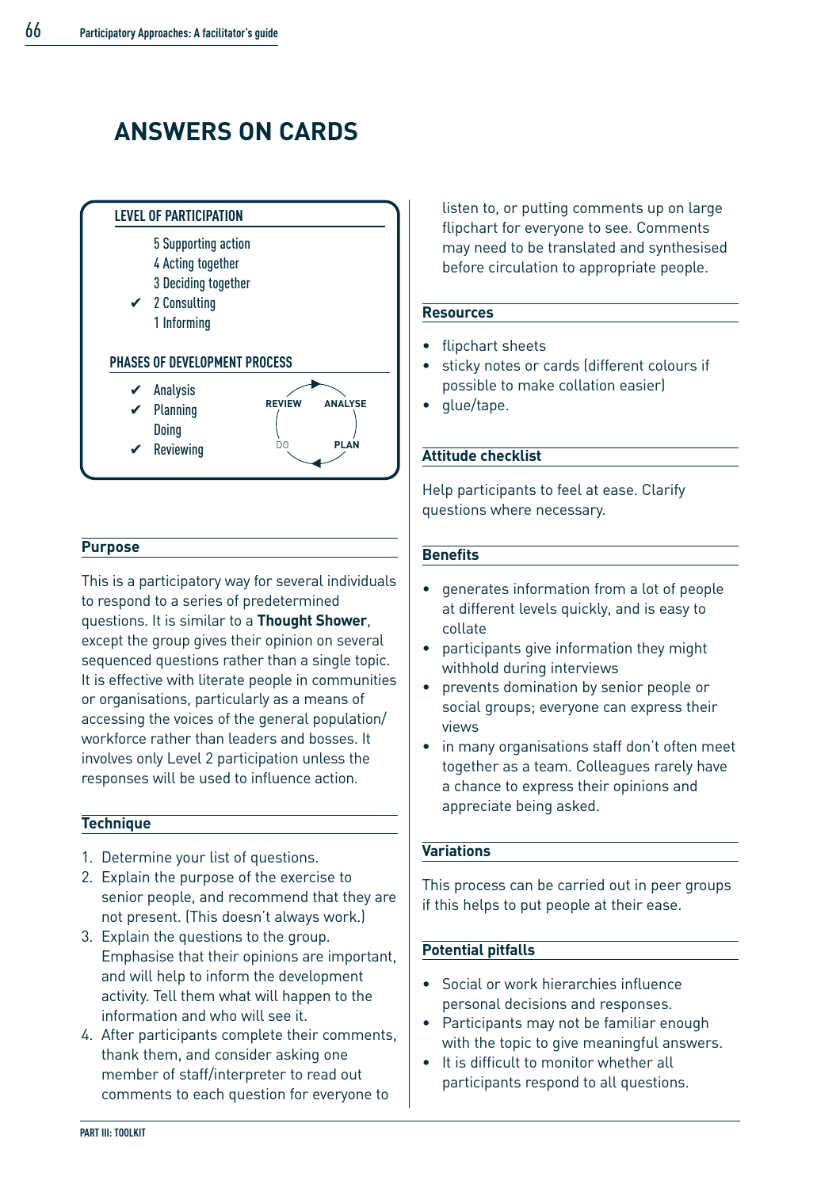# ANSWERS ON CARDS

**LEVEL OF PARTICIPATION**

- 5 Supporting action
- 4 Acting together
- 3 Deciding together
- ✔ 2 Consulting
- 1 Informing

**PHASES OF DEVELOPMENT PROCESS**

- ✔ Analysis
- ✔ Planning
- Doing
- ✔ Reviewing

REVIEW → ANALYSE → PLAN → DO

## Purpose

This is a participatory way for several individuals to respond to a series of predetermined questions. It is similar to a **Thought Shower**, except the group gives their opinion on several sequenced questions rather than a single topic. It is effective with literate people in communities or organisations, particularly as a means of accessing the voices of the general population/ workforce rather than leaders and bosses. It involves only Level 2 participation unless the responses will be used to influence action.

## Technique

1. Determine your list of questions.
2. Explain the purpose of the exercise to senior people, and recommend that they are not present. (This doesn't always work.)
3. Explain the questions to the group. Emphasise that their opinions are important, and will help to inform the development activity. Tell them what will happen to the information and who will see it.
4. After participants complete their comments, thank them, and consider asking one member of staff/interpreter to read out comments to each question for everyone to listen to, or putting comments up on large flipchart for everyone to see. Comments may need to be translated and synthesised before circulation to appropriate people.

## Resources

- flipchart sheets
- sticky notes or cards (different colours if possible to make collation easier)
- glue/tape.

## Attitude checklist

Help participants to feel at ease. Clarify questions where necessary.

## Benefits

- generates information from a lot of people at different levels quickly, and is easy to collate
- participants give information they might withhold during interviews
- prevents domination by senior people or social groups; everyone can express their views
- in many organisations staff don't often meet together as a team. Colleagues rarely have a chance to express their opinions and appreciate being asked.

## Variations

This process can be carried out in peer groups if this helps to put people at their ease.

## Potential pitfalls

- Social or work hierarchies influence personal decisions and responses.
- Participants may not be familiar enough with the topic to give meaningful answers.
- It is difficult to monitor whether all participants respond to all questions.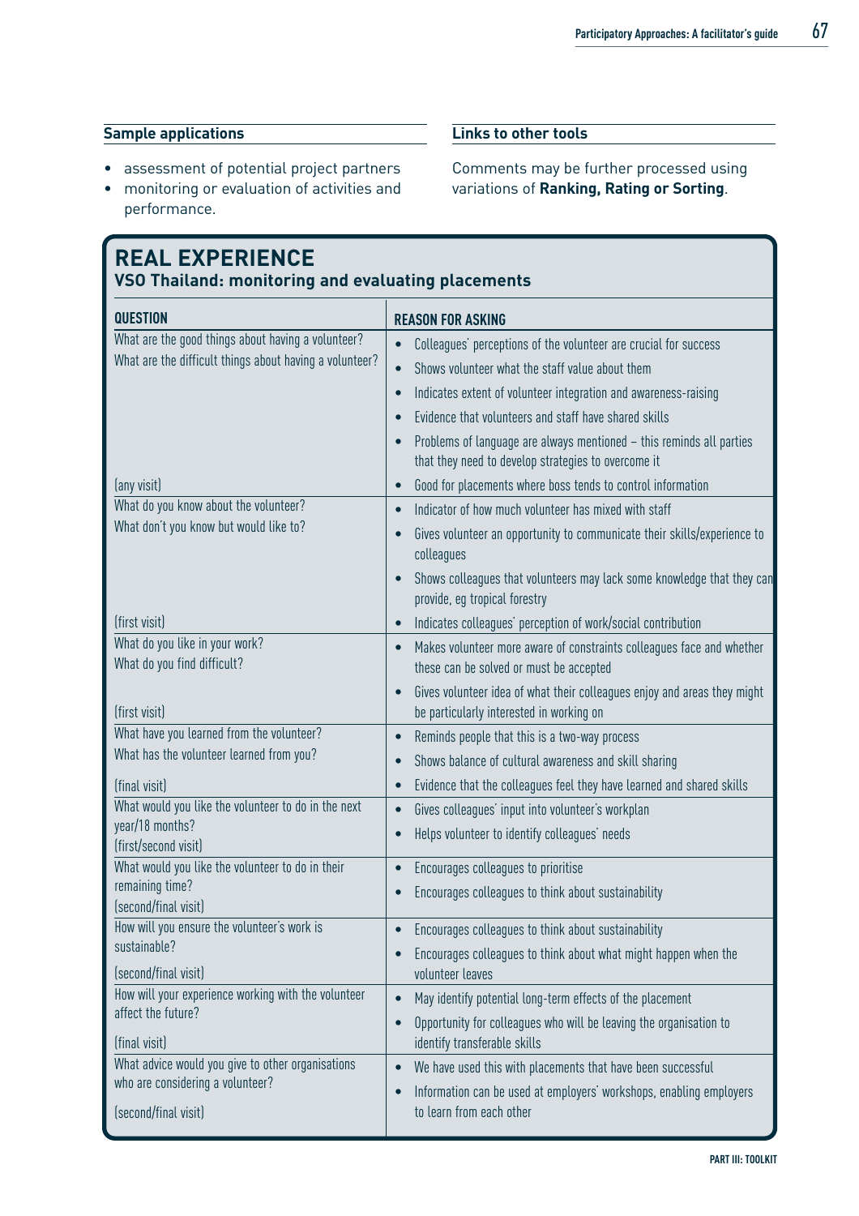### Sample applications

- assessment of potential project partners
- monitoring or evaluation of activities and performance.

### Links to other tools

Comments may be further processed using variations of **Ranking, Rating or Sorting**.

## REAL EXPERIENCE

### VSO Thailand: monitoring and evaluating placements

| QUESTION | REASON FOR ASKING |
|---|---|
| What are the good things about having a volunteer? What are the difficult things about having a volunteer? (any visit) | • Colleagues' perceptions of the volunteer are crucial for success • Shows volunteer what the staff value about them • Indicates extent of volunteer integration and awareness-raising • Evidence that volunteers and staff have shared skills • Problems of language are always mentioned – this reminds all parties that they need to develop strategies to overcome it • Good for placements where boss tends to control information |
| What do you know about the volunteer? What don't you know but would like to? (first visit) | • Indicator of how much volunteer has mixed with staff • Gives volunteer an opportunity to communicate their skills/experience to colleagues • Shows colleagues that volunteers may lack some knowledge that they can provide, eg tropical forestry • Indicates colleagues' perception of work/social contribution |
| What do you like in your work? What do you find difficult? (first visit) | • Makes volunteer more aware of constraints colleagues face and whether these can be solved or must be accepted • Gives volunteer idea of what their colleagues enjoy and areas they might be particularly interested in working on |
| What have you learned from the volunteer? What has the volunteer learned from you? (final visit) | • Reminds people that this is a two-way process • Shows balance of cultural awareness and skill sharing • Evidence that the colleagues feel they have learned and shared skills |
| What would you like the volunteer to do in the next year/18 months? (first/second visit) | • Gives colleagues' input into volunteer's workplan • Helps volunteer to identify colleagues' needs |
| What would you like the volunteer to do in their remaining time? (second/final visit) | • Encourages colleagues to prioritise • Encourages colleagues to think about sustainability |
| How will you ensure the volunteer's work is sustainable? (second/final visit) | • Encourages colleagues to think about sustainability • Encourages colleagues to think about what might happen when the volunteer leaves |
| How will your experience working with the volunteer affect the future? (final visit) | • May identify potential long-term effects of the placement • Opportunity for colleagues who will be leaving the organisation to identify transferable skills |
| What advice would you give to other organisations who are considering a volunteer? (second/final visit) | • We have used this with placements that have been successful • Information can be used at employers' workshops, enabling employers to learn from each other |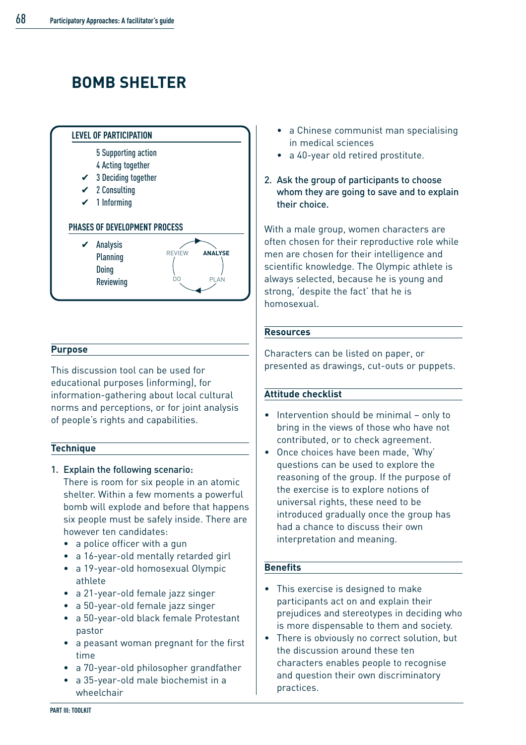# BOMB SHELTER

**LEVEL OF PARTICIPATION**

- 5 Supporting action
- 4 Acting together
- ✔ 3 Deciding together
- ✔ 2 Consulting
- ✔ 1 Informing

**PHASES OF DEVELOPMENT PROCESS**

- ✔ Analysis
- Planning
- Doing
- Reviewing

REVIEW → **ANALYSE** → PLAN → DO

## Purpose

This discussion tool can be used for educational purposes (informing), for information-gathering about local cultural norms and perceptions, or for joint analysis of people's rights and capabilities.

## Technique

1. **Explain the following scenario:**
   There is room for six people in an atomic shelter. Within a few moments a powerful bomb will explode and before that happens six people must be safely inside. There are however ten candidates:
   - a police officer with a gun
   - a 16-year-old mentally retarded girl
   - a 19-year-old homosexual Olympic athlete
   - a 21-year-old female jazz singer
   - a 50-year-old female jazz singer
   - a 50-year-old black female Protestant pastor
   - a peasant woman pregnant for the first time
   - a 70-year-old philosopher grandfather
   - a 35-year-old male biochemist in a wheelchair
   - a Chinese communist man specialising in medical sciences
   - a 40-year old retired prostitute.

2. **Ask the group of participants to choose whom they are going to save and to explain their choice.**

With a male group, women characters are often chosen for their reproductive role while men are chosen for their intelligence and scientific knowledge. The Olympic athlete is always selected, because he is young and strong, 'despite the fact' that he is homosexual.

## Resources

Characters can be listed on paper, or presented as drawings, cut-outs or puppets.

## Attitude checklist

- Intervention should be minimal – only to bring in the views of those who have not contributed, or to check agreement.
- Once choices have been made, 'Why' questions can be used to explore the reasoning of the group. If the purpose of the exercise is to explore notions of universal rights, these need to be introduced gradually once the group has had a chance to discuss their own interpretation and meaning.

## Benefits

- This exercise is designed to make participants act on and explain their prejudices and stereotypes in deciding who is more dispensable to them and society.
- There is obviously no correct solution, but the discussion around these ten characters enables people to recognise and question their own discriminatory practices.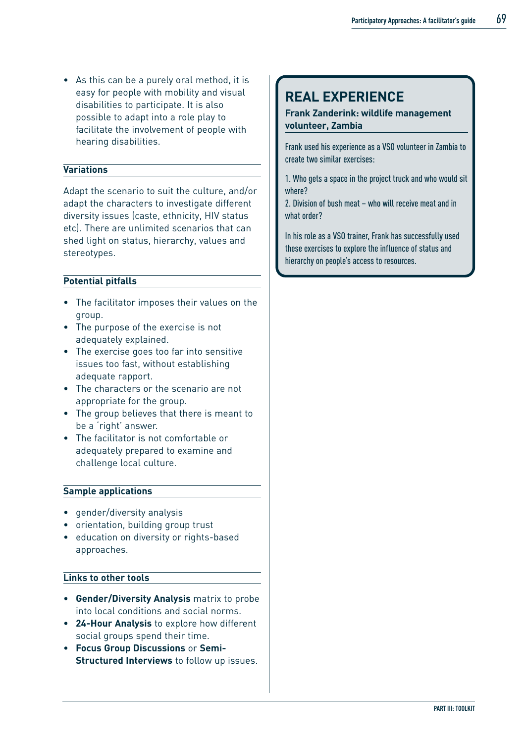- As this can be a purely oral method, it is easy for people with mobility and visual disabilities to participate. It is also possible to adapt into a role play to facilitate the involvement of people with hearing disabilities.

### Variations

Adapt the scenario to suit the culture, and/or adapt the characters to investigate different diversity issues (caste, ethnicity, HIV status etc). There are unlimited scenarios that can shed light on status, hierarchy, values and stereotypes.

### Potential pitfalls

- The facilitator imposes their values on the group.
- The purpose of the exercise is not adequately explained.
- The exercise goes too far into sensitive issues too fast, without establishing adequate rapport.
- The characters or the scenario are not appropriate for the group.
- The group believes that there is meant to be a 'right' answer.
- The facilitator is not comfortable or adequately prepared to examine and challenge local culture.

### Sample applications

- gender/diversity analysis
- orientation, building group trust
- education on diversity or rights-based approaches.

### Links to other tools

- **Gender/Diversity Analysis** matrix to probe into local conditions and social norms.
- **24-Hour Analysis** to explore how different social groups spend their time.
- **Focus Group Discussions** or **Semi-Structured Interviews** to follow up issues.

## REAL EXPERIENCE

**Frank Zanderink: wildlife management volunteer, Zambia**

Frank used his experience as a VSO volunteer in Zambia to create two similar exercises:

1. Who gets a space in the project truck and who would sit where?
2. Division of bush meat – who will receive meat and in what order?

In his role as a VSO trainer, Frank has successfully used these exercises to explore the influence of status and hierarchy on people's access to resources.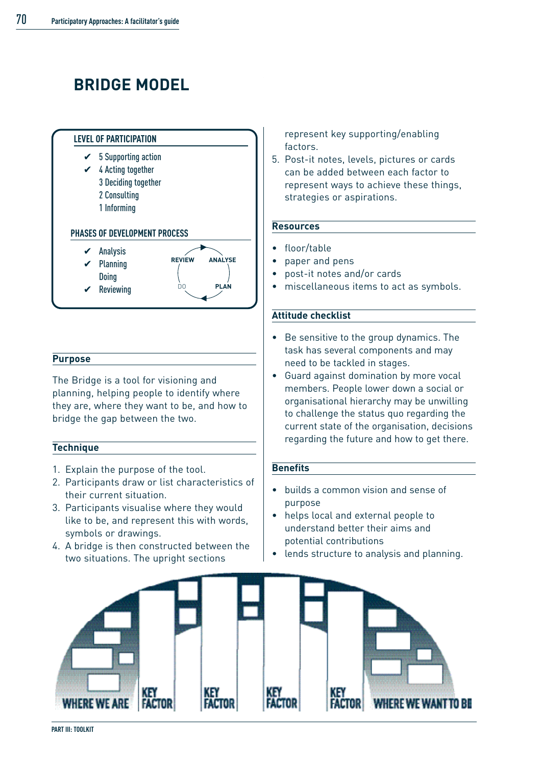# BRIDGE MODEL

**LEVEL OF PARTICIPATION**

- ✔ 5 Supporting action
- ✔ 4 Acting together
- 3 Deciding together
- 2 Consulting
- 1 Informing

**PHASES OF DEVELOPMENT PROCESS**

- ✔ Analysis
- ✔ Planning
- Doing
- ✔ Reviewing

REVIEW ANALYSE DO PLAN

## Purpose

The Bridge is a tool for visioning and planning, helping people to identify where they are, where they want to be, and how to bridge the gap between the two.

## Technique

1. Explain the purpose of the tool.
2. Participants draw or list characteristics of their current situation.
3. Participants visualise where they would like to be, and represent this with words, symbols or drawings.
4. A bridge is then constructed between the two situations. The upright sections represent key supporting/enabling factors.
5. Post-it notes, levels, pictures or cards can be added between each factor to represent ways to achieve these things, strategies or aspirations.

## Resources

- floor/table
- paper and pens
- post-it notes and/or cards
- miscellaneous items to act as symbols.

## Attitude checklist

- Be sensitive to the group dynamics. The task has several components and may need to be tackled in stages.
- Guard against domination by more vocal members. People lower down a social or organisational hierarchy may be unwilling to challenge the status quo regarding the current state of the organisation, decisions regarding the future and how to get there.

## Benefits

- builds a common vision and sense of purpose
- helps local and external people to understand better their aims and potential contributions
- lends structure to analysis and planning.

WHERE WE ARE | KEY FACTOR | KEY FACTOR | KEY FACTOR | KEY FACTOR | WHERE WE WANT TO BE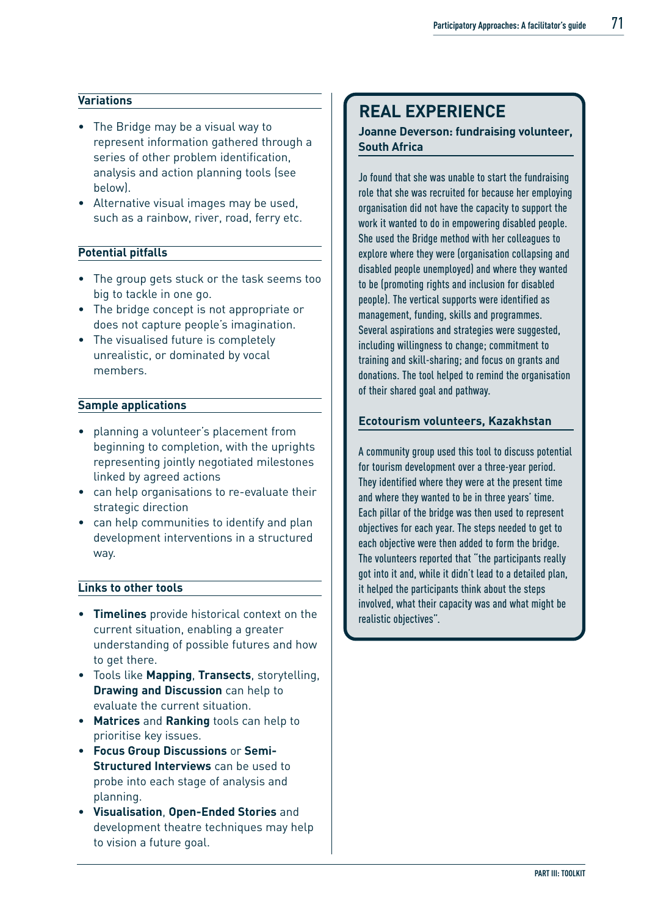### Variations

- The Bridge may be a visual way to represent information gathered through a series of other problem identification, analysis and action planning tools (see below).
- Alternative visual images may be used, such as a rainbow, river, road, ferry etc.

### Potential pitfalls

- The group gets stuck or the task seems too big to tackle in one go.
- The bridge concept is not appropriate or does not capture people's imagination.
- The visualised future is completely unrealistic, or dominated by vocal members.

### Sample applications

- planning a volunteer's placement from beginning to completion, with the uprights representing jointly negotiated milestones linked by agreed actions
- can help organisations to re-evaluate their strategic direction
- can help communities to identify and plan development interventions in a structured way.

### Links to other tools

- **Timelines** provide historical context on the current situation, enabling a greater understanding of possible futures and how to get there.
- Tools like **Mapping**, **Transects**, storytelling, **Drawing and Discussion** can help to evaluate the current situation.
- **Matrices** and **Ranking** tools can help to prioritise key issues.
- **Focus Group Discussions** or **Semi-Structured Interviews** can be used to probe into each stage of analysis and planning.
- **Visualisation**, **Open-Ended Stories** and development theatre techniques may help to vision a future goal.

## REAL EXPERIENCE

### Joanne Deverson: fundraising volunteer, South Africa

Jo found that she was unable to start the fundraising role that she was recruited for because her employing organisation did not have the capacity to support the work it wanted to do in empowering disabled people. She used the Bridge method with her colleagues to explore where they were (organisation collapsing and disabled people unemployed) and where they wanted to be (promoting rights and inclusion for disabled people). The vertical supports were identified as management, funding, skills and programmes. Several aspirations and strategies were suggested, including willingness to change; commitment to training and skill-sharing; and focus on grants and donations. The tool helped to remind the organisation of their shared goal and pathway.

### Ecotourism volunteers, Kazakhstan

A community group used this tool to discuss potential for tourism development over a three-year period. They identified where they were at the present time and where they wanted to be in three years' time. Each pillar of the bridge was then used to represent objectives for each year. The steps needed to get to each objective were then added to form the bridge. The volunteers reported that "the participants really got into it and, while it didn't lead to a detailed plan, it helped the participants think about the steps involved, what their capacity was and what might be realistic objectives".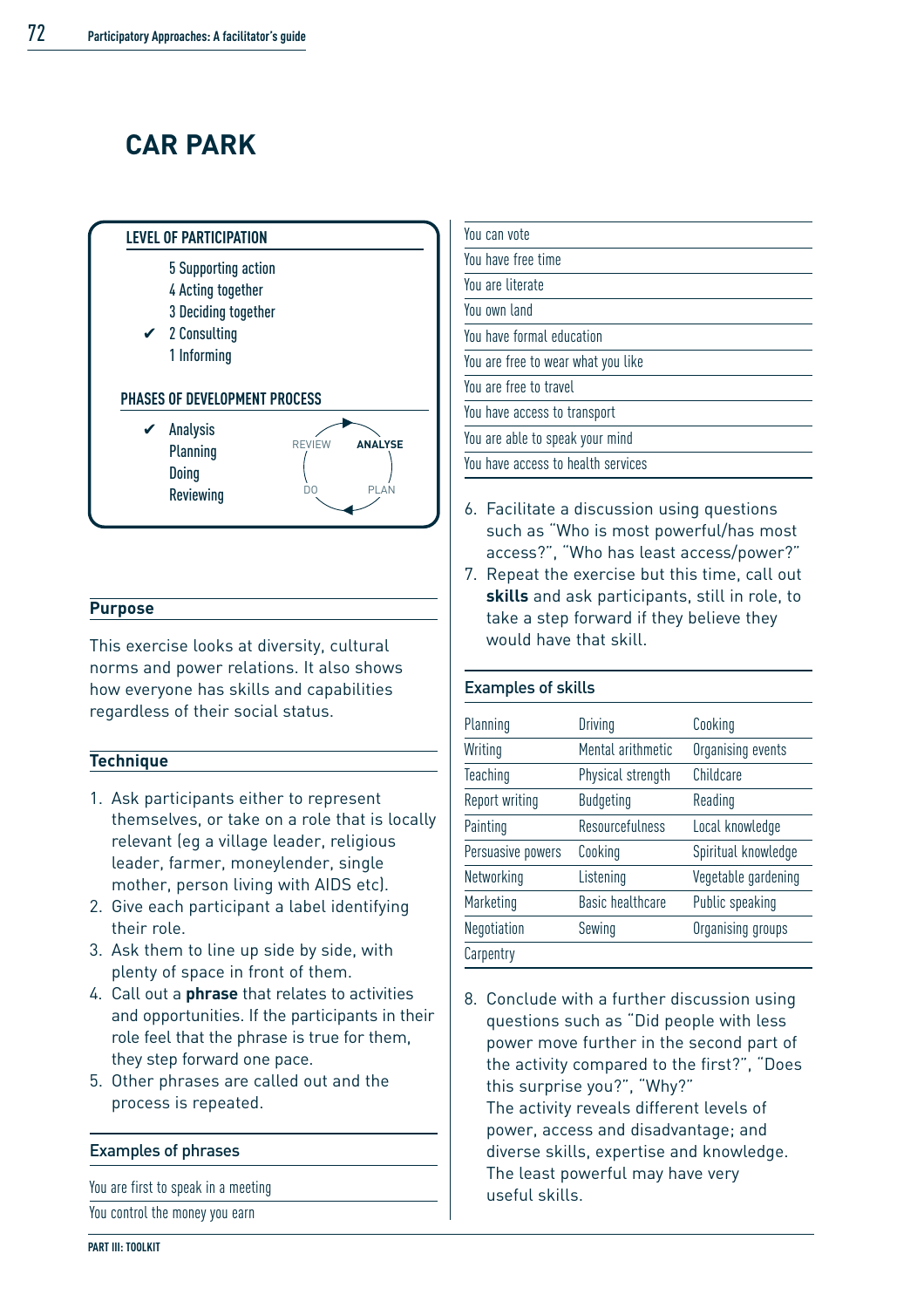# CAR PARK

**LEVEL OF PARTICIPATION**

- 5 Supporting action
- 4 Acting together
- 3 Deciding together
- ✔ 2 Consulting
- 1 Informing

**PHASES OF DEVELOPMENT PROCESS**

- ✔ Analysis
- Planning
- Doing
- Reviewing

REVIEW → ANALYSE → PLAN → DO

## Purpose

This exercise looks at diversity, cultural norms and power relations. It also shows how everyone has skills and capabilities regardless of their social status.

## Technique

1. Ask participants either to represent themselves, or take on a role that is locally relevant (eg a village leader, religious leader, farmer, moneylender, single mother, person living with AIDS etc).
2. Give each participant a label identifying their role.
3. Ask them to line up side by side, with plenty of space in front of them.
4. Call out a **phrase** that relates to activities and opportunities. If the participants in their role feel that the phrase is true for them, they step forward one pace.
5. Other phrases are called out and the process is repeated.

### Examples of phrases

| |
|---|
| You are first to speak in a meeting |
| You control the money you earn |
| You can vote |
| You have free time |
| You are literate |
| You own land |
| You have formal education |
| You are free to wear what you like |
| You are free to travel |
| You have access to transport |
| You are able to speak your mind |
| You have access to health services |

6. Facilitate a discussion using questions such as "Who is most powerful/has most access?", "Who has least access/power?"
7. Repeat the exercise but this time, call out **skills** and ask participants, still in role, to take a step forward if they believe they would have that skill.

### Examples of skills

| | | |
|---|---|---|
| Planning | Driving | Cooking |
| Writing | Mental arithmetic | Organising events |
| Teaching | Physical strength | Childcare |
| Report writing | Budgeting | Reading |
| Painting | Resourcefulness | Local knowledge |
| Persuasive powers | Cooking | Spiritual knowledge |
| Networking | Listening | Vegetable gardening |
| Marketing | Basic healthcare | Public speaking |
| Negotiation | Sewing | Organising groups |
| Carpentry | | |

8. Conclude with a further discussion using questions such as "Did people with less power move further in the second part of the activity compared to the first?", "Does this surprise you?", "Why?"
   The activity reveals different levels of power, access and disadvantage; and diverse skills, expertise and knowledge. The least powerful may have very useful skills.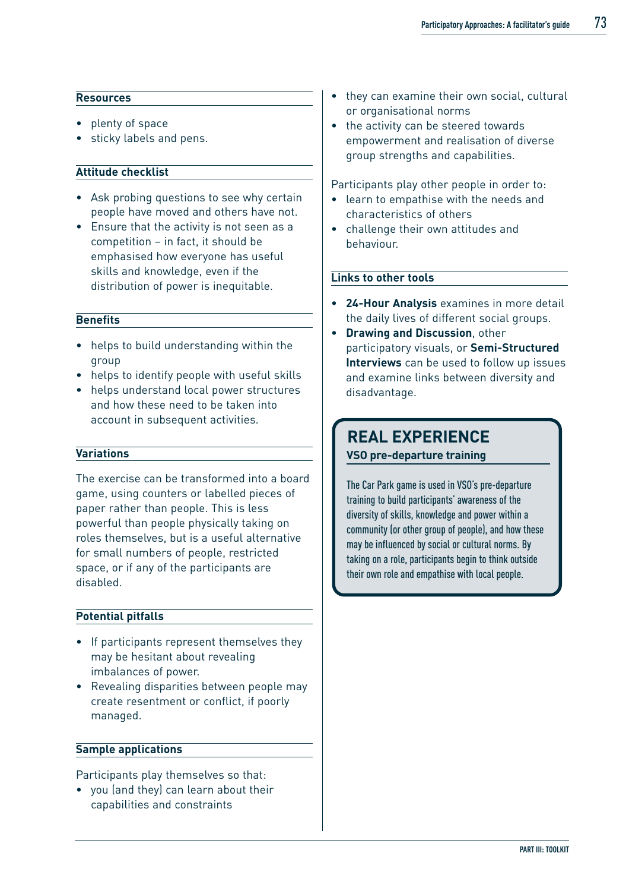### Resources

- plenty of space
- sticky labels and pens.

### Attitude checklist

- Ask probing questions to see why certain people have moved and others have not.
- Ensure that the activity is not seen as a competition – in fact, it should be emphasised how everyone has useful skills and knowledge, even if the distribution of power is inequitable.

### Benefits

- helps to build understanding within the group
- helps to identify people with useful skills
- helps understand local power structures and how these need to be taken into account in subsequent activities.

### Variations

The exercise can be transformed into a board game, using counters or labelled pieces of paper rather than people. This is less powerful than people physically taking on roles themselves, but is a useful alternative for small numbers of people, restricted space, or if any of the participants are disabled.

### Potential pitfalls

- If participants represent themselves they may be hesitant about revealing imbalances of power.
- Revealing disparities between people may create resentment or conflict, if poorly managed.

### Sample applications

Participants play themselves so that:

- you (and they) can learn about their capabilities and constraints
- they can examine their own social, cultural or organisational norms
- the activity can be steered towards empowerment and realisation of diverse group strengths and capabilities.

Participants play other people in order to:

- learn to empathise with the needs and characteristics of others
- challenge their own attitudes and behaviour.

### Links to other tools

- **24-Hour Analysis** examines in more detail the daily lives of different social groups.
- **Drawing and Discussion**, other participatory visuals, or **Semi-Structured Interviews** can be used to follow up issues and examine links between diversity and disadvantage.

## REAL EXPERIENCE

**VSO pre-departure training**

The Car Park game is used in VSO's pre-departure training to build participants' awareness of the diversity of skills, knowledge and power within a community (or other group of people), and how these may be influenced by social or cultural norms. By taking on a role, participants begin to think outside their own role and empathise with local people.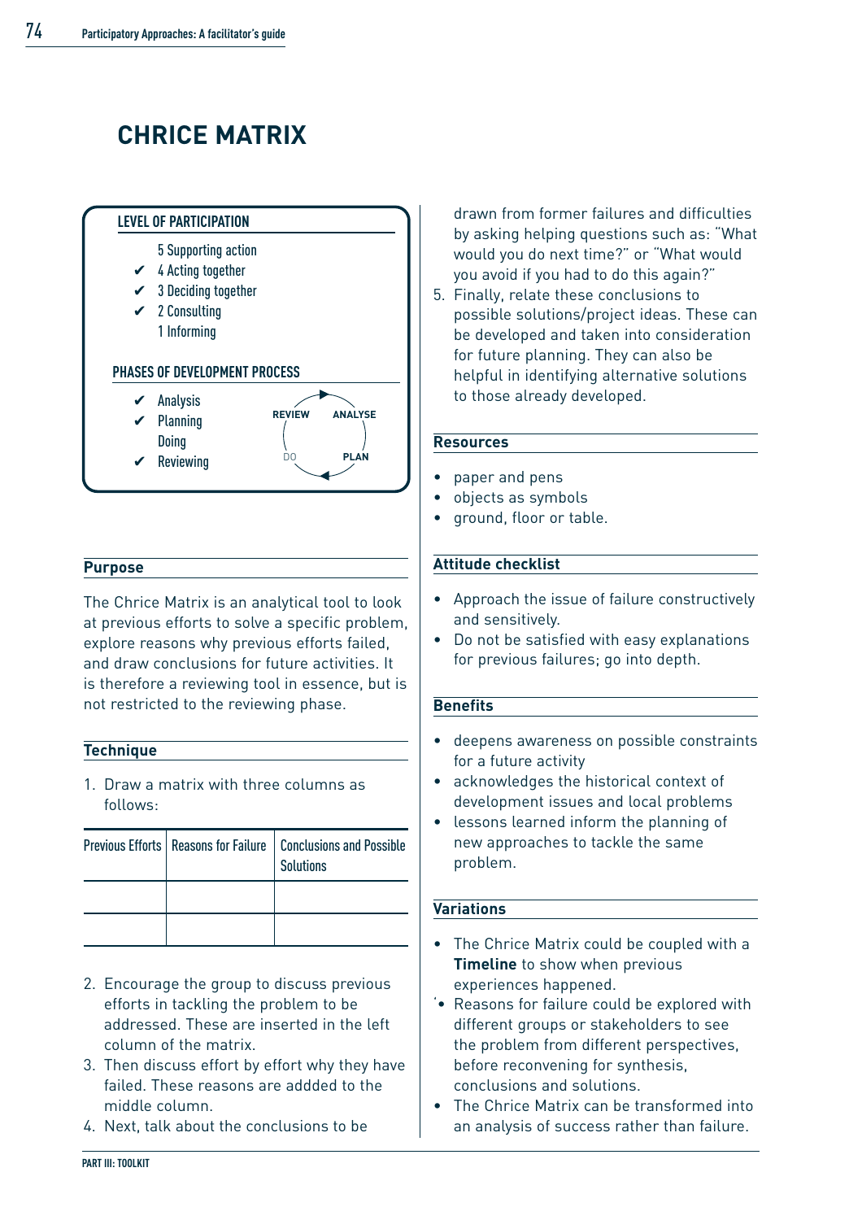# CHRICE MATRIX

**LEVEL OF PARTICIPATION**

- 5 Supporting action
- ✔ 4 Acting together
- ✔ 3 Deciding together
- ✔ 2 Consulting
- 1 Informing

**PHASES OF DEVELOPMENT PROCESS**

- ✔ Analysis
- ✔ Planning
- Doing
- ✔ Reviewing

REVIEW → ANALYSE → PLAN → DO

## Purpose

The Chrice Matrix is an analytical tool to look at previous efforts to solve a specific problem, explore reasons why previous efforts failed, and draw conclusions for future activities. It is therefore a reviewing tool in essence, but is not restricted to the reviewing phase.

## Technique

1. Draw a matrix with three columns as follows:

| Previous Efforts | Reasons for Failure | Conclusions and Possible Solutions |
|---|---|---|
| | | |
| | | |

2. Encourage the group to discuss previous efforts in tackling the problem to be addressed. These are inserted in the left column of the matrix.
3. Then discuss effort by effort why they have failed. These reasons are addded to the middle column.
4. Next, talk about the conclusions to be drawn from former failures and difficulties by asking helping questions such as: "What would you do next time?" or "What would you avoid if you had to do this again?"
5. Finally, relate these conclusions to possible solutions/project ideas. These can be developed and taken into consideration for future planning. They can also be helpful in identifying alternative solutions to those already developed.

## Resources

- paper and pens
- objects as symbols
- ground, floor or table.

## Attitude checklist

- Approach the issue of failure constructively and sensitively.
- Do not be satisfied with easy explanations for previous failures; go into depth.

## Benefits

- deepens awareness on possible constraints for a future activity
- acknowledges the historical context of development issues and local problems
- lessons learned inform the planning of new approaches to tackle the same problem.

## Variations

- The Chrice Matrix could be coupled with a **Timeline** to show when previous experiences happened.
- Reasons for failure could be explored with different groups or stakeholders to see the problem from different perspectives, before reconvening for synthesis, conclusions and solutions.
- The Chrice Matrix can be transformed into an analysis of success rather than failure.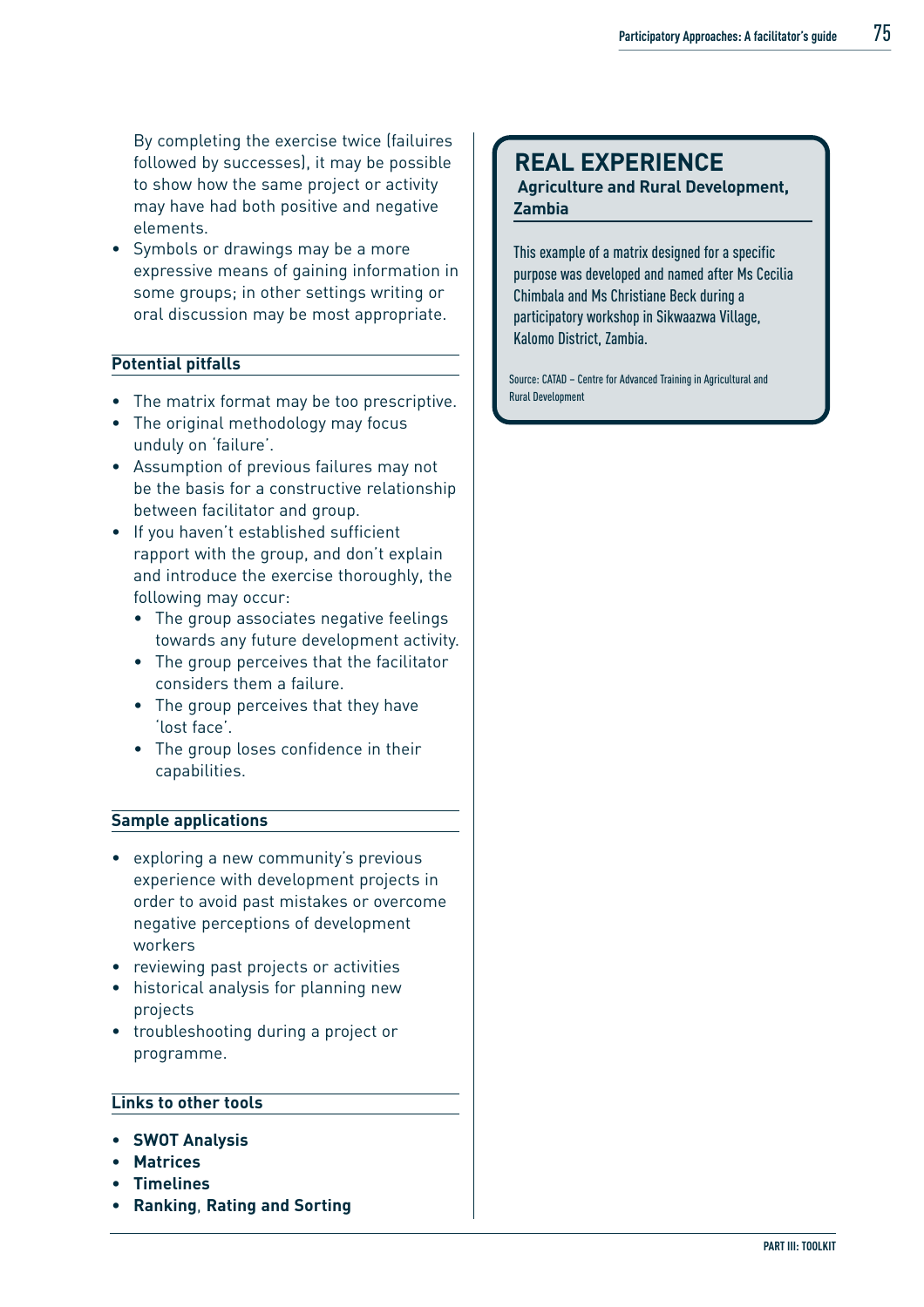By completing the exercise twice (failuires followed by successes), it may be possible to show how the same project or activity may have had both positive and negative elements.
- Symbols or drawings may be a more expressive means of gaining information in some groups; in other settings writing or oral discussion may be most appropriate.

**Potential pitfalls**

- The matrix format may be too prescriptive.
- The original methodology may focus unduly on 'failure'.
- Assumption of previous failures may not be the basis for a constructive relationship between facilitator and group.
- If you haven't established sufficient rapport with the group, and don't explain and introduce the exercise thoroughly, the following may occur:
  - The group associates negative feelings towards any future development activity.
  - The group perceives that the facilitator considers them a failure.
  - The group perceives that they have 'lost face'.
  - The group loses confidence in their capabilities.

**Sample applications**

- exploring a new community's previous experience with development projects in order to avoid past mistakes or overcome negative perceptions of development workers
- reviewing past projects or activities
- historical analysis for planning new projects
- troubleshooting during a project or programme.

**Links to other tools**

- **SWOT Analysis**
- **Matrices**
- **Timelines**
- **Ranking**, **Rating and Sorting**

## REAL EXPERIENCE

**Agriculture and Rural Development, Zambia**

This example of a matrix designed for a specific purpose was developed and named after Ms Cecilia Chimbala and Ms Christiane Beck during a participatory workshop in Sikwaazwa Village, Kalomo District, Zambia.

Source: CATAD – Centre for Advanced Training in Agricultural and Rural Development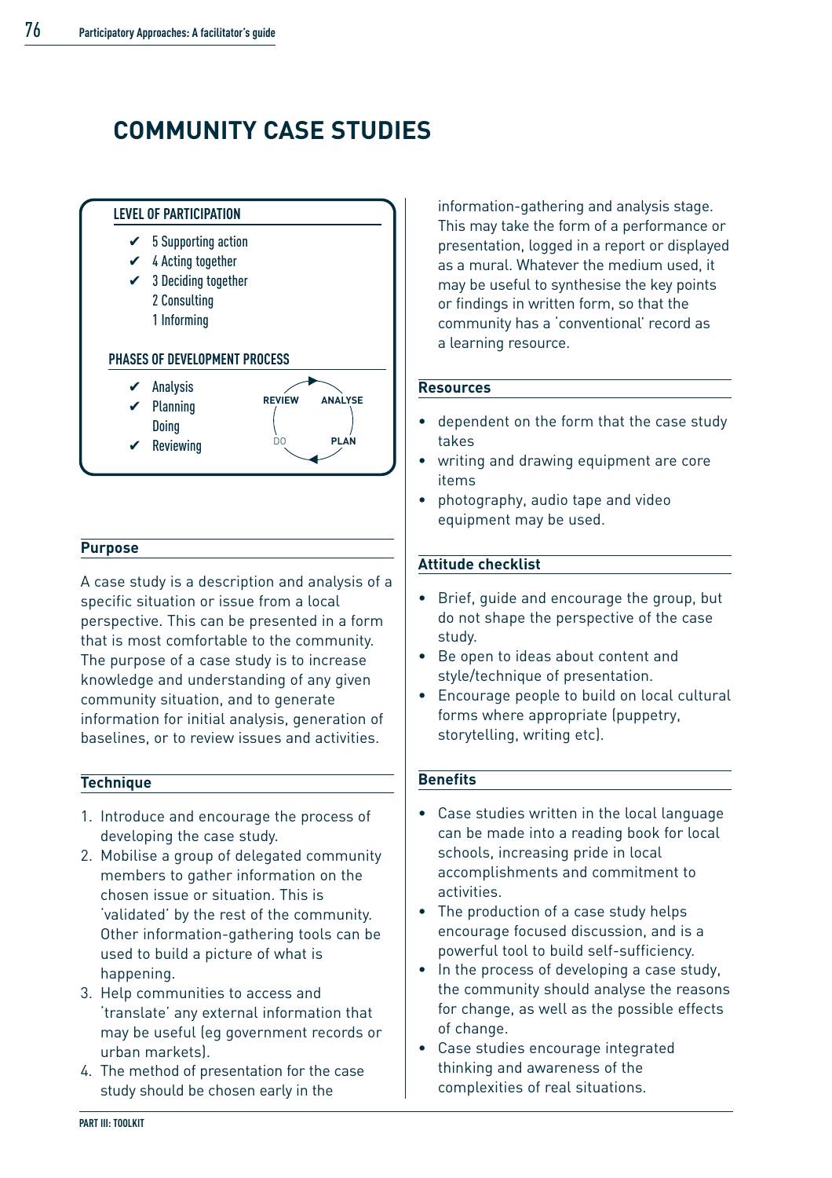# COMMUNITY CASE STUDIES

**LEVEL OF PARTICIPATION**

- ✔ 5 Supporting action
- ✔ 4 Acting together
- ✔ 3 Deciding together
- 2 Consulting
- 1 Informing

**PHASES OF DEVELOPMENT PROCESS**

- ✔ Analysis
- ✔ Planning
- Doing
- ✔ Reviewing

REVIEW → ANALYSE → PLAN → DO

## Purpose

A case study is a description and analysis of a specific situation or issue from a local perspective. This can be presented in a form that is most comfortable to the community. The purpose of a case study is to increase knowledge and understanding of any given community situation, and to generate information for initial analysis, generation of baselines, or to review issues and activities.

## Technique

1. Introduce and encourage the process of developing the case study.
2. Mobilise a group of delegated community members to gather information on the chosen issue or situation. This is 'validated' by the rest of the community. Other information-gathering tools can be used to build a picture of what is happening.
3. Help communities to access and 'translate' any external information that may be useful (eg government records or urban markets).
4. The method of presentation for the case study should be chosen early in the information-gathering and analysis stage. This may take the form of a performance or presentation, logged in a report or displayed as a mural. Whatever the medium used, it may be useful to synthesise the key points or findings in written form, so that the community has a 'conventional' record as a learning resource.

## Resources

- dependent on the form that the case study takes
- writing and drawing equipment are core items
- photography, audio tape and video equipment may be used.

## Attitude checklist

- Brief, guide and encourage the group, but do not shape the perspective of the case study.
- Be open to ideas about content and style/technique of presentation.
- Encourage people to build on local cultural forms where appropriate (puppetry, storytelling, writing etc).

## Benefits

- Case studies written in the local language can be made into a reading book for local schools, increasing pride in local accomplishments and commitment to activities.
- The production of a case study helps encourage focused discussion, and is a powerful tool to build self-sufficiency.
- In the process of developing a case study, the community should analyse the reasons for change, as well as the possible effects of change.
- Case studies encourage integrated thinking and awareness of the complexities of real situations.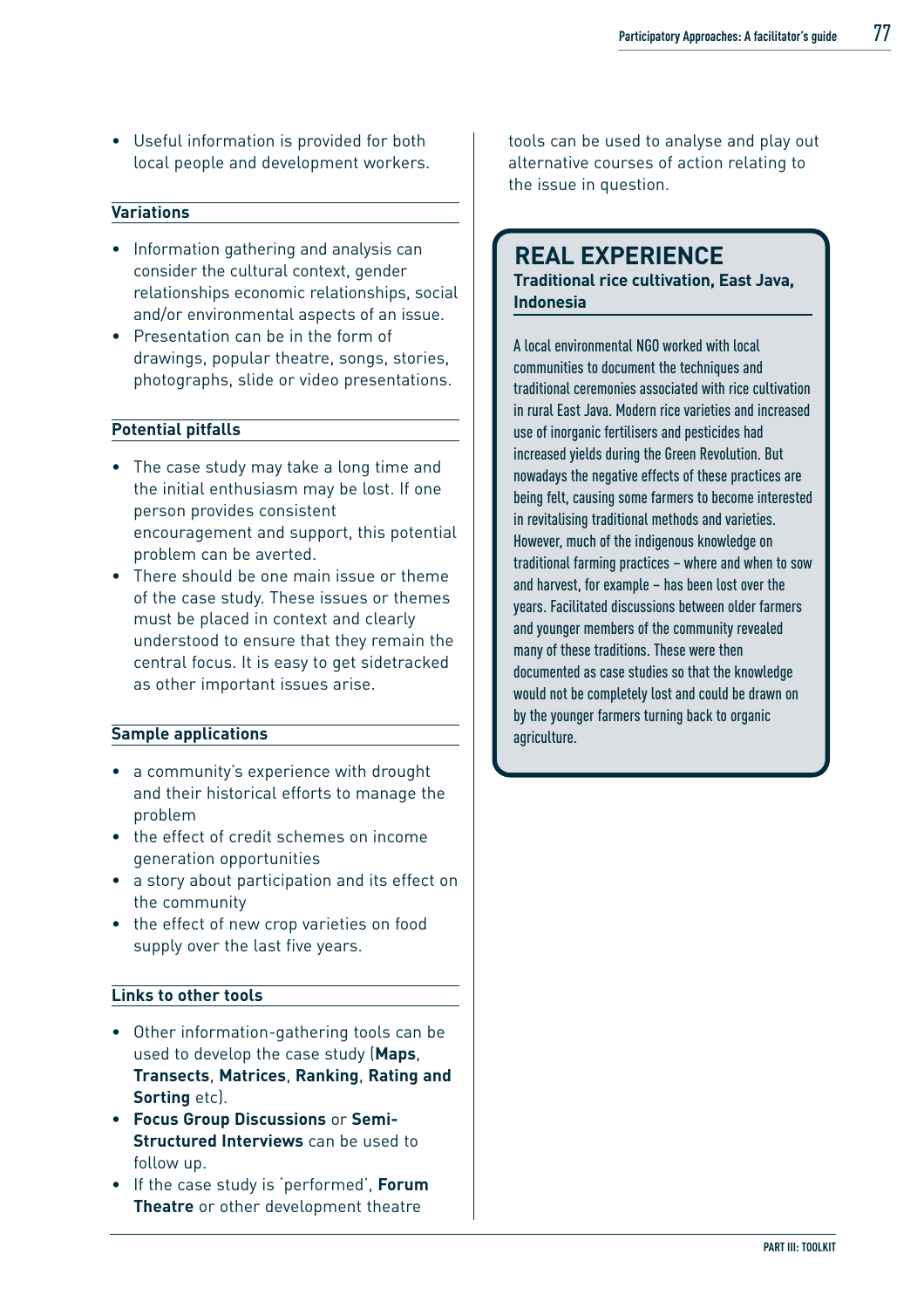- Useful information is provided for both local people and development workers.

### Variations

- Information gathering and analysis can consider the cultural context, gender relationships economic relationships, social and/or environmental aspects of an issue.
- Presentation can be in the form of drawings, popular theatre, songs, stories, photographs, slide or video presentations.

### Potential pitfalls

- The case study may take a long time and the initial enthusiasm may be lost. If one person provides consistent encouragement and support, this potential problem can be averted.
- There should be one main issue or theme of the case study. These issues or themes must be placed in context and clearly understood to ensure that they remain the central focus. It is easy to get sidetracked as other important issues arise.

### Sample applications

- a community's experience with drought and their historical efforts to manage the problem
- the effect of credit schemes on income generation opportunities
- a story about participation and its effect on the community
- the effect of new crop varieties on food supply over the last five years.

### Links to other tools

- Other information-gathering tools can be used to develop the case study (**Maps**, **Transects**, **Matrices**, **Ranking**, **Rating and Sorting** etc).
- **Focus Group Discussions** or **Semi-Structured Interviews** can be used to follow up.
- If the case study is 'performed', **Forum Theatre** or other development theatre tools can be used to analyse and play out alternative courses of action relating to the issue in question.

## REAL EXPERIENCE

**Traditional rice cultivation, East Java, Indonesia**

A local environmental NGO worked with local communities to document the techniques and traditional ceremonies associated with rice cultivation in rural East Java. Modern rice varieties and increased use of inorganic fertilisers and pesticides had increased yields during the Green Revolution. But nowadays the negative effects of these practices are being felt, causing some farmers to become interested in revitalising traditional methods and varieties. However, much of the indigenous knowledge on traditional farming practices – where and when to sow and harvest, for example – has been lost over the years. Facilitated discussions between older farmers and younger members of the community revealed many of these traditions. These were then documented as case studies so that the knowledge would not be completely lost and could be drawn on by the younger farmers turning back to organic agriculture.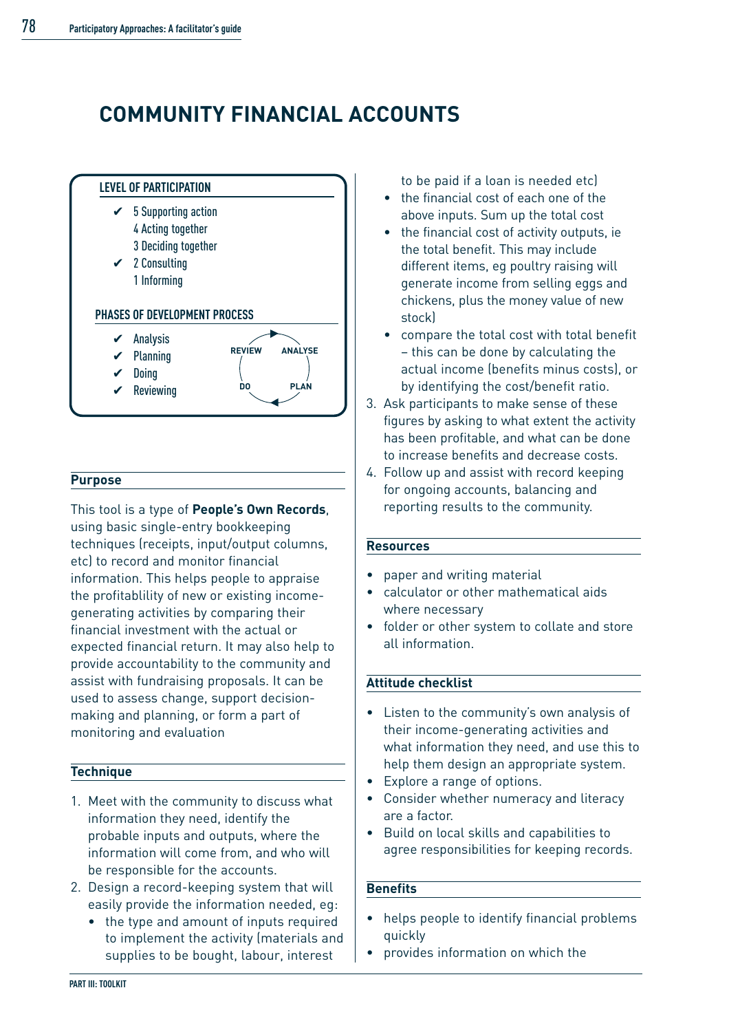# COMMUNITY FINANCIAL ACCOUNTS

**LEVEL OF PARTICIPATION**

- ✔ 5 Supporting action
- 4 Acting together
- 3 Deciding together
- ✔ 2 Consulting
- 1 Informing

**PHASES OF DEVELOPMENT PROCESS**

- ✔ Analysis
- ✔ Planning
- ✔ Doing
- ✔ Reviewing

REVIEW → ANALYSE → PLAN → DO

## Purpose

This tool is a type of **People's Own Records**, using basic single-entry bookkeeping techniques (receipts, input/output columns, etc) to record and monitor financial information. This helps people to appraise the profitablility of new or existing income-generating activities by comparing their financial investment with the actual or expected financial return. It may also help to provide accountability to the community and assist with fundraising proposals. It can be used to assess change, support decision-making and planning, or form a part of monitoring and evaluation

## Technique

1. Meet with the community to discuss what information they need, identify the probable inputs and outputs, where the information will come from, and who will be responsible for the accounts.
2. Design a record-keeping system that will easily provide the information needed, eg:
   - the type and amount of inputs required to implement the activity (materials and supplies to be bought, labour, interest to be paid if a loan is needed etc)
   - the financial cost of each one of the above inputs. Sum up the total cost
   - the financial cost of activity outputs, ie the total benefit. This may include different items, eg poultry raising will generate income from selling eggs and chickens, plus the money value of new stock)
   - compare the total cost with total benefit – this can be done by calculating the actual income (benefits minus costs), or by identifying the cost/benefit ratio.
3. Ask participants to make sense of these figures by asking to what extent the activity has been profitable, and what can be done to increase benefits and decrease costs.
4. Follow up and assist with record keeping for ongoing accounts, balancing and reporting results to the community.

## Resources

- paper and writing material
- calculator or other mathematical aids where necessary
- folder or other system to collate and store all information.

## Attitude checklist

- Listen to the community's own analysis of their income-generating activities and what information they need, and use this to help them design an appropriate system.
- Explore a range of options.
- Consider whether numeracy and literacy are a factor.
- Build on local skills and capabilities to agree responsibilities for keeping records.

## Benefits

- helps people to identify financial problems quickly
- provides information on which the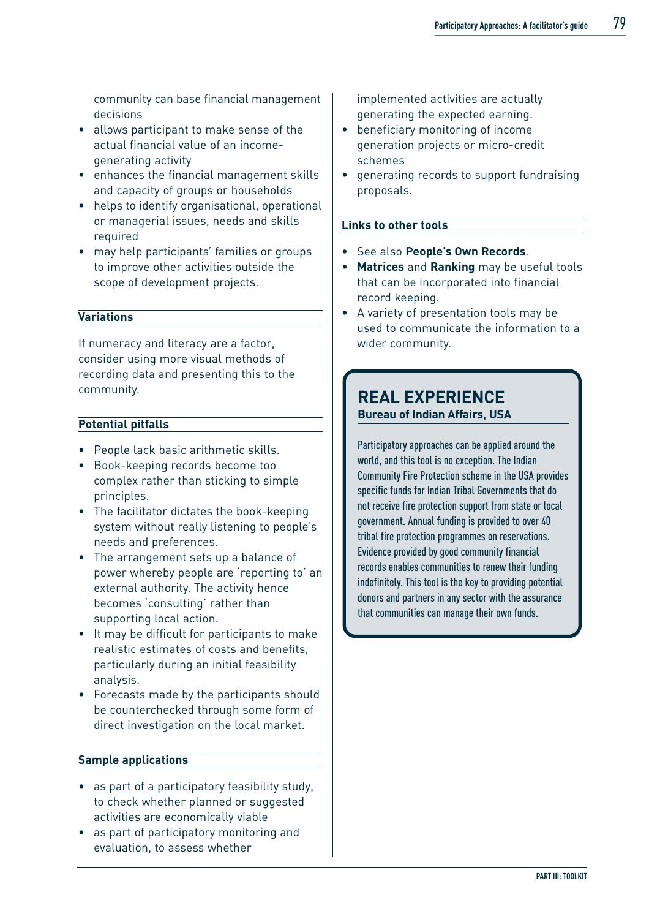community can base financial management decisions
- allows participant to make sense of the actual financial value of an income-generating activity
- enhances the financial management skills and capacity of groups or households
- helps to identify organisational, operational or managerial issues, needs and skills required
- may help participants' families or groups to improve other activities outside the scope of development projects.

### Variations

If numeracy and literacy are a factor, consider using more visual methods of recording data and presenting this to the community.

### Potential pitfalls

- People lack basic arithmetic skills.
- Book-keeping records become too complex rather than sticking to simple principles.
- The facilitator dictates the book-keeping system without really listening to people's needs and preferences.
- The arrangement sets up a balance of power whereby people are 'reporting to' an external authority. The activity hence becomes 'consulting' rather than supporting local action.
- It may be difficult for participants to make realistic estimates of costs and benefits, particularly during an initial feasibility analysis.
- Forecasts made by the participants should be counterchecked through some form of direct investigation on the local market.

### Sample applications

- as part of a participatory feasibility study, to check whether planned or suggested activities are economically viable
- as part of participatory monitoring and evaluation, to assess whether implemented activities are actually generating the expected earning.
- beneficiary monitoring of income generation projects or micro-credit schemes
- generating records to support fundraising proposals.

### Links to other tools

- See also **People's Own Records**.
- **Matrices** and **Ranking** may be useful tools that can be incorporated into financial record keeping.
- A variety of presentation tools may be used to communicate the information to a wider community.

## REAL EXPERIENCE

**Bureau of Indian Affairs, USA**

Participatory approaches can be applied around the world, and this tool is no exception. The Indian Community Fire Protection scheme in the USA provides specific funds for Indian Tribal Governments that do not receive fire protection support from state or local government. Annual funding is provided to over 40 tribal fire protection programmes on reservations. Evidence provided by good community financial records enables communities to renew their funding indefinitely. This tool is the key to providing potential donors and partners in any sector with the assurance that communities can manage their own funds.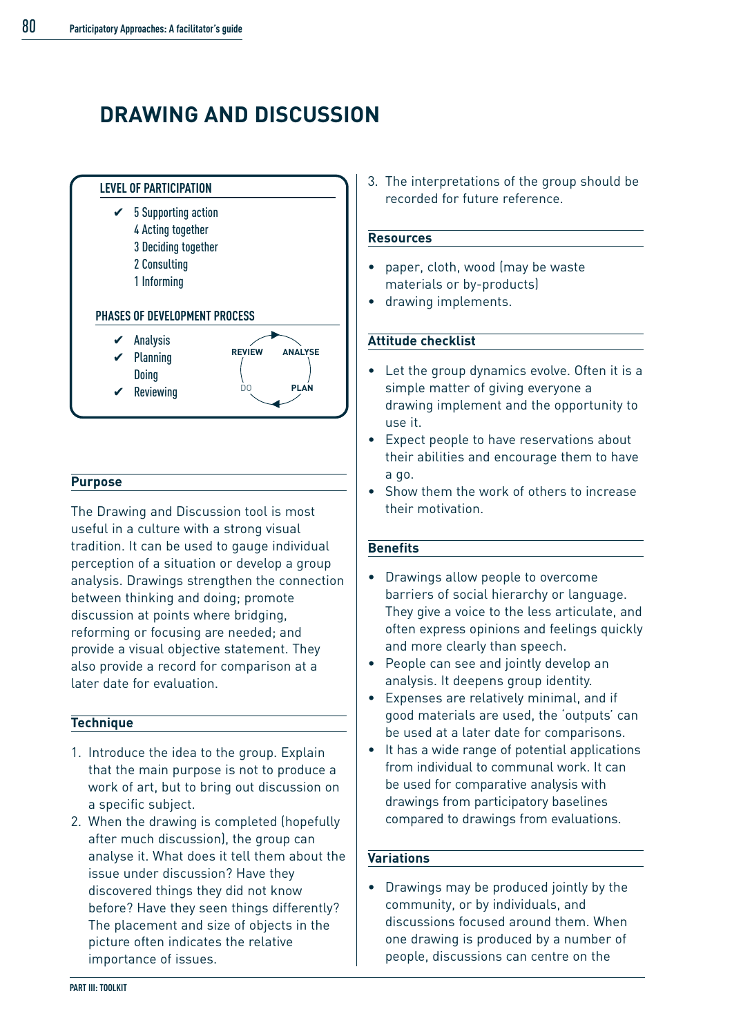# DRAWING AND DISCUSSION

**LEVEL OF PARTICIPATION**

- ✔ 5 Supporting action
- 4 Acting together
- 3 Deciding together
- 2 Consulting
- 1 Informing

**PHASES OF DEVELOPMENT PROCESS**

- ✔ Analysis
- ✔ Planning
- Doing
- ✔ Reviewing

REVIEW ANALYSE DO PLAN

## Purpose

The Drawing and Discussion tool is most useful in a culture with a strong visual tradition. It can be used to gauge individual perception of a situation or develop a group analysis. Drawings strengthen the connection between thinking and doing; promote discussion at points where bridging, reforming or focusing are needed; and provide a visual objective statement. They also provide a record for comparison at a later date for evaluation.

## Technique

1. Introduce the idea to the group. Explain that the main purpose is not to produce a work of art, but to bring out discussion on a specific subject.
2. When the drawing is completed (hopefully after much discussion), the group can analyse it. What does it tell them about the issue under discussion? Have they discovered things they did not know before? Have they seen things differently? The placement and size of objects in the picture often indicates the relative importance of issues.
3. The interpretations of the group should be recorded for future reference.

## Resources

- paper, cloth, wood (may be waste materials or by-products)
- drawing implements.

## Attitude checklist

- Let the group dynamics evolve. Often it is a simple matter of giving everyone a drawing implement and the opportunity to use it.
- Expect people to have reservations about their abilities and encourage them to have a go.
- Show them the work of others to increase their motivation.

## Benefits

- Drawings allow people to overcome barriers of social hierarchy or language. They give a voice to the less articulate, and often express opinions and feelings quickly and more clearly than speech.
- People can see and jointly develop an analysis. It deepens group identity.
- Expenses are relatively minimal, and if good materials are used, the 'outputs' can be used at a later date for comparisons.
- It has a wide range of potential applications from individual to communal work. It can be used for comparative analysis with drawings from participatory baselines compared to drawings from evaluations.

## Variations

- Drawings may be produced jointly by the community, or by individuals, and discussions focused around them. When one drawing is produced by a number of people, discussions can centre on the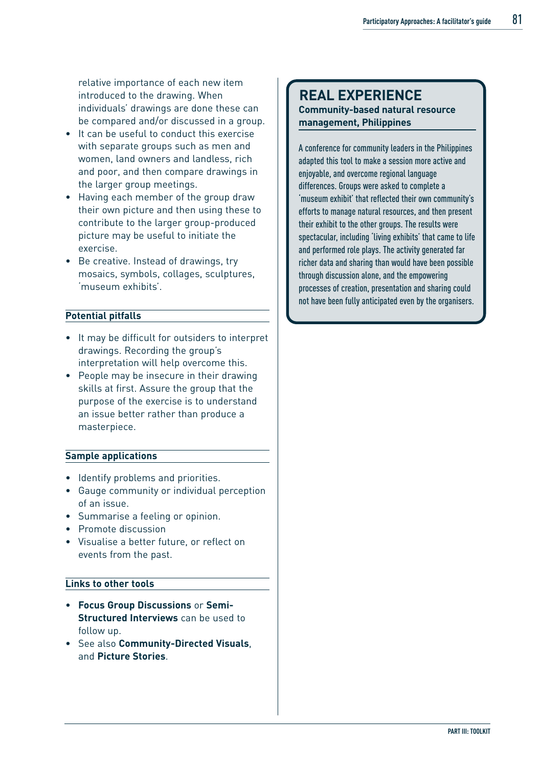relative importance of each new item introduced to the drawing. When individuals' drawings are done these can be compared and/or discussed in a group.

- It can be useful to conduct this exercise with separate groups such as men and women, land owners and landless, rich and poor, and then compare drawings in the larger group meetings.
- Having each member of the group draw their own picture and then using these to contribute to the larger group-produced picture may be useful to initiate the exercise.
- Be creative. Instead of drawings, try mosaics, symbols, collages, sculptures, 'museum exhibits'.

### Potential pitfalls

- It may be difficult for outsiders to interpret drawings. Recording the group's interpretation will help overcome this.
- People may be insecure in their drawing skills at first. Assure the group that the purpose of the exercise is to understand an issue better rather than produce a masterpiece.

### Sample applications

- Identify problems and priorities.
- Gauge community or individual perception of an issue.
- Summarise a feeling or opinion.
- Promote discussion
- Visualise a better future, or reflect on events from the past.

### Links to other tools

- **Focus Group Discussions** or **Semi-Structured Interviews** can be used to follow up.
- See also **Community-Directed Visuals**, and **Picture Stories**.

## REAL EXPERIENCE

**Community-based natural resource management, Philippines**

A conference for community leaders in the Philippines adapted this tool to make a session more active and enjoyable, and overcome regional language differences. Groups were asked to complete a 'museum exhibit' that reflected their own community's efforts to manage natural resources, and then present their exhibit to the other groups. The results were spectacular, including 'living exhibits' that came to life and performed role plays. The activity generated far richer data and sharing than would have been possible through discussion alone, and the empowering processes of creation, presentation and sharing could not have been fully anticipated even by the organisers.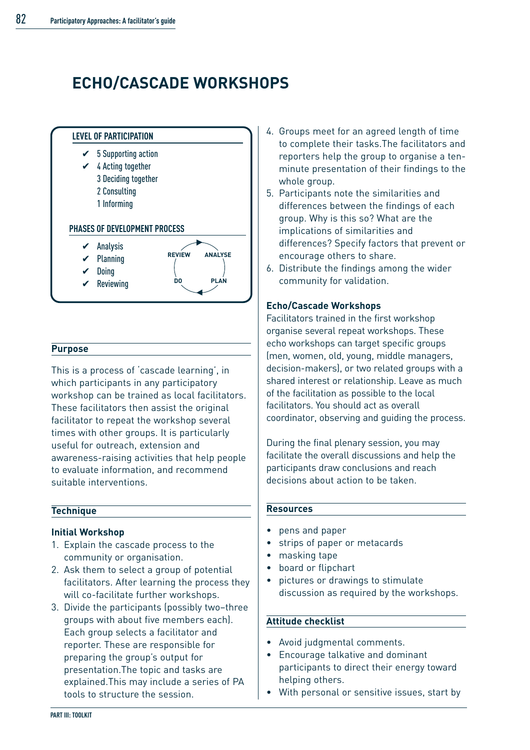# ECHO/CASCADE WORKSHOPS

**LEVEL OF PARTICIPATION**

- ✔ 5 Supporting action
- ✔ 4 Acting together
- 3 Deciding together
- 2 Consulting
- 1 Informing

**PHASES OF DEVELOPMENT PROCESS**

- ✔ Analysis
- ✔ Planning
- ✔ Doing
- ✔ Reviewing

REVIEW → ANALYSE → PLAN → DO

## Purpose

This is a process of 'cascade learning', in which participants in any participatory workshop can be trained as local facilitators. These facilitators then assist the original facilitator to repeat the workshop several times with other groups. It is particularly useful for outreach, extension and awareness-raising activities that help people to evaluate information, and recommend suitable interventions.

## Technique

### Initial Workshop

1. Explain the cascade process to the community or organisation.
2. Ask them to select a group of potential facilitators. After learning the process they will co-facilitate further workshops.
3. Divide the participants (possibly two–three groups with about five members each). Each group selects a facilitator and reporter. These are responsible for preparing the group's output for presentation.The topic and tasks are explained.This may include a series of PA tools to structure the session.
4. Groups meet for an agreed length of time to complete their tasks.The facilitators and reporters help the group to organise a ten-minute presentation of their findings to the whole group.
5. Participants note the similarities and differences between the findings of each group. Why is this so? What are the implications of similarities and differences? Specify factors that prevent or encourage others to share.
6. Distribute the findings among the wider community for validation.

### Echo/Cascade Workshops

Facilitators trained in the first workshop organise several repeat workshops. These echo workshops can target specific groups (men, women, old, young, middle managers, decision-makers), or two related groups with a shared interest or relationship. Leave as much of the facilitation as possible to the local facilitators. You should act as overall coordinator, observing and guiding the process.

During the final plenary session, you may facilitate the overall discussions and help the participants draw conclusions and reach decisions about action to be taken.

## Resources

- pens and paper
- strips of paper or metacards
- masking tape
- board or flipchart
- pictures or drawings to stimulate discussion as required by the workshops.

## Attitude checklist

- Avoid judgmental comments.
- Encourage talkative and dominant participants to direct their energy toward helping others.
- With personal or sensitive issues, start by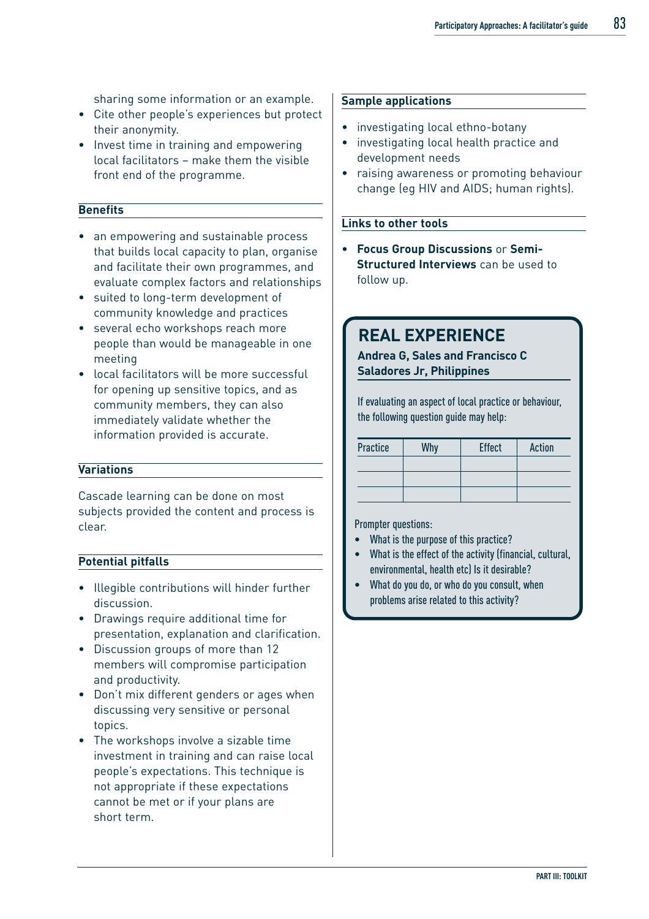sharing some information or an example.

- Cite other people's experiences but protect their anonymity.
- Invest time in training and empowering local facilitators – make them the visible front end of the programme.

### Benefits

- an empowering and sustainable process that builds local capacity to plan, organise and facilitate their own programmes, and evaluate complex factors and relationships
- suited to long-term development of community knowledge and practices
- several echo workshops reach more people than would be manageable in one meeting
- local facilitators will be more successful for opening up sensitive topics, and as community members, they can also immediately validate whether the information provided is accurate.

### Variations

Cascade learning can be done on most subjects provided the content and process is clear.

### Potential pitfalls

- Illegible contributions will hinder further discussion.
- Drawings require additional time for presentation, explanation and clarification.
- Discussion groups of more than 12 members will compromise participation and productivity.
- Don't mix different genders or ages when discussing very sensitive or personal topics.
- The workshops involve a sizable time investment in training and can raise local people's expectations. This technique is not appropriate if these expectations cannot be met or if your plans are short term.

### Sample applications

- investigating local ethno-botany
- investigating local health practice and development needs
- raising awareness or promoting behaviour change (eg HIV and AIDS; human rights).

### Links to other tools

- **Focus Group Discussions** or **Semi-Structured Interviews** can be used to follow up.

## REAL EXPERIENCE

**Andrea G, Sales and Francisco C Saladores Jr, Philippines**

If evaluating an aspect of local practice or behaviour, the following question guide may help:

| Practice | Why | Effect | Action |
|---|---|---|---|
| | | | |
| | | | |
| | | | |

Prompter questions:

- What is the purpose of this practice?
- What is the effect of the activity (financial, cultural, environmental, health etc) Is it desirable?
- What do you do, or who do you consult, when problems arise related to this activity?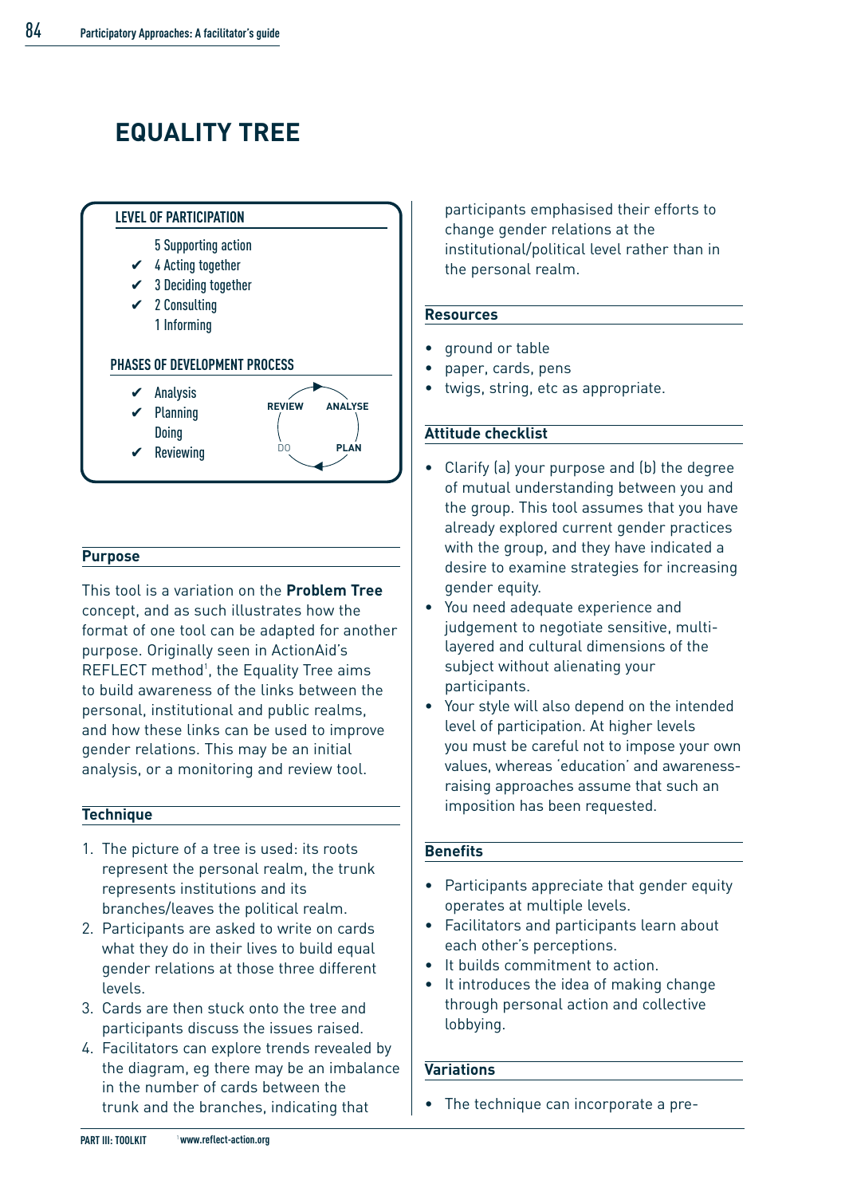# EQUALITY TREE

**LEVEL OF PARTICIPATION**

- 5 Supporting action
- ✔ 4 Acting together
- ✔ 3 Deciding together
- ✔ 2 Consulting
- 1 Informing

**PHASES OF DEVELOPMENT PROCESS**

- ✔ Analysis
- ✔ Planning
- Doing
- ✔ Reviewing

REVIEW → ANALYSE → PLAN → DO

## Purpose

This tool is a variation on the **Problem Tree** concept, and as such illustrates how the format of one tool can be adapted for another purpose. Originally seen in ActionAid's REFLECT method[1], the Equality Tree aims to build awareness of the links between the personal, institutional and public realms, and how these links can be used to improve gender relations. This may be an initial analysis, or a monitoring and review tool.

## Technique

1. The picture of a tree is used: its roots represent the personal realm, the trunk represents institutions and its branches/leaves the political realm.
2. Participants are asked to write on cards what they do in their lives to build equal gender relations at those three different levels.
3. Cards are then stuck onto the tree and participants discuss the issues raised.
4. Facilitators can explore trends revealed by the diagram, eg there may be an imbalance in the number of cards between the trunk and the branches, indicating that participants emphasised their efforts to change gender relations at the institutional/political level rather than in the personal realm.

## Resources

- ground or table
- paper, cards, pens
- twigs, string, etc as appropriate.

## Attitude checklist

- Clarify (a) your purpose and (b) the degree of mutual understanding between you and the group. This tool assumes that you have already explored current gender practices with the group, and they have indicated a desire to examine strategies for increasing gender equity.
- You need adequate experience and judgement to negotiate sensitive, multi-layered and cultural dimensions of the subject without alienating your participants.
- Your style will also depend on the intended level of participation. At higher levels you must be careful not to impose your own values, whereas 'education' and awareness-raising approaches assume that such an imposition has been requested.

## Benefits

- Participants appreciate that gender equity operates at multiple levels.
- Facilitators and participants learn about each other's perceptions.
- It builds commitment to action.
- It introduces the idea of making change through personal action and collective lobbying.

## Variations

- The technique can incorporate a pre-

[1] www.reflect-action.org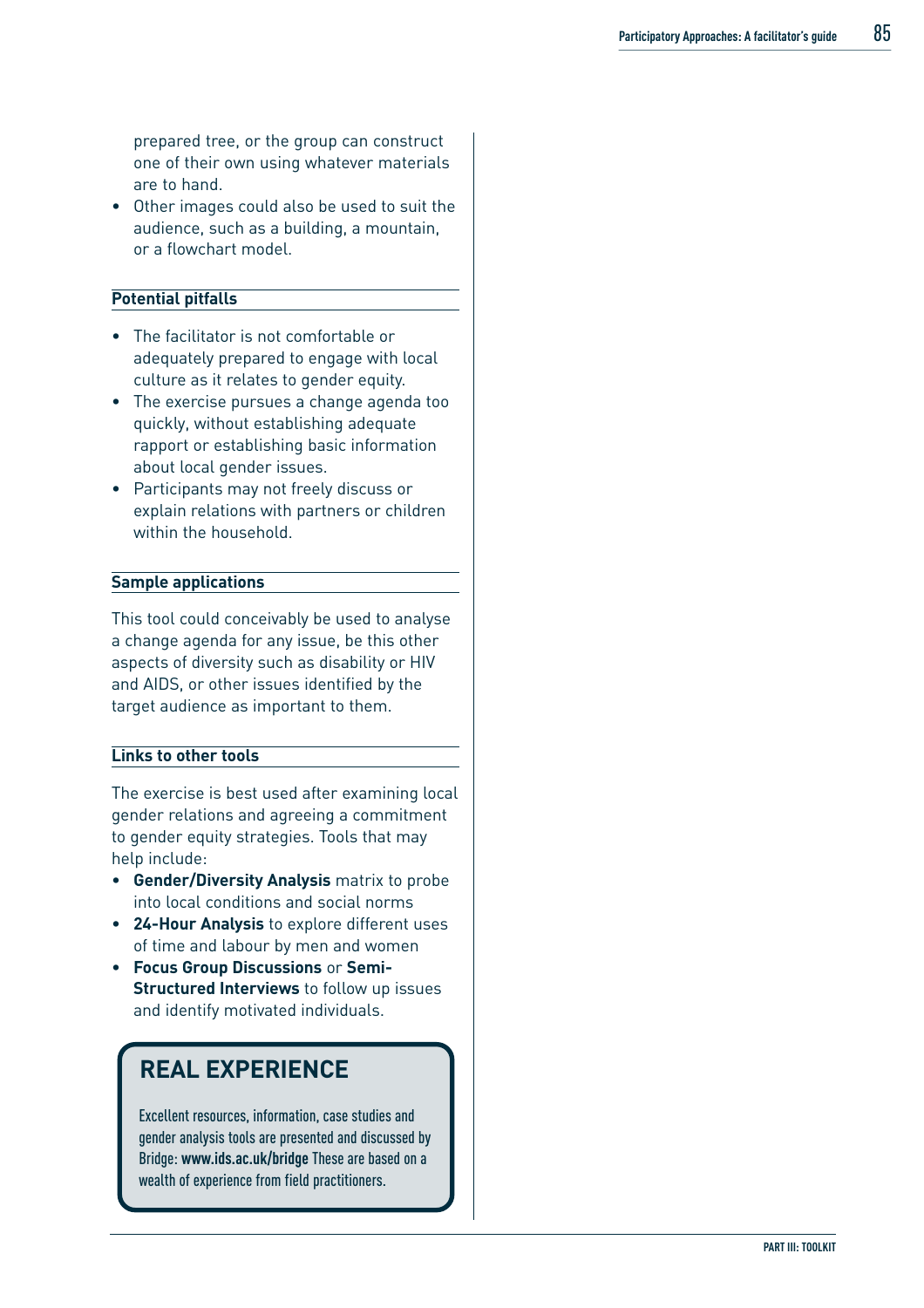prepared tree, or the group can construct one of their own using whatever materials are to hand.
- Other images could also be used to suit the audience, such as a building, a mountain, or a flowchart model.

### Potential pitfalls

- The facilitator is not comfortable or adequately prepared to engage with local culture as it relates to gender equity.
- The exercise pursues a change agenda too quickly, without establishing adequate rapport or establishing basic information about local gender issues.
- Participants may not freely discuss or explain relations with partners or children within the household.

### Sample applications

This tool could conceivably be used to analyse a change agenda for any issue, be this other aspects of diversity such as disability or HIV and AIDS, or other issues identified by the target audience as important to them.

### Links to other tools

The exercise is best used after examining local gender relations and agreeing a commitment to gender equity strategies. Tools that may help include:

- **Gender/Diversity Analysis** matrix to probe into local conditions and social norms
- **24-Hour Analysis** to explore different uses of time and labour by men and women
- **Focus Group Discussions** or **Semi-Structured Interviews** to follow up issues and identify motivated individuals.

## REAL EXPERIENCE

Excellent resources, information, case studies and gender analysis tools are presented and discussed by Bridge: **www.ids.ac.uk/bridge** These are based on a wealth of experience from field practitioners.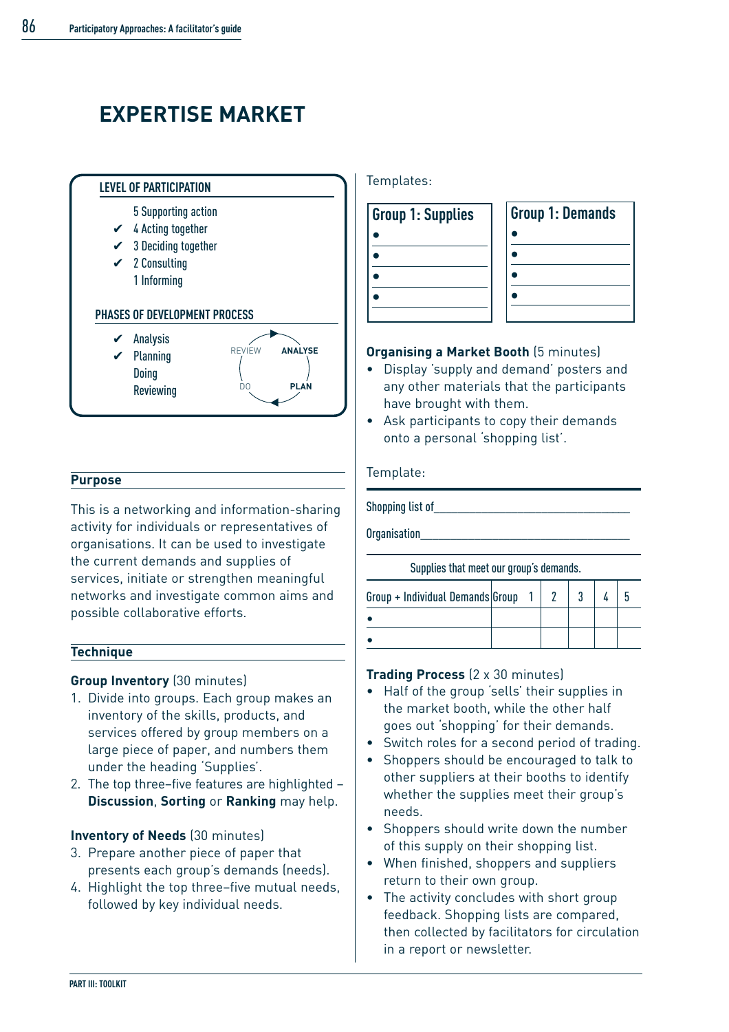# EXPERTISE MARKET

**LEVEL OF PARTICIPATION**

- 5 Supporting action
- ✔ 4 Acting together
- ✔ 3 Deciding together
- ✔ 2 Consulting
- 1 Informing

**PHASES OF DEVELOPMENT PROCESS**

- ✔ Analysis
- ✔ Planning
- Doing
- Reviewing

REVIEW — ANALYSE — PLAN — DO

## Purpose

This is a networking and information-sharing activity for individuals or representatives of organisations. It can be used to investigate the current demands and supplies of services, initiate or strengthen meaningful networks and investigate common aims and possible collaborative efforts.

## Technique

**Group Inventory** (30 minutes)

1. Divide into groups. Each group makes an inventory of the skills, products, and services offered by group members on a large piece of paper, and numbers them under the heading 'Supplies'.
2. The top three–five features are highlighted – **Discussion**, **Sorting** or **Ranking** may help.

**Inventory of Needs** (30 minutes)

3. Prepare another piece of paper that presents each group's demands (needs).
4. Highlight the top three–five mutual needs, followed by key individual needs.

Templates:

| Group 1: Supplies |
|---|
| • |
| • |
| • |
| • |

| Group 1: Demands |
|---|
| • |
| • |
| • |
| • |

**Organising a Market Booth** (5 minutes)

- Display 'supply and demand' posters and any other materials that the participants have brought with them.
- Ask participants to copy their demands onto a personal 'shopping list'.

Template:

Shopping list of________________________________

Organisation__________________________________

| | Supplies that meet our group's demands. | | | | |
|---|---|---|---|---|---|
| Group + Individual Demands | Group 1 | 2 | 3 | 4 | 5 |
| • | | | | | |
| • | | | | | |

**Trading Process** (2 x 30 minutes)

- Half of the group 'sells' their supplies in the market booth, while the other half goes out 'shopping' for their demands.
- Switch roles for a second period of trading.
- Shoppers should be encouraged to talk to other suppliers at their booths to identify whether the supplies meet their group's needs.
- Shoppers should write down the number of this supply on their shopping list.
- When finished, shoppers and suppliers return to their own group.
- The activity concludes with short group feedback. Shopping lists are compared, then collected by facilitators for circulation in a report or newsletter.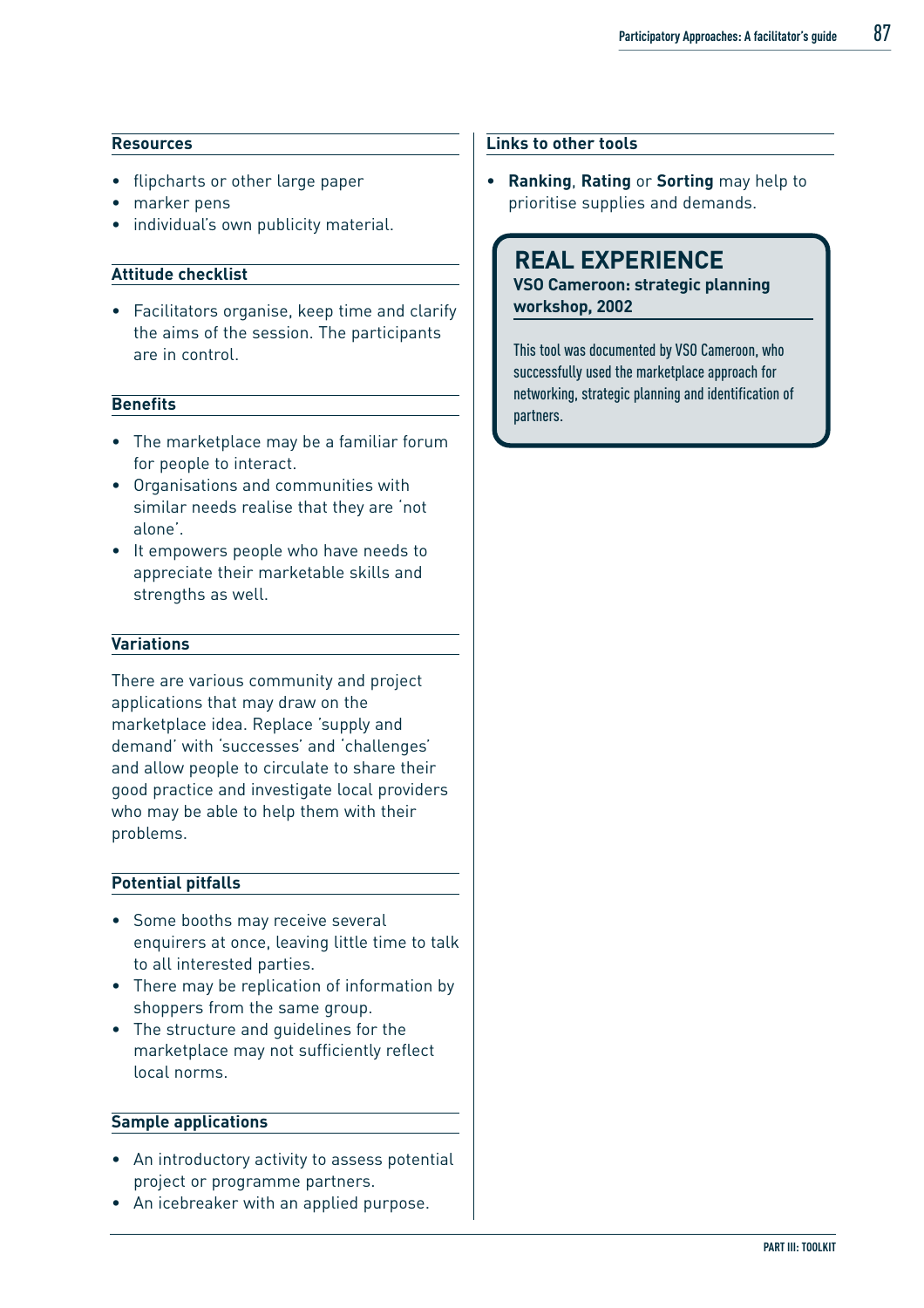### Resources

- flipcharts or other large paper
- marker pens
- individual's own publicity material.

### Attitude checklist

- Facilitators organise, keep time and clarify the aims of the session. The participants are in control.

### Benefits

- The marketplace may be a familiar forum for people to interact.
- Organisations and communities with similar needs realise that they are 'not alone'.
- It empowers people who have needs to appreciate their marketable skills and strengths as well.

### Variations

There are various community and project applications that may draw on the marketplace idea. Replace 'supply and demand' with 'successes' and 'challenges' and allow people to circulate to share their good practice and investigate local providers who may be able to help them with their problems.

### Potential pitfalls

- Some booths may receive several enquirers at once, leaving little time to talk to all interested parties.
- There may be replication of information by shoppers from the same group.
- The structure and guidelines for the marketplace may not sufficiently reflect local norms.

### Sample applications

- An introductory activity to assess potential project or programme partners.
- An icebreaker with an applied purpose.

### Links to other tools

- **Ranking**, **Rating** or **Sorting** may help to prioritise supplies and demands.

## REAL EXPERIENCE

**VSO Cameroon: strategic planning workshop, 2002**

This tool was documented by VSO Cameroon, who successfully used the marketplace approach for networking, strategic planning and identification of partners.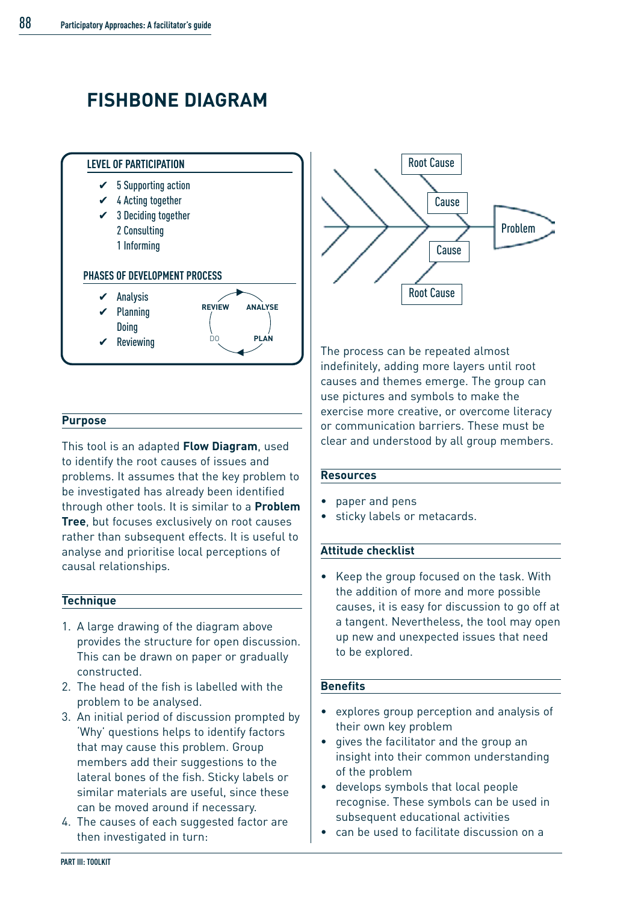# FISHBONE DIAGRAM

**LEVEL OF PARTICIPATION**

- ✔ 5 Supporting action
- ✔ 4 Acting together
- ✔ 3 Deciding together
- 2 Consulting
- 1 Informing

**PHASES OF DEVELOPMENT PROCESS**

- ✔ Analysis
- ✔ Planning
- Doing
- ✔ Reviewing

REVIEW ANALYSE DO PLAN

Root Cause | Cause | Problem | Cause | Root Cause

## Purpose

This tool is an adapted **Flow Diagram**, used to identify the root causes of issues and problems. It assumes that the key problem to be investigated has already been identified through other tools. It is similar to a **Problem Tree**, but focuses exclusively on root causes rather than subsequent effects. It is useful to analyse and prioritise local perceptions of causal relationships.

## Technique

1. A large drawing of the diagram above provides the structure for open discussion. This can be drawn on paper or gradually constructed.
2. The head of the fish is labelled with the problem to be analysed.
3. An initial period of discussion prompted by 'Why' questions helps to identify factors that may cause this problem. Group members add their suggestions to the lateral bones of the fish. Sticky labels or similar materials are useful, since these can be moved around if necessary.
4. The causes of each suggested factor are then investigated in turn:

The process can be repeated almost indefinitely, adding more layers until root causes and themes emerge. The group can use pictures and symbols to make the exercise more creative, or overcome literacy or communication barriers. These must be clear and understood by all group members.

## Resources

- paper and pens
- sticky labels or metacards.

## Attitude checklist

- Keep the group focused on the task. With the addition of more and more possible causes, it is easy for discussion to go off at a tangent. Nevertheless, the tool may open up new and unexpected issues that need to be explored.

## Benefits

- explores group perception and analysis of their own key problem
- gives the facilitator and the group an insight into their common understanding of the problem
- develops symbols that local people recognise. These symbols can be used in subsequent educational activities
- can be used to facilitate discussion on a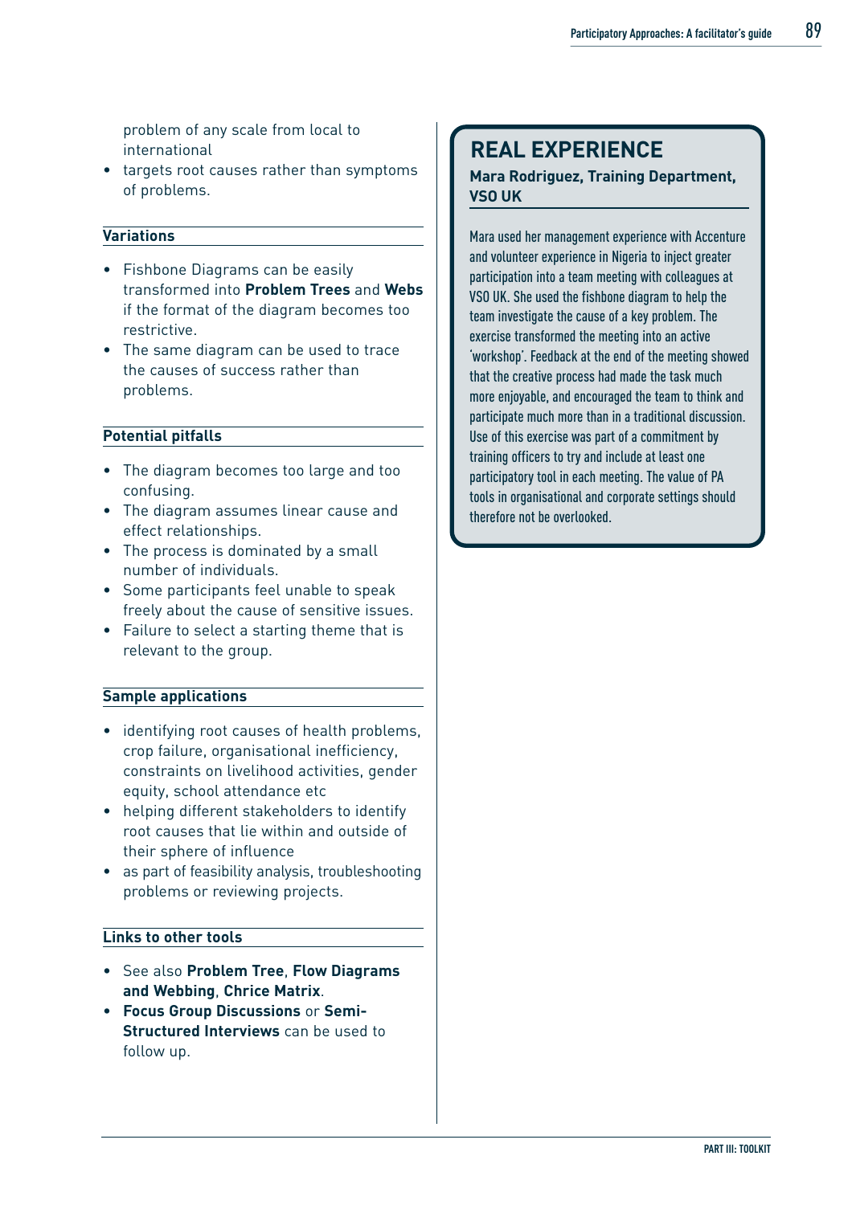problem of any scale from local to international
- targets root causes rather than symptoms of problems.

### Variations

- Fishbone Diagrams can be easily transformed into **Problem Trees** and **Webs** if the format of the diagram becomes too restrictive.
- The same diagram can be used to trace the causes of success rather than problems.

### Potential pitfalls

- The diagram becomes too large and too confusing.
- The diagram assumes linear cause and effect relationships.
- The process is dominated by a small number of individuals.
- Some participants feel unable to speak freely about the cause of sensitive issues.
- Failure to select a starting theme that is relevant to the group.

### Sample applications

- identifying root causes of health problems, crop failure, organisational inefficiency, constraints on livelihood activities, gender equity, school attendance etc
- helping different stakeholders to identify root causes that lie within and outside of their sphere of influence
- as part of feasibility analysis, troubleshooting problems or reviewing projects.

### Links to other tools

- See also **Problem Tree**, **Flow Diagrams and Webbing**, **Chrice Matrix**.
- **Focus Group Discussions** or **Semi-Structured Interviews** can be used to follow up.

## REAL EXPERIENCE

**Mara Rodriguez, Training Department, VSO UK**

Mara used her management experience with Accenture and volunteer experience in Nigeria to inject greater participation into a team meeting with colleagues at VSO UK. She used the fishbone diagram to help the team investigate the cause of a key problem. The exercise transformed the meeting into an active 'workshop'. Feedback at the end of the meeting showed that the creative process had made the task much more enjoyable, and encouraged the team to think and participate much more than in a traditional discussion. Use of this exercise was part of a commitment by training officers to try and include at least one participatory tool in each meeting. The value of PA tools in organisational and corporate settings should therefore not be overlooked.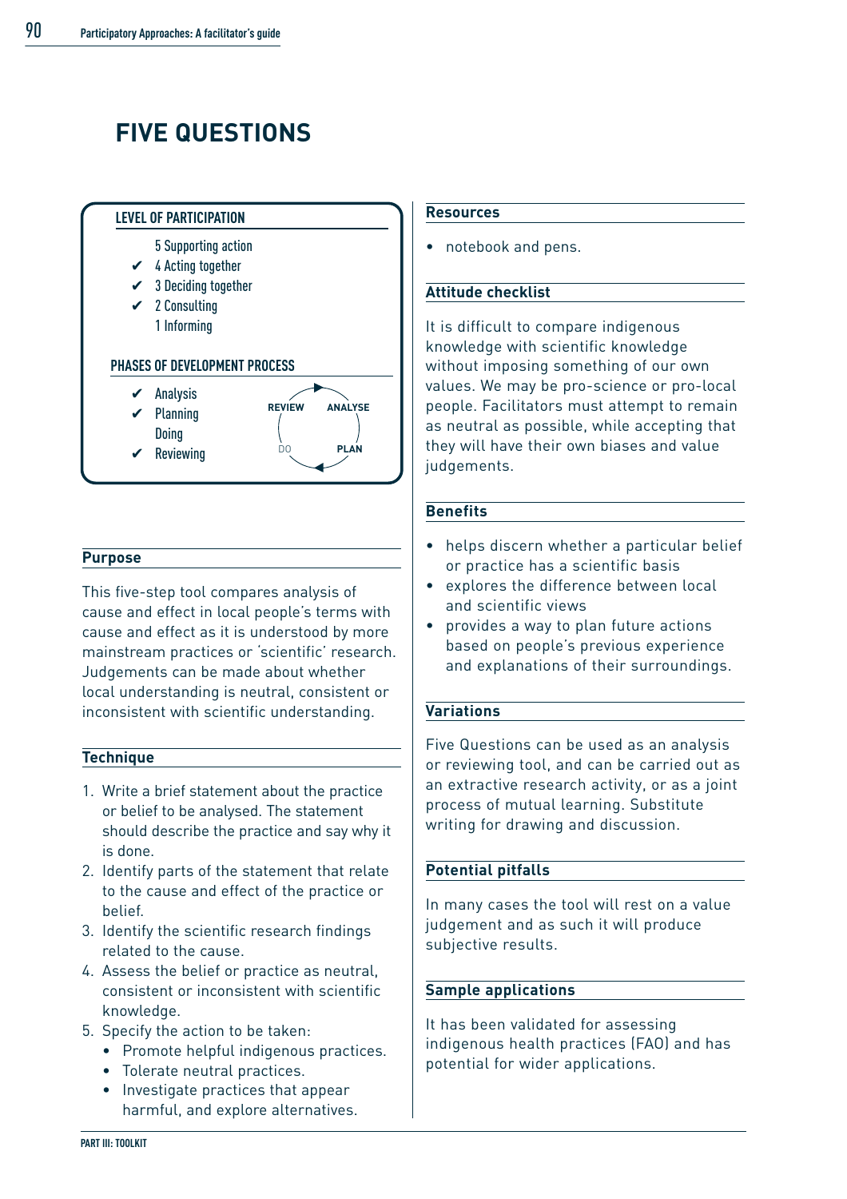# FIVE QUESTIONS

**LEVEL OF PARTICIPATION**

- 5 Supporting action
- ✔ 4 Acting together
- ✔ 3 Deciding together
- ✔ 2 Consulting
- 1 Informing

**PHASES OF DEVELOPMENT PROCESS**

- ✔ Analysis
- ✔ Planning
- Doing
- ✔ Reviewing

REVIEW → ANALYSE → PLAN → DO

## Purpose

This five-step tool compares analysis of cause and effect in local people's terms with cause and effect as it is understood by more mainstream practices or 'scientific' research. Judgements can be made about whether local understanding is neutral, consistent or inconsistent with scientific understanding.

## Technique

1. Write a brief statement about the practice or belief to be analysed. The statement should describe the practice and say why it is done.
2. Identify parts of the statement that relate to the cause and effect of the practice or belief.
3. Identify the scientific research findings related to the cause.
4. Assess the belief or practice as neutral, consistent or inconsistent with scientific knowledge.
5. Specify the action to be taken:
   - Promote helpful indigenous practices.
   - Tolerate neutral practices.
   - Investigate practices that appear harmful, and explore alternatives.

## Resources

- notebook and pens.

## Attitude checklist

It is difficult to compare indigenous knowledge with scientific knowledge without imposing something of our own values. We may be pro-science or pro-local people. Facilitators must attempt to remain as neutral as possible, while accepting that they will have their own biases and value judgements.

## Benefits

- helps discern whether a particular belief or practice has a scientific basis
- explores the difference between local and scientific views
- provides a way to plan future actions based on people's previous experience and explanations of their surroundings.

## Variations

Five Questions can be used as an analysis or reviewing tool, and can be carried out as an extractive research activity, or as a joint process of mutual learning. Substitute writing for drawing and discussion.

## Potential pitfalls

In many cases the tool will rest on a value judgement and as such it will produce subjective results.

## Sample applications

It has been validated for assessing indigenous health practices (FAO) and has potential for wider applications.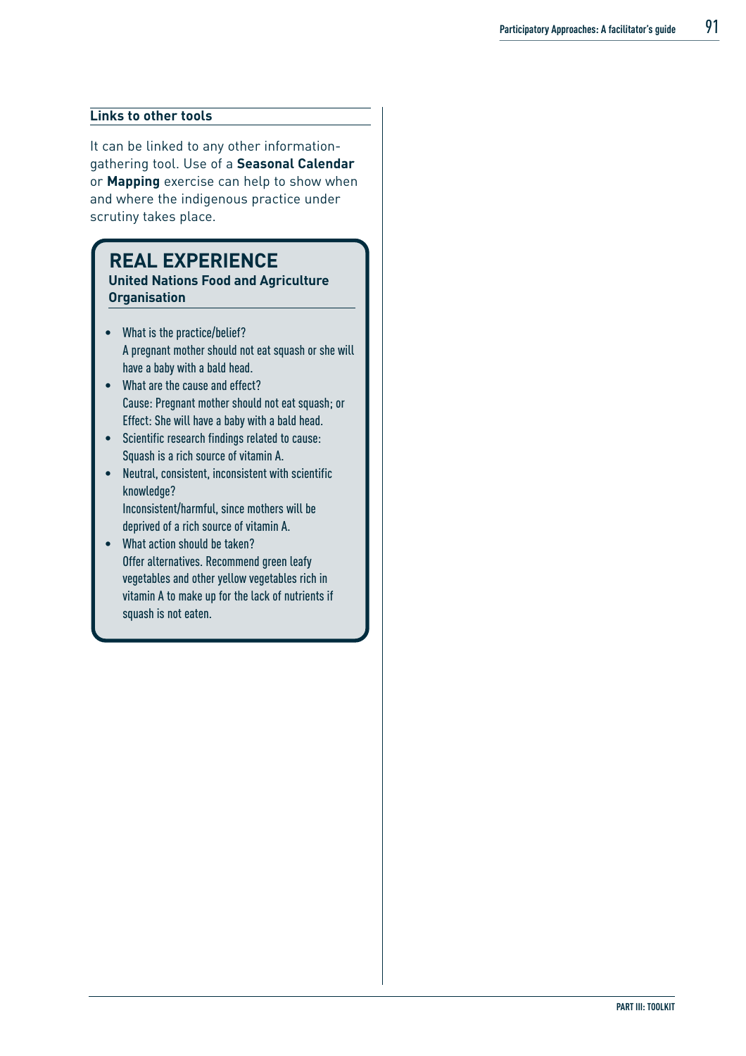### Links to other tools

It can be linked to any other information-gathering tool. Use of a **Seasonal Calendar** or **Mapping** exercise can help to show when and where the indigenous practice under scrutiny takes place.

## REAL EXPERIENCE

**United Nations Food and Agriculture Organisation**

- What is the practice/belief?
  A pregnant mother should not eat squash or she will have a baby with a bald head.
- What are the cause and effect?
  Cause: Pregnant mother should not eat squash; or
  Effect: She will have a baby with a bald head.
- Scientific research findings related to cause:
  Squash is a rich source of vitamin A.
- Neutral, consistent, inconsistent with scientific knowledge?
  Inconsistent/harmful, since mothers will be deprived of a rich source of vitamin A.
- What action should be taken?
  Offer alternatives. Recommend green leafy vegetables and other yellow vegetables rich in vitamin A to make up for the lack of nutrients if squash is not eaten.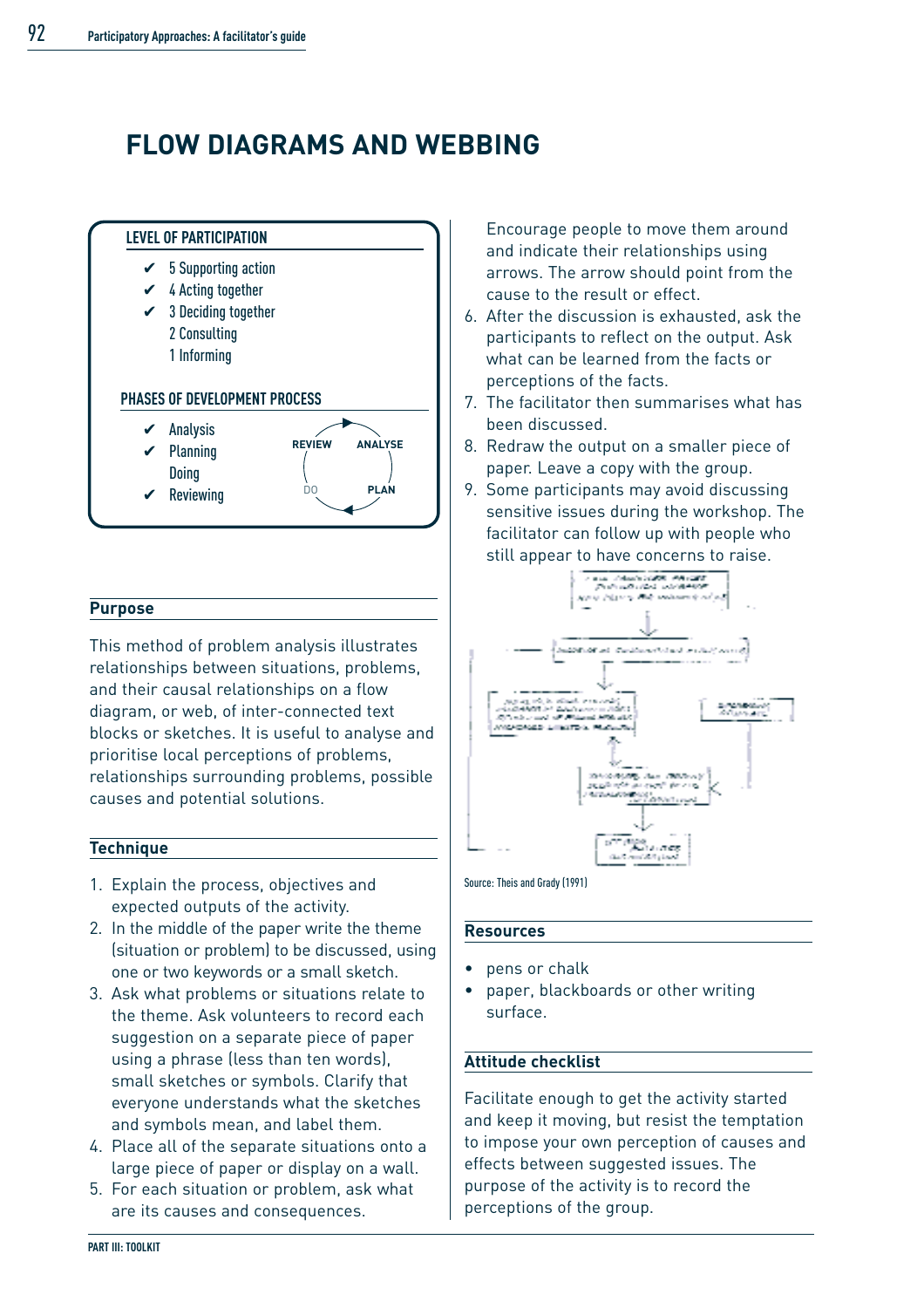# FLOW DIAGRAMS AND WEBBING

**LEVEL OF PARTICIPATION**

- ✔ 5 Supporting action
- ✔ 4 Acting together
- ✔ 3 Deciding together
- 2 Consulting
- 1 Informing

**PHASES OF DEVELOPMENT PROCESS**

- ✔ Analysis
- ✔ Planning
- Doing
- ✔ Reviewing

REVIEW — ANALYSE — PLAN — DO

## Purpose

This method of problem analysis illustrates relationships between situations, problems, and their causal relationships on a flow diagram, or web, of inter-connected text blocks or sketches. It is useful to analyse and prioritise local perceptions of problems, relationships surrounding problems, possible causes and potential solutions.

## Technique

1. Explain the process, objectives and expected outputs of the activity.
2. In the middle of the paper write the theme (situation or problem) to be discussed, using one or two keywords or a small sketch.
3. Ask what problems or situations relate to the theme. Ask volunteers to record each suggestion on a separate piece of paper using a phrase (less than ten words), small sketches or symbols. Clarify that everyone understands what the sketches and symbols mean, and label them.
4. Place all of the separate situations onto a large piece of paper or display on a wall.
5. For each situation or problem, ask what are its causes and consequences. Encourage people to move them around and indicate their relationships using arrows. The arrow should point from the cause to the result or effect.
6. After the discussion is exhausted, ask the participants to reflect on the output. Ask what can be learned from the facts or perceptions of the facts.
7. The facilitator then summarises what has been discussed.
8. Redraw the output on a smaller piece of paper. Leave a copy with the group.
9. Some participants may avoid discussing sensitive issues during the workshop. The facilitator can follow up with people who still appear to have concerns to raise.

Source: Theis and Grady (1991)

## Resources

- pens or chalk
- paper, blackboards or other writing surface.

## Attitude checklist

Facilitate enough to get the activity started and keep it moving, but resist the temptation to impose your own perception of causes and effects between suggested issues. The purpose of the activity is to record the perceptions of the group.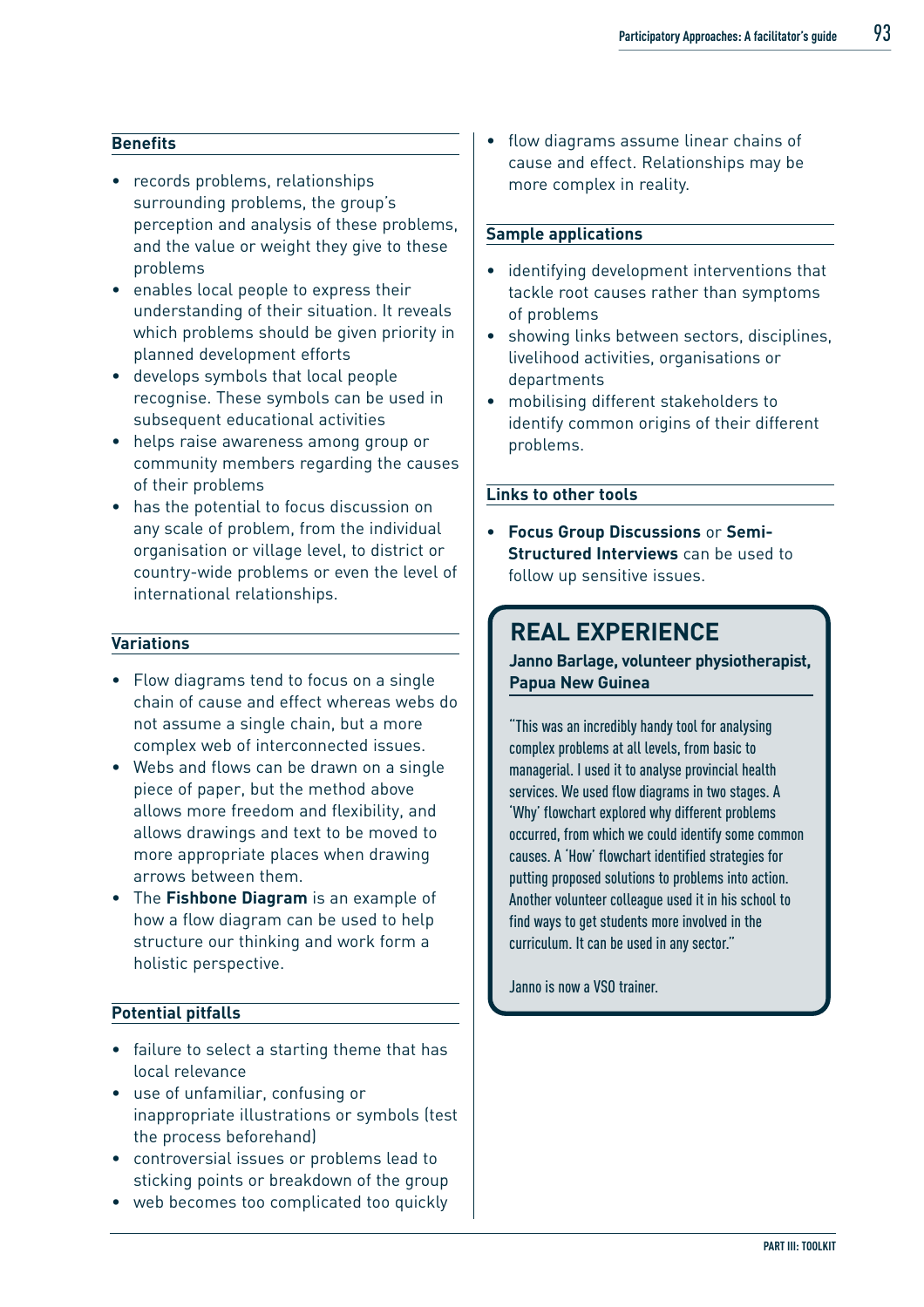### Benefits

- records problems, relationships surrounding problems, the group's perception and analysis of these problems, and the value or weight they give to these problems
- enables local people to express their understanding of their situation. It reveals which problems should be given priority in planned development efforts
- develops symbols that local people recognise. These symbols can be used in subsequent educational activities
- helps raise awareness among group or community members regarding the causes of their problems
- has the potential to focus discussion on any scale of problem, from the individual organisation or village level, to district or country-wide problems or even the level of international relationships.

### Variations

- Flow diagrams tend to focus on a single chain of cause and effect whereas webs do not assume a single chain, but a more complex web of interconnected issues.
- Webs and flows can be drawn on a single piece of paper, but the method above allows more freedom and flexibility, and allows drawings and text to be moved to more appropriate places when drawing arrows between them.
- The **Fishbone Diagram** is an example of how a flow diagram can be used to help structure our thinking and work form a holistic perspective.

### Potential pitfalls

- failure to select a starting theme that has local relevance
- use of unfamiliar, confusing or inappropriate illustrations or symbols (test the process beforehand)
- controversial issues or problems lead to sticking points or breakdown of the group
- web becomes too complicated too quickly
- flow diagrams assume linear chains of cause and effect. Relationships may be more complex in reality.

### Sample applications

- identifying development interventions that tackle root causes rather than symptoms of problems
- showing links between sectors, disciplines, livelihood activities, organisations or departments
- mobilising different stakeholders to identify common origins of their different problems.

### Links to other tools

- **Focus Group Discussions** or **Semi-Structured Interviews** can be used to follow up sensitive issues.

## REAL EXPERIENCE

**Janno Barlage, volunteer physiotherapist, Papua New Guinea**

"This was an incredibly handy tool for analysing complex problems at all levels, from basic to managerial. I used it to analyse provincial health services. We used flow diagrams in two stages. A 'Why' flowchart explored why different problems occurred, from which we could identify some common causes. A 'How' flowchart identified strategies for putting proposed solutions to problems into action. Another volunteer colleague used it in his school to find ways to get students more involved in the curriculum. It can be used in any sector."

Janno is now a VSO trainer.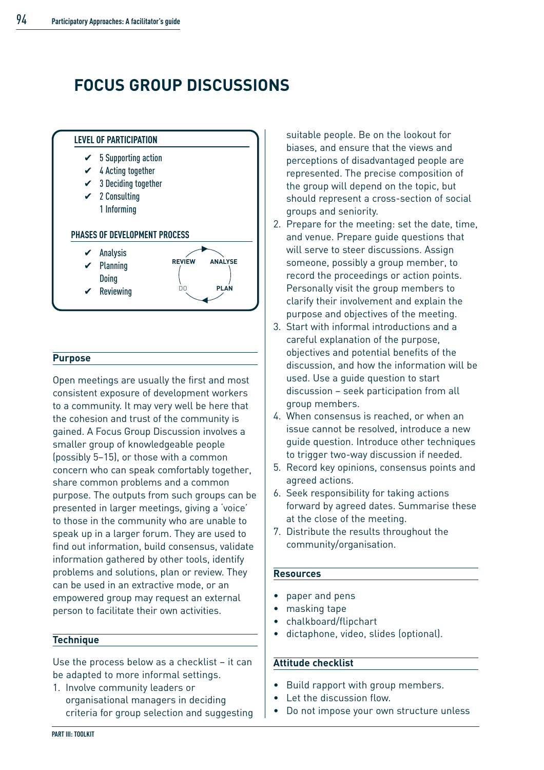# FOCUS GROUP DISCUSSIONS

**LEVEL OF PARTICIPATION**

- ✔ 5 Supporting action
- ✔ 4 Acting together
- ✔ 3 Deciding together
- ✔ 2 Consulting
- 1 Informing

**PHASES OF DEVELOPMENT PROCESS**

- ✔ Analysis
- ✔ Planning
- Doing
- ✔ Reviewing

REVIEW → ANALYSE → PLAN → DO

## Purpose

Open meetings are usually the first and most consistent exposure of development workers to a community. It may very well be here that the cohesion and trust of the community is gained. A Focus Group Discussion involves a smaller group of knowledgeable people (possibly 5–15), or those with a common concern who can speak comfortably together, share common problems and a common purpose. The outputs from such groups can be presented in larger meetings, giving a 'voice' to those in the community who are unable to speak up in a larger forum. They are used to find out information, build consensus, validate information gathered by other tools, identify problems and solutions, plan or review. They can be used in an extractive mode, or an empowered group may request an external person to facilitate their own activities.

## Technique

Use the process below as a checklist – it can be adapted to more informal settings.

1. Involve community leaders or organisational managers in deciding criteria for group selection and suggesting suitable people. Be on the lookout for biases, and ensure that the views and perceptions of disadvantaged people are represented. The precise composition of the group will depend on the topic, but should represent a cross-section of social groups and seniority.
2. Prepare for the meeting: set the date, time, and venue. Prepare guide questions that will serve to steer discussions. Assign someone, possibly a group member, to record the proceedings or action points. Personally visit the group members to clarify their involvement and explain the purpose and objectives of the meeting.
3. Start with informal introductions and a careful explanation of the purpose, objectives and potential benefits of the discussion, and how the information will be used. Use a guide question to start discussion – seek participation from all group members.
4. When consensus is reached, or when an issue cannot be resolved, introduce a new guide question. Introduce other techniques to trigger two-way discussion if needed.
5. Record key opinions, consensus points and agreed actions.
6. Seek responsibility for taking actions forward by agreed dates. Summarise these at the close of the meeting.
7. Distribute the results throughout the community/organisation.

## Resources

- paper and pens
- masking tape
- chalkboard/flipchart
- dictaphone, video, slides (optional).

## Attitude checklist

- Build rapport with group members.
- Let the discussion flow.
- Do not impose your own structure unless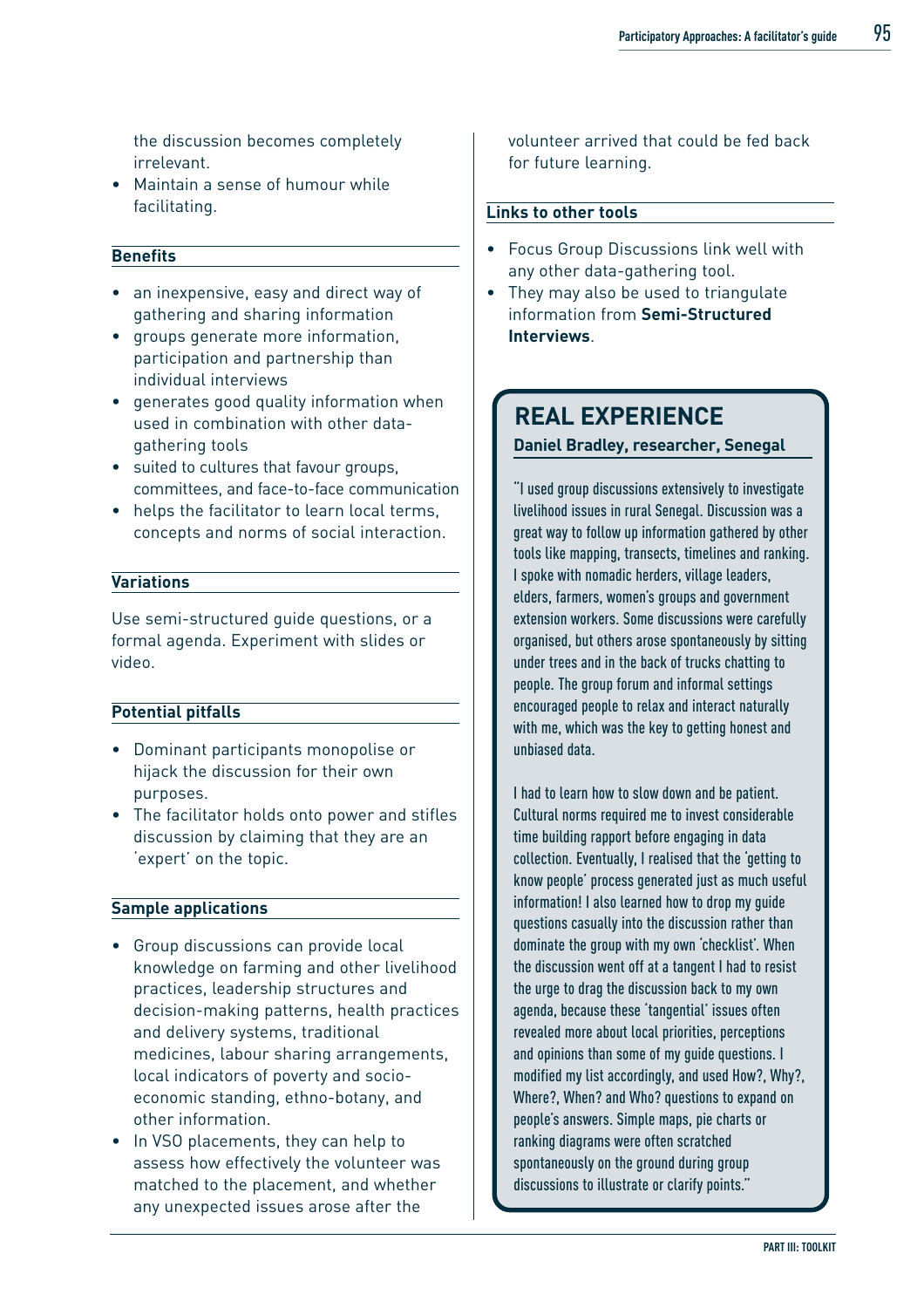the discussion becomes completely irrelevant.
- Maintain a sense of humour while facilitating.

**Benefits**

- an inexpensive, easy and direct way of gathering and sharing information
- groups generate more information, participation and partnership than individual interviews
- generates good quality information when used in combination with other data-gathering tools
- suited to cultures that favour groups, committees, and face-to-face communication
- helps the facilitator to learn local terms, concepts and norms of social interaction.

**Variations**

Use semi-structured guide questions, or a formal agenda. Experiment with slides or video.

**Potential pitfalls**

- Dominant participants monopolise or hijack the discussion for their own purposes.
- The facilitator holds onto power and stifles discussion by claiming that they are an 'expert' on the topic.

**Sample applications**

- Group discussions can provide local knowledge on farming and other livelihood practices, leadership structures and decision-making patterns, health practices and delivery systems, traditional medicines, labour sharing arrangements, local indicators of poverty and socio-economic standing, ethno-botany, and other information.
- In VSO placements, they can help to assess how effectively the volunteer was matched to the placement, and whether any unexpected issues arose after the volunteer arrived that could be fed back for future learning.

**Links to other tools**

- Focus Group Discussions link well with any other data-gathering tool.
- They may also be used to triangulate information from **Semi-Structured Interviews**.

## REAL EXPERIENCE

**Daniel Bradley, researcher, Senegal**

"I used group discussions extensively to investigate livelihood issues in rural Senegal. Discussion was a great way to follow up information gathered by other tools like mapping, transects, timelines and ranking. I spoke with nomadic herders, village leaders, elders, farmers, women's groups and government extension workers. Some discussions were carefully organised, but others arose spontaneously by sitting under trees and in the back of trucks chatting to people. The group forum and informal settings encouraged people to relax and interact naturally with me, which was the key to getting honest and unbiased data.

I had to learn how to slow down and be patient. Cultural norms required me to invest considerable time building rapport before engaging in data collection. Eventually, I realised that the 'getting to know people' process generated just as much useful information! I also learned how to drop my guide questions casually into the discussion rather than dominate the group with my own 'checklist'. When the discussion went off at a tangent I had to resist the urge to drag the discussion back to my own agenda, because these 'tangential' issues often revealed more about local priorities, perceptions and opinions than some of my guide questions. I modified my list accordingly, and used How?, Why?, Where?, When? and Who? questions to expand on people's answers. Simple maps, pie charts or ranking diagrams were often scratched spontaneously on the ground during group discussions to illustrate or clarify points."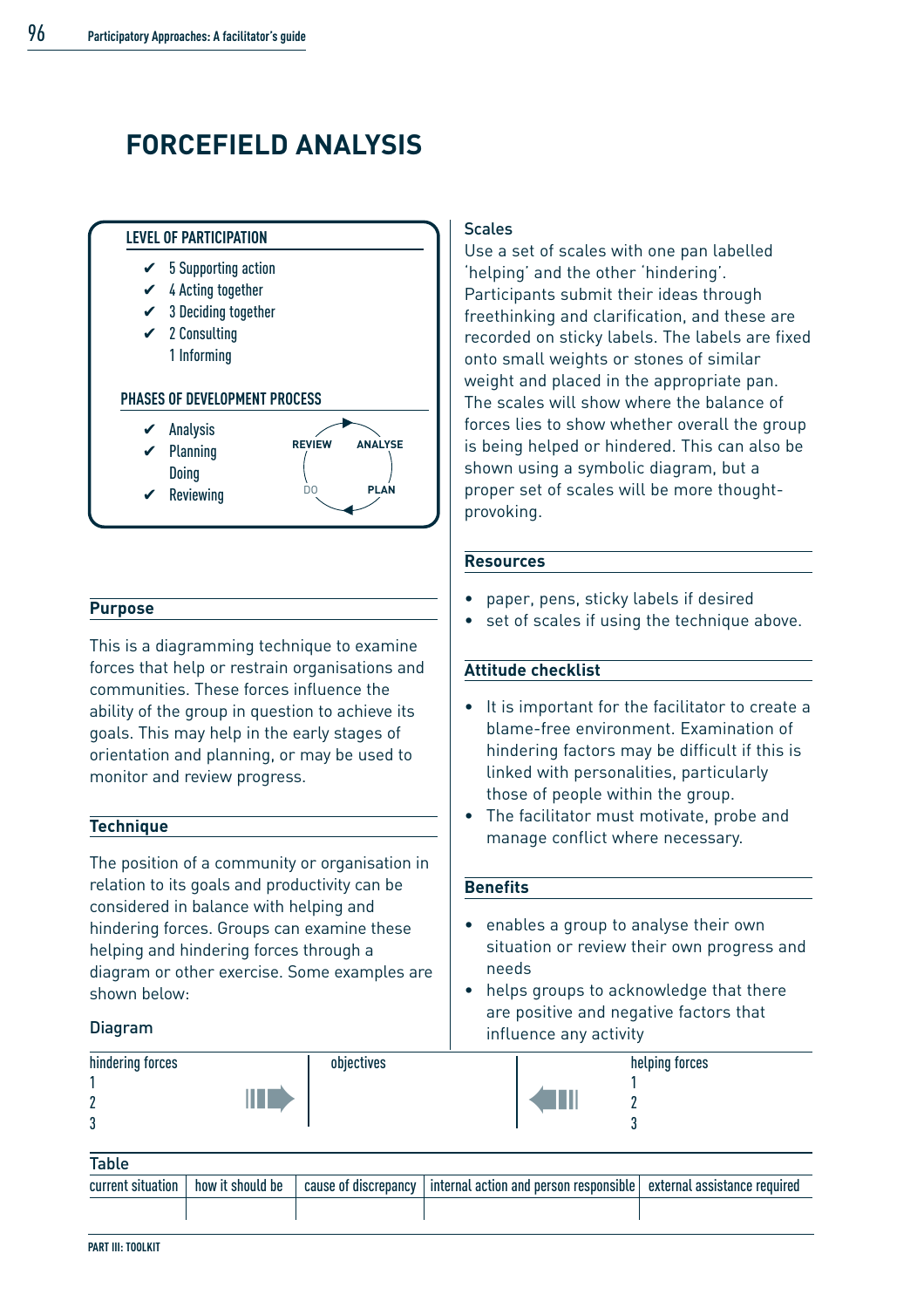# FORCEFIELD ANALYSIS

**LEVEL OF PARTICIPATION**

- ✔ 5 Supporting action
- ✔ 4 Acting together
- ✔ 3 Deciding together
- ✔ 2 Consulting
- 1 Informing

**PHASES OF DEVELOPMENT PROCESS**

- ✔ Analysis
- ✔ Planning
- Doing
- ✔ Reviewing

REVIEW → ANALYSE → PLAN → DO

## Purpose

This is a diagramming technique to examine forces that help or restrain organisations and communities. These forces influence the ability of the group in question to achieve its goals. This may help in the early stages of orientation and planning, or may be used to monitor and review progress.

## Technique

The position of a community or organisation in relation to its goals and productivity can be considered in balance with helping and hindering forces. Groups can examine these helping and hindering forces through a diagram or other exercise. Some examples are shown below:

### Diagram

| hindering forces | | objectives | | helping forces |
|---|---|---|---|---|
| 1 | | | | 1 |
| 2 | → | | ← | 2 |
| 3 | | | | 3 |

### Table

| current situation | how it should be | cause of discrepancy | internal action and person responsible | external assistance required |
|---|---|---|---|---|
| | | | | |

### Scales

Use a set of scales with one pan labelled 'helping' and the other 'hindering'. Participants submit their ideas through freethinking and clarification, and these are recorded on sticky labels. The labels are fixed onto small weights or stones of similar weight and placed in the appropriate pan. The scales will show where the balance of forces lies to show whether overall the group is being helped or hindered. This can also be shown using a symbolic diagram, but a proper set of scales will be more thought-provoking.

## Resources

- paper, pens, sticky labels if desired
- set of scales if using the technique above.

## Attitude checklist

- It is important for the facilitator to create a blame-free environment. Examination of hindering factors may be difficult if this is linked with personalities, particularly those of people within the group.
- The facilitator must motivate, probe and manage conflict where necessary.

## Benefits

- enables a group to analyse their own situation or review their own progress and needs
- helps groups to acknowledge that there are positive and negative factors that influence any activity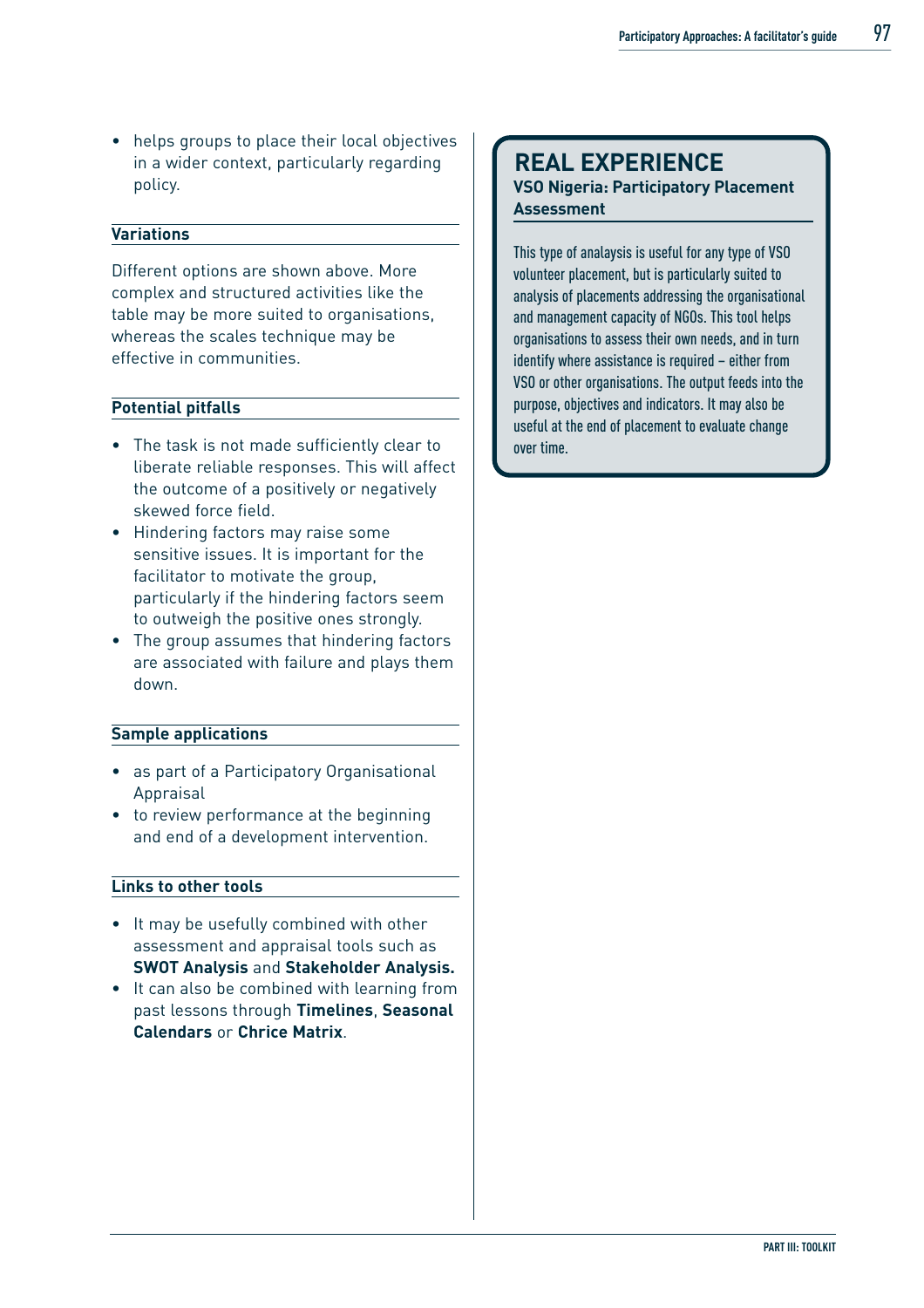- helps groups to place their local objectives in a wider context, particularly regarding policy.

### Variations

Different options are shown above. More complex and structured activities like the table may be more suited to organisations, whereas the scales technique may be effective in communities.

### Potential pitfalls

- The task is not made sufficiently clear to liberate reliable responses. This will affect the outcome of a positively or negatively skewed force field.
- Hindering factors may raise some sensitive issues. It is important for the facilitator to motivate the group, particularly if the hindering factors seem to outweigh the positive ones strongly.
- The group assumes that hindering factors are associated with failure and plays them down.

### Sample applications

- as part of a Participatory Organisational Appraisal
- to review performance at the beginning and end of a development intervention.

### Links to other tools

- It may be usefully combined with other assessment and appraisal tools such as **SWOT Analysis** and **Stakeholder Analysis.**
- It can also be combined with learning from past lessons through **Timelines**, **Seasonal Calendars** or **Chrice Matrix**.

## REAL EXPERIENCE

**VSO Nigeria: Participatory Placement Assessment**

This type of analaysis is useful for any type of VSO volunteer placement, but is particularly suited to analysis of placements addressing the organisational and management capacity of NGOs. This tool helps organisations to assess their own needs, and in turn identify where assistance is required – either from VSO or other organisations. The output feeds into the purpose, objectives and indicators. It may also be useful at the end of placement to evaluate change over time.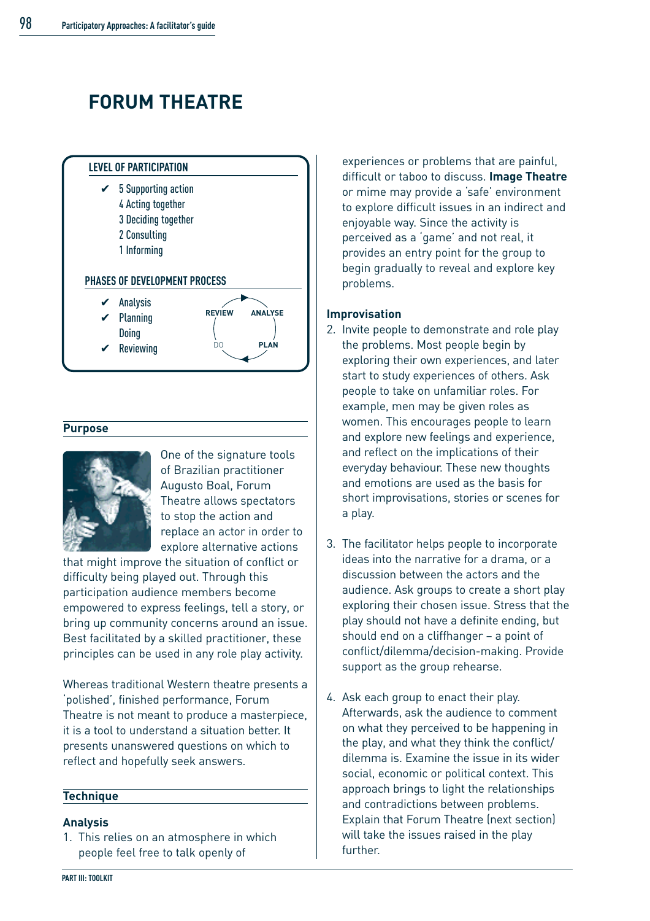# FORUM THEATRE

**LEVEL OF PARTICIPATION**

- ✔ 5 Supporting action
- 4 Acting together
- 3 Deciding together
- 2 Consulting
- 1 Informing

**PHASES OF DEVELOPMENT PROCESS**

- ✔ Analysis
- ✔ Planning
- Doing
- ✔ Reviewing

REVIEW — ANALYSE — PLAN — DO

## Purpose

One of the signature tools of Brazilian practitioner Augusto Boal, Forum Theatre allows spectators to stop the action and replace an actor in order to explore alternative actions that might improve the situation of conflict or difficulty being played out. Through this participation audience members become empowered to express feelings, tell a story, or bring up community concerns around an issue. Best facilitated by a skilled practitioner, these principles can be used in any role play activity.

Whereas traditional Western theatre presents a 'polished', finished performance, Forum Theatre is not meant to produce a masterpiece, it is a tool to understand a situation better. It presents unanswered questions on which to reflect and hopefully seek answers.

## Technique

### Analysis

1. This relies on an atmosphere in which people feel free to talk openly of experiences or problems that are painful, difficult or taboo to discuss. **Image Theatre** or mime may provide a 'safe' environment to explore difficult issues in an indirect and enjoyable way. Since the activity is perceived as a 'game' and not real, it provides an entry point for the group to begin gradually to reveal and explore key problems.

### Improvisation

2. Invite people to demonstrate and role play the problems. Most people begin by exploring their own experiences, and later start to study experiences of others. Ask people to take on unfamiliar roles. For example, men may be given roles as women. This encourages people to learn and explore new feelings and experience, and reflect on the implications of their everyday behaviour. These new thoughts and emotions are used as the basis for short improvisations, stories or scenes for a play.

3. The facilitator helps people to incorporate ideas into the narrative for a drama, or a discussion between the actors and the audience. Ask groups to create a short play exploring their chosen issue. Stress that the play should not have a definite ending, but should end on a cliffhanger – a point of conflict/dilemma/decision-making. Provide support as the group rehearse.

4. Ask each group to enact their play. Afterwards, ask the audience to comment on what they perceived to be happening in the play, and what they think the conflict/dilemma is. Examine the issue in its wider social, economic or political context. This approach brings to light the relationships and contradictions between problems. Explain that Forum Theatre (next section) will take the issues raised in the play further.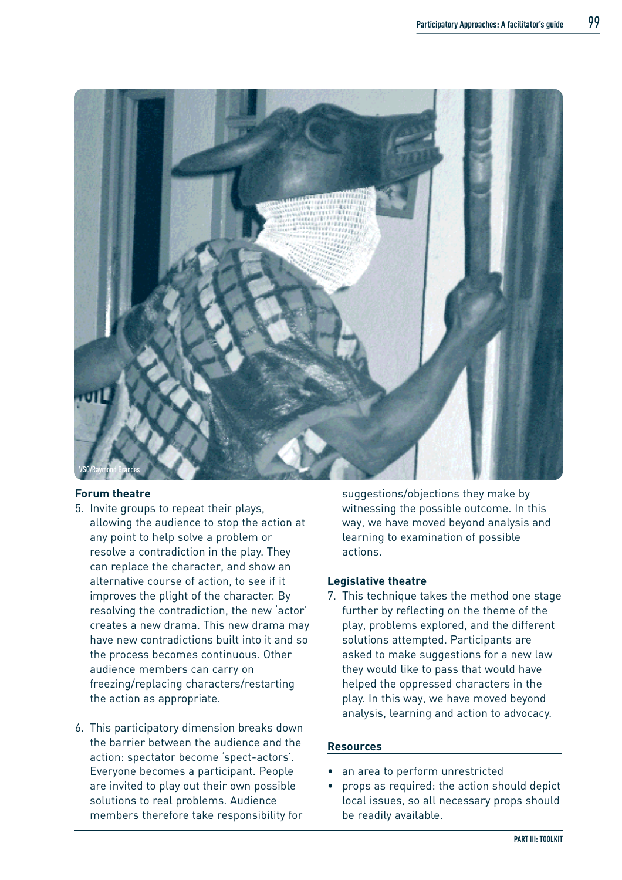VSO/Raymond Brandes

### Forum theatre

5. Invite groups to repeat their plays, allowing the audience to stop the action at any point to help solve a problem or resolve a contradiction in the play. They can replace the character, and show an alternative course of action, to see if it improves the plight of the character. By resolving the contradiction, the new 'actor' creates a new drama. This new drama may have new contradictions built into it and so the process becomes continuous. Other audience members can carry on freezing/replacing characters/restarting the action as appropriate.

6. This participatory dimension breaks down the barrier between the audience and the action: spectator become 'spect-actors'. Everyone becomes a participant. People are invited to play out their own possible solutions to real problems. Audience members therefore take responsibility for suggestions/objections they make by witnessing the possible outcome. In this way, we have moved beyond analysis and learning to examination of possible actions.

### Legislative theatre

7. This technique takes the method one stage further by reflecting on the theme of the play, problems explored, and the different solutions attempted. Participants are asked to make suggestions for a new law they would like to pass that would have helped the oppressed characters in the play. In this way, we have moved beyond analysis, learning and action to advocacy.

### Resources

- an area to perform unrestricted
- props as required: the action should depict local issues, so all necessary props should be readily available.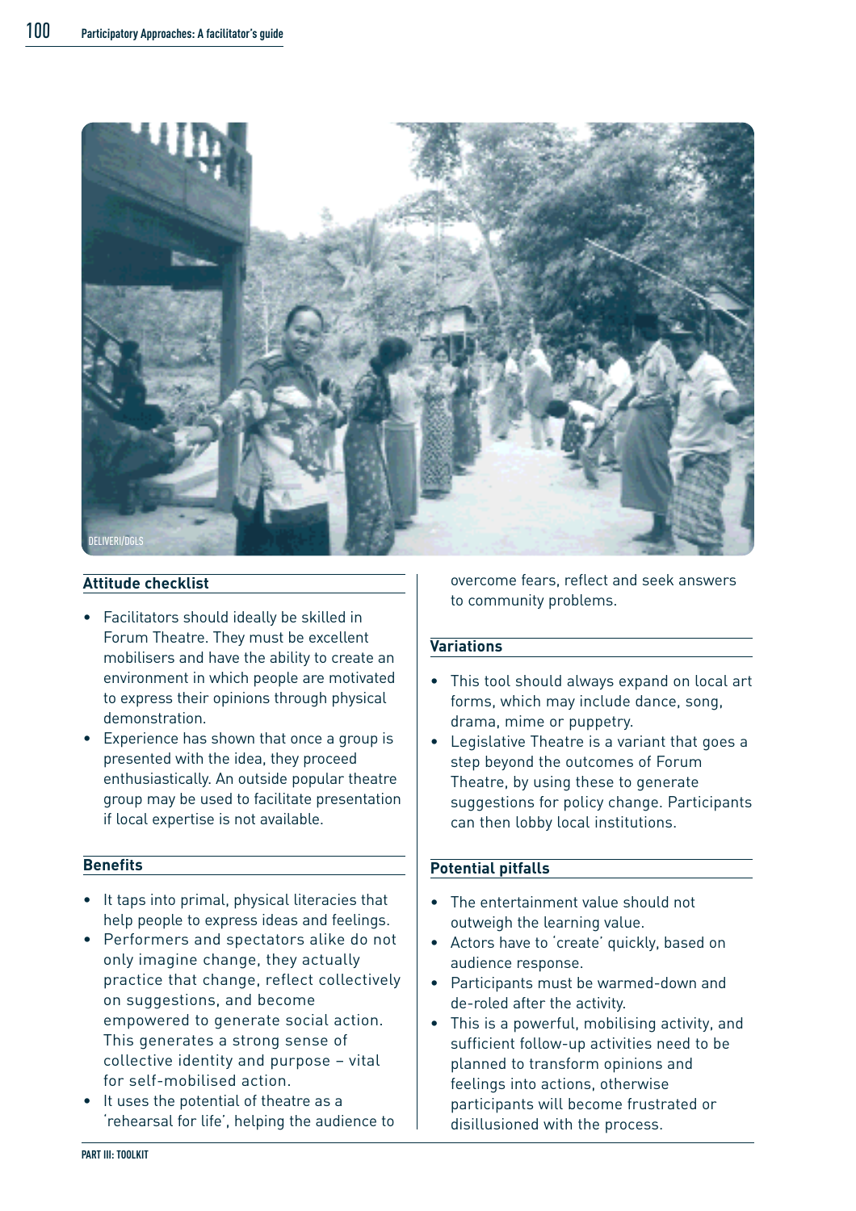DELIVERI/DGLS

## Attitude checklist

- Facilitators should ideally be skilled in Forum Theatre. They must be excellent mobilisers and have the ability to create an environment in which people are motivated to express their opinions through physical demonstration.
- Experience has shown that once a group is presented with the idea, they proceed enthusiastically. An outside popular theatre group may be used to facilitate presentation if local expertise is not available.

## Benefits

- It taps into primal, physical literacies that help people to express ideas and feelings.
- Performers and spectators alike do not only imagine change, they actually practice that change, reflect collectively on suggestions, and become empowered to generate social action. This generates a strong sense of collective identity and purpose – vital for self-mobilised action.
- It uses the potential of theatre as a 'rehearsal for life', helping the audience to overcome fears, reflect and seek answers to community problems.

## Variations

- This tool should always expand on local art forms, which may include dance, song, drama, mime or puppetry.
- Legislative Theatre is a variant that goes a step beyond the outcomes of Forum Theatre, by using these to generate suggestions for policy change. Participants can then lobby local institutions.

## Potential pitfalls

- The entertainment value should not outweigh the learning value.
- Actors have to 'create' quickly, based on audience response.
- Participants must be warmed-down and de-roled after the activity.
- This is a powerful, mobilising activity, and sufficient follow-up activities need to be planned to transform opinions and feelings into actions, otherwise participants will become frustrated or disillusioned with the process.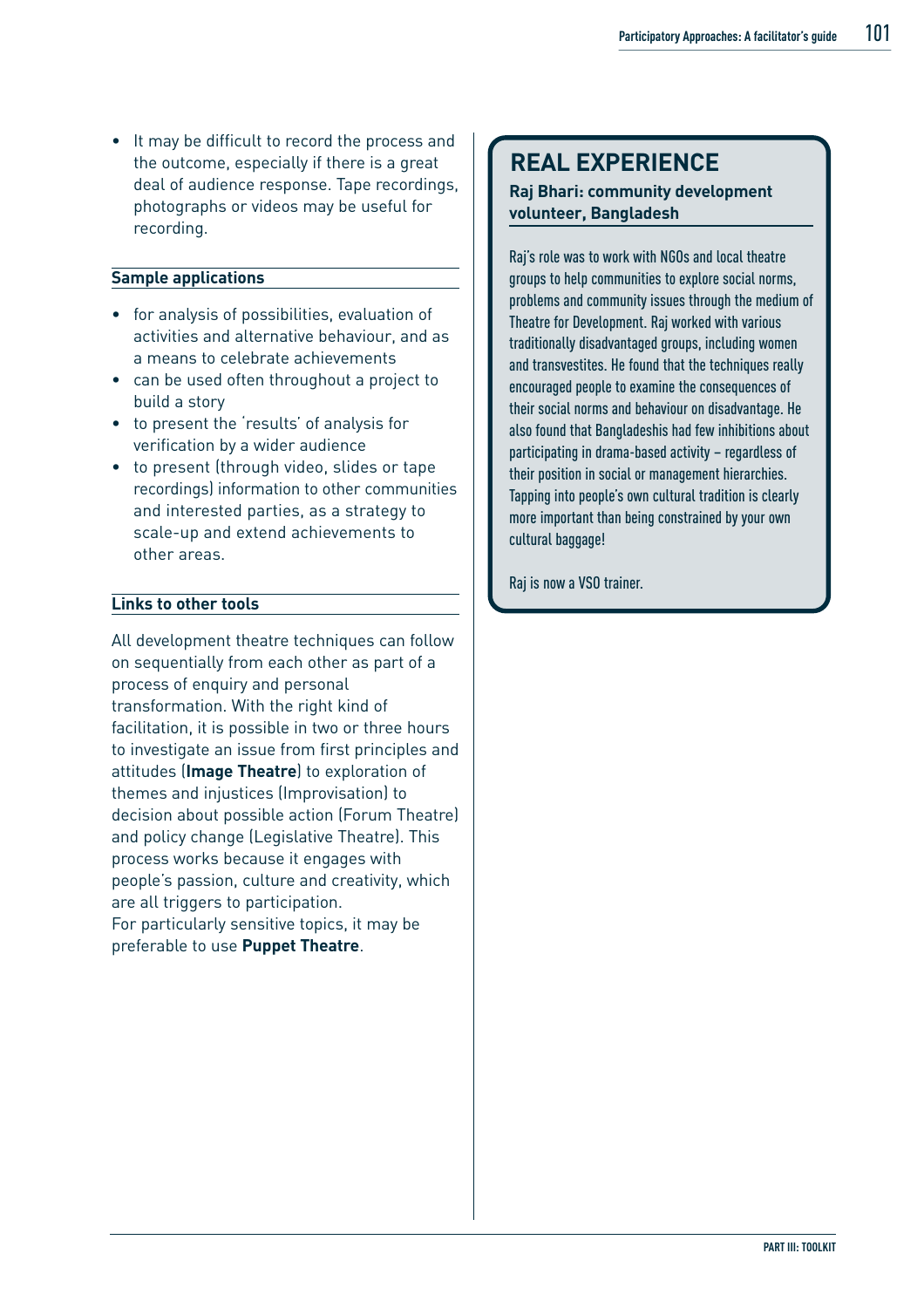- It may be difficult to record the process and the outcome, especially if there is a great deal of audience response. Tape recordings, photographs or videos may be useful for recording.

**Sample applications**

- for analysis of possibilities, evaluation of activities and alternative behaviour, and as a means to celebrate achievements
- can be used often throughout a project to build a story
- to present the 'results' of analysis for verification by a wider audience
- to present (through video, slides or tape recordings) information to other communities and interested parties, as a strategy to scale-up and extend achievements to other areas.

**Links to other tools**

All development theatre techniques can follow on sequentially from each other as part of a process of enquiry and personal transformation. With the right kind of facilitation, it is possible in two or three hours to investigate an issue from first principles and attitudes (**Image Theatre**) to exploration of themes and injustices (Improvisation) to decision about possible action (Forum Theatre) and policy change (Legislative Theatre). This process works because it engages with people's passion, culture and creativity, which are all triggers to participation.
For particularly sensitive topics, it may be preferable to use **Puppet Theatre**.

## REAL EXPERIENCE

**Raj Bhari: community development volunteer, Bangladesh**

Raj's role was to work with NGOs and local theatre groups to help communities to explore social norms, problems and community issues through the medium of Theatre for Development. Raj worked with various traditionally disadvantaged groups, including women and transvestites. He found that the techniques really encouraged people to examine the consequences of their social norms and behaviour on disadvantage. He also found that Bangladeshis had few inhibitions about participating in drama-based activity – regardless of their position in social or management hierarchies. Tapping into people's own cultural tradition is clearly more important than being constrained by your own cultural baggage!

Raj is now a VSO trainer.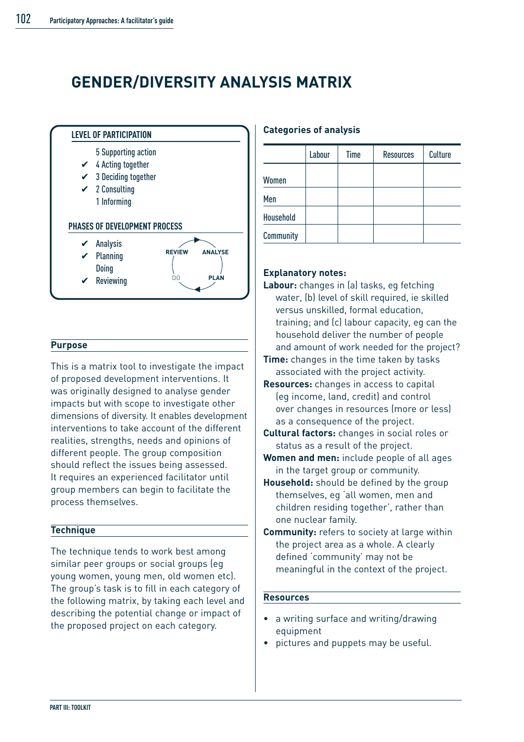# GENDER/DIVERSITY ANALYSIS MATRIX

**LEVEL OF PARTICIPATION**

- 5 Supporting action
- ✔ 4 Acting together
- ✔ 3 Deciding together
- ✔ 2 Consulting
- 1 Informing

**PHASES OF DEVELOPMENT PROCESS**

- ✔ Analysis
- ✔ Planning
- Doing
- ✔ Reviewing

REVIEW → ANALYSE → PLAN → DO

## Purpose

This is a matrix tool to investigate the impact of proposed development interventions. It was originally designed to analyse gender impacts but with scope to investigate other dimensions of diversity. It enables development interventions to take account of the different realities, strengths, needs and opinions of different people. The group composition should reflect the issues being assessed. It requires an experienced facilitator until group members can begin to facilitate the process themselves.

## Technique

The technique tends to work best among similar peer groups or social groups (eg young women, young men, old women etc). The group's task is to fill in each category of the following matrix, by taking each level and describing the potential change or impact of the proposed project on each category.

**Categories of analysis**

| | Labour | Time | Resources | Culture |
|---|---|---|---|---|
| Women | | | | |
| Men | | | | |
| Household | | | | |
| Community | | | | |

**Explanatory notes:**

**Labour:** changes in (a) tasks, eg fetching water, (b) level of skill required, ie skilled versus unskilled, formal education, training; and (c) labour capacity, eg can the household deliver the number of people and amount of work needed for the project?

**Time:** changes in the time taken by tasks associated with the project activity.

**Resources:** changes in access to capital (eg income, land, credit) and control over changes in resources (more or less) as a consequence of the project.

**Cultural factors:** changes in social roles or status as a result of the project.

**Women and men:** include people of all ages in the target group or community.

**Household:** should be defined by the group themselves, eg 'all women, men and children residing together', rather than one nuclear family.

**Community:** refers to society at large within the project area as a whole. A clearly defined 'community' may not be meaningful in the context of the project.

## Resources

- a writing surface and writing/drawing equipment
- pictures and puppets may be useful.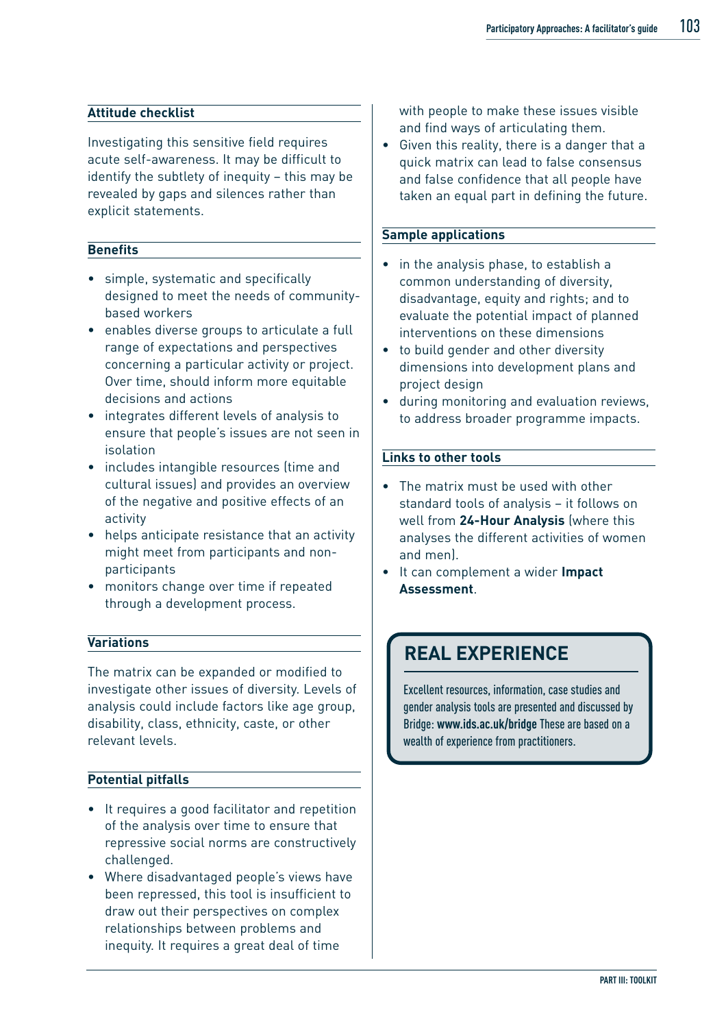### Attitude checklist

Investigating this sensitive field requires acute self-awareness. It may be difficult to identify the subtlety of inequity – this may be revealed by gaps and silences rather than explicit statements.

### Benefits

- simple, systematic and specifically designed to meet the needs of community-based workers
- enables diverse groups to articulate a full range of expectations and perspectives concerning a particular activity or project. Over time, should inform more equitable decisions and actions
- integrates different levels of analysis to ensure that people's issues are not seen in isolation
- includes intangible resources (time and cultural issues) and provides an overview of the negative and positive effects of an activity
- helps anticipate resistance that an activity might meet from participants and non-participants
- monitors change over time if repeated through a development process.

### Variations

The matrix can be expanded or modified to investigate other issues of diversity. Levels of analysis could include factors like age group, disability, class, ethnicity, caste, or other relevant levels.

### Potential pitfalls

- It requires a good facilitator and repetition of the analysis over time to ensure that repressive social norms are constructively challenged.
- Where disadvantaged people's views have been repressed, this tool is insufficient to draw out their perspectives on complex relationships between problems and inequity. It requires a great deal of time with people to make these issues visible and find ways of articulating them.
- Given this reality, there is a danger that a quick matrix can lead to false consensus and false confidence that all people have taken an equal part in defining the future.

### Sample applications

- in the analysis phase, to establish a common understanding of diversity, disadvantage, equity and rights; and to evaluate the potential impact of planned interventions on these dimensions
- to build gender and other diversity dimensions into development plans and project design
- during monitoring and evaluation reviews, to address broader programme impacts.

### Links to other tools

- The matrix must be used with other standard tools of analysis – it follows on well from **24-Hour Analysis** (where this analyses the different activities of women and men).
- It can complement a wider **Impact Assessment**.

## REAL EXPERIENCE

Excellent resources, information, case studies and gender analysis tools are presented and discussed by Bridge: **www.ids.ac.uk/bridge** These are based on a wealth of experience from practitioners.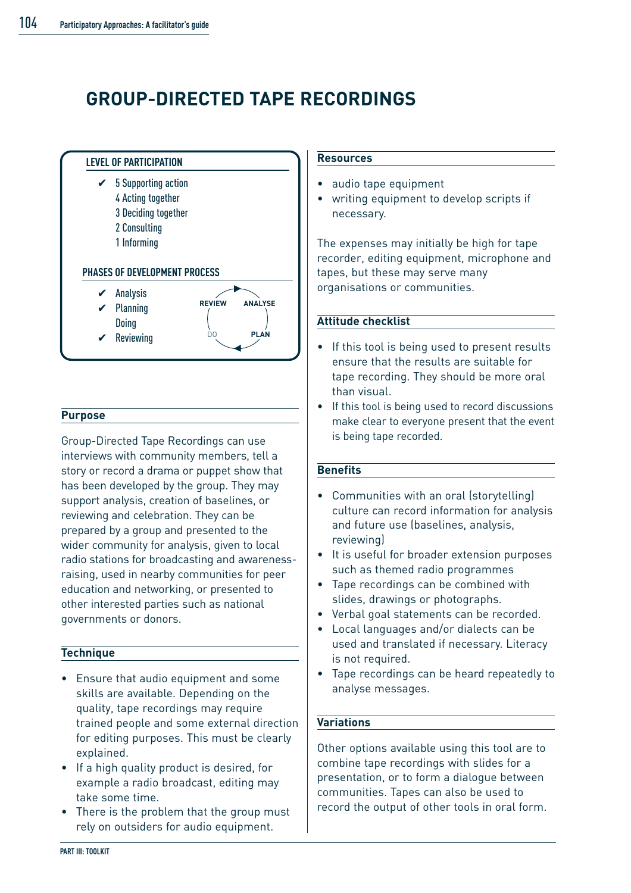# GROUP-DIRECTED TAPE RECORDINGS

**LEVEL OF PARTICIPATION**

- ✔ 5 Supporting action
- 4 Acting together
- 3 Deciding together
- 2 Consulting
- 1 Informing

**PHASES OF DEVELOPMENT PROCESS**

- ✔ Analysis
- ✔ Planning
- Doing
- ✔ Reviewing

REVIEW → ANALYSE → PLAN → DO

## Purpose

Group-Directed Tape Recordings can use interviews with community members, tell a story or record a drama or puppet show that has been developed by the group. They may support analysis, creation of baselines, or reviewing and celebration. They can be prepared by a group and presented to the wider community for analysis, given to local radio stations for broadcasting and awareness-raising, used in nearby communities for peer education and networking, or presented to other interested parties such as national governments or donors.

## Technique

- Ensure that audio equipment and some skills are available. Depending on the quality, tape recordings may require trained people and some external direction for editing purposes. This must be clearly explained.
- If a high quality product is desired, for example a radio broadcast, editing may take some time.
- There is the problem that the group must rely on outsiders for audio equipment.

## Resources

- audio tape equipment
- writing equipment to develop scripts if necessary.

The expenses may initially be high for tape recorder, editing equipment, microphone and tapes, but these may serve many organisations or communities.

## Attitude checklist

- If this tool is being used to present results ensure that the results are suitable for tape recording. They should be more oral than visual.
- If this tool is being used to record discussions make clear to everyone present that the event is being tape recorded.

## Benefits

- Communities with an oral (storytelling) culture can record information for analysis and future use (baselines, analysis, reviewing)
- It is useful for broader extension purposes such as themed radio programmes
- Tape recordings can be combined with slides, drawings or photographs.
- Verbal goal statements can be recorded.
- Local languages and/or dialects can be used and translated if necessary. Literacy is not required.
- Tape recordings can be heard repeatedly to analyse messages.

## Variations

Other options available using this tool are to combine tape recordings with slides for a presentation, or to form a dialogue between communities. Tapes can also be used to record the output of other tools in oral form.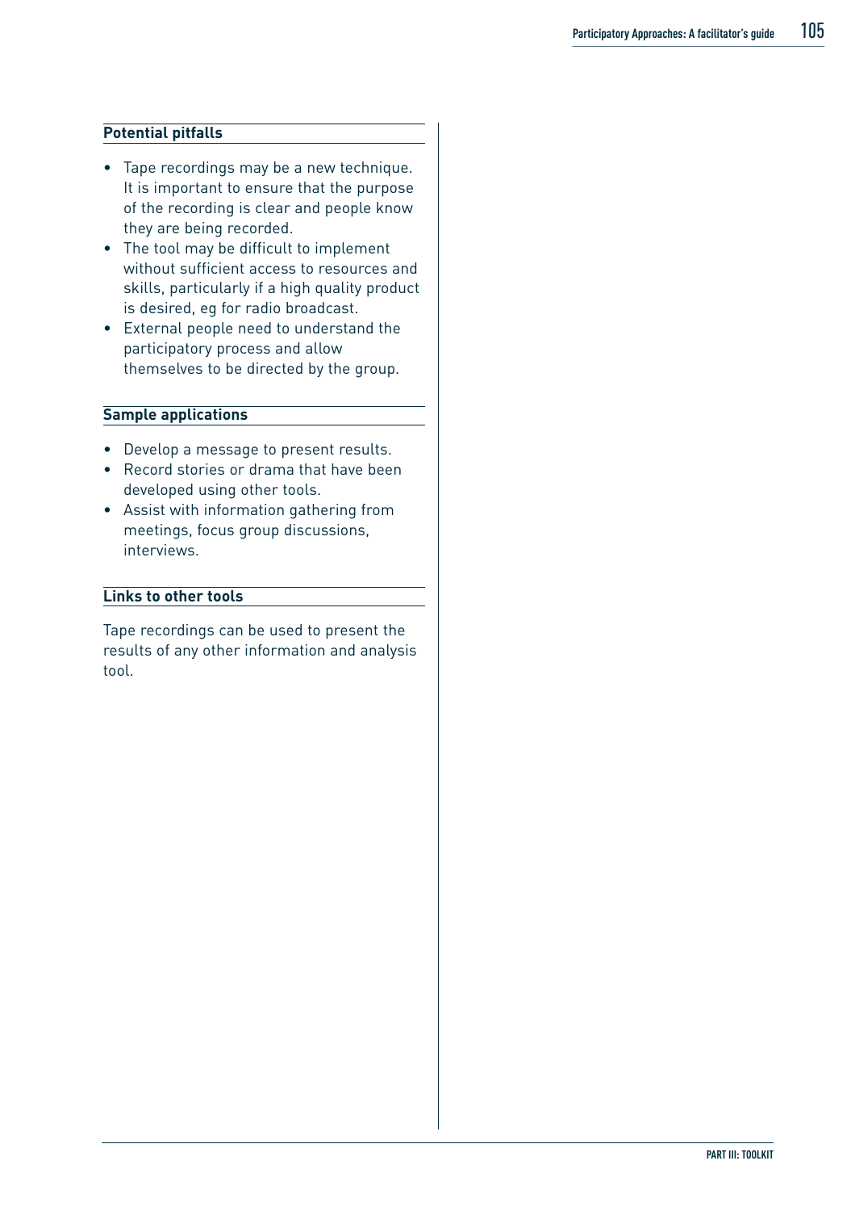### Potential pitfalls

- Tape recordings may be a new technique. It is important to ensure that the purpose of the recording is clear and people know they are being recorded.
- The tool may be difficult to implement without sufficient access to resources and skills, particularly if a high quality product is desired, eg for radio broadcast.
- External people need to understand the participatory process and allow themselves to be directed by the group.

### Sample applications

- Develop a message to present results.
- Record stories or drama that have been developed using other tools.
- Assist with information gathering from meetings, focus group discussions, interviews.

### Links to other tools

Tape recordings can be used to present the results of any other information and analysis tool.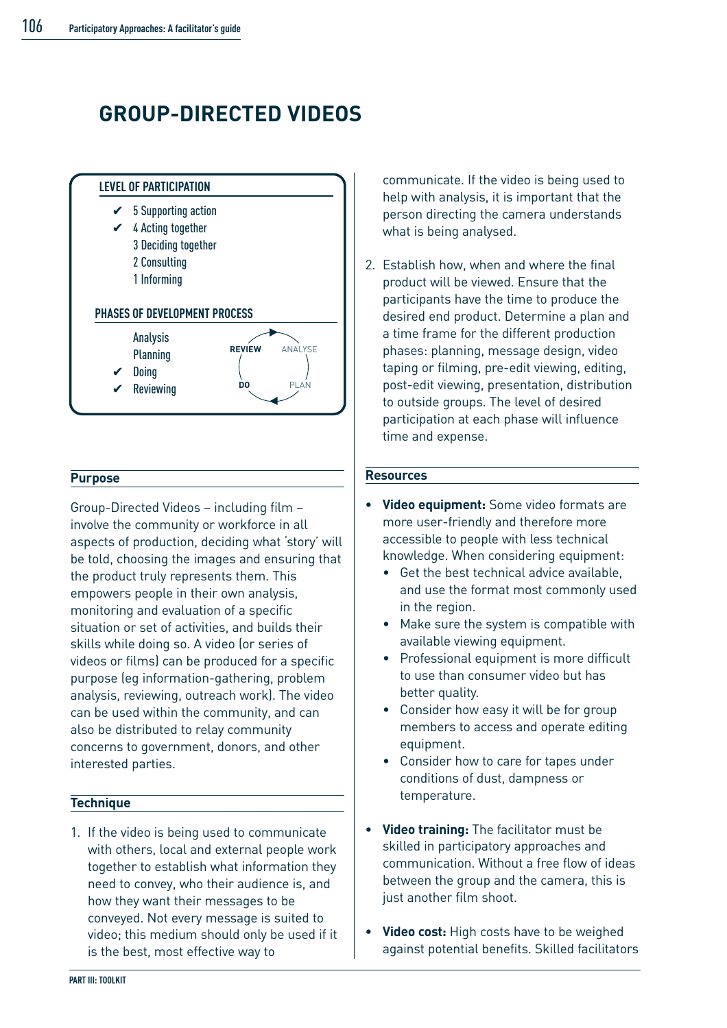# GROUP-DIRECTED VIDEOS

**LEVEL OF PARTICIPATION**

- ✔ 5 Supporting action
- ✔ 4 Acting together
- 3 Deciding together
- 2 Consulting
- 1 Informing

**PHASES OF DEVELOPMENT PROCESS**

- Analysis
- Planning
- ✔ Doing
- ✔ Reviewing

REVIEW → ANALYSE → PLAN → DO

## Purpose

Group-Directed Videos – including film – involve the community or workforce in all aspects of production, deciding what 'story' will be told, choosing the images and ensuring that the product truly represents them. This empowers people in their own analysis, monitoring and evaluation of a specific situation or set of activities, and builds their skills while doing so. A video (or series of videos or films) can be produced for a specific purpose (eg information-gathering, problem analysis, reviewing, outreach work). The video can be used within the community, and can also be distributed to relay community concerns to government, donors, and other interested parties.

## Technique

1. If the video is being used to communicate with others, local and external people work together to establish what information they need to convey, who their audience is, and how they want their messages to be conveyed. Not every message is suited to video; this medium should only be used if it is the best, most effective way to communicate. If the video is being used to help with analysis, it is important that the person directing the camera understands what is being analysed.

2. Establish how, when and where the final product will be viewed. Ensure that the participants have the time to produce the desired end product. Determine a plan and a time frame for the different production phases: planning, message design, video taping or filming, pre-edit viewing, editing, post-edit viewing, presentation, distribution to outside groups. The level of desired participation at each phase will influence time and expense.

## Resources

- **Video equipment:** Some video formats are more user-friendly and therefore more accessible to people with less technical knowledge. When considering equipment:
  - Get the best technical advice available, and use the format most commonly used in the region.
  - Make sure the system is compatible with available viewing equipment.
  - Professional equipment is more difficult to use than consumer video but has better quality.
  - Consider how easy it will be for group members to access and operate editing equipment.
  - Consider how to care for tapes under conditions of dust, dampness or temperature.

- **Video training:** The facilitator must be skilled in participatory approaches and communication. Without a free flow of ideas between the group and the camera, this is just another film shoot.

- **Video cost:** High costs have to be weighed against potential benefits. Skilled facilitators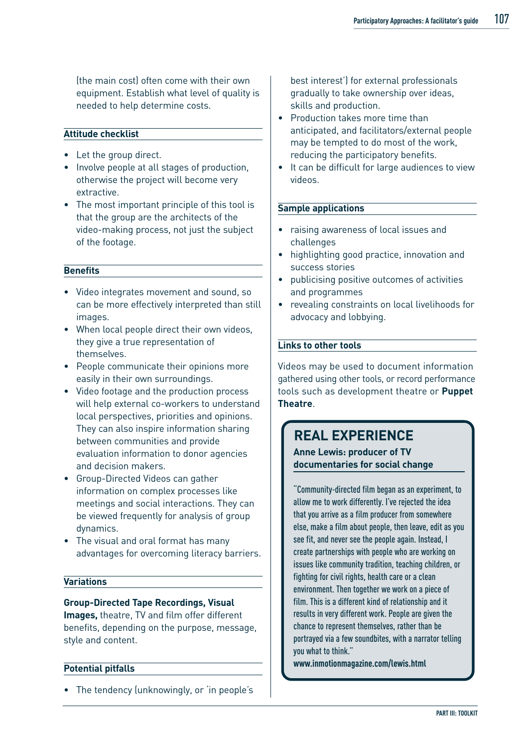(the main cost) often come with their own equipment. Establish what level of quality is needed to help determine costs.

### Attitude checklist

- Let the group direct.
- Involve people at all stages of production, otherwise the project will become very extractive.
- The most important principle of this tool is that the group are the architects of the video-making process, not just the subject of the footage.

### Benefits

- Video integrates movement and sound, so can be more effectively interpreted than still images.
- When local people direct their own videos, they give a true representation of themselves.
- People communicate their opinions more easily in their own surroundings.
- Video footage and the production process will help external co-workers to understand local perspectives, priorities and opinions. They can also inspire information sharing between communities and provide evaluation information to donor agencies and decision makers.
- Group-Directed Videos can gather information on complex processes like meetings and social interactions. They can be viewed frequently for analysis of group dynamics.
- The visual and oral format has many advantages for overcoming literacy barriers.

### Variations

**Group-Directed Tape Recordings, Visual Images,** theatre, TV and film offer different benefits, depending on the purpose, message, style and content.

### Potential pitfalls

- The tendency (unknowingly, or 'in people's best interest') for external professionals gradually to take ownership over ideas, skills and production.
- Production takes more time than anticipated, and facilitators/external people may be tempted to do most of the work, reducing the participatory benefits.
- It can be difficult for large audiences to view videos.

### Sample applications

- raising awareness of local issues and challenges
- highlighting good practice, innovation and success stories
- publicising positive outcomes of activities and programmes
- revealing constraints on local livelihoods for advocacy and lobbying.

### Links to other tools

Videos may be used to document information gathered using other tools, or record performance tools such as development theatre or **Puppet Theatre**.

## REAL EXPERIENCE

**Anne Lewis: producer of TV documentaries for social change**

"Community-directed film began as an experiment, to allow me to work differently. I've rejected the idea that you arrive as a film producer from somewhere else, make a film about people, then leave, edit as you see fit, and never see the people again. Instead, I create partnerships with people who are working on issues like community tradition, teaching children, or fighting for civil rights, health care or a clean environment. Then together we work on a piece of film. This is a different kind of relationship and it results in very different work. People are given the chance to represent themselves, rather than be portrayed via a few soundbites, with a narrator telling you what to think."

**www.inmotionmagazine.com/lewis.html**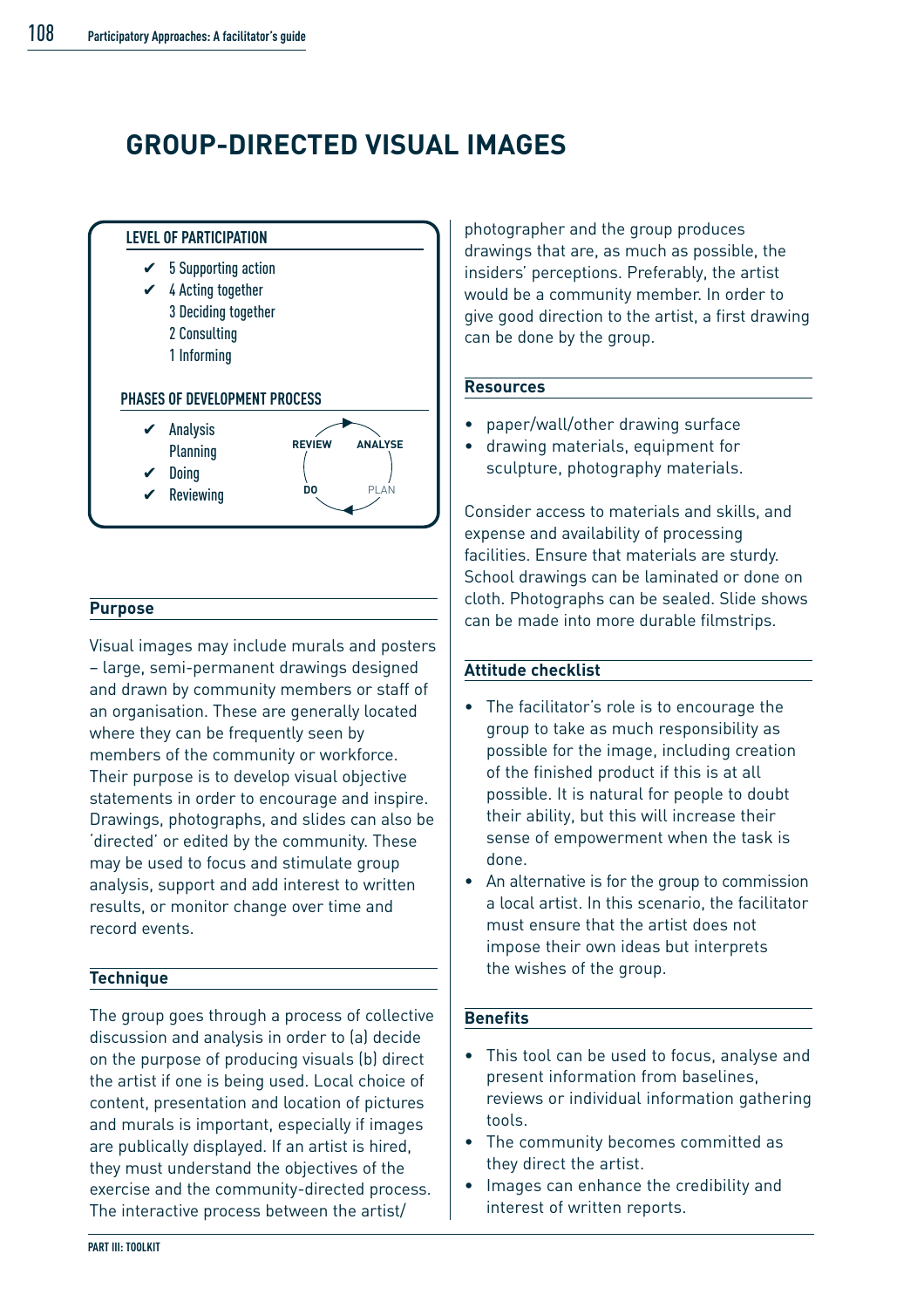# GROUP-DIRECTED VISUAL IMAGES

**LEVEL OF PARTICIPATION**

- ✔ 5 Supporting action
- ✔ 4 Acting together
- 3 Deciding together
- 2 Consulting
- 1 Informing

**PHASES OF DEVELOPMENT PROCESS**

- ✔ Analysis
- Planning
- ✔ Doing
- ✔ Reviewing

REVIEW ANALYSE DO PLAN

## Purpose

Visual images may include murals and posters – large, semi-permanent drawings designed and drawn by community members or staff of an organisation. These are generally located where they can be frequently seen by members of the community or workforce. Their purpose is to develop visual objective statements in order to encourage and inspire. Drawings, photographs, and slides can also be 'directed' or edited by the community. These may be used to focus and stimulate group analysis, support and add interest to written results, or monitor change over time and record events.

## Technique

The group goes through a process of collective discussion and analysis in order to (a) decide on the purpose of producing visuals (b) direct the artist if one is being used. Local choice of content, presentation and location of pictures and murals is important, especially if images are publically displayed. If an artist is hired, they must understand the objectives of the exercise and the community-directed process. The interactive process between the artist/photographer and the group produces drawings that are, as much as possible, the insiders' perceptions. Preferably, the artist would be a community member. In order to give good direction to the artist, a first drawing can be done by the group.

## Resources

- paper/wall/other drawing surface
- drawing materials, equipment for sculpture, photography materials.

Consider access to materials and skills, and expense and availability of processing facilities. Ensure that materials are sturdy. School drawings can be laminated or done on cloth. Photographs can be sealed. Slide shows can be made into more durable filmstrips.

## Attitude checklist

- The facilitator's role is to encourage the group to take as much responsibility as possible for the image, including creation of the finished product if this is at all possible. It is natural for people to doubt their ability, but this will increase their sense of empowerment when the task is done.
- An alternative is for the group to commission a local artist. In this scenario, the facilitator must ensure that the artist does not impose their own ideas but interprets the wishes of the group.

## Benefits

- This tool can be used to focus, analyse and present information from baselines, reviews or individual information gathering tools.
- The community becomes committed as they direct the artist.
- Images can enhance the credibility and interest of written reports.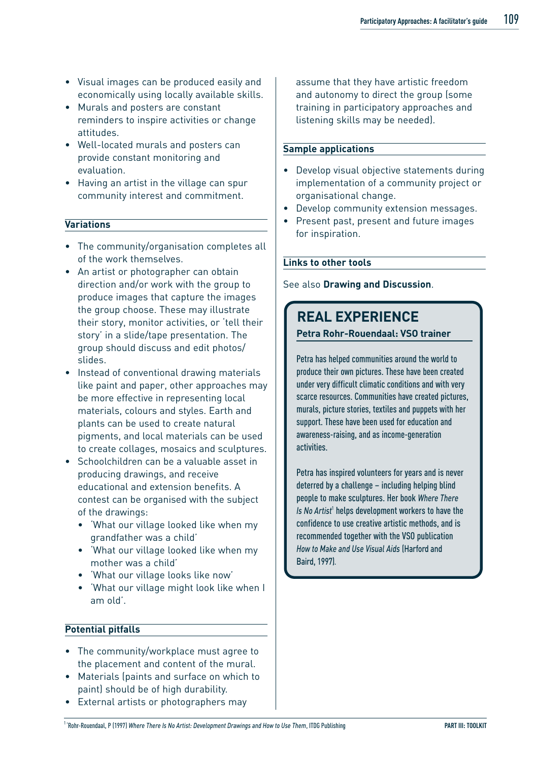- Visual images can be produced easily and economically using locally available skills.
- Murals and posters are constant reminders to inspire activities or change attitudes.
- Well-located murals and posters can provide constant monitoring and evaluation.
- Having an artist in the village can spur community interest and commitment.

### Variations

- The community/organisation completes all of the work themselves.
- An artist or photographer can obtain direction and/or work with the group to produce images that capture the images the group choose. These may illustrate their story, monitor activities, or 'tell their story' in a slide/tape presentation. The group should discuss and edit photos/slides.
- Instead of conventional drawing materials like paint and paper, other approaches may be more effective in representing local materials, colours and styles. Earth and plants can be used to create natural pigments, and local materials can be used to create collages, mosaics and sculptures.
- Schoolchildren can be a valuable asset in producing drawings, and receive educational and extension benefits. A contest can be organised with the subject of the drawings:
  - 'What our village looked like when my grandfather was a child'
  - 'What our village looked like when my mother was a child'
  - 'What our village looks like now'
  - 'What our village might look like when I am old'.

### Potential pitfalls

- The community/workplace must agree to the placement and content of the mural.
- Materials (paints and surface on which to paint) should be of high durability.
- External artists or photographers may assume that they have artistic freedom and autonomy to direct the group (some training in participatory approaches and listening skills may be needed).

### Sample applications

- Develop visual objective statements during implementation of a community project or organisational change.
- Develop community extension messages.
- Present past, present and future images for inspiration.

### Links to other tools

See also **Drawing and Discussion**.

## REAL EXPERIENCE

**Petra Rohr-Rouendaal: VSO trainer**

Petra has helped communities around the world to produce their own pictures. These have been created under very difficult climatic conditions and with very scarce resources. Communities have created pictures, murals, picture stories, textiles and puppets with her support. These have been used for education and awareness-raising, and as income-generation activities.

Petra has inspired volunteers for years and is never deterred by a challenge – including helping blind people to make sculptures. Her book *Where There Is No Artist*[1] helps development workers to have the confidence to use creative artistic methods, and is recommended together with the VSO publication *How to Make and Use Visual Aids* (Harford and Baird, 1997).

[1] Rohr-Rouendaal, P (1997) *Where There Is No Artist: Development Drawings and How to Use Them*, ITDG Publishing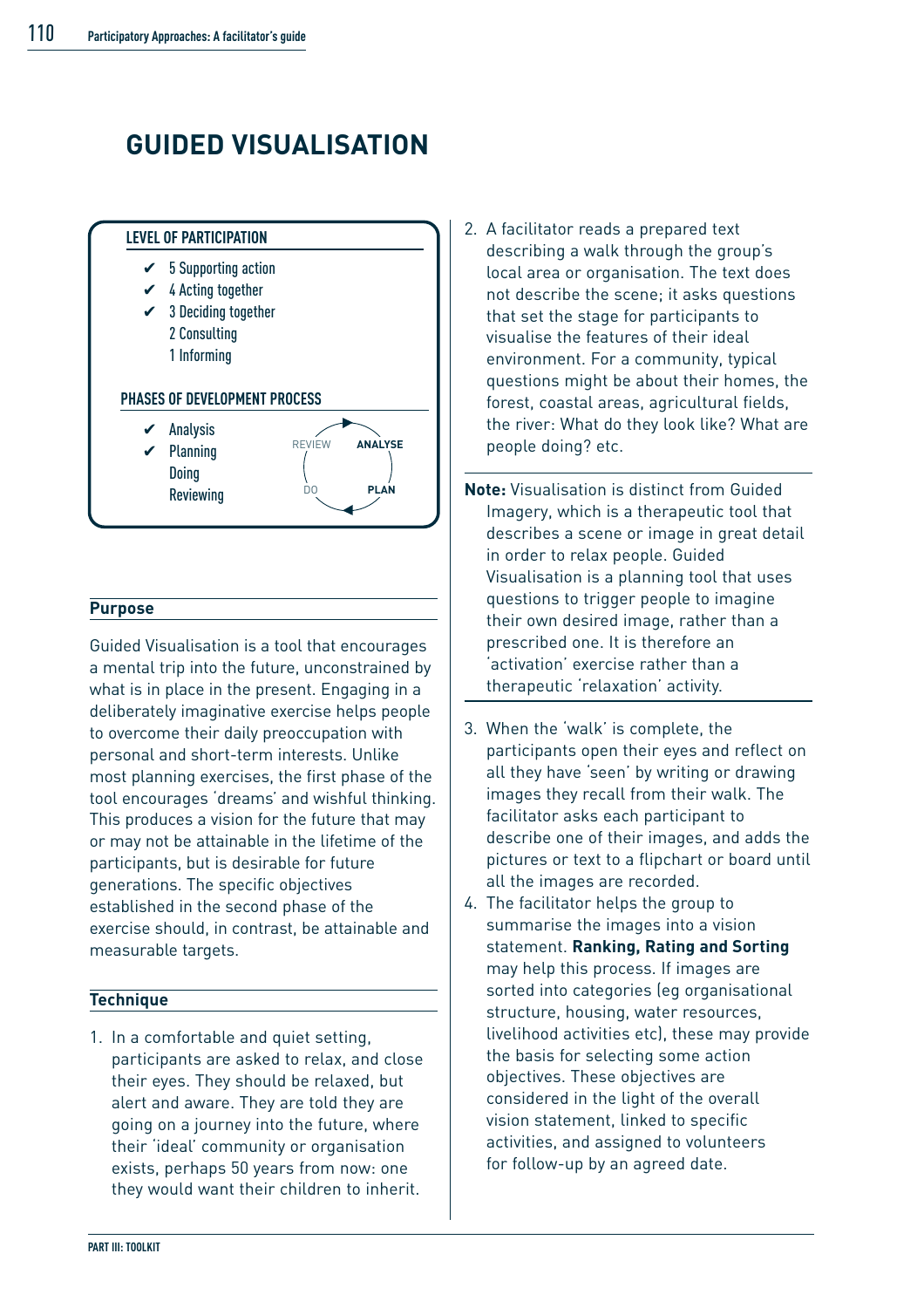# GUIDED VISUALISATION

**LEVEL OF PARTICIPATION**

- ✔ 5 Supporting action
- ✔ 4 Acting together
- ✔ 3 Deciding together
- 2 Consulting
- 1 Informing

**PHASES OF DEVELOPMENT PROCESS**

- ✔ Analysis
- ✔ Planning
- Doing
- Reviewing

REVIEW → **ANALYSE** → **PLAN** → DO

## Purpose

Guided Visualisation is a tool that encourages a mental trip into the future, unconstrained by what is in place in the present. Engaging in a deliberately imaginative exercise helps people to overcome their daily preoccupation with personal and short-term interests. Unlike most planning exercises, the first phase of the tool encourages 'dreams' and wishful thinking. This produces a vision for the future that may or may not be attainable in the lifetime of the participants, but is desirable for future generations. The specific objectives established in the second phase of the exercise should, in contrast, be attainable and measurable targets.

## Technique

1. In a comfortable and quiet setting, participants are asked to relax, and close their eyes. They should be relaxed, but alert and aware. They are told they are going on a journey into the future, where their 'ideal' community or organisation exists, perhaps 50 years from now: one they would want their children to inherit.
2. A facilitator reads a prepared text describing a walk through the group's local area or organisation. The text does not describe the scene; it asks questions that set the stage for participants to visualise the features of their ideal environment. For a community, typical questions might be about their homes, the forest, coastal areas, agricultural fields, the river: What do they look like? What are people doing? etc.

**Note:** Visualisation is distinct from Guided Imagery, which is a therapeutic tool that describes a scene or image in great detail in order to relax people. Guided Visualisation is a planning tool that uses questions to trigger people to imagine their own desired image, rather than a prescribed one. It is therefore an 'activation' exercise rather than a therapeutic 'relaxation' activity.

3. When the 'walk' is complete, the participants open their eyes and reflect on all they have 'seen' by writing or drawing images they recall from their walk. The facilitator asks each participant to describe one of their images, and adds the pictures or text to a flipchart or board until all the images are recorded.
4. The facilitator helps the group to summarise the images into a vision statement. **Ranking, Rating and Sorting** may help this process. If images are sorted into categories (eg organisational structure, housing, water resources, livelihood activities etc), these may provide the basis for selecting some action objectives. These objectives are considered in the light of the overall vision statement, linked to specific activities, and assigned to volunteers for follow-up by an agreed date.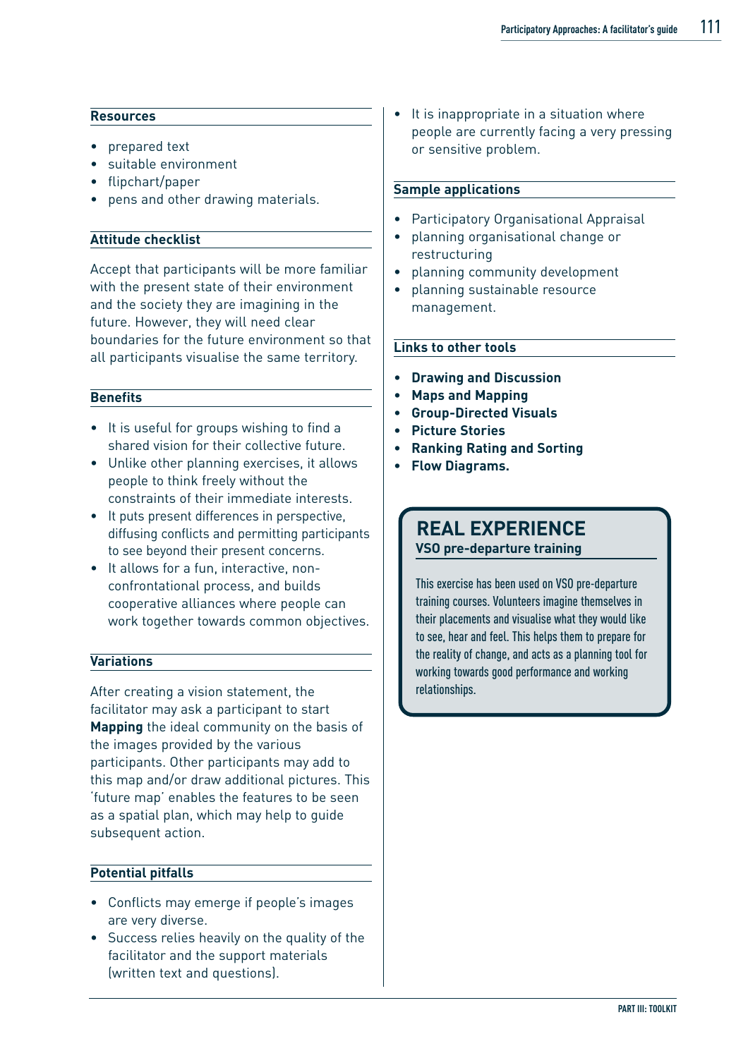### Resources

- prepared text
- suitable environment
- flipchart/paper
- pens and other drawing materials.

### Attitude checklist

Accept that participants will be more familiar with the present state of their environment and the society they are imagining in the future. However, they will need clear boundaries for the future environment so that all participants visualise the same territory.

### Benefits

- It is useful for groups wishing to find a shared vision for their collective future.
- Unlike other planning exercises, it allows people to think freely without the constraints of their immediate interests.
- It puts present differences in perspective, diffusing conflicts and permitting participants to see beyond their present concerns.
- It allows for a fun, interactive, non-confrontational process, and builds cooperative alliances where people can work together towards common objectives.

### Variations

After creating a vision statement, the facilitator may ask a participant to start **Mapping** the ideal community on the basis of the images provided by the various participants. Other participants may add to this map and/or draw additional pictures. This 'future map' enables the features to be seen as a spatial plan, which may help to guide subsequent action.

### Potential pitfalls

- Conflicts may emerge if people's images are very diverse.
- Success relies heavily on the quality of the facilitator and the support materials (written text and questions).
- It is inappropriate in a situation where people are currently facing a very pressing or sensitive problem.

### Sample applications

- Participatory Organisational Appraisal
- planning organisational change or restructuring
- planning community development
- planning sustainable resource management.

### Links to other tools

- **Drawing and Discussion**
- **Maps and Mapping**
- **Group-Directed Visuals**
- **Picture Stories**
- **Ranking Rating and Sorting**
- **Flow Diagrams.**

## REAL EXPERIENCE

**VSO pre-departure training**

This exercise has been used on VSO pre-departure training courses. Volunteers imagine themselves in their placements and visualise what they would like to see, hear and feel. This helps them to prepare for the reality of change, and acts as a planning tool for working towards good performance and working relationships.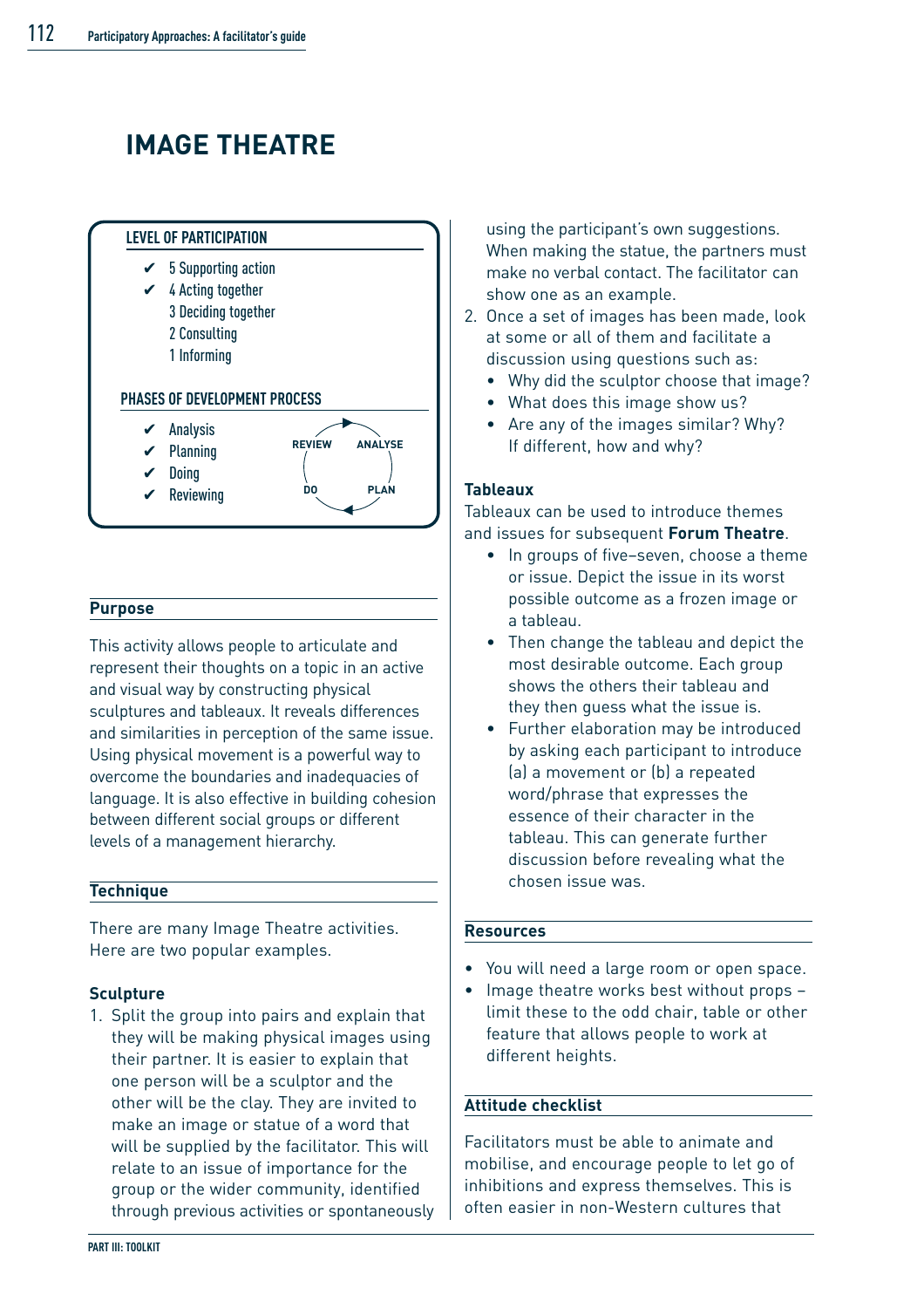# IMAGE THEATRE

**LEVEL OF PARTICIPATION**

- ✔ 5 Supporting action
- ✔ 4 Acting together
- 3 Deciding together
- 2 Consulting
- 1 Informing

**PHASES OF DEVELOPMENT PROCESS**

- ✔ Analysis
- ✔ Planning
- ✔ Doing
- ✔ Reviewing

REVIEW → ANALYSE → PLAN → DO

## Purpose

This activity allows people to articulate and represent their thoughts on a topic in an active and visual way by constructing physical sculptures and tableaux. It reveals differences and similarities in perception of the same issue. Using physical movement is a powerful way to overcome the boundaries and inadequacies of language. It is also effective in building cohesion between different social groups or different levels of a management hierarchy.

## Technique

There are many Image Theatre activities. Here are two popular examples.

### Sculpture

1. Split the group into pairs and explain that they will be making physical images using their partner. It is easier to explain that one person will be a sculptor and the other will be the clay. They are invited to make an image or statue of a word that will be supplied by the facilitator. This will relate to an issue of importance for the group or the wider community, identified through previous activities or spontaneously using the participant's own suggestions. When making the statue, the partners must make no verbal contact. The facilitator can show one as an example.
2. Once a set of images has been made, look at some or all of them and facilitate a discussion using questions such as:
   - Why did the sculptor choose that image?
   - What does this image show us?
   - Are any of the images similar? Why? If different, how and why?

### Tableaux

Tableaux can be used to introduce themes and issues for subsequent **Forum Theatre**.

- In groups of five–seven, choose a theme or issue. Depict the issue in its worst possible outcome as a frozen image or a tableau.
- Then change the tableau and depict the most desirable outcome. Each group shows the others their tableau and they then guess what the issue is.
- Further elaboration may be introduced by asking each participant to introduce (a) a movement or (b) a repeated word/phrase that expresses the essence of their character in the tableau. This can generate further discussion before revealing what the chosen issue was.

## Resources

- You will need a large room or open space.
- Image theatre works best without props – limit these to the odd chair, table or other feature that allows people to work at different heights.

## Attitude checklist

Facilitators must be able to animate and mobilise, and encourage people to let go of inhibitions and express themselves. This is often easier in non-Western cultures that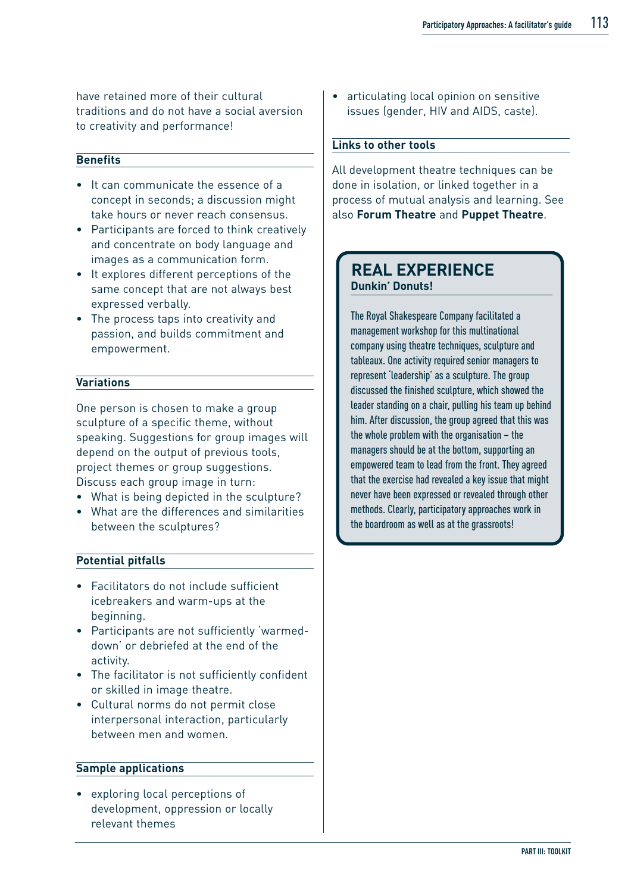have retained more of their cultural traditions and do not have a social aversion to creativity and performance!

### Benefits

- It can communicate the essence of a concept in seconds; a discussion might take hours or never reach consensus.
- Participants are forced to think creatively and concentrate on body language and images as a communication form.
- It explores different perceptions of the same concept that are not always best expressed verbally.
- The process taps into creativity and passion, and builds commitment and empowerment.

### Variations

One person is chosen to make a group sculpture of a specific theme, without speaking. Suggestions for group images will depend on the output of previous tools, project themes or group suggestions. Discuss each group image in turn:

- What is being depicted in the sculpture?
- What are the differences and similarities between the sculptures?

### Potential pitfalls

- Facilitators do not include sufficient icebreakers and warm-ups at the beginning.
- Participants are not sufficiently 'warmed-down' or debriefed at the end of the activity.
- The facilitator is not sufficiently confident or skilled in image theatre.
- Cultural norms do not permit close interpersonal interaction, particularly between men and women.

### Sample applications

- exploring local perceptions of development, oppression or locally relevant themes
- articulating local opinion on sensitive issues (gender, HIV and AIDS, caste).

### Links to other tools

All development theatre techniques can be done in isolation, or linked together in a process of mutual analysis and learning. See also **Forum Theatre** and **Puppet Theatre**.

## REAL EXPERIENCE

**Dunkin' Donuts!**

The Royal Shakespeare Company facilitated a management workshop for this multinational company using theatre techniques, sculpture and tableaux. One activity required senior managers to represent 'leadership' as a sculpture. The group discussed the finished sculpture, which showed the leader standing on a chair, pulling his team up behind him. After discussion, the group agreed that this was the whole problem with the organisation – the managers should be at the bottom, supporting an empowered team to lead from the front. They agreed that the exercise had revealed a key issue that might never have been expressed or revealed through other methods. Clearly, participatory approaches work in the boardroom as well as at the grassroots!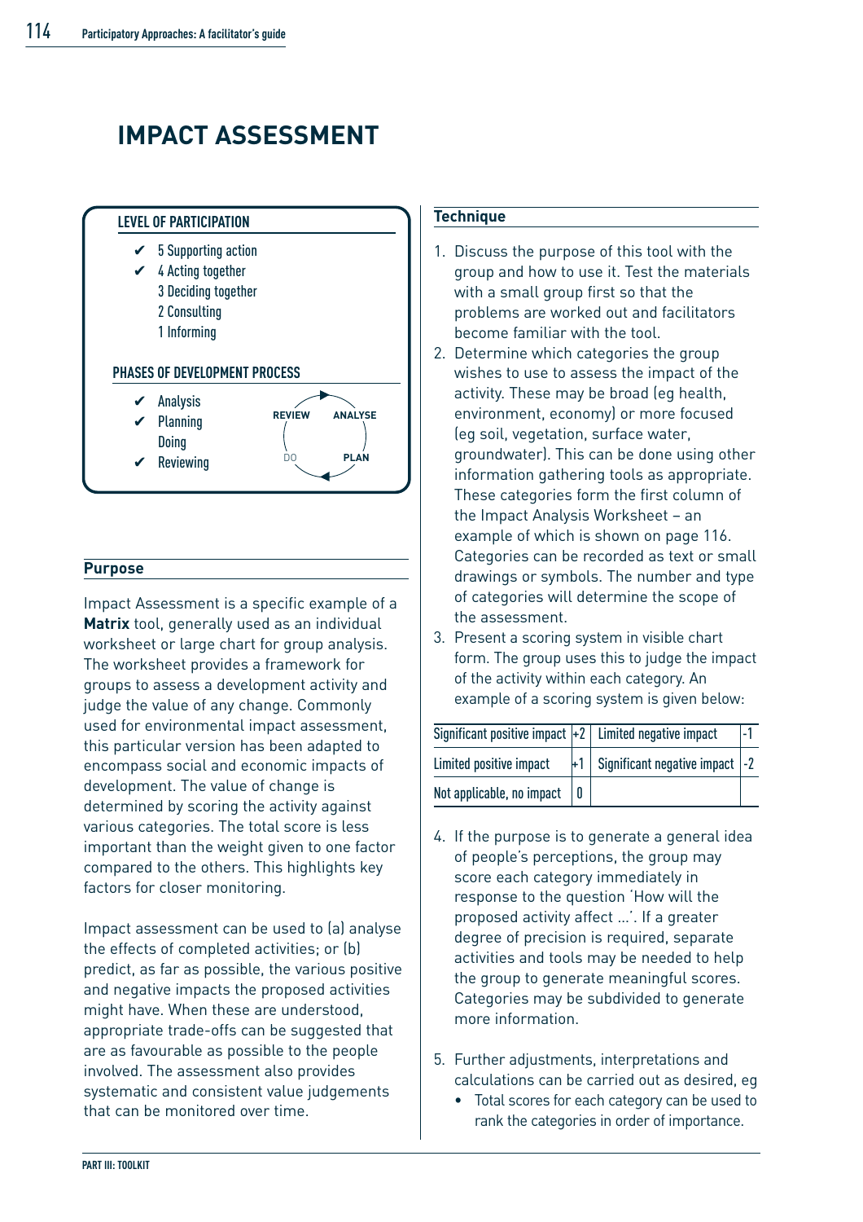# IMPACT ASSESSMENT

**LEVEL OF PARTICIPATION**

- ✔ 5 Supporting action
- ✔ 4 Acting together
- 3 Deciding together
- 2 Consulting
- 1 Informing

**PHASES OF DEVELOPMENT PROCESS**

- ✔ Analysis
- ✔ Planning
- Doing
- ✔ Reviewing

REVIEW → ANALYSE → PLAN → DO

## Purpose

Impact Assessment is a specific example of a **Matrix** tool, generally used as an individual worksheet or large chart for group analysis. The worksheet provides a framework for groups to assess a development activity and judge the value of any change. Commonly used for environmental impact assessment, this particular version has been adapted to encompass social and economic impacts of development. The value of change is determined by scoring the activity against various categories. The total score is less important than the weight given to one factor compared to the others. This highlights key factors for closer monitoring.

Impact assessment can be used to (a) analyse the effects of completed activities; or (b) predict, as far as possible, the various positive and negative impacts the proposed activities might have. When these are understood, appropriate trade-offs can be suggested that are as favourable as possible to the people involved. The assessment also provides systematic and consistent value judgements that can be monitored over time.

## Technique

1. Discuss the purpose of this tool with the group and how to use it. Test the materials with a small group first so that the problems are worked out and facilitators become familiar with the tool.
2. Determine which categories the group wishes to use to assess the impact of the activity. These may be broad (eg health, environment, economy) or more focused (eg soil, vegetation, surface water, groundwater). This can be done using other information gathering tools as appropriate. These categories form the first column of the Impact Analysis Worksheet – an example of which is shown on page 116. Categories can be recorded as text or small drawings or symbols. The number and type of categories will determine the scope of the assessment.
3. Present a scoring system in visible chart form. The group uses this to judge the impact of the activity within each category. An example of a scoring system is given below:

| Significant positive impact | +2 | Limited negative impact | -1 |
|---|---|---|---|
| Limited positive impact | +1 | Significant negative impact | -2 |
| Not applicable, no impact | 0 | | |

4. If the purpose is to generate a general idea of people's perceptions, the group may score each category immediately in response to the question 'How will the proposed activity affect …'. If a greater degree of precision is required, separate activities and tools may be needed to help the group to generate meaningful scores. Categories may be subdivided to generate more information.

5. Further adjustments, interpretations and calculations can be carried out as desired, eg
   - Total scores for each category can be used to rank the categories in order of importance.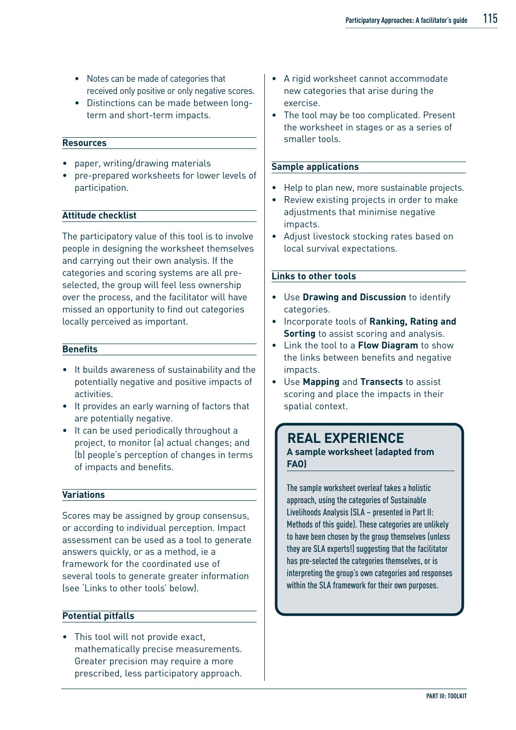- Notes can be made of categories that received only positive or only negative scores.
- Distinctions can be made between long-term and short-term impacts.

### Resources

- paper, writing/drawing materials
- pre-prepared worksheets for lower levels of participation.

### Attitude checklist

The participatory value of this tool is to involve people in designing the worksheet themselves and carrying out their own analysis. If the categories and scoring systems are all pre-selected, the group will feel less ownership over the process, and the facilitator will have missed an opportunity to find out categories locally perceived as important.

### Benefits

- It builds awareness of sustainability and the potentially negative and positive impacts of activities.
- It provides an early warning of factors that are potentially negative.
- It can be used periodically throughout a project, to monitor (a) actual changes; and (b) people's perception of changes in terms of impacts and benefits.

### Variations

Scores may be assigned by group consensus, or according to individual perception. Impact assessment can be used as a tool to generate answers quickly, or as a method, ie a framework for the coordinated use of several tools to generate greater information (see 'Links to other tools' below).

### Potential pitfalls

- This tool will not provide exact, mathematically precise measurements. Greater precision may require a more prescribed, less participatory approach.
- A rigid worksheet cannot accommodate new categories that arise during the exercise.
- The tool may be too complicated. Present the worksheet in stages or as a series of smaller tools.

### Sample applications

- Help to plan new, more sustainable projects.
- Review existing projects in order to make adjustments that minimise negative impacts.
- Adjust livestock stocking rates based on local survival expectations.

### Links to other tools

- Use **Drawing and Discussion** to identify categories.
- Incorporate tools of **Ranking, Rating and Sorting** to assist scoring and analysis.
- Link the tool to a **Flow Diagram** to show the links between benefits and negative impacts.
- Use **Mapping** and **Transects** to assist scoring and place the impacts in their spatial context.

## REAL EXPERIENCE

**A sample worksheet (adapted from FAO)**

The sample worksheet overleaf takes a holistic approach, using the categories of Sustainable Livelihoods Analysis (SLA – presented in Part II: Methods of this guide). These categories are unlikely to have been chosen by the group themselves (unless they are SLA experts!) suggesting that the facilitator has pre-selected the categories themselves, or is interpreting the group's own categories and responses within the SLA framework for their own purposes.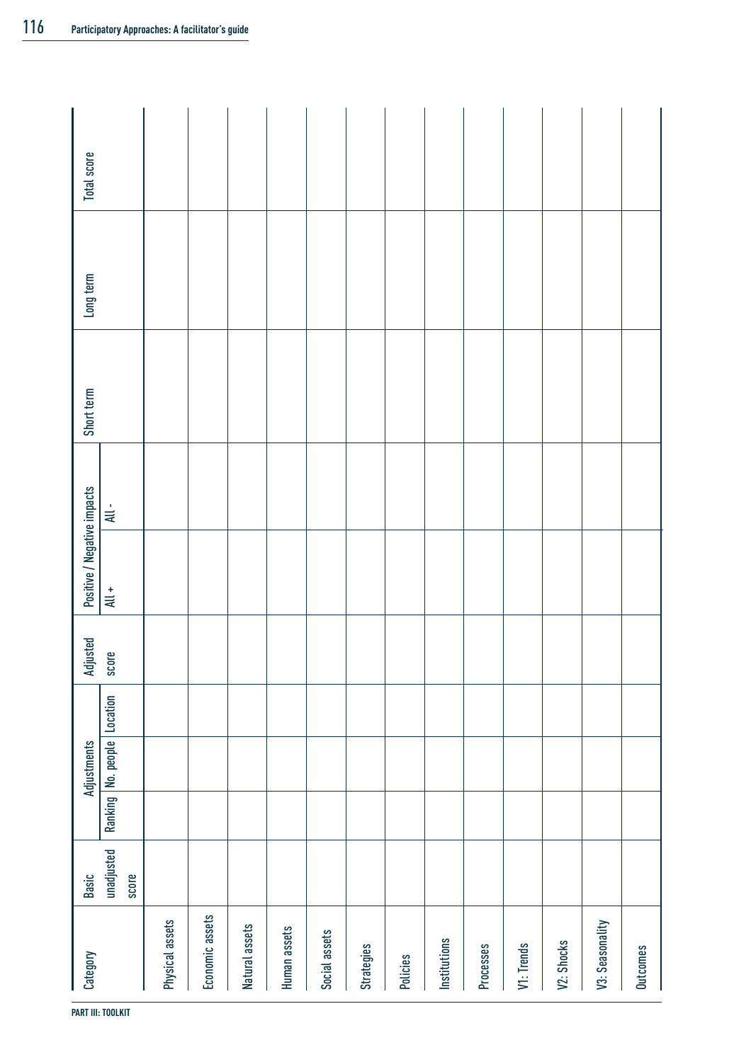| Category | Basic unadjusted score | Adjustments | | | Adjusted score | Positive / Negative impacts | | Short term | Long term | Total score |
|---|---|---|---|---|---|---|---|---|---|---|
| | | Ranking | No. people | Location | | All + | All - | | | |
| Physical assets | | | | | | | | | | |
| Economic assets | | | | | | | | | | |
| Natural assets | | | | | | | | | | |
| Human assets | | | | | | | | | | |
| Social assets | | | | | | | | | | |
| Strategies | | | | | | | | | | |
| Policies | | | | | | | | | | |
| Institutions | | | | | | | | | | |
| Processes | | | | | | | | | | |
| V1: Trends | | | | | | | | | | |
| V2: Shocks | | | | | | | | | | |
| V3: Seasonality | | | | | | | | | | |
| Outcomes | | | | | | | | | | |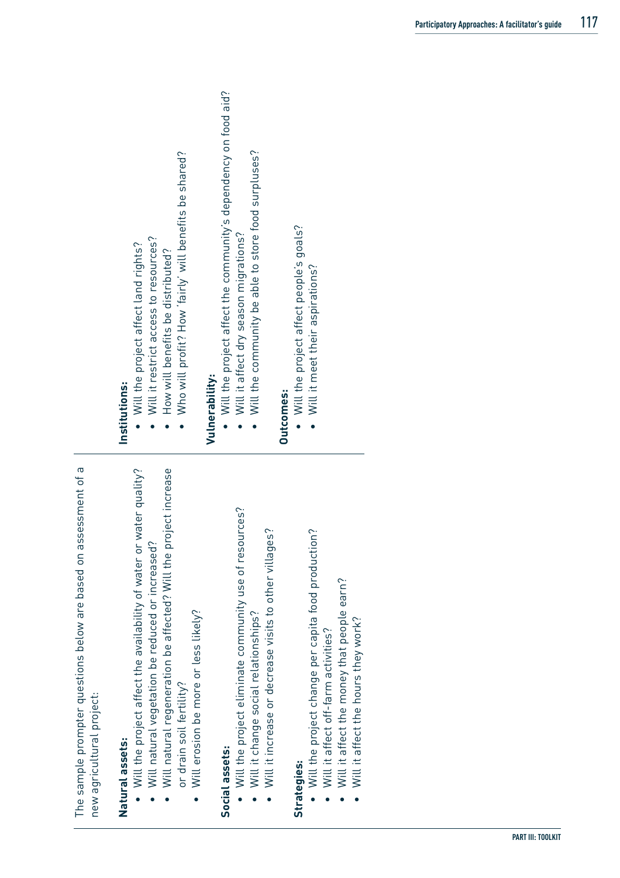The sample prompter questions below are based on assessment of a new agricultural project:

**Natural assets:**

- Will the project affect the availability of water or water quality?
- Will natural vegetation be reduced or increased?
- Will natural regeneration be affected? Will the project increase or drain soil fertility?
- Will erosion be more or less likely?

**Social assets:**

- Will the project eliminate community use of resources?
- Will it change social relationships?
- Will it increase or decrease visits to other villages?

**Strategies:**

- Will the project change per capita food production?
- Will it affect off-farm activities?
- Will it affect the money that people earn?
- Will it affect the hours they work?

**Institutions:**

- Will the project affect land rights?
- Will it restrict access to resources?
- How will benefits be distributed?
- Who will profit? How 'fairly' will benefits be shared?

**Vulnerability:**

- Will the project affect the community's dependency on food aid?
- Will it affect dry season migrations?
- Will the community be able to store food surpluses?

**Outcomes:**

- Will the project affect people's goals?
- Will it meet their aspirations?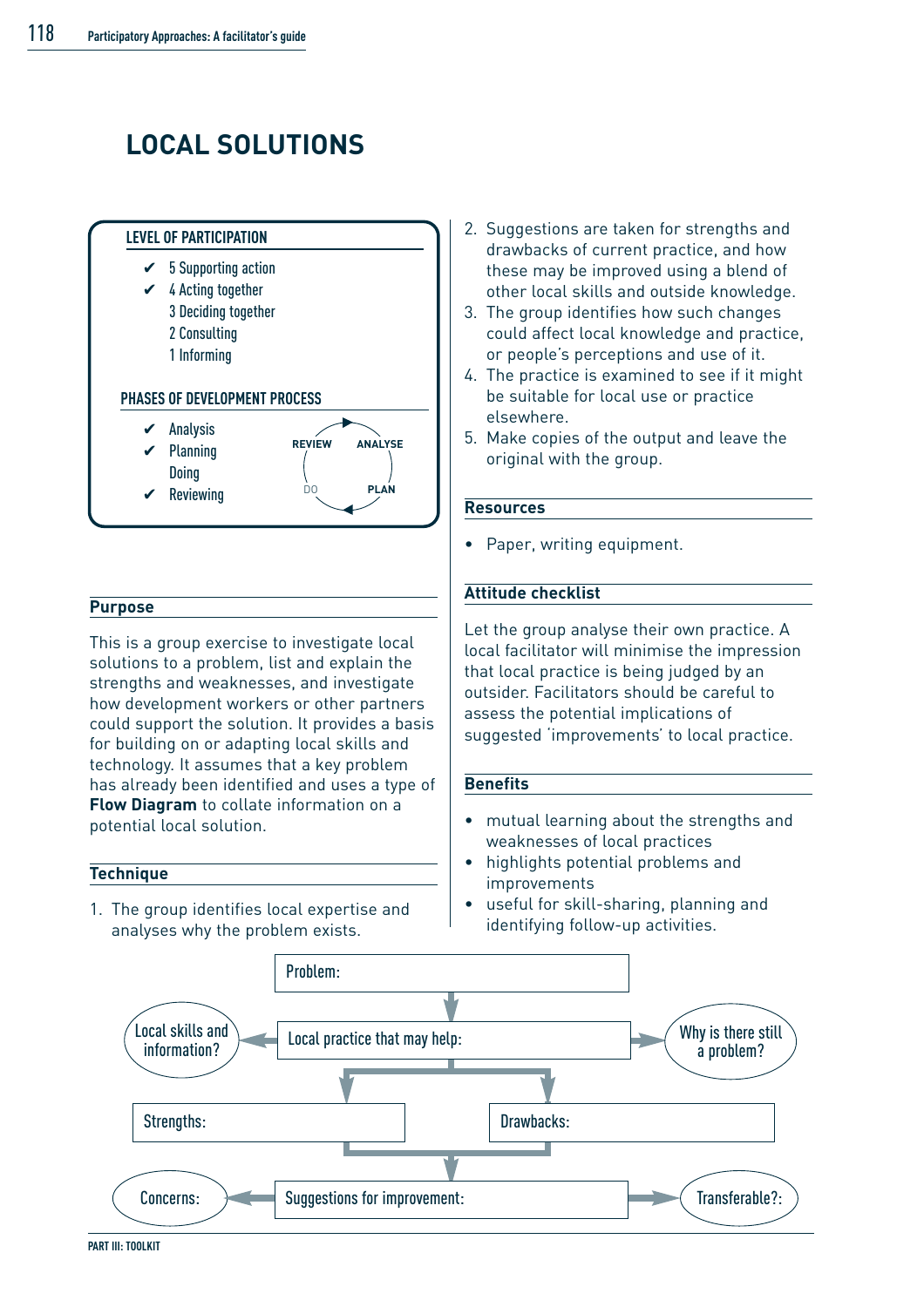# LOCAL SOLUTIONS

**LEVEL OF PARTICIPATION**

- ✔ 5 Supporting action
- ✔ 4 Acting together
- 3 Deciding together
- 2 Consulting
- 1 Informing

**PHASES OF DEVELOPMENT PROCESS**

- ✔ Analysis
- ✔ Planning
- Doing
- ✔ Reviewing

REVIEW → ANALYSE → PLAN → DO

## Purpose

This is a group exercise to investigate local solutions to a problem, list and explain the strengths and weaknesses, and investigate how development workers or other partners could support the solution. It provides a basis for building on or adapting local skills and technology. It assumes that a key problem has already been identified and uses a type of **Flow Diagram** to collate information on a potential local solution.

## Technique

1. The group identifies local expertise and analyses why the problem exists.
2. Suggestions are taken for strengths and drawbacks of current practice, and how these may be improved using a blend of other local skills and outside knowledge.
3. The group identifies how such changes could affect local knowledge and practice, or people's perceptions and use of it.
4. The practice is examined to see if it might be suitable for local use or practice elsewhere.
5. Make copies of the output and leave the original with the group.

## Resources

- Paper, writing equipment.

## Attitude checklist

Let the group analyse their own practice. A local facilitator will minimise the impression that local practice is being judged by an outsider. Facilitators should be careful to assess the potential implications of suggested 'improvements' to local practice.

## Benefits

- mutual learning about the strengths and weaknesses of local practices
- highlights potential problems and improvements
- useful for skill-sharing, planning and identifying follow-up activities.

Problem: → Local practice that may help:

Local practice that may help: → Local skills and information? | Why is there still a problem?

Local practice that may help: → Strengths: | Drawbacks:

Strengths: / Drawbacks: → Suggestions for improvement:

Suggestions for improvement: → Concerns: | Transferable?: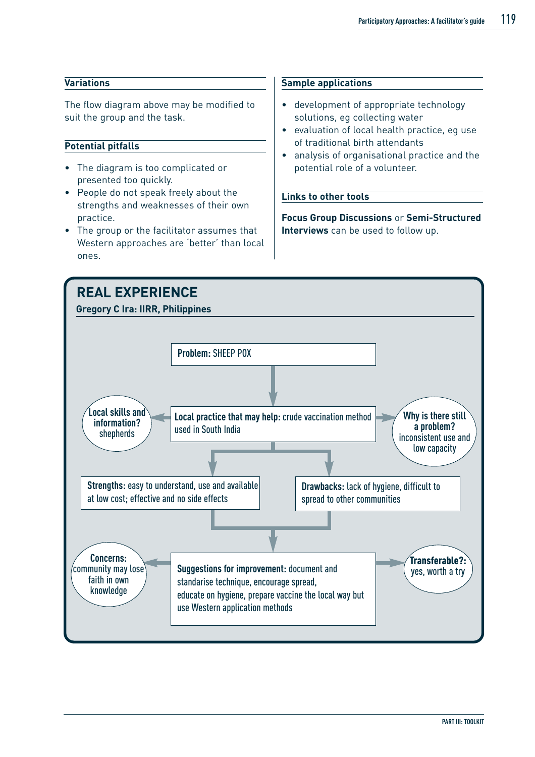## Variations

The flow diagram above may be modified to suit the group and the task.

## Potential pitfalls

- The diagram is too complicated or presented too quickly.
- People do not speak freely about the strengths and weaknesses of their own practice.
- The group or the facilitator assumes that Western approaches are 'better' than local ones.

## Sample applications

- development of appropriate technology solutions, eg collecting water
- evaluation of local health practice, eg use of traditional birth attendants
- analysis of organisational practice and the potential role of a volunteer.

## Links to other tools

**Focus Group Discussions** or **Semi-Structured Interviews** can be used to follow up.

## REAL EXPERIENCE

**Gregory C Ira: IIRR, Philippines**

**Problem:** SHEEP POX

**Local practice that may help:** crude vaccination method used in South India

**Local skills and information?** shepherds

**Why is there still a problem?** inconsistent use and low capacity

**Strengths:** easy to understand, use and available at low cost; effective and no side effects

**Drawbacks:** lack of hygiene, difficult to spread to other communities

**Suggestions for improvement:** document and standarise technique, encourage spread, educate on hygiene, prepare vaccine the local way but use Western application methods

**Concerns:** community may lose faith in own knowledge

**Transferable?:** yes, worth a try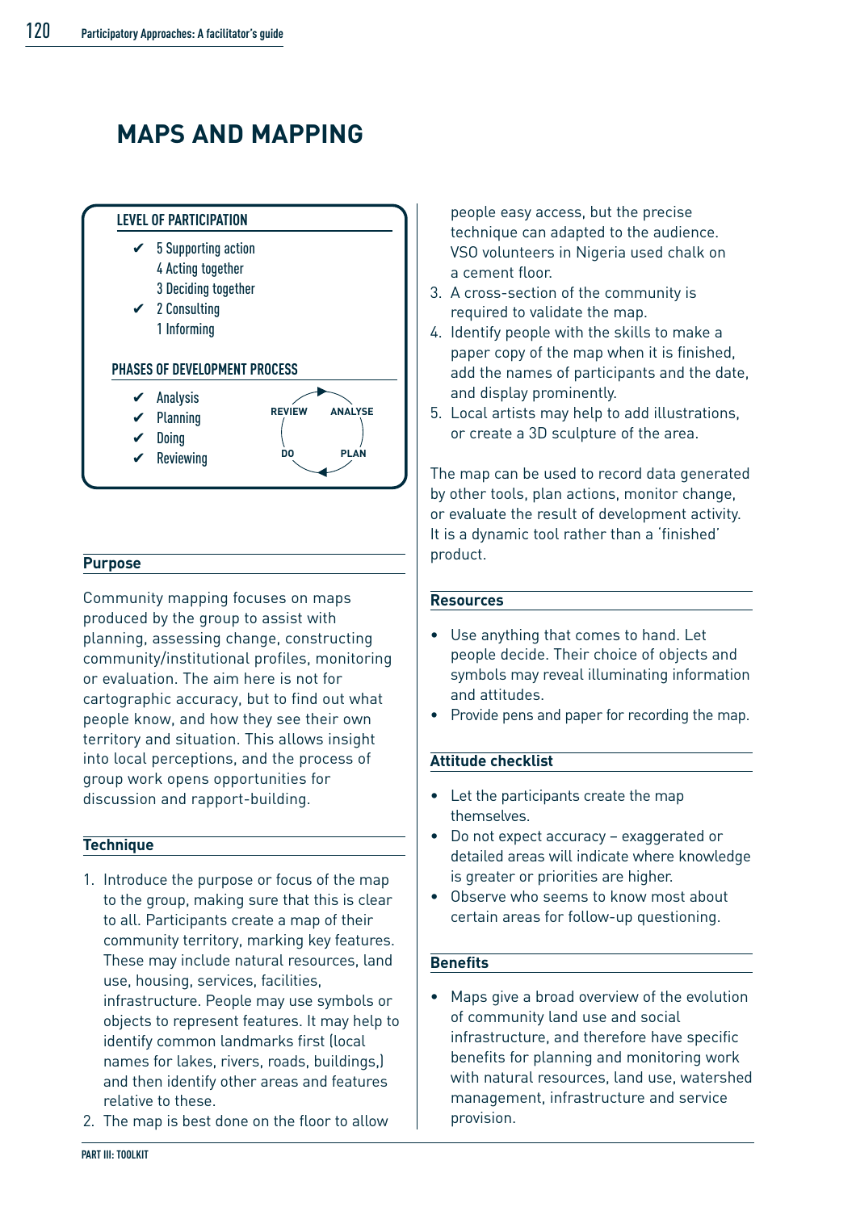# MAPS AND MAPPING

**LEVEL OF PARTICIPATION**

- ✔ 5 Supporting action
- 4 Acting together
- 3 Deciding together
- ✔ 2 Consulting
- 1 Informing

**PHASES OF DEVELOPMENT PROCESS**

- ✔ Analysis
- ✔ Planning
- ✔ Doing
- ✔ Reviewing

REVIEW → ANALYSE → PLAN → DO

## Purpose

Community mapping focuses on maps produced by the group to assist with planning, assessing change, constructing community/institutional profiles, monitoring or evaluation. The aim here is not for cartographic accuracy, but to find out what people know, and how they see their own territory and situation. This allows insight into local perceptions, and the process of group work opens opportunities for discussion and rapport-building.

## Technique

1. Introduce the purpose or focus of the map to the group, making sure that this is clear to all. Participants create a map of their community territory, marking key features. These may include natural resources, land use, housing, services, facilities, infrastructure. People may use symbols or objects to represent features. It may help to identify common landmarks first (local names for lakes, rivers, roads, buildings,) and then identify other areas and features relative to these.
2. The map is best done on the floor to allow people easy access, but the precise technique can adapted to the audience. VSO volunteers in Nigeria used chalk on a cement floor.
3. A cross-section of the community is required to validate the map.
4. Identify people with the skills to make a paper copy of the map when it is finished, add the names of participants and the date, and display prominently.
5. Local artists may help to add illustrations, or create a 3D sculpture of the area.

The map can be used to record data generated by other tools, plan actions, monitor change, or evaluate the result of development activity. It is a dynamic tool rather than a 'finished' product.

## Resources

- Use anything that comes to hand. Let people decide. Their choice of objects and symbols may reveal illuminating information and attitudes.
- Provide pens and paper for recording the map.

## Attitude checklist

- Let the participants create the map themselves.
- Do not expect accuracy – exaggerated or detailed areas will indicate where knowledge is greater or priorities are higher.
- Observe who seems to know most about certain areas for follow-up questioning.

## Benefits

- Maps give a broad overview of the evolution of community land use and social infrastructure, and therefore have specific benefits for planning and monitoring work with natural resources, land use, watershed management, infrastructure and service provision.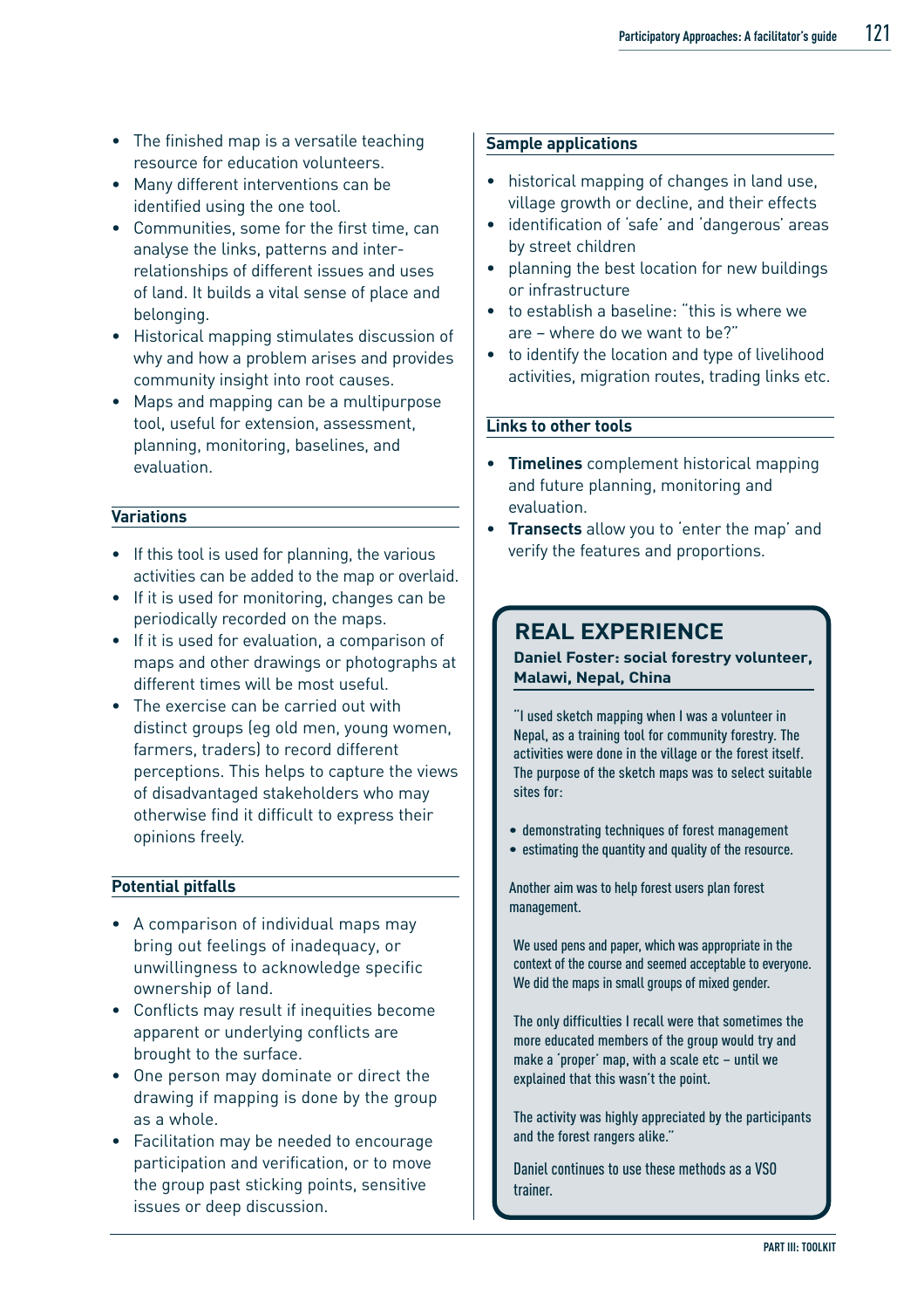- The finished map is a versatile teaching resource for education volunteers.
- Many different interventions can be identified using the one tool.
- Communities, some for the first time, can analyse the links, patterns and inter-relationships of different issues and uses of land. It builds a vital sense of place and belonging.
- Historical mapping stimulates discussion of why and how a problem arises and provides community insight into root causes.
- Maps and mapping can be a multipurpose tool, useful for extension, assessment, planning, monitoring, baselines, and evaluation.

### Variations

- If this tool is used for planning, the various activities can be added to the map or overlaid.
- If it is used for monitoring, changes can be periodically recorded on the maps.
- If it is used for evaluation, a comparison of maps and other drawings or photographs at different times will be most useful.
- The exercise can be carried out with distinct groups (eg old men, young women, farmers, traders) to record different perceptions. This helps to capture the views of disadvantaged stakeholders who may otherwise find it difficult to express their opinions freely.

### Potential pitfalls

- A comparison of individual maps may bring out feelings of inadequacy, or unwillingness to acknowledge specific ownership of land.
- Conflicts may result if inequities become apparent or underlying conflicts are brought to the surface.
- One person may dominate or direct the drawing if mapping is done by the group as a whole.
- Facilitation may be needed to encourage participation and verification, or to move the group past sticking points, sensitive issues or deep discussion.

### Sample applications

- historical mapping of changes in land use, village growth or decline, and their effects
- identification of 'safe' and 'dangerous' areas by street children
- planning the best location for new buildings or infrastructure
- to establish a baseline: "this is where we are – where do we want to be?"
- to identify the location and type of livelihood activities, migration routes, trading links etc.

### Links to other tools

- **Timelines** complement historical mapping and future planning, monitoring and evaluation.
- **Transects** allow you to 'enter the map' and verify the features and proportions.

## REAL EXPERIENCE

**Daniel Foster: social forestry volunteer, Malawi, Nepal, China**

"I used sketch mapping when I was a volunteer in Nepal, as a training tool for community forestry. The activities were done in the village or the forest itself. The purpose of the sketch maps was to select suitable sites for:

- demonstrating techniques of forest management
- estimating the quantity and quality of the resource.

Another aim was to help forest users plan forest management.

We used pens and paper, which was appropriate in the context of the course and seemed acceptable to everyone. We did the maps in small groups of mixed gender.

The only difficulties I recall were that sometimes the more educated members of the group would try and make a 'proper' map, with a scale etc – until we explained that this wasn't the point.

The activity was highly appreciated by the participants and the forest rangers alike."

Daniel continues to use these methods as a VSO trainer.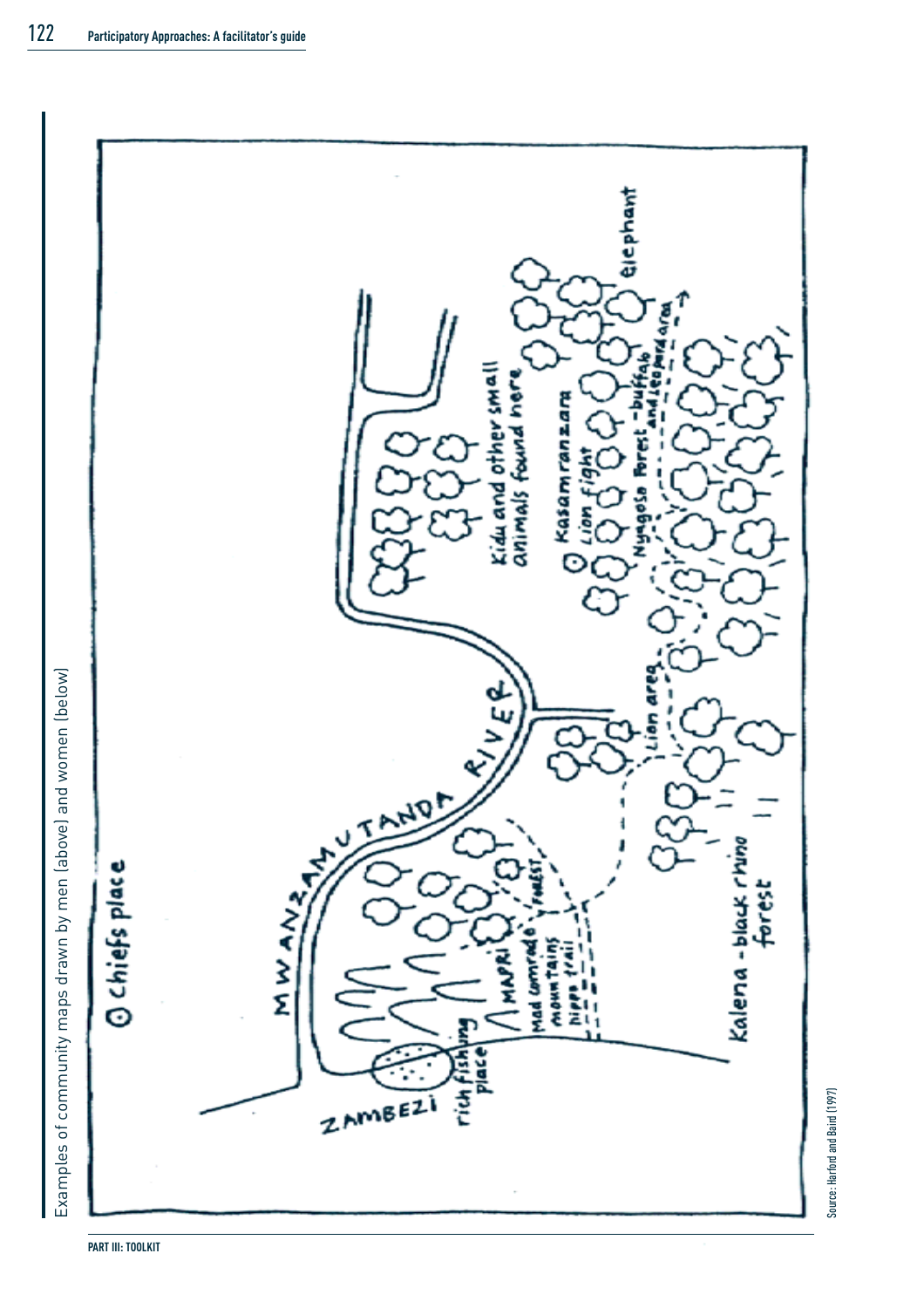Examples of community maps drawn by men (above) and women (below)

ZAMBEZI

rich fishing place

Chiefs place

MWANZAMUTANDA RIVER

MAPRI

Mad comrade mountains

hippo trail

FOREST

Kalena - black rhino forest

Lion area

Kasamranzara Lion fight

Kidu and other small animals found here

Nyagoso forest - buffalo and leopard area

Elephant

Source: Harford and Baird (1997)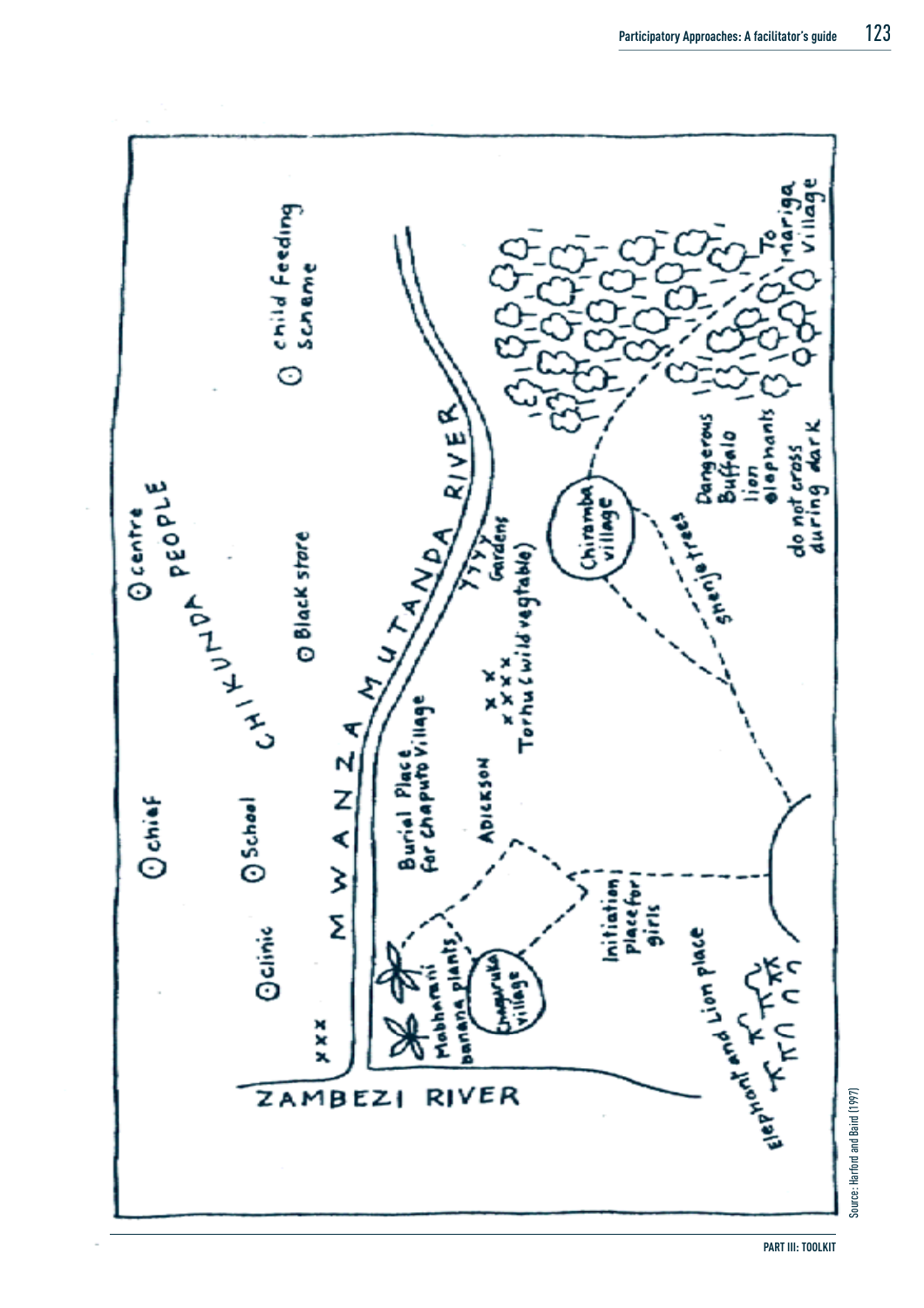ZAMBEZI RIVER

MWANZA MUTANDA RIVER

CHIKUNDA PEOPLE

centre

chief

School

clinic

Black store

child Feeding Scheme

xxx

Mabharani banana plants

Chapuruka village

Burial Place for Chaputo Village

ADICKSON

Initiation place for girls

Torhu (wild vegtable)

Gardens

Chiramba village

shenje trees

Dangerous Buffalo lion elephants do not cross during dark

To Inariga village

Elephant and Lion place

Source: Harford and Baird (1997)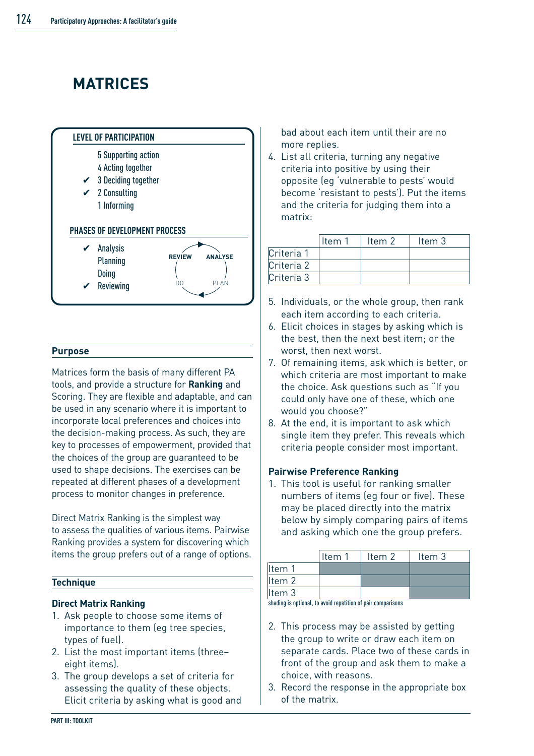# MATRICES

**LEVEL OF PARTICIPATION**

- 5 Supporting action
- 4 Acting together
- ✔ 3 Deciding together
- ✔ 2 Consulting
- 1 Informing

**PHASES OF DEVELOPMENT PROCESS**

- ✔ Analysis
- Planning
- Doing
- ✔ Reviewing

REVIEW → ANALYSE → PLAN → DO

## Purpose

Matrices form the basis of many different PA tools, and provide a structure for **Ranking** and Scoring. They are flexible and adaptable, and can be used in any scenario where it is important to incorporate local preferences and choices into the decision-making process. As such, they are key to processes of empowerment, provided that the choices of the group are guaranteed to be used to shape decisions. The exercises can be repeated at different phases of a development process to monitor changes in preference.

Direct Matrix Ranking is the simplest way to assess the qualities of various items. Pairwise Ranking provides a system for discovering which items the group prefers out of a range of options.

## Technique

### Direct Matrix Ranking

1. Ask people to choose some items of importance to them (eg tree species, types of fuel).
2. List the most important items (three–eight items).
3. The group develops a set of criteria for assessing the quality of these objects. Elicit criteria by asking what is good and bad about each item until their are no more replies.
4. List all criteria, turning any negative criteria into positive by using their opposite (eg 'vulnerable to pests' would become 'resistant to pests'). Put the items and the criteria for judging them into a matrix:

| | Item 1 | Item 2 | Item 3 |
|---|---|---|---|
| Criteria 1 | | | |
| Criteria 2 | | | |
| Criteria 3 | | | |

5. Individuals, or the whole group, then rank each item according to each criteria.
6. Elicit choices in stages by asking which is the best, then the next best item; or the worst, then next worst.
7. Of remaining items, ask which is better, or which criteria are most important to make the choice. Ask questions such as "If you could only have one of these, which one would you choose?"
8. At the end, it is important to ask which single item they prefer. This reveals which criteria people consider most important.

### Pairwise Preference Ranking

1. This tool is useful for ranking smaller numbers of items (eg four or five). These may be placed directly into the matrix below by simply comparing pairs of items and asking which one the group prefers.

| | Item 1 | Item 2 | Item 3 |
|---|---|---|---|
| Item 1 | | | |
| Item 2 | | | |
| Item 3 | | | |

shading is optional, to avoid repetition of pair comparisons

2. This process may be assisted by getting the group to write or draw each item on separate cards. Place two of these cards in front of the group and ask them to make a choice, with reasons.
3. Record the response in the appropriate box of the matrix.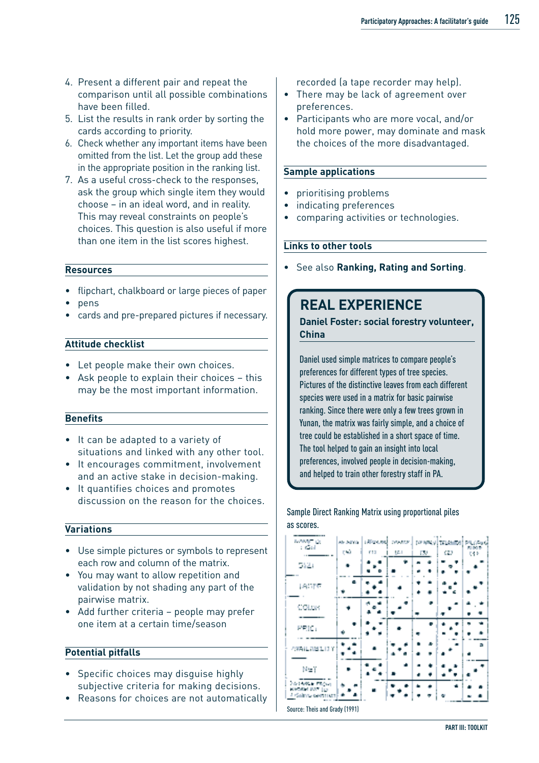4. Present a different pair and repeat the comparison until all possible combinations have been filled.
5. List the results in rank order by sorting the cards according to priority.
6. Check whether important items have been omitted from the list. Let the group add these in the appropriate position in the ranking list.
7. As a useful cross-check to the responses, ask the group which single item they would choose – in an ideal word, and in reality. This may reveal constraints on people's choices. This question is also useful if more than one item in the list scores highest.

## Resources

- flipchart, chalkboard or large pieces of paper
- pens
- cards and pre-prepared pictures if necessary.

## Attitude checklist

- Let people make their own choices.
- Ask people to explain their choices – this may be the most important information.

## Benefits

- It can be adapted to a variety of situations and linked with any other tool.
- It encourages commitment, involvement and an active stake in decision-making.
- It quantifies choices and promotes discussion on the reason for the choices.

## Variations

- Use simple pictures or symbols to represent each row and column of the matrix.
- You may want to allow repetition and validation by not shading any part of the pairwise matrix.
- Add further criteria – people may prefer one item at a certain time/season

## Potential pitfalls

- Specific choices may disguise highly subjective criteria for making decisions.
- Reasons for choices are not automatically recorded (a tape recorder may help).
- There may be lack of agreement over preferences.
- Participants who are more vocal, and/or hold more power, may dominate and mask the choices of the more disadvantaged.

## Sample applications

- prioritising problems
- indicating preferences
- comparing activities or technologies.

## Links to other tools

- See also **Ranking, Rating and Sorting**.

## REAL EXPERIENCE

**Daniel Foster: social forestry volunteer, China**

Daniel used simple matrices to compare people's preferences for different types of tree species. Pictures of the distinctive leaves from each different species were used in a matrix for basic pairwise ranking. Since there were only a few trees grown in Yunan, the matrix was fairly simple, and a choice of tree could be established in a short space of time. The tool helped to gain an insight into local preferences, involved people in decision-making, and helped to train other forestry staff in PA.

Sample Direct Ranking Matrix using proportional piles as scores.

Source: Theis and Grady (1991)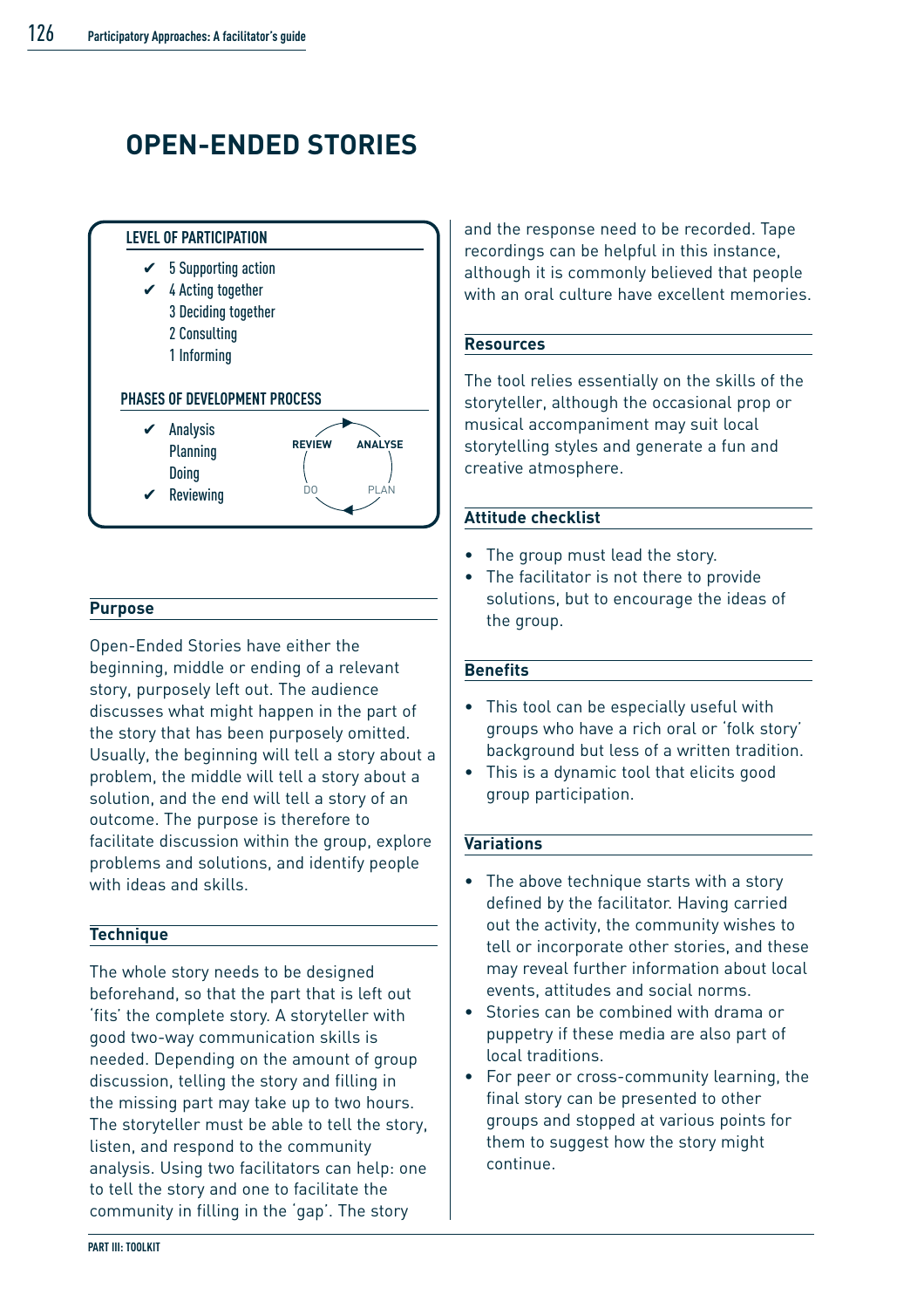# OPEN-ENDED STORIES

**LEVEL OF PARTICIPATION**

- ✔ 5 Supporting action
- ✔ 4 Acting together
- 3 Deciding together
- 2 Consulting
- 1 Informing

**PHASES OF DEVELOPMENT PROCESS**

- ✔ Analysis
- Planning
- Doing
- ✔ Reviewing

REVIEW ANALYSE DO PLAN

## Purpose

Open-Ended Stories have either the beginning, middle or ending of a relevant story, purposely left out. The audience discusses what might happen in the part of the story that has been purposely omitted. Usually, the beginning will tell a story about a problem, the middle will tell a story about a solution, and the end will tell a story of an outcome. The purpose is therefore to facilitate discussion within the group, explore problems and solutions, and identify people with ideas and skills.

## Technique

The whole story needs to be designed beforehand, so that the part that is left out 'fits' the complete story. A storyteller with good two-way communication skills is needed. Depending on the amount of group discussion, telling the story and filling in the missing part may take up to two hours. The storyteller must be able to tell the story, listen, and respond to the community analysis. Using two facilitators can help: one to tell the story and one to facilitate the community in filling in the 'gap'. The story and the response need to be recorded. Tape recordings can be helpful in this instance, although it is commonly believed that people with an oral culture have excellent memories.

## Resources

The tool relies essentially on the skills of the storyteller, although the occasional prop or musical accompaniment may suit local storytelling styles and generate a fun and creative atmosphere.

## Attitude checklist

- The group must lead the story.
- The facilitator is not there to provide solutions, but to encourage the ideas of the group.

## Benefits

- This tool can be especially useful with groups who have a rich oral or 'folk story' background but less of a written tradition.
- This is a dynamic tool that elicits good group participation.

## Variations

- The above technique starts with a story defined by the facilitator. Having carried out the activity, the community wishes to tell or incorporate other stories, and these may reveal further information about local events, attitudes and social norms.
- Stories can be combined with drama or puppetry if these media are also part of local traditions.
- For peer or cross-community learning, the final story can be presented to other groups and stopped at various points for them to suggest how the story might continue.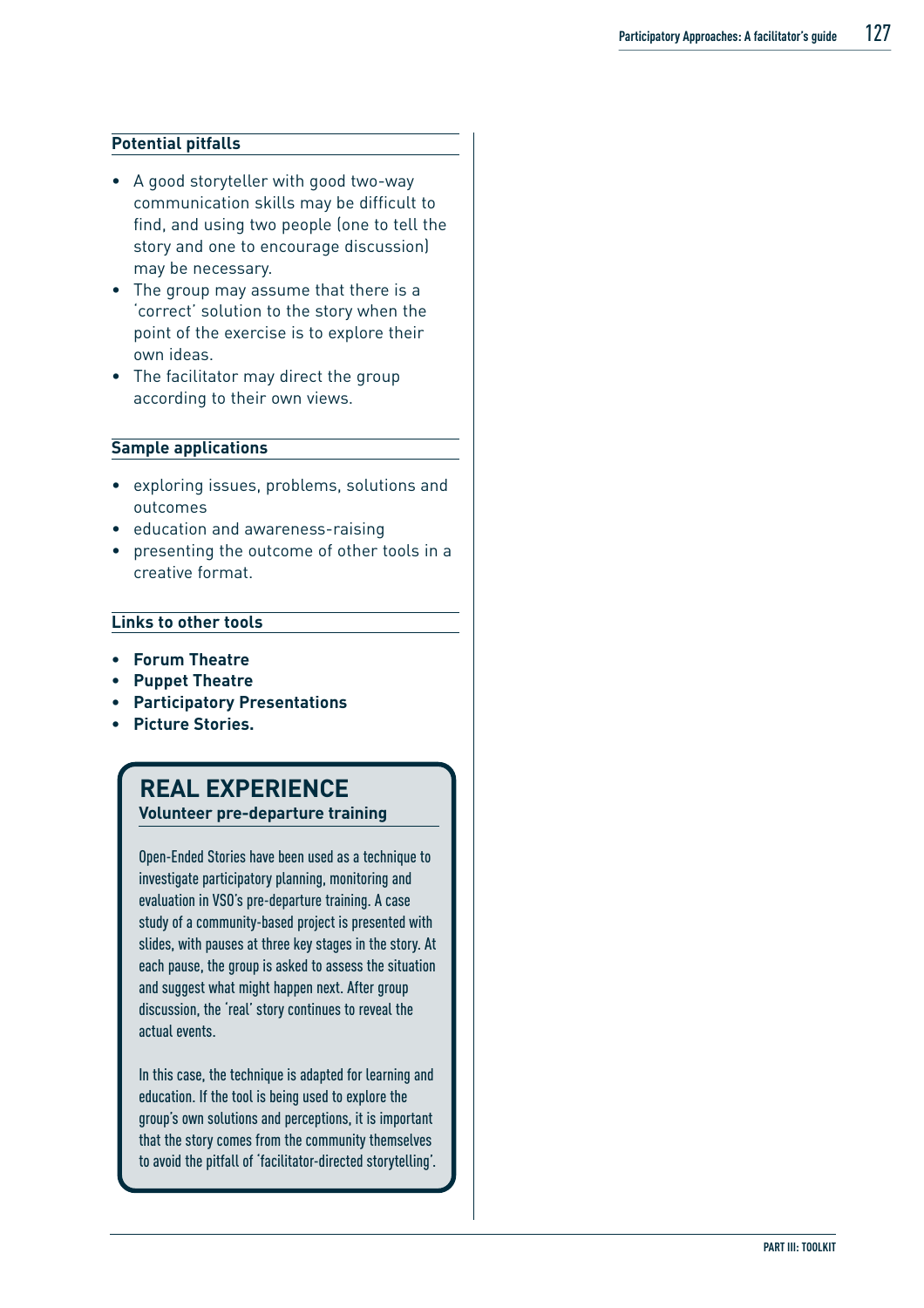### Potential pitfalls

- A good storyteller with good two-way communication skills may be difficult to find, and using two people (one to tell the story and one to encourage discussion) may be necessary.
- The group may assume that there is a 'correct' solution to the story when the point of the exercise is to explore their own ideas.
- The facilitator may direct the group according to their own views.

### Sample applications

- exploring issues, problems, solutions and outcomes
- education and awareness-raising
- presenting the outcome of other tools in a creative format.

### Links to other tools

- **Forum Theatre**
- **Puppet Theatre**
- **Participatory Presentations**
- **Picture Stories.**

## REAL EXPERIENCE

**Volunteer pre-departure training**

Open-Ended Stories have been used as a technique to investigate participatory planning, monitoring and evaluation in VSO's pre-departure training. A case study of a community-based project is presented with slides, with pauses at three key stages in the story. At each pause, the group is asked to assess the situation and suggest what might happen next. After group discussion, the 'real' story continues to reveal the actual events.

In this case, the technique is adapted for learning and education. If the tool is being used to explore the group's own solutions and perceptions, it is important that the story comes from the community themselves to avoid the pitfall of 'facilitator-directed storytelling'.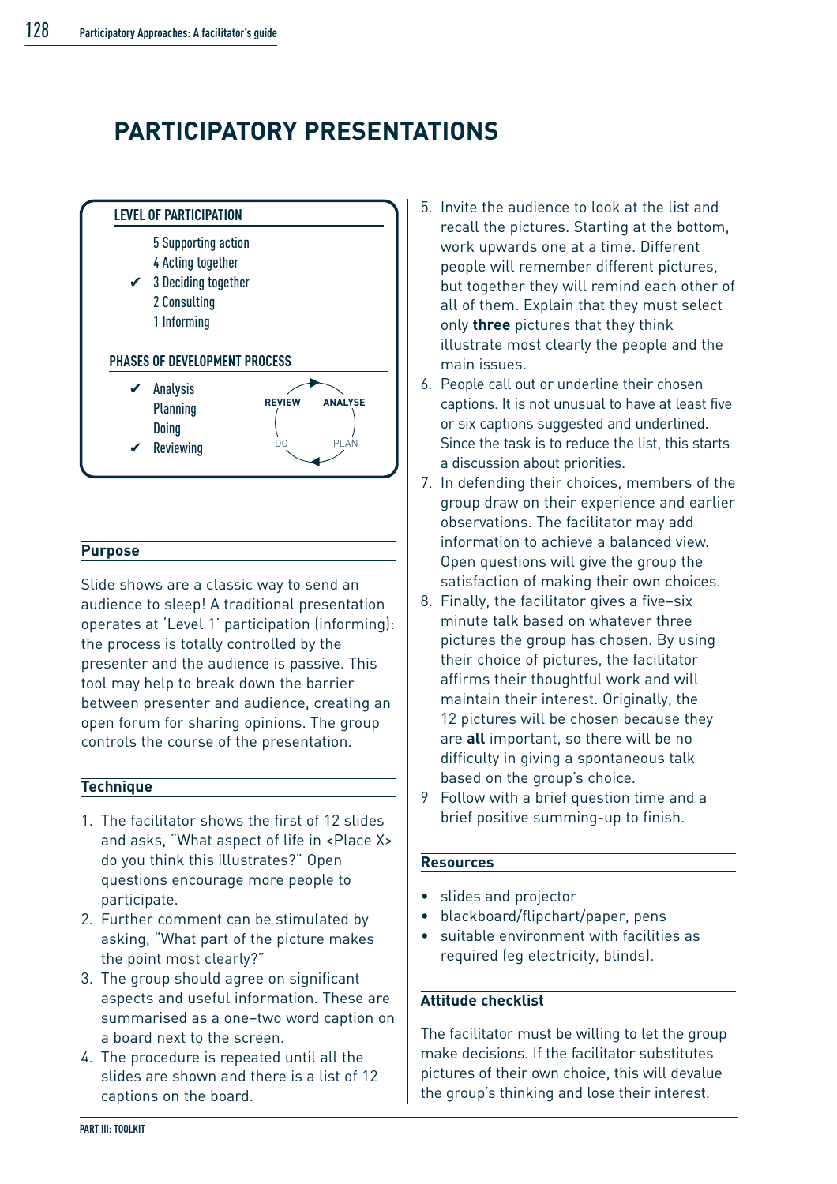# PARTICIPATORY PRESENTATIONS

**LEVEL OF PARTICIPATION**

- 5 Supporting action
- 4 Acting together
- ✔ 3 Deciding together
- 2 Consulting
- 1 Informing

**PHASES OF DEVELOPMENT PROCESS**

- ✔ Analysis
- Planning
- Doing
- ✔ Reviewing

REVIEW → ANALYSE → PLAN → DO

## Purpose

Slide shows are a classic way to send an audience to sleep! A traditional presentation operates at 'Level 1' participation (informing): the process is totally controlled by the presenter and the audience is passive. This tool may help to break down the barrier between presenter and audience, creating an open forum for sharing opinions. The group controls the course of the presentation.

## Technique

1. The facilitator shows the first of 12 slides and asks, "What aspect of life in <Place X> do you think this illustrates?" Open questions encourage more people to participate.
2. Further comment can be stimulated by asking, "What part of the picture makes the point most clearly?"
3. The group should agree on significant aspects and useful information. These are summarised as a one–two word caption on a board next to the screen.
4. The procedure is repeated until all the slides are shown and there is a list of 12 captions on the board.
5. Invite the audience to look at the list and recall the pictures. Starting at the bottom, work upwards one at a time. Different people will remember different pictures, but together they will remind each other of all of them. Explain that they must select only **three** pictures that they think illustrate most clearly the people and the main issues.
6. People call out or underline their chosen captions. It is not unusual to have at least five or six captions suggested and underlined. Since the task is to reduce the list, this starts a discussion about priorities.
7. In defending their choices, members of the group draw on their experience and earlier observations. The facilitator may add information to achieve a balanced view. Open questions will give the group the satisfaction of making their own choices.
8. Finally, the facilitator gives a five–six minute talk based on whatever three pictures the group has chosen. By using their choice of pictures, the facilitator affirms their thoughtful work and will maintain their interest. Originally, the 12 pictures will be chosen because they are **all** important, so there will be no difficulty in giving a spontaneous talk based on the group's choice.
9. Follow with a brief question time and a brief positive summing-up to finish.

## Resources

- slides and projector
- blackboard/flipchart/paper, pens
- suitable environment with facilities as required (eg electricity, blinds).

## Attitude checklist

The facilitator must be willing to let the group make decisions. If the facilitator substitutes pictures of their own choice, this will devalue the group's thinking and lose their interest.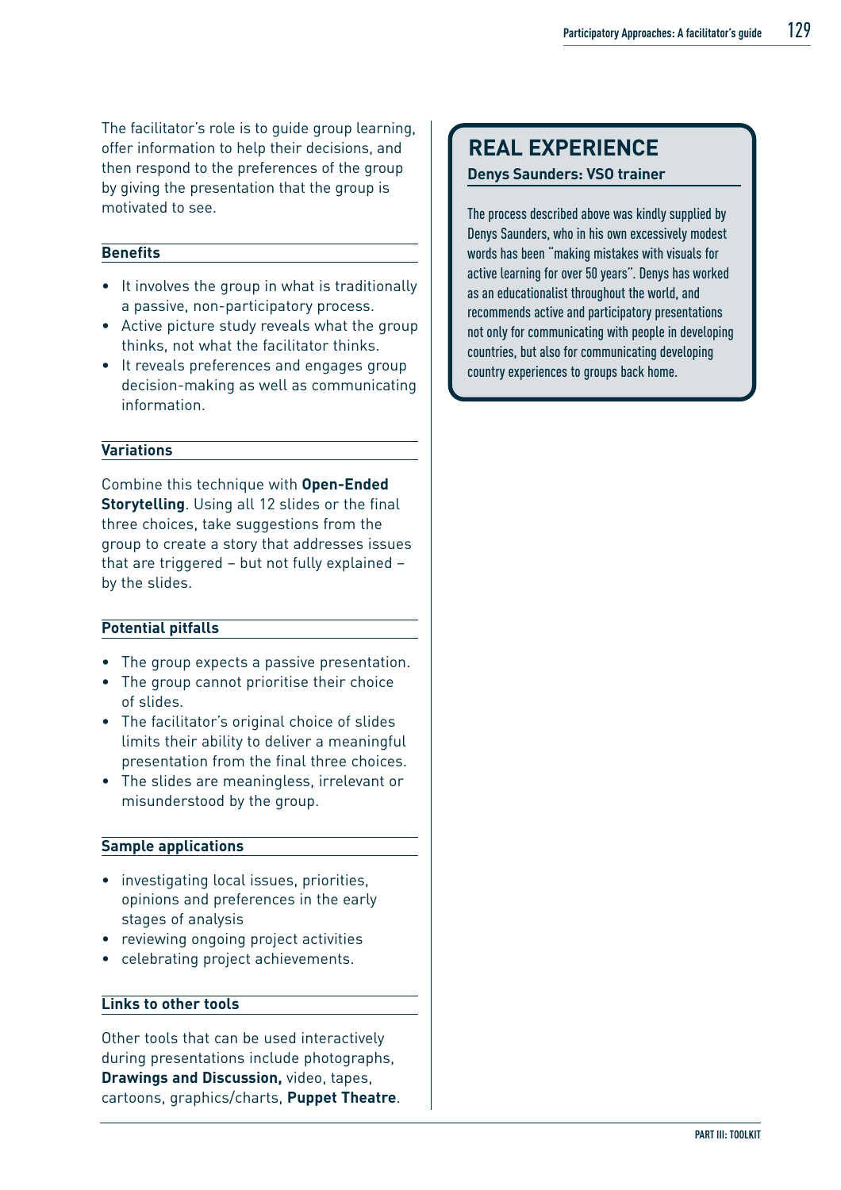The facilitator's role is to guide group learning, offer information to help their decisions, and then respond to the preferences of the group by giving the presentation that the group is motivated to see.

### Benefits

- It involves the group in what is traditionally a passive, non-participatory process.
- Active picture study reveals what the group thinks, not what the facilitator thinks.
- It reveals preferences and engages group decision-making as well as communicating information.

### Variations

Combine this technique with **Open-Ended Storytelling**. Using all 12 slides or the final three choices, take suggestions from the group to create a story that addresses issues that are triggered – but not fully explained – by the slides.

### Potential pitfalls

- The group expects a passive presentation.
- The group cannot prioritise their choice of slides.
- The facilitator's original choice of slides limits their ability to deliver a meaningful presentation from the final three choices.
- The slides are meaningless, irrelevant or misunderstood by the group.

### Sample applications

- investigating local issues, priorities, opinions and preferences in the early stages of analysis
- reviewing ongoing project activities
- celebrating project achievements.

### Links to other tools

Other tools that can be used interactively during presentations include photographs, **Drawings and Discussion,** video, tapes, cartoons, graphics/charts, **Puppet Theatre**.

## REAL EXPERIENCE

**Denys Saunders: VSO trainer**

The process described above was kindly supplied by Denys Saunders, who in his own excessively modest words has been "making mistakes with visuals for active learning for over 50 years". Denys has worked as an educationalist throughout the world, and recommends active and participatory presentations not only for communicating with people in developing countries, but also for communicating developing country experiences to groups back home.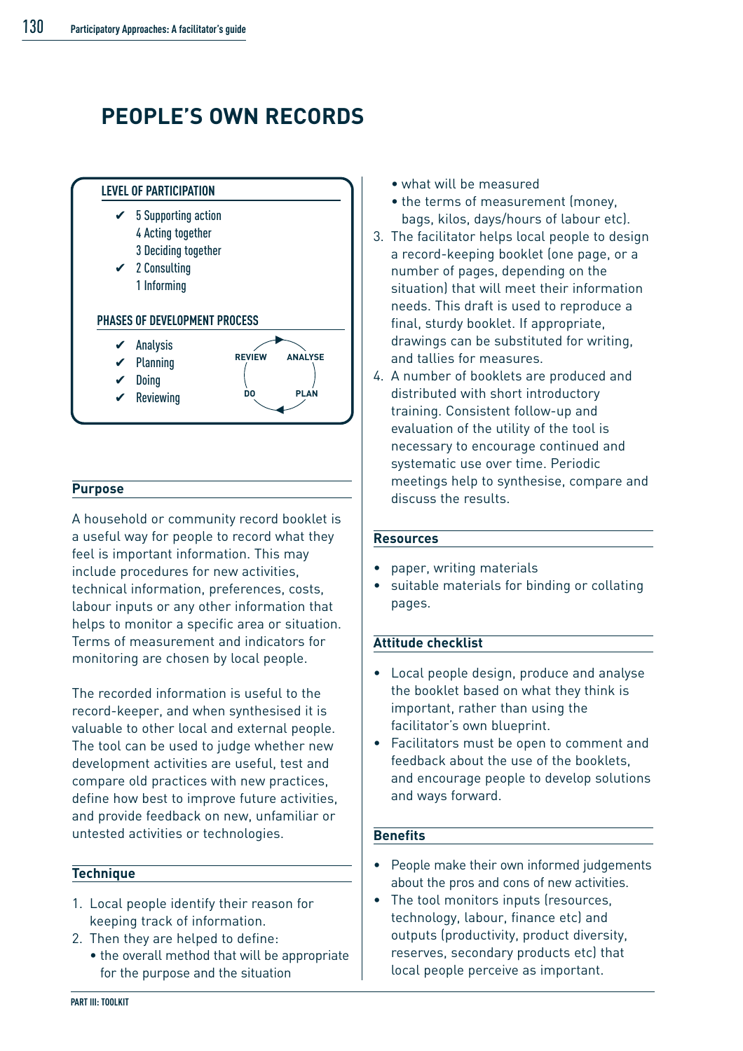# PEOPLE'S OWN RECORDS

**LEVEL OF PARTICIPATION**

- ✔ 5 Supporting action
- 4 Acting together
- 3 Deciding together
- ✔ 2 Consulting
- 1 Informing

**PHASES OF DEVELOPMENT PROCESS**

- ✔ Analysis
- ✔ Planning
- ✔ Doing
- ✔ Reviewing

REVIEW → ANALYSE → PLAN → DO

## Purpose

A household or community record booklet is a useful way for people to record what they feel is important information. This may include procedures for new activities, technical information, preferences, costs, labour inputs or any other information that helps to monitor a specific area or situation. Terms of measurement and indicators for monitoring are chosen by local people.

The recorded information is useful to the record-keeper, and when synthesised it is valuable to other local and external people. The tool can be used to judge whether new development activities are useful, test and compare old practices with new practices, define how best to improve future activities, and provide feedback on new, unfamiliar or untested activities or technologies.

## Technique

1. Local people identify their reason for keeping track of information.
2. Then they are helped to define:
   - the overall method that will be appropriate for the purpose and the situation
   - what will be measured
   - the terms of measurement (money, bags, kilos, days/hours of labour etc).
3. The facilitator helps local people to design a record-keeping booklet (one page, or a number of pages, depending on the situation) that will meet their information needs. This draft is used to reproduce a final, sturdy booklet. If appropriate, drawings can be substituted for writing, and tallies for measures.
4. A number of booklets are produced and distributed with short introductory training. Consistent follow-up and evaluation of the utility of the tool is necessary to encourage continued and systematic use over time. Periodic meetings help to synthesise, compare and discuss the results.

## Resources

- paper, writing materials
- suitable materials for binding or collating pages.

## Attitude checklist

- Local people design, produce and analyse the booklet based on what they think is important, rather than using the facilitator's own blueprint.
- Facilitators must be open to comment and feedback about the use of the booklets, and encourage people to develop solutions and ways forward.

## Benefits

- People make their own informed judgements about the pros and cons of new activities.
- The tool monitors inputs (resources, technology, labour, finance etc) and outputs (productivity, product diversity, reserves, secondary products etc) that local people perceive as important.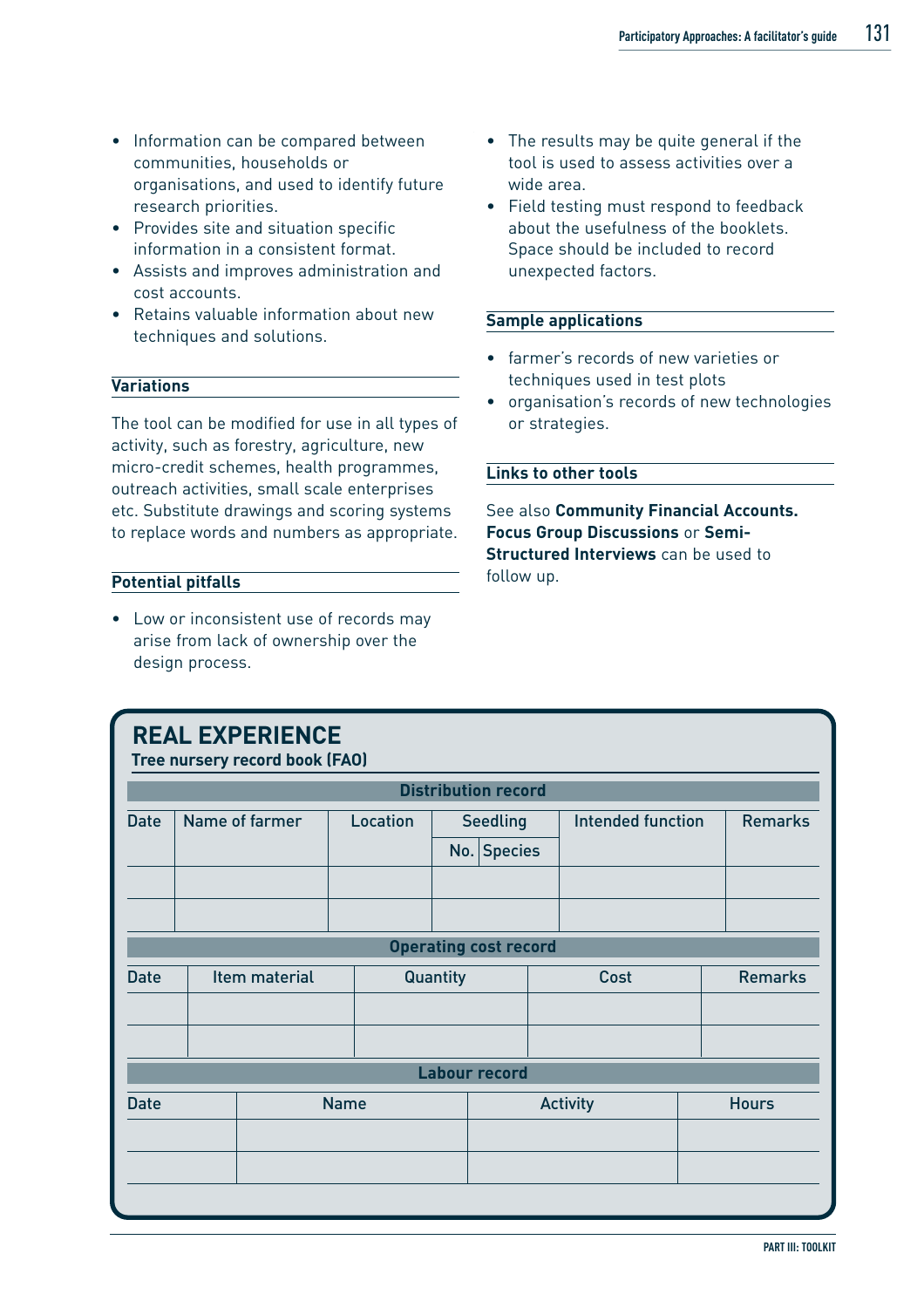- Information can be compared between communities, households or organisations, and used to identify future research priorities.
- Provides site and situation specific information in a consistent format.
- Assists and improves administration and cost accounts.
- Retains valuable information about new techniques and solutions.

### Variations

The tool can be modified for use in all types of activity, such as forestry, agriculture, new micro-credit schemes, health programmes, outreach activities, small scale enterprises etc. Substitute drawings and scoring systems to replace words and numbers as appropriate.

### Potential pitfalls

- Low or inconsistent use of records may arise from lack of ownership over the design process.
- The results may be quite general if the tool is used to assess activities over a wide area.
- Field testing must respond to feedback about the usefulness of the booklets. Space should be included to record unexpected factors.

### Sample applications

- farmer's records of new varieties or techniques used in test plots
- organisation's records of new technologies or strategies.

### Links to other tools

See also **Community Financial Accounts. Focus Group Discussions** or **Semi-Structured Interviews** can be used to follow up.

## REAL EXPERIENCE

**Tree nursery record book (FAO)**

**Distribution record**

| Date | Name of farmer | Location | Seedling | | Intended function | Remarks |
|---|---|---|---|---|---|---|
| | | | No. | Species | | |
| | | | | | | |
| | | | | | | |

**Operating cost record**

| Date | Item material | Quantity | Cost | Remarks |
|---|---|---|---|---|
| | | | | |
| | | | | |

**Labour record**

| Date | Name | Activity | Hours |
|---|---|---|---|
| | | | |
| | | | |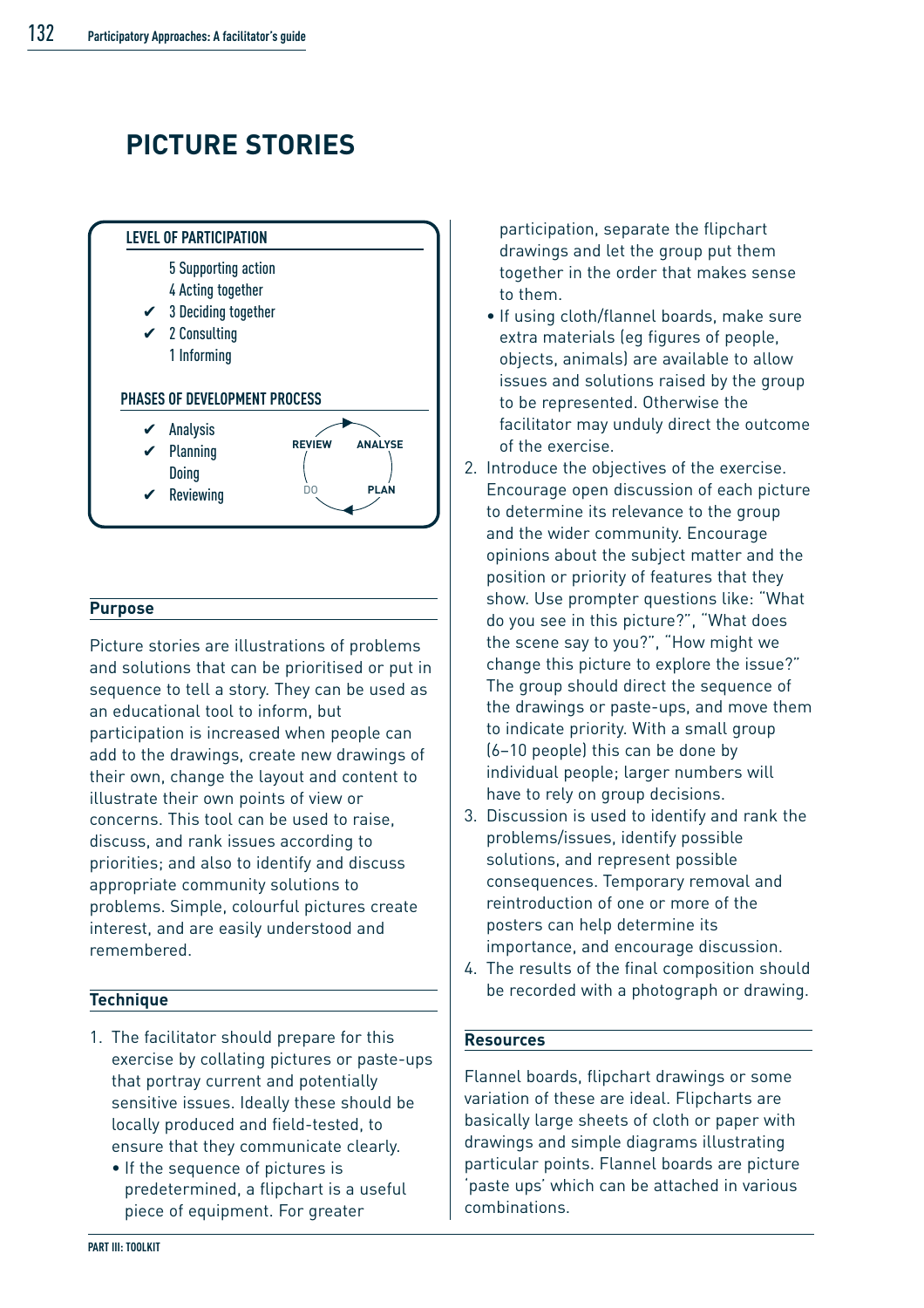# PICTURE STORIES

**LEVEL OF PARTICIPATION**

- 5 Supporting action
- 4 Acting together
- ✔ 3 Deciding together
- ✔ 2 Consulting
- 1 Informing

**PHASES OF DEVELOPMENT PROCESS**

- ✔ Analysis
- ✔ Planning
- Doing
- ✔ Reviewing

REVIEW → ANALYSE → PLAN → DO

## Purpose

Picture stories are illustrations of problems and solutions that can be prioritised or put in sequence to tell a story. They can be used as an educational tool to inform, but participation is increased when people can add to the drawings, create new drawings of their own, change the layout and content to illustrate their own points of view or concerns. This tool can be used to raise, discuss, and rank issues according to priorities; and also to identify and discuss appropriate community solutions to problems. Simple, colourful pictures create interest, and are easily understood and remembered.

## Technique

1. The facilitator should prepare for this exercise by collating pictures or paste-ups that portray current and potentially sensitive issues. Ideally these should be locally produced and field-tested, to ensure that they communicate clearly.
   - If the sequence of pictures is predetermined, a flipchart is a useful piece of equipment. For greater participation, separate the flipchart drawings and let the group put them together in the order that makes sense to them.
   - If using cloth/flannel boards, make sure extra materials (eg figures of people, objects, animals) are available to allow issues and solutions raised by the group to be represented. Otherwise the facilitator may unduly direct the outcome of the exercise.
2. Introduce the objectives of the exercise. Encourage open discussion of each picture to determine its relevance to the group and the wider community. Encourage opinions about the subject matter and the position or priority of features that they show. Use prompter questions like: "What do you see in this picture?", "What does the scene say to you?", "How might we change this picture to explore the issue?" The group should direct the sequence of the drawings or paste-ups, and move them to indicate priority. With a small group (6–10 people) this can be done by individual people; larger numbers will have to rely on group decisions.
3. Discussion is used to identify and rank the problems/issues, identify possible solutions, and represent possible consequences. Temporary removal and reintroduction of one or more of the posters can help determine its importance, and encourage discussion.
4. The results of the final composition should be recorded with a photograph or drawing.

## Resources

Flannel boards, flipchart drawings or some variation of these are ideal. Flipcharts are basically large sheets of cloth or paper with drawings and simple diagrams illustrating particular points. Flannel boards are picture 'paste ups' which can be attached in various combinations.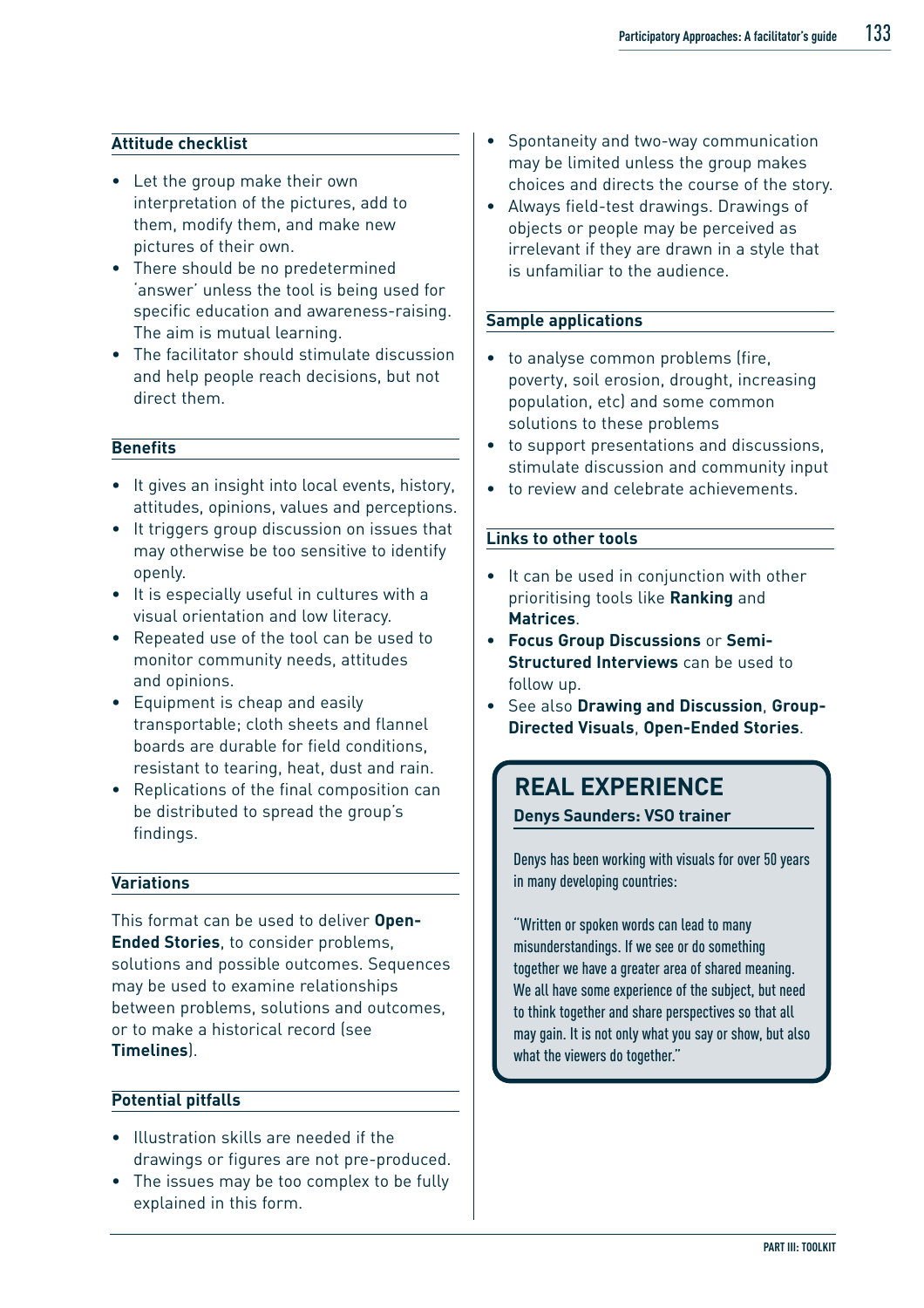### Attitude checklist

- Let the group make their own interpretation of the pictures, add to them, modify them, and make new pictures of their own.
- There should be no predetermined 'answer' unless the tool is being used for specific education and awareness-raising. The aim is mutual learning.
- The facilitator should stimulate discussion and help people reach decisions, but not direct them.

### Benefits

- It gives an insight into local events, history, attitudes, opinions, values and perceptions.
- It triggers group discussion on issues that may otherwise be too sensitive to identify openly.
- It is especially useful in cultures with a visual orientation and low literacy.
- Repeated use of the tool can be used to monitor community needs, attitudes and opinions.
- Equipment is cheap and easily transportable; cloth sheets and flannel boards are durable for field conditions, resistant to tearing, heat, dust and rain.
- Replications of the final composition can be distributed to spread the group's findings.

### Variations

This format can be used to deliver **Open-Ended Stories**, to consider problems, solutions and possible outcomes. Sequences may be used to examine relationships between problems, solutions and outcomes, or to make a historical record (see **Timelines**).

### Potential pitfalls

- Illustration skills are needed if the drawings or figures are not pre-produced.
- The issues may be too complex to be fully explained in this form.
- Spontaneity and two-way communication may be limited unless the group makes choices and directs the course of the story.
- Always field-test drawings. Drawings of objects or people may be perceived as irrelevant if they are drawn in a style that is unfamiliar to the audience.

### Sample applications

- to analyse common problems (fire, poverty, soil erosion, drought, increasing population, etc) and some common solutions to these problems
- to support presentations and discussions, stimulate discussion and community input
- to review and celebrate achievements.

### Links to other tools

- It can be used in conjunction with other prioritising tools like **Ranking** and **Matrices**.
- **Focus Group Discussions** or **Semi-Structured Interviews** can be used to follow up.
- See also **Drawing and Discussion**, **Group-Directed Visuals**, **Open-Ended Stories**.

## REAL EXPERIENCE

**Denys Saunders: VSO trainer**

Denys has been working with visuals for over 50 years in many developing countries:

"Written or spoken words can lead to many misunderstandings. If we see or do something together we have a greater area of shared meaning. We all have some experience of the subject, but need to think together and share perspectives so that all may gain. It is not only what you say or show, but also what the viewers do together."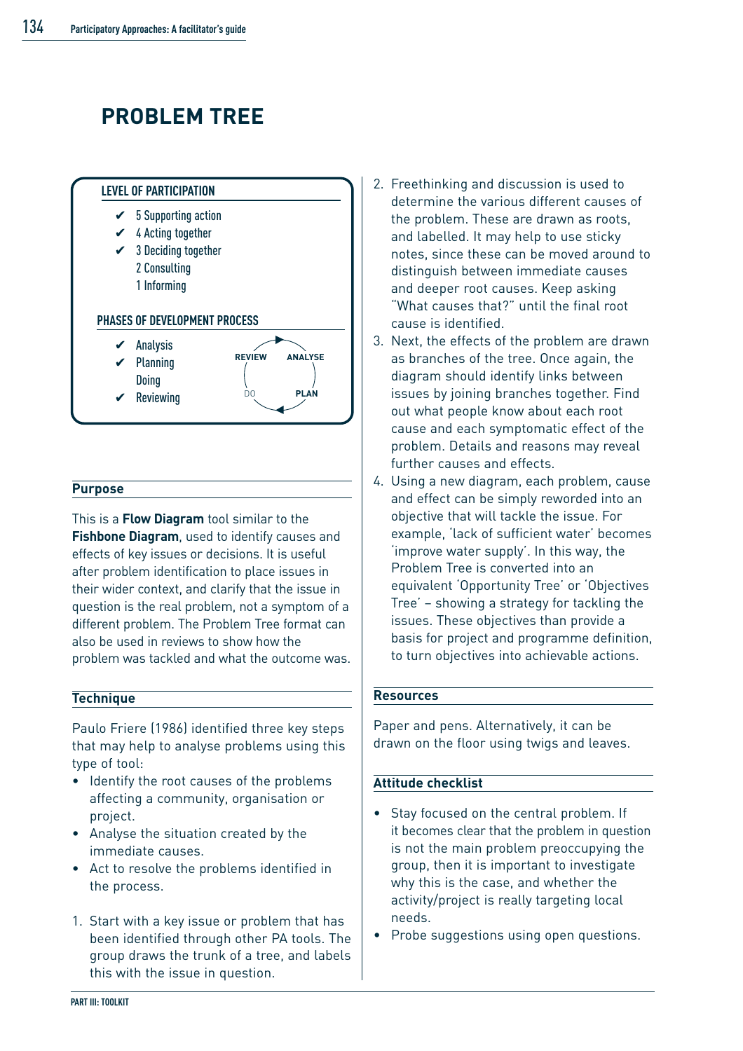# PROBLEM TREE

**LEVEL OF PARTICIPATION**

- ✔ 5 Supporting action
- ✔ 4 Acting together
- ✔ 3 Deciding together
- 2 Consulting
- 1 Informing

**PHASES OF DEVELOPMENT PROCESS**

- ✔ Analysis
- ✔ Planning
- Doing
- ✔ Reviewing

REVIEW → ANALYSE → PLAN → DO

## Purpose

This is a **Flow Diagram** tool similar to the **Fishbone Diagram**, used to identify causes and effects of key issues or decisions. It is useful after problem identification to place issues in their wider context, and clarify that the issue in question is the real problem, not a symptom of a different problem. The Problem Tree format can also be used in reviews to show how the problem was tackled and what the outcome was.

## Technique

Paulo Friere (1986) identified three key steps that may help to analyse problems using this type of tool:

- Identify the root causes of the problems affecting a community, organisation or project.
- Analyse the situation created by the immediate causes.
- Act to resolve the problems identified in the process.

1. Start with a key issue or problem that has been identified through other PA tools. The group draws the trunk of a tree, and labels this with the issue in question.
2. Freethinking and discussion is used to determine the various different causes of the problem. These are drawn as roots, and labelled. It may help to use sticky notes, since these can be moved around to distinguish between immediate causes and deeper root causes. Keep asking "What causes that?" until the final root cause is identified.
3. Next, the effects of the problem are drawn as branches of the tree. Once again, the diagram should identify links between issues by joining branches together. Find out what people know about each root cause and each symptomatic effect of the problem. Details and reasons may reveal further causes and effects.
4. Using a new diagram, each problem, cause and effect can be simply reworded into an objective that will tackle the issue. For example, 'lack of sufficient water' becomes 'improve water supply'. In this way, the Problem Tree is converted into an equivalent 'Opportunity Tree' or 'Objectives Tree' – showing a strategy for tackling the issues. These objectives than provide a basis for project and programme definition, to turn objectives into achievable actions.

## Resources

Paper and pens. Alternatively, it can be drawn on the floor using twigs and leaves.

## Attitude checklist

- Stay focused on the central problem. If it becomes clear that the problem in question is not the main problem preoccupying the group, then it is important to investigate why this is the case, and whether the activity/project is really targeting local needs.
- Probe suggestions using open questions.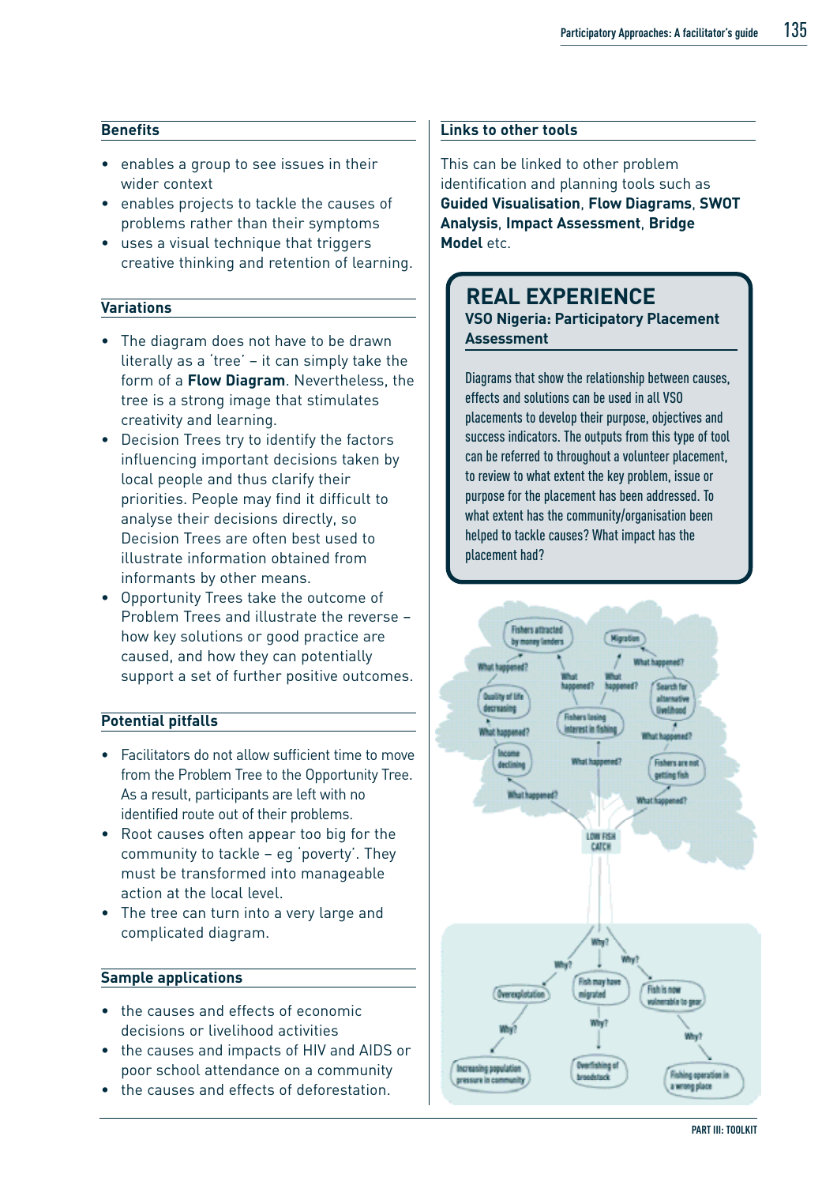## Benefits

- enables a group to see issues in their wider context
- enables projects to tackle the causes of problems rather than their symptoms
- uses a visual technique that triggers creative thinking and retention of learning.

## Variations

- The diagram does not have to be drawn literally as a 'tree' – it can simply take the form of a **Flow Diagram**. Nevertheless, the tree is a strong image that stimulates creativity and learning.
- Decision Trees try to identify the factors influencing important decisions taken by local people and thus clarify their priorities. People may find it difficult to analyse their decisions directly, so Decision Trees are often best used to illustrate information obtained from informants by other means.
- Opportunity Trees take the outcome of Problem Trees and illustrate the reverse – how key solutions or good practice are caused, and how they can potentially support a set of further positive outcomes.

## Potential pitfalls

- Facilitators do not allow sufficient time to move from the Problem Tree to the Opportunity Tree. As a result, participants are left with no identified route out of their problems.
- Root causes often appear too big for the community to tackle – eg 'poverty'. They must be transformed into manageable action at the local level.
- The tree can turn into a very large and complicated diagram.

## Sample applications

- the causes and effects of economic decisions or livelihood activities
- the causes and impacts of HIV and AIDS or poor school attendance on a community
- the causes and effects of deforestation.

## Links to other tools

This can be linked to other problem identification and planning tools such as **Guided Visualisation**, **Flow Diagrams**, **SWOT Analysis**, **Impact Assessment**, **Bridge Model** etc.

## REAL EXPERIENCE

**VSO Nigeria: Participatory Placement Assessment**

Diagrams that show the relationship between causes, effects and solutions can be used in all VSO placements to develop their purpose, objectives and success indicators. The outputs from this type of tool can be referred to throughout a volunteer placement, to review to what extent the key problem, issue or purpose for the placement has been addressed. To what extent has the community/organisation been helped to tackle causes? What impact has the placement had?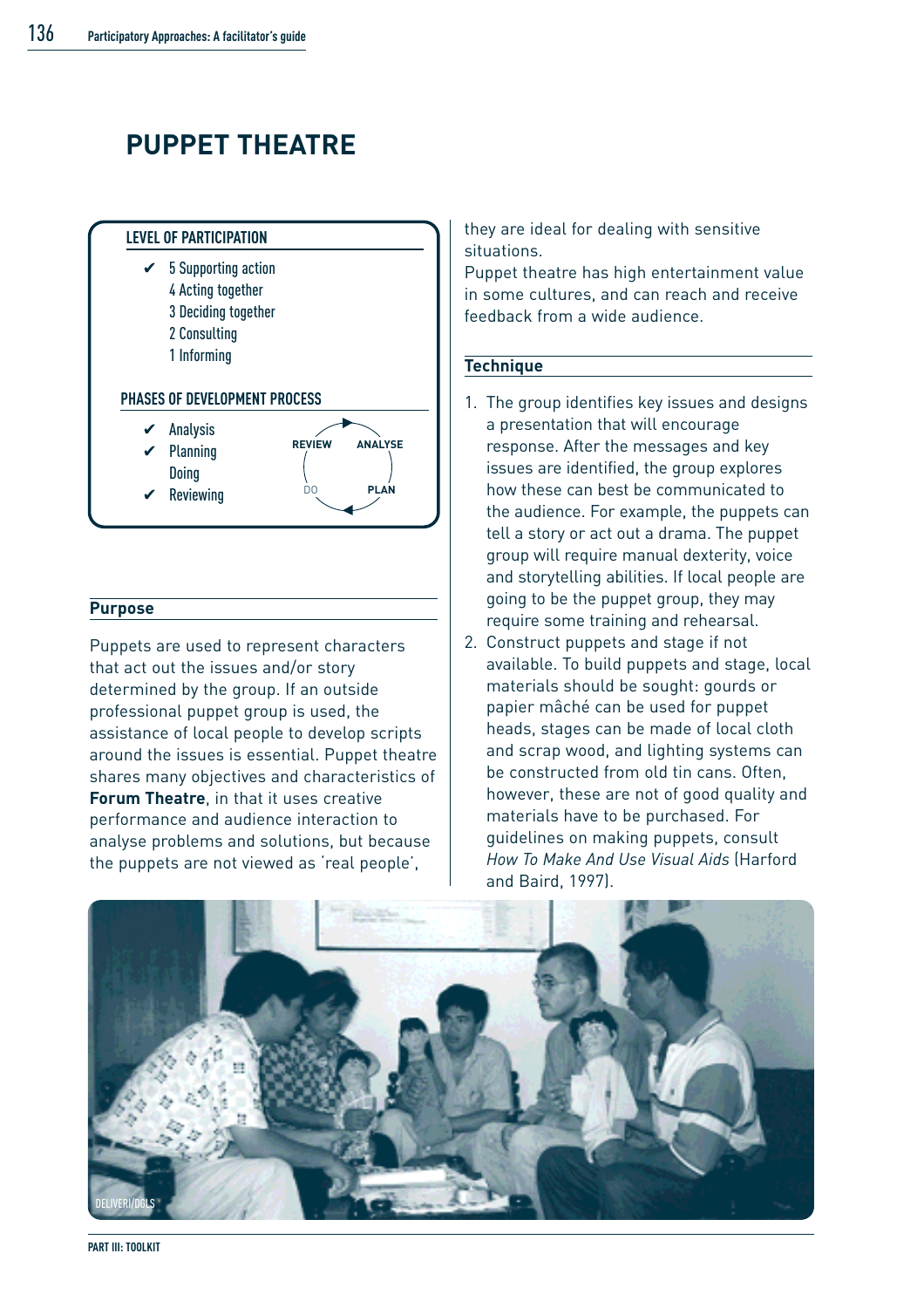# PUPPET THEATRE

**LEVEL OF PARTICIPATION**

- ✔ 5 Supporting action
- 4 Acting together
- 3 Deciding together
- 2 Consulting
- 1 Informing

**PHASES OF DEVELOPMENT PROCESS**

- ✔ Analysis
- ✔ Planning
- Doing
- ✔ Reviewing

REVIEW · ANALYSE · PLAN · DO

## Purpose

Puppets are used to represent characters that act out the issues and/or story determined by the group. If an outside professional puppet group is used, the assistance of local people to develop scripts around the issues is essential. Puppet theatre shares many objectives and characteristics of **Forum Theatre**, in that it uses creative performance and audience interaction to analyse problems and solutions, but because the puppets are not viewed as 'real people', they are ideal for dealing with sensitive situations.

Puppet theatre has high entertainment value in some cultures, and can reach and receive feedback from a wide audience.

## Technique

1. The group identifies key issues and designs a presentation that will encourage response. After the messages and key issues are identified, the group explores how these can best be communicated to the audience. For example, the puppets can tell a story or act out a drama. The puppet group will require manual dexterity, voice and storytelling abilities. If local people are going to be the puppet group, they may require some training and rehearsal.
2. Construct puppets and stage if not available. To build puppets and stage, local materials should be sought: gourds or papier mâché can be used for puppet heads, stages can be made of local cloth and scrap wood, and lighting systems can be constructed from old tin cans. Often, however, these are not of good quality and materials have to be purchased. For guidelines on making puppets, consult *How To Make And Use Visual Aids* (Harford and Baird, 1997).

DELIVERI/DGLS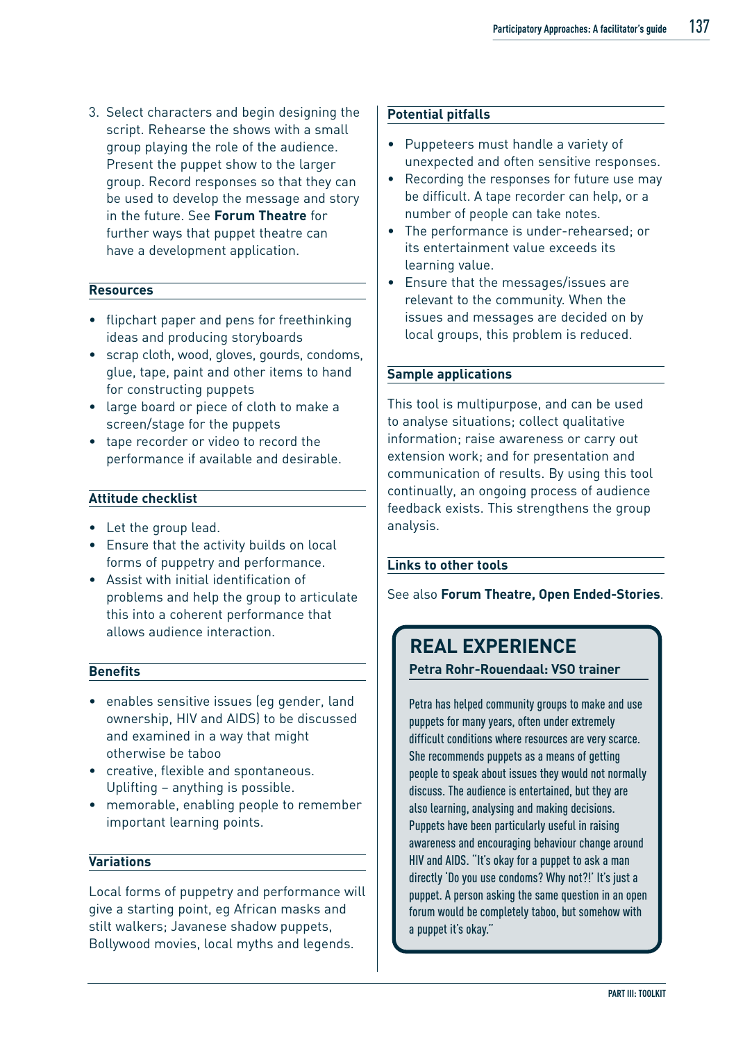3. Select characters and begin designing the script. Rehearse the shows with a small group playing the role of the audience. Present the puppet show to the larger group. Record responses so that they can be used to develop the message and story in the future. See **Forum Theatre** for further ways that puppet theatre can have a development application.

### Resources

- flipchart paper and pens for freethinking ideas and producing storyboards
- scrap cloth, wood, gloves, gourds, condoms, glue, tape, paint and other items to hand for constructing puppets
- large board or piece of cloth to make a screen/stage for the puppets
- tape recorder or video to record the performance if available and desirable.

### Attitude checklist

- Let the group lead.
- Ensure that the activity builds on local forms of puppetry and performance.
- Assist with initial identification of problems and help the group to articulate this into a coherent performance that allows audience interaction.

### Benefits

- enables sensitive issues (eg gender, land ownership, HIV and AIDS) to be discussed and examined in a way that might otherwise be taboo
- creative, flexible and spontaneous. Uplifting – anything is possible.
- memorable, enabling people to remember important learning points.

### Variations

Local forms of puppetry and performance will give a starting point, eg African masks and stilt walkers; Javanese shadow puppets, Bollywood movies, local myths and legends.

### Potential pitfalls

- Puppeteers must handle a variety of unexpected and often sensitive responses.
- Recording the responses for future use may be difficult. A tape recorder can help, or a number of people can take notes.
- The performance is under-rehearsed; or its entertainment value exceeds its learning value.
- Ensure that the messages/issues are relevant to the community. When the issues and messages are decided on by local groups, this problem is reduced.

### Sample applications

This tool is multipurpose, and can be used to analyse situations; collect qualitative information; raise awareness or carry out extension work; and for presentation and communication of results. By using this tool continually, an ongoing process of audience feedback exists. This strengthens the group analysis.

### Links to other tools

See also **Forum Theatre, Open Ended-Stories**.

## REAL EXPERIENCE

**Petra Rohr-Rouendaal: VSO trainer**

Petra has helped community groups to make and use puppets for many years, often under extremely difficult conditions where resources are very scarce. She recommends puppets as a means of getting people to speak about issues they would not normally discuss. The audience is entertained, but they are also learning, analysing and making decisions. Puppets have been particularly useful in raising awareness and encouraging behaviour change around HIV and AIDS. "It's okay for a puppet to ask a man directly 'Do you use condoms? Why not?!' It's just a puppet. A person asking the same question in an open forum would be completely taboo, but somehow with a puppet it's okay."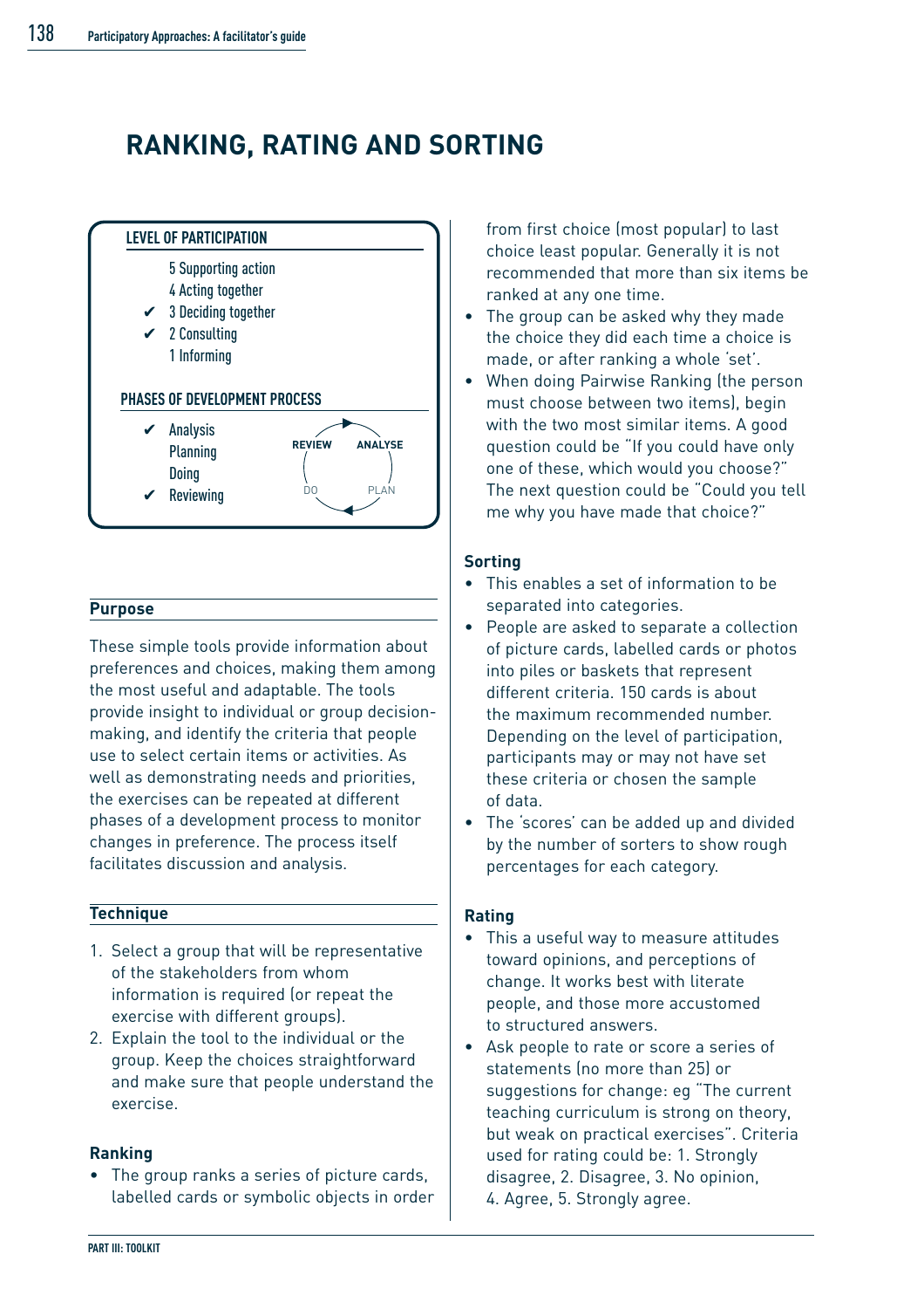# RANKING, RATING AND SORTING

**LEVEL OF PARTICIPATION**

- 5 Supporting action
- 4 Acting together
- ✔ 3 Deciding together
- ✔ 2 Consulting
- 1 Informing

**PHASES OF DEVELOPMENT PROCESS**

- ✔ Analysis
- Planning
- Doing
- ✔ Reviewing

REVIEW → ANALYSE → PLAN → DO

## Purpose

These simple tools provide information about preferences and choices, making them among the most useful and adaptable. The tools provide insight to individual or group decision-making, and identify the criteria that people use to select certain items or activities. As well as demonstrating needs and priorities, the exercises can be repeated at different phases of a development process to monitor changes in preference. The process itself facilitates discussion and analysis.

## Technique

1. Select a group that will be representative of the stakeholders from whom information is required (or repeat the exercise with different groups).
2. Explain the tool to the individual or the group. Keep the choices straightforward and make sure that people understand the exercise.

### Ranking

- The group ranks a series of picture cards, labelled cards or symbolic objects in order from first choice (most popular) to last choice least popular. Generally it is not recommended that more than six items be ranked at any one time.
- The group can be asked why they made the choice they did each time a choice is made, or after ranking a whole 'set'.
- When doing Pairwise Ranking (the person must choose between two items), begin with the two most similar items. A good question could be "If you could have only one of these, which would you choose?" The next question could be "Could you tell me why you have made that choice?"

### Sorting

- This enables a set of information to be separated into categories.
- People are asked to separate a collection of picture cards, labelled cards or photos into piles or baskets that represent different criteria. 150 cards is about the maximum recommended number. Depending on the level of participation, participants may or may not have set these criteria or chosen the sample of data.
- The 'scores' can be added up and divided by the number of sorters to show rough percentages for each category.

### Rating

- This a useful way to measure attitudes toward opinions, and perceptions of change. It works best with literate people, and those more accustomed to structured answers.
- Ask people to rate or score a series of statements (no more than 25) or suggestions for change: eg "The current teaching curriculum is strong on theory, but weak on practical exercises". Criteria used for rating could be: 1. Strongly disagree, 2. Disagree, 3. No opinion, 4. Agree, 5. Strongly agree.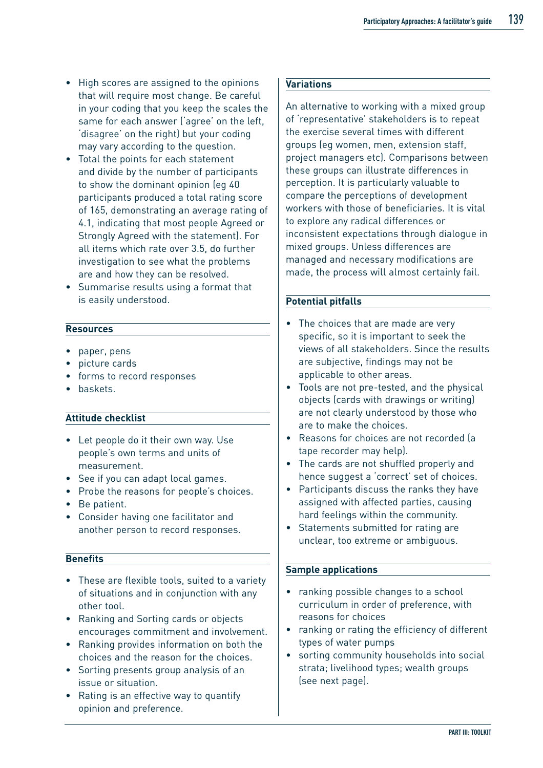- High scores are assigned to the opinions that will require most change. Be careful in your coding that you keep the scales the same for each answer ('agree' on the left, 'disagree' on the right) but your coding may vary according to the question.
- Total the points for each statement and divide by the number of participants to show the dominant opinion (eg 40 participants produced a total rating score of 165, demonstrating an average rating of 4.1, indicating that most people Agreed or Strongly Agreed with the statement). For all items which rate over 3.5, do further investigation to see what the problems are and how they can be resolved.
- Summarise results using a format that is easily understood.

### Resources

- paper, pens
- picture cards
- forms to record responses
- baskets.

### Attitude checklist

- Let people do it their own way. Use people's own terms and units of measurement.
- See if you can adapt local games.
- Probe the reasons for people's choices.
- Be patient.
- Consider having one facilitator and another person to record responses.

### Benefits

- These are flexible tools, suited to a variety of situations and in conjunction with any other tool.
- Ranking and Sorting cards or objects encourages commitment and involvement.
- Ranking provides information on both the choices and the reason for the choices.
- Sorting presents group analysis of an issue or situation.
- Rating is an effective way to quantify opinion and preference.

### Variations

An alternative to working with a mixed group of 'representative' stakeholders is to repeat the exercise several times with different groups (eg women, men, extension staff, project managers etc). Comparisons between these groups can illustrate differences in perception. It is particularly valuable to compare the perceptions of development workers with those of beneficiaries. It is vital to explore any radical differences or inconsistent expectations through dialogue in mixed groups. Unless differences are managed and necessary modifications are made, the process will almost certainly fail.

### Potential pitfalls

- The choices that are made are very specific, so it is important to seek the views of all stakeholders. Since the results are subjective, findings may not be applicable to other areas.
- Tools are not pre-tested, and the physical objects (cards with drawings or writing) are not clearly understood by those who are to make the choices.
- Reasons for choices are not recorded (a tape recorder may help).
- The cards are not shuffled properly and hence suggest a 'correct' set of choices.
- Participants discuss the ranks they have assigned with affected parties, causing hard feelings within the community.
- Statements submitted for rating are unclear, too extreme or ambiguous.

### Sample applications

- ranking possible changes to a school curriculum in order of preference, with reasons for choices
- ranking or rating the efficiency of different types of water pumps
- sorting community households into social strata; livelihood types; wealth groups (see next page).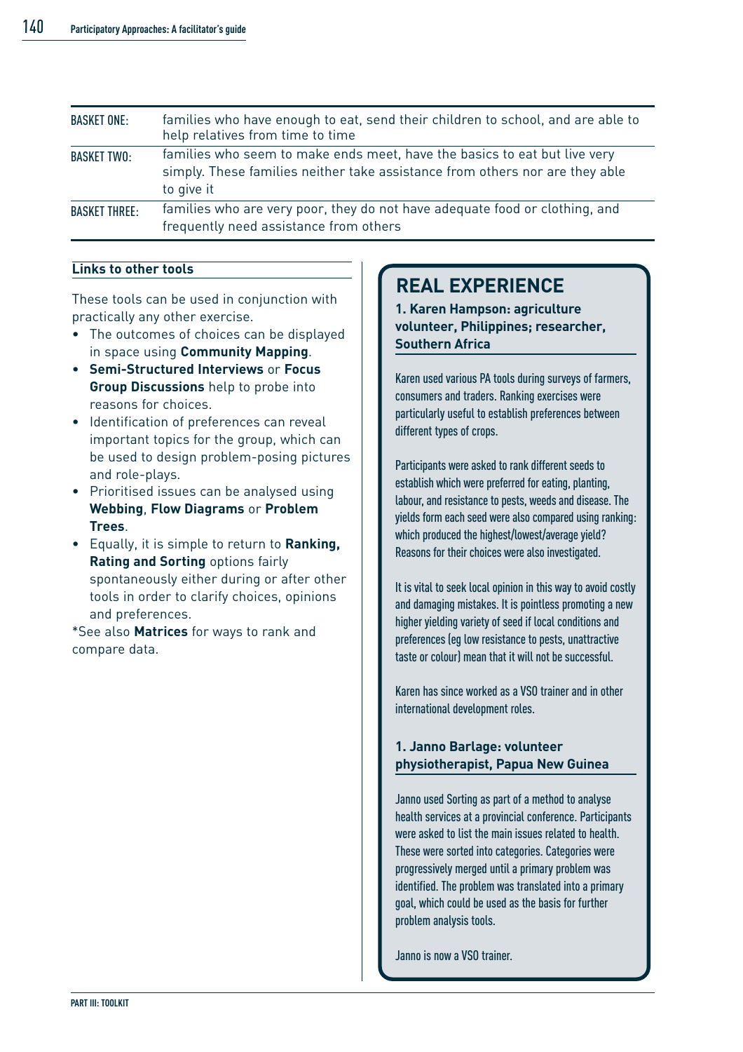| | |
|---|---|
| BASKET ONE: | families who have enough to eat, send their children to school, and are able to help relatives from time to time |
| BASKET TWO: | families who seem to make ends meet, have the basics to eat but live very simply. These families neither take assistance from others nor are they able to give it |
| BASKET THREE: | families who are very poor, they do not have adequate food or clothing, and frequently need assistance from others |

**Links to other tools**

These tools can be used in conjunction with practically any other exercise.

- The outcomes of choices can be displayed in space using **Community Mapping**.
- **Semi-Structured Interviews** or **Focus Group Discussions** help to probe into reasons for choices.
- Identification of preferences can reveal important topics for the group, which can be used to design problem-posing pictures and role-plays.
- Prioritised issues can be analysed using **Webbing**, **Flow Diagrams** or **Problem Trees**.
- Equally, it is simple to return to **Ranking, Rating and Sorting** options fairly spontaneously either during or after other tools in order to clarify choices, opinions and preferences.

*See also **Matrices** for ways to rank and compare data.

## REAL EXPERIENCE

**1. Karen Hampson: agriculture volunteer, Philippines; researcher, Southern Africa**

Karen used various PA tools during surveys of farmers, consumers and traders. Ranking exercises were particularly useful to establish preferences between different types of crops.

Participants were asked to rank different seeds to establish which were preferred for eating, planting, labour, and resistance to pests, weeds and disease. The yields form each seed were also compared using ranking: which produced the highest/lowest/average yield? Reasons for their choices were also investigated.

It is vital to seek local opinion in this way to avoid costly and damaging mistakes. It is pointless promoting a new higher yielding variety of seed if local conditions and preferences (eg low resistance to pests, unattractive taste or colour) mean that it will not be successful.

Karen has since worked as a VSO trainer and in other international development roles.

**1. Janno Barlage: volunteer physiotherapist, Papua New Guinea**

Janno used Sorting as part of a method to analyse health services at a provincial conference. Participants were asked to list the main issues related to health. These were sorted into categories. Categories were progressively merged until a primary problem was identified. The problem was translated into a primary goal, which could be used as the basis for further problem analysis tools.

Janno is now a VSO trainer.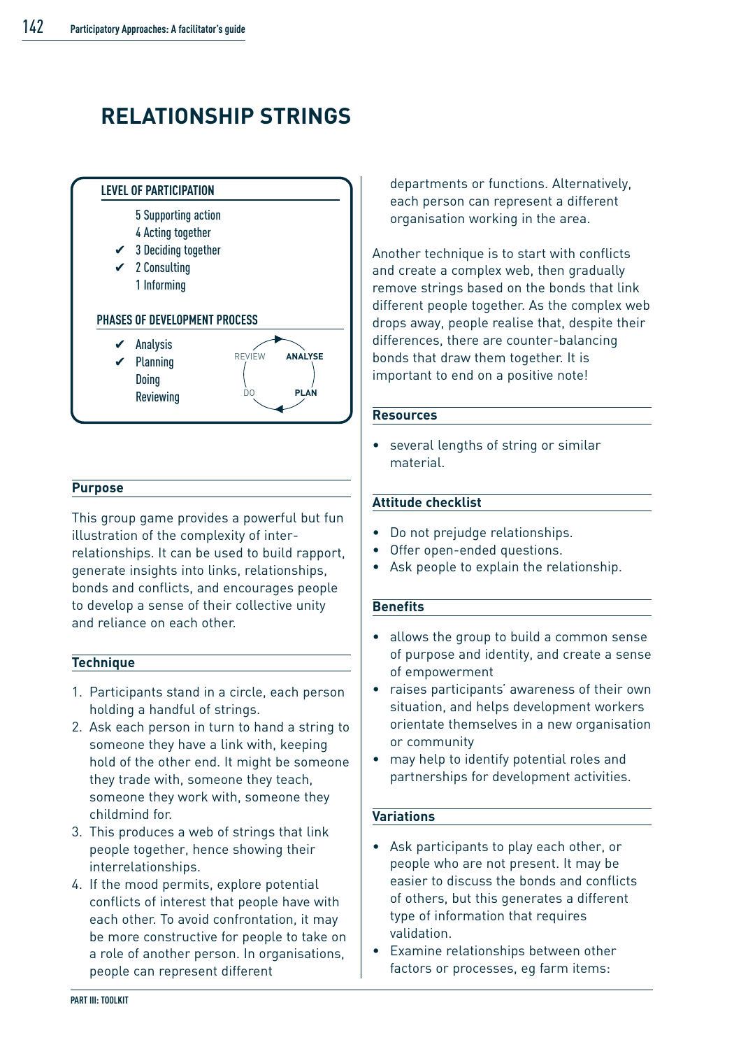# RELATIONSHIP STRINGS

**LEVEL OF PARTICIPATION**

- 5 Supporting action
- 4 Acting together
- ✔ 3 Deciding together
- ✔ 2 Consulting
- 1 Informing

**PHASES OF DEVELOPMENT PROCESS**

- ✔ Analysis
- ✔ Planning
- Doing
- Reviewing

REVIEW — **ANALYSE** — **PLAN** — DO

## Purpose

This group game provides a powerful but fun illustration of the complexity of inter-relationships. It can be used to build rapport, generate insights into links, relationships, bonds and conflicts, and encourages people to develop a sense of their collective unity and reliance on each other.

## Technique

1. Participants stand in a circle, each person holding a handful of strings.
2. Ask each person in turn to hand a string to someone they have a link with, keeping hold of the other end. It might be someone they trade with, someone they teach, someone they work with, someone they childmind for.
3. This produces a web of strings that link people together, hence showing their interrelationships.
4. If the mood permits, explore potential conflicts of interest that people have with each other. To avoid confrontation, it may be more constructive for people to take on a role of another person. In organisations, people can represent different departments or functions. Alternatively, each person can represent a different organisation working in the area.

Another technique is to start with conflicts and create a complex web, then gradually remove strings based on the bonds that link different people together. As the complex web drops away, people realise that, despite their differences, there are counter-balancing bonds that draw them together. It is important to end on a positive note!

## Resources

- several lengths of string or similar material.

## Attitude checklist

- Do not prejudge relationships.
- Offer open-ended questions.
- Ask people to explain the relationship.

## Benefits

- allows the group to build a common sense of purpose and identity, and create a sense of empowerment
- raises participants' awareness of their own situation, and helps development workers orientate themselves in a new organisation or community
- may help to identify potential roles and partnerships for development activities.

## Variations

- Ask participants to play each other, or people who are not present. It may be easier to discuss the bonds and conflicts of others, but this generates a different type of information that requires validation.
- Examine relationships between other factors or processes, eg farm items: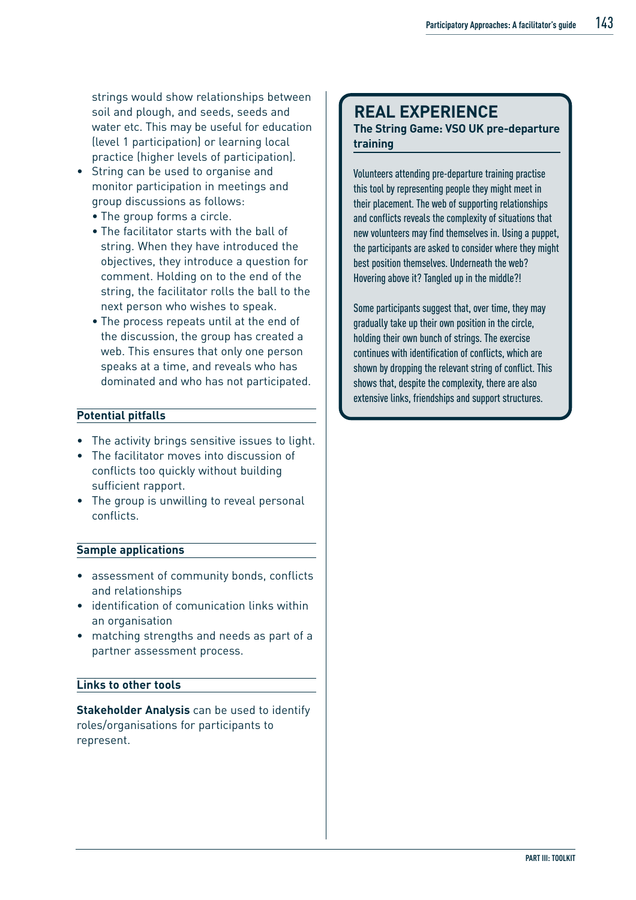strings would show relationships between soil and plough, and seeds, seeds and water etc. This may be useful for education (level 1 participation) or learning local practice (higher levels of participation).

- String can be used to organise and monitor participation in meetings and group discussions as follows:
  - The group forms a circle.
  - The facilitator starts with the ball of string. When they have introduced the objectives, they introduce a question for comment. Holding on to the end of the string, the facilitator rolls the ball to the next person who wishes to speak.
  - The process repeats until at the end of the discussion, the group has created a web. This ensures that only one person speaks at a time, and reveals who has dominated and who has not participated.

### Potential pitfalls

- The activity brings sensitive issues to light.
- The facilitator moves into discussion of conflicts too quickly without building sufficient rapport.
- The group is unwilling to reveal personal conflicts.

### Sample applications

- assessment of community bonds, conflicts and relationships
- identification of comunication links within an organisation
- matching strengths and needs as part of a partner assessment process.

### Links to other tools

**Stakeholder Analysis** can be used to identify roles/organisations for participants to represent.

## REAL EXPERIENCE

**The String Game: VSO UK pre-departure training**

Volunteers attending pre-departure training practise this tool by representing people they might meet in their placement. The web of supporting relationships and conflicts reveals the complexity of situations that new volunteers may find themselves in. Using a puppet, the participants are asked to consider where they might best position themselves. Underneath the web? Hovering above it? Tangled up in the middle?!

Some participants suggest that, over time, they may gradually take up their own position in the circle, holding their own bunch of strings. The exercise continues with identification of conflicts, which are shown by dropping the relevant string of conflict. This shows that, despite the complexity, there are also extensive links, friendships and support structures.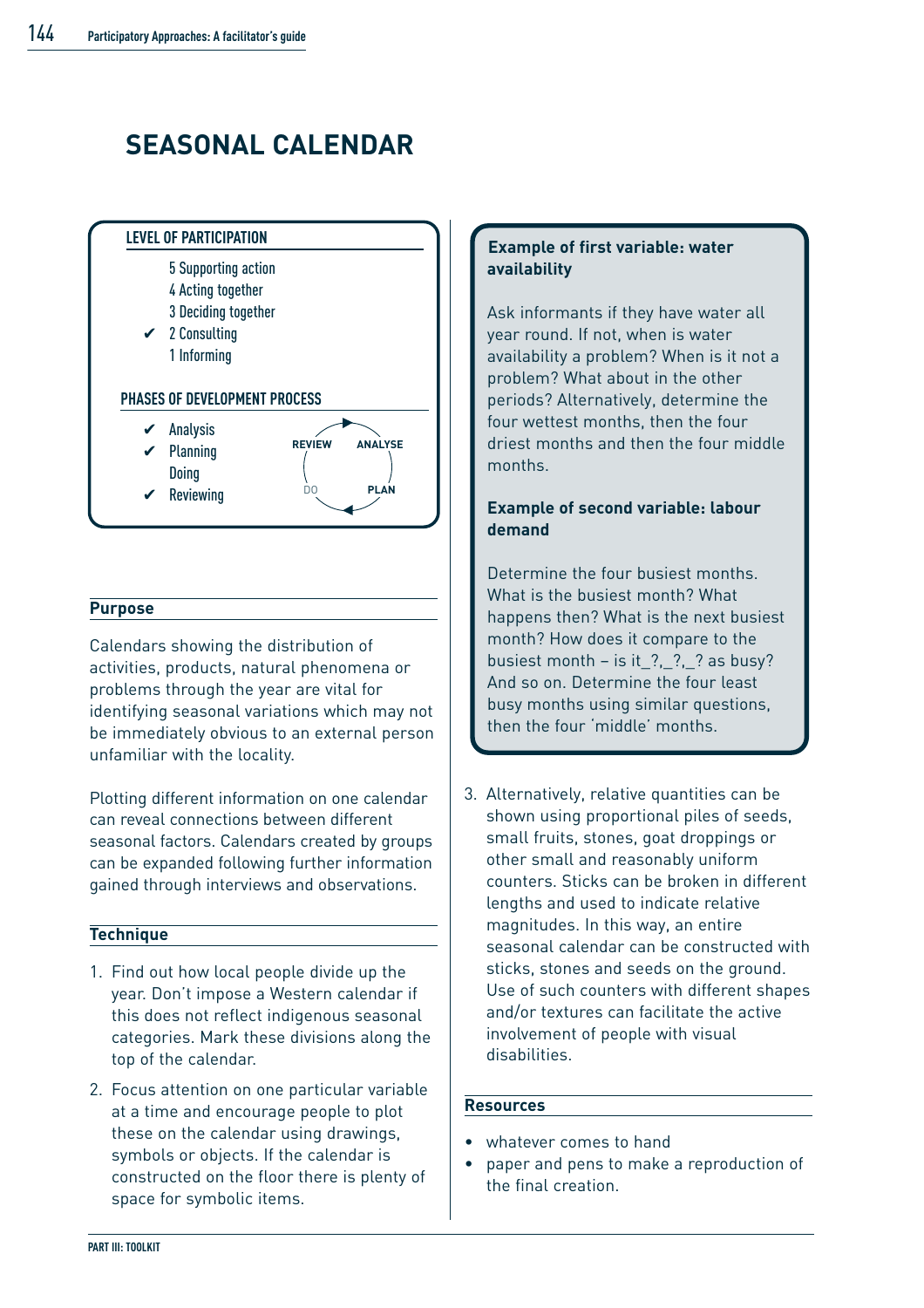# SEASONAL CALENDAR

**LEVEL OF PARTICIPATION**

- 5 Supporting action
- 4 Acting together
- 3 Deciding together
- ✔ 2 Consulting
- 1 Informing

**PHASES OF DEVELOPMENT PROCESS**

- ✔ Analysis
- ✔ Planning
- Doing
- ✔ Reviewing

REVIEW → ANALYSE → PLAN → DO

## Purpose

Calendars showing the distribution of activities, products, natural phenomena or problems through the year are vital for identifying seasonal variations which may not be immediately obvious to an external person unfamiliar with the locality.

Plotting different information on one calendar can reveal connections between different seasonal factors. Calendars created by groups can be expanded following further information gained through interviews and observations.

## Technique

1. Find out how local people divide up the year. Don't impose a Western calendar if this does not reflect indigenous seasonal categories. Mark these divisions along the top of the calendar.
2. Focus attention on one particular variable at a time and encourage people to plot these on the calendar using drawings, symbols or objects. If the calendar is constructed on the floor there is plenty of space for symbolic items.

**Example of first variable: water availability**

Ask informants if they have water all year round. If not, when is water availability a problem? When is it not a problem? What about in the other periods? Alternatively, determine the four wettest months, then the four driest months and then the four middle months.

**Example of second variable: labour demand**

Determine the four busiest months. What is the busiest month? What happens then? What is the next busiest month? How does it compare to the busiest month – is it_?,_?,_? as busy? And so on. Determine the four least busy months using similar questions, then the four 'middle' months.

3. Alternatively, relative quantities can be shown using proportional piles of seeds, small fruits, stones, goat droppings or other small and reasonably uniform counters. Sticks can be broken in different lengths and used to indicate relative magnitudes. In this way, an entire seasonal calendar can be constructed with sticks, stones and seeds on the ground. Use of such counters with different shapes and/or textures can facilitate the active involvement of people with visual disabilities.

## Resources

- whatever comes to hand
- paper and pens to make a reproduction of the final creation.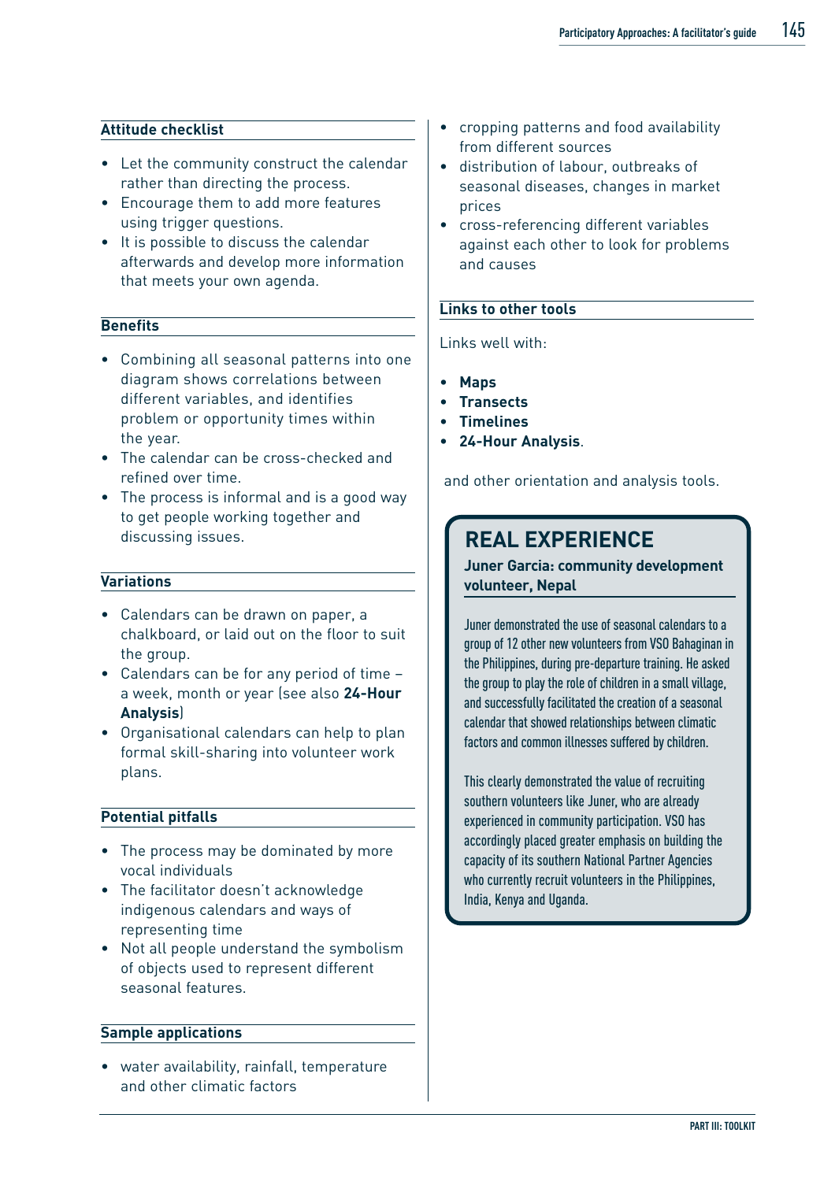### Attitude checklist

- Let the community construct the calendar rather than directing the process.
- Encourage them to add more features using trigger questions.
- It is possible to discuss the calendar afterwards and develop more information that meets your own agenda.

### Benefits

- Combining all seasonal patterns into one diagram shows correlations between different variables, and identifies problem or opportunity times within the year.
- The calendar can be cross-checked and refined over time.
- The process is informal and is a good way to get people working together and discussing issues.

### Variations

- Calendars can be drawn on paper, a chalkboard, or laid out on the floor to suit the group.
- Calendars can be for any period of time – a week, month or year (see also **24-Hour Analysis**)
- Organisational calendars can help to plan formal skill-sharing into volunteer work plans.

### Potential pitfalls

- The process may be dominated by more vocal individuals
- The facilitator doesn't acknowledge indigenous calendars and ways of representing time
- Not all people understand the symbolism of objects used to represent different seasonal features.

### Sample applications

- water availability, rainfall, temperature and other climatic factors
- cropping patterns and food availability from different sources
- distribution of labour, outbreaks of seasonal diseases, changes in market prices
- cross-referencing different variables against each other to look for problems and causes

### Links to other tools

Links well with:

- **Maps**
- **Transects**
- **Timelines**
- **24-Hour Analysis**.

and other orientation and analysis tools.

## REAL EXPERIENCE

**Juner Garcia: community development volunteer, Nepal**

Juner demonstrated the use of seasonal calendars to a group of 12 other new volunteers from VSO Bahaginan in the Philippines, during pre-departure training. He asked the group to play the role of children in a small village, and successfully facilitated the creation of a seasonal calendar that showed relationships between climatic factors and common illnesses suffered by children.

This clearly demonstrated the value of recruiting southern volunteers like Juner, who are already experienced in community participation. VSO has accordingly placed greater emphasis on building the capacity of its southern National Partner Agencies who currently recruit volunteers in the Philippines, India, Kenya and Uganda.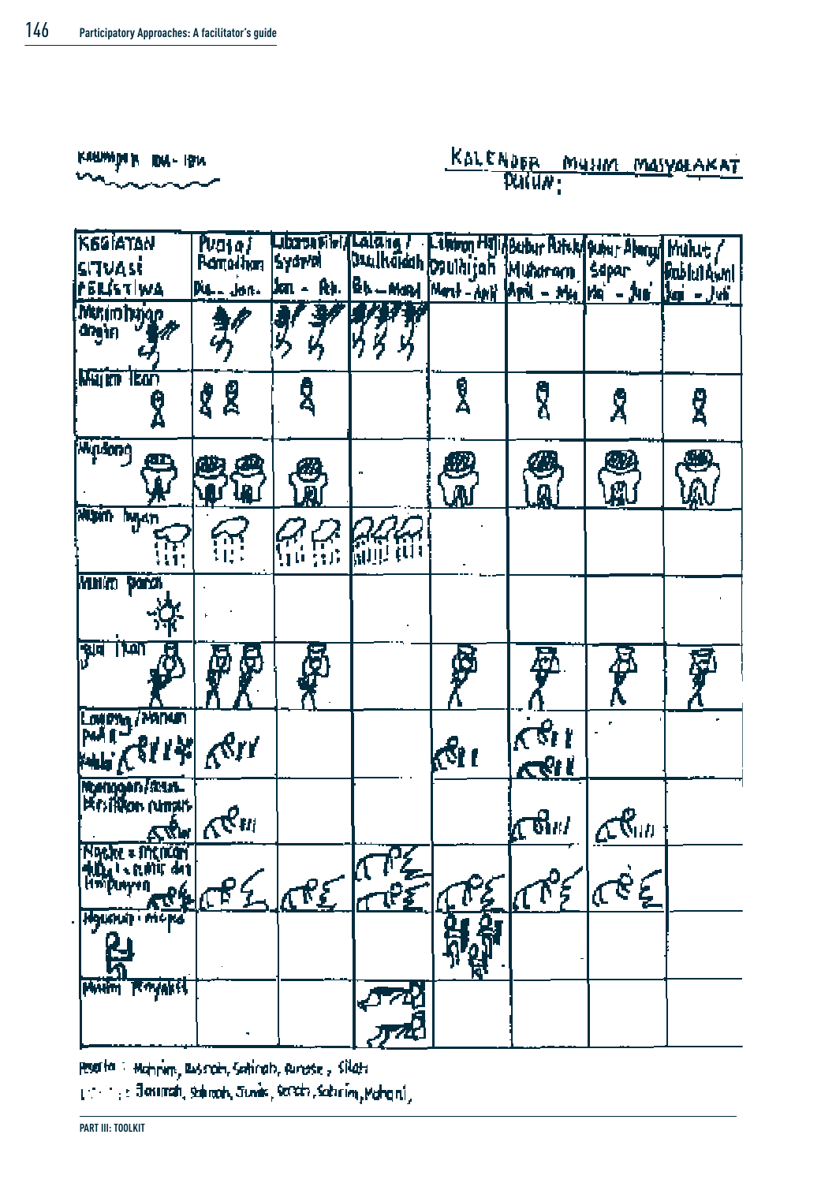Kelompok Ibu-ibu

## KALENDER MUSIM MASYARAKAT DUSUN:

| Kegiatan Situasi Peristiwa | Puasa/Ramadhan Des.-Jan. | Lebaran Fitri/Syawal Jan.-Feb. | Lalang/Dzulkaidah Feb.-Maret | Lebaran Haji/Dzulhijjah Maret-April | Bubur Asyura/Muharram April-Mei | Sukar Abang/Sapar Mei-Juni | Mulut/Rabiul Awal Juni-Juli |
|---|---|---|---|---|---|---|---|
| Musim tinggi angin | | | | | | | |
| Musim ikan | | | | | | | |
| Mundong | | | | | | | |
| Musim hujan | | | | | | | |
| Musim panas | | | | | | | |
| Jual ikan | | | | | | | |
| Lainnya/Menanam padi di ladang | | | | | | | |
| Menggoreng/Membersihkan rumah | | | | | | | |
| Noreke = mencari ... dan kampungan | | | | | | | |
| Hgmenuh : mispa | | | | | | | |
| Musim penyakit | | | | | | | |

Peserta : Mahrim, Rusnah, Sahinah, Rurasie, Silah

... : Jamilah, Salmah, Sumie, Serah, Sabrim, Maheni,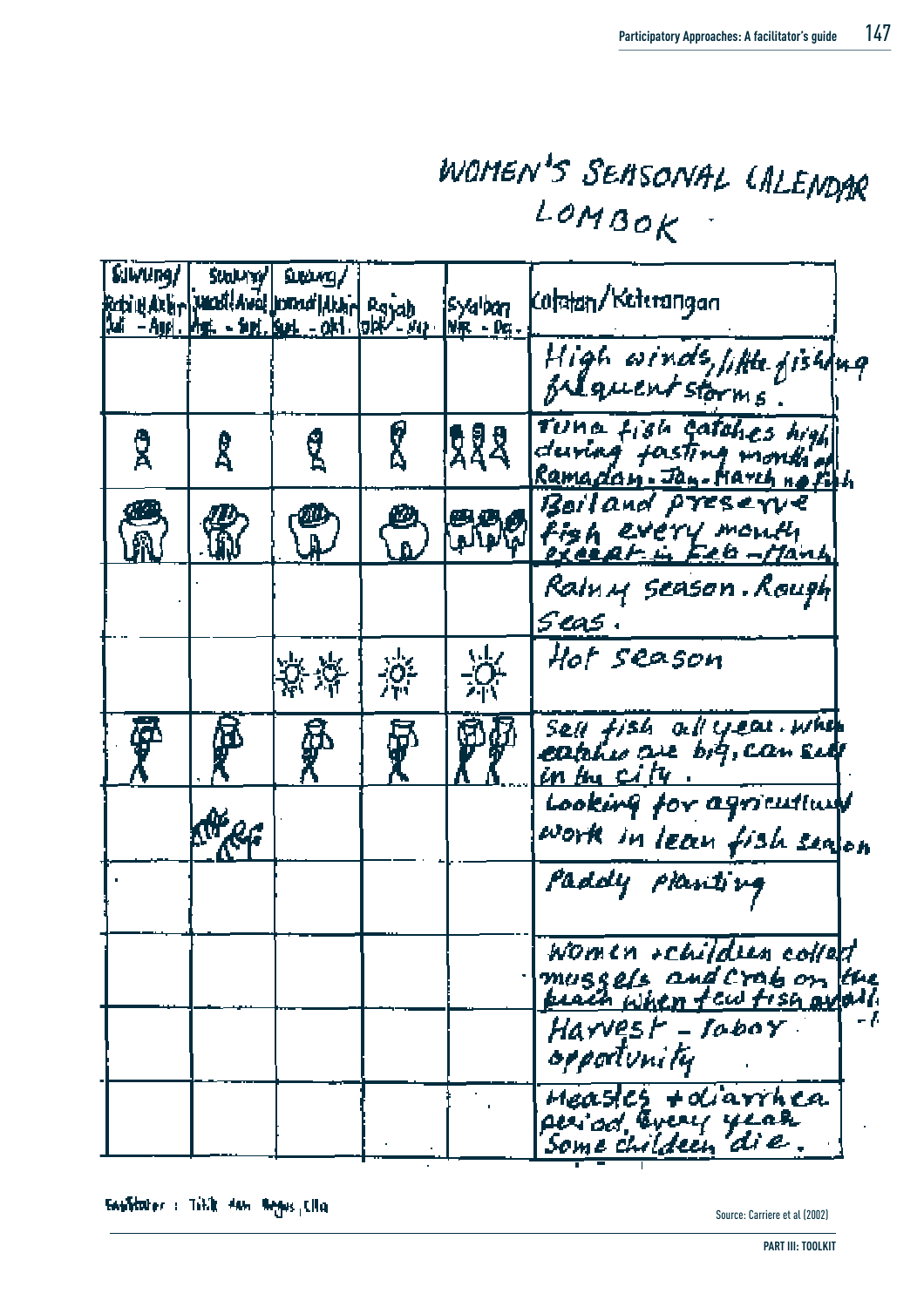# WOMEN'S SEASONAL CALENDAR LOMBOK

| Sawung/ Rabiul Akhir Jul - Agt. | Sawung/ Jumadil Awal Agt. - Sept. | Sawung/ Jumadil Akhir Sept. - Okt. | Rajab Okt - Nop | Syaban Nop - Des. | Catatan/Keterangan |
| --- | --- | --- | --- | --- | --- |
| | | | | | High winds, little fishing frequent storms. |
| (fish) | (fish) | (fish) | (fish) | (fish)(fish)(fish) | Tuna fish catches high during fasting month of Ramadan. Jan-March no fish |
| (pot) | (pot) | (pot) | (pot) | (pot)(pot)(pot) | Boil and preserve fish every month except in Feb - March |
| | | | | | Rainy season. Rough seas. |
| | | (sun)(sun) | (sun) | (sun) | Hot season |
| (person) | (person) | (person) | (person) | (person)(person) | Sell fish all year. when catches are big, can sell in the city. |
| | (plants) | | | | Looking for agricultural work in lean fish season |
| | | | | | Paddy planting |
| | | | | | Women + children collect mussels and crab on the beach when few fish avail. |
| | | | | | Harvest - labor opportunity |
| | | | | | Measles + diarrhea period every year Some children die. |

Fasilitator : Titik dan Agus, Ella

Source: Carriere et al (2002)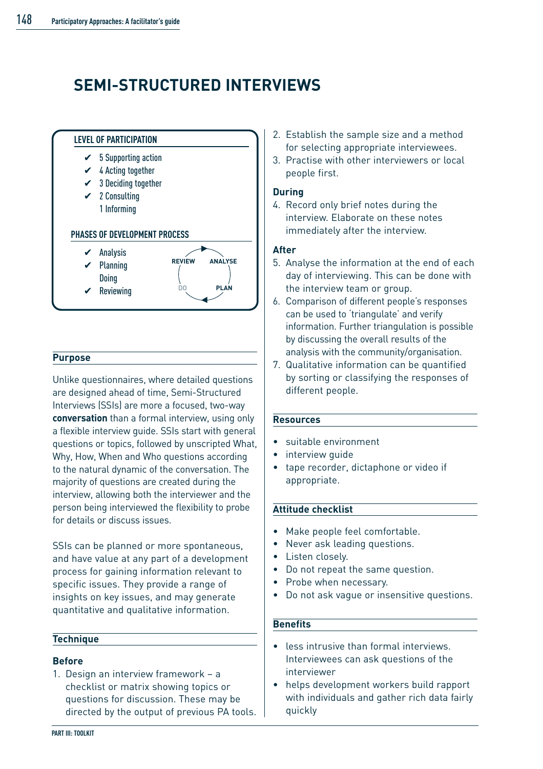# SEMI-STRUCTURED INTERVIEWS

**LEVEL OF PARTICIPATION**

- ✔ 5 Supporting action
- ✔ 4 Acting together
- ✔ 3 Deciding together
- ✔ 2 Consulting
- 1 Informing

**PHASES OF DEVELOPMENT PROCESS**

- ✔ Analysis
- ✔ Planning
- Doing
- ✔ Reviewing

REVIEW → ANALYSE → PLAN → DO

## Purpose

Unlike questionnaires, where detailed questions are designed ahead of time, Semi-Structured Interviews (SSIs) are more a focused, two-way **conversation** than a formal interview, using only a flexible interview guide. SSIs start with general questions or topics, followed by unscripted What, Why, How, When and Who questions according to the natural dynamic of the conversation. The majority of questions are created during the interview, allowing both the interviewer and the person being interviewed the flexibility to probe for details or discuss issues.

SSIs can be planned or more spontaneous, and have value at any part of a development process for gaining information relevant to specific issues. They provide a range of insights on key issues, and may generate quantitative and qualitative information.

## Technique

### Before

1. Design an interview framework – a checklist or matrix showing topics or questions for discussion. These may be directed by the output of previous PA tools.
2. Establish the sample size and a method for selecting appropriate interviewees.
3. Practise with other interviewers or local people first.

### During

4. Record only brief notes during the interview. Elaborate on these notes immediately after the interview.

### After

5. Analyse the information at the end of each day of interviewing. This can be done with the interview team or group.
6. Comparison of different people's responses can be used to 'triangulate' and verify information. Further triangulation is possible by discussing the overall results of the analysis with the community/organisation.
7. Qualitative information can be quantified by sorting or classifying the responses of different people.

## Resources

- suitable environment
- interview guide
- tape recorder, dictaphone or video if appropriate.

## Attitude checklist

- Make people feel comfortable.
- Never ask leading questions.
- Listen closely.
- Do not repeat the same question.
- Probe when necessary.
- Do not ask vague or insensitive questions.

## Benefits

- less intrusive than formal interviews. Interviewees can ask questions of the interviewer
- helps development workers build rapport with individuals and gather rich data fairly quickly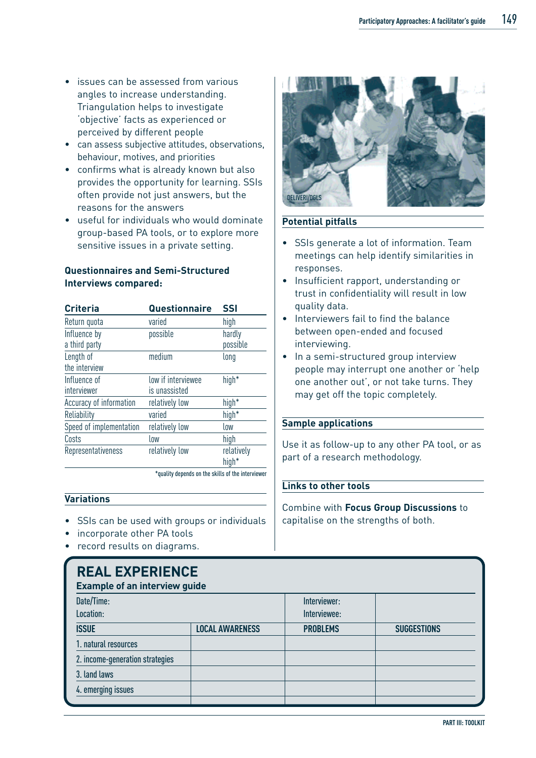- issues can be assessed from various angles to increase understanding. Triangulation helps to investigate 'objective' facts as experienced or perceived by different people
- can assess subjective attitudes, observations, behaviour, motives, and priorities
- confirms what is already known but also provides the opportunity for learning. SSIs often provide not just answers, but the reasons for the answers
- useful for individuals who would dominate group-based PA tools, or to explore more sensitive issues in a private setting.

**Questionnaires and Semi-Structured Interviews compared:**

| Criteria | Questionnaire | SSI |
|---|---|---|
| Return quota | varied | high |
| Influence by a third party | possible | hardly possible |
| Length of the interview | medium | long |
| Influence of interviewer | low if interviewee is unassisted | high* |
| Accuracy of information | relatively low | high* |
| Reliability | varied | high* |
| Speed of implementation | relatively low | low |
| Costs | low | high |
| Representativeness | relatively low | relatively high* |

*quality depends on the skills of the interviewer

## Variations

- SSIs can be used with groups or individuals
- incorporate other PA tools
- record results on diagrams.

DELIVERI/DGLS

## Potential pitfalls

- SSIs generate a lot of information. Team meetings can help identify similarities in responses.
- Insufficient rapport, understanding or trust in confidentiality will result in low quality data.
- Interviewers fail to find the balance between open-ended and focused interviewing.
- In a semi-structured group interview people may interrupt one another or 'help one another out', or not take turns. They may get off the topic completely.

## Sample applications

Use it as follow-up to any other PA tool, or as part of a research methodology.

## Links to other tools

Combine with **Focus Group Discussions** to capitalise on the strengths of both.

## REAL EXPERIENCE

**Example of an interview guide**

| Date/Time:<br>Location: | | Interviewer:<br>Interviewee: | |
|---|---|---|---|
| **ISSUE** | **LOCAL AWARENESS** | **PROBLEMS** | **SUGGESTIONS** |
| 1. natural resources | | | |
| 2. income-generation strategies | | | |
| 3. land laws | | | |
| 4. emerging issues | | | |
| | | | |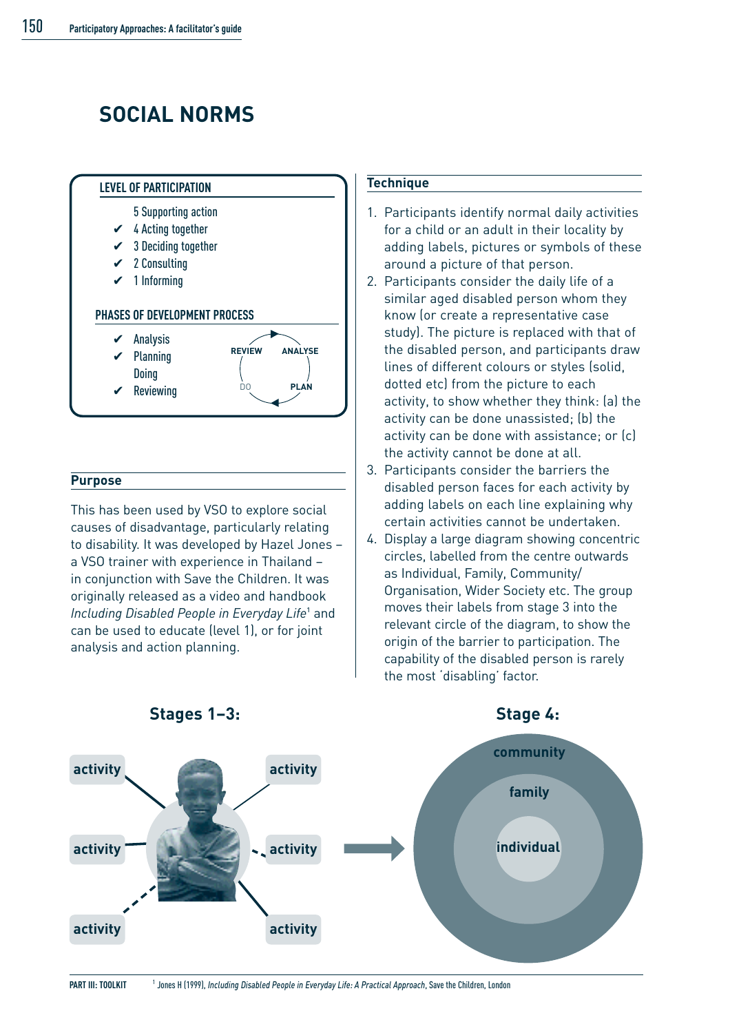# SOCIAL NORMS

**LEVEL OF PARTICIPATION**

- 5 Supporting action
- ✔ 4 Acting together
- ✔ 3 Deciding together
- ✔ 2 Consulting
- ✔ 1 Informing

**PHASES OF DEVELOPMENT PROCESS**

- ✔ Analysis
- ✔ Planning
- Doing
- ✔ Reviewing

REVIEW ANALYSE DO PLAN

## Purpose

This has been used by VSO to explore social causes of disadvantage, particularly relating to disability. It was developed by Hazel Jones – a VSO trainer with experience in Thailand – in conjunction with Save the Children. It was originally released as a video and handbook *Including Disabled People in Everyday Life*[1] and can be used to educate (level 1), or for joint analysis and action planning.

## Technique

1. Participants identify normal daily activities for a child or an adult in their locality by adding labels, pictures or symbols of these around a picture of that person.
2. Participants consider the daily life of a similar aged disabled person whom they know (or create a representative case study). The picture is replaced with that of the disabled person, and participants draw lines of different colours or styles (solid, dotted etc) from the picture to each activity, to show whether they think: (a) the activity can be done unassisted; (b) the activity can be done with assistance; or (c) the activity cannot be done at all.
3. Participants consider the barriers the disabled person faces for each activity by adding labels on each line explaining why certain activities cannot be undertaken.
4. Display a large diagram showing concentric circles, labelled from the centre outwards as Individual, Family, Community/ Organisation, Wider Society etc. The group moves their labels from stage 3 into the relevant circle of the diagram, to show the origin of the barrier to participation. The capability of the disabled person is rarely the most 'disabling' factor.

**Stages 1–3:**

activity activity activity activity activity activity

**Stage 4:**

community family individual

[1] Jones H (1999), *Including Disabled People in Everyday Life: A Practical Approach*, Save the Children, London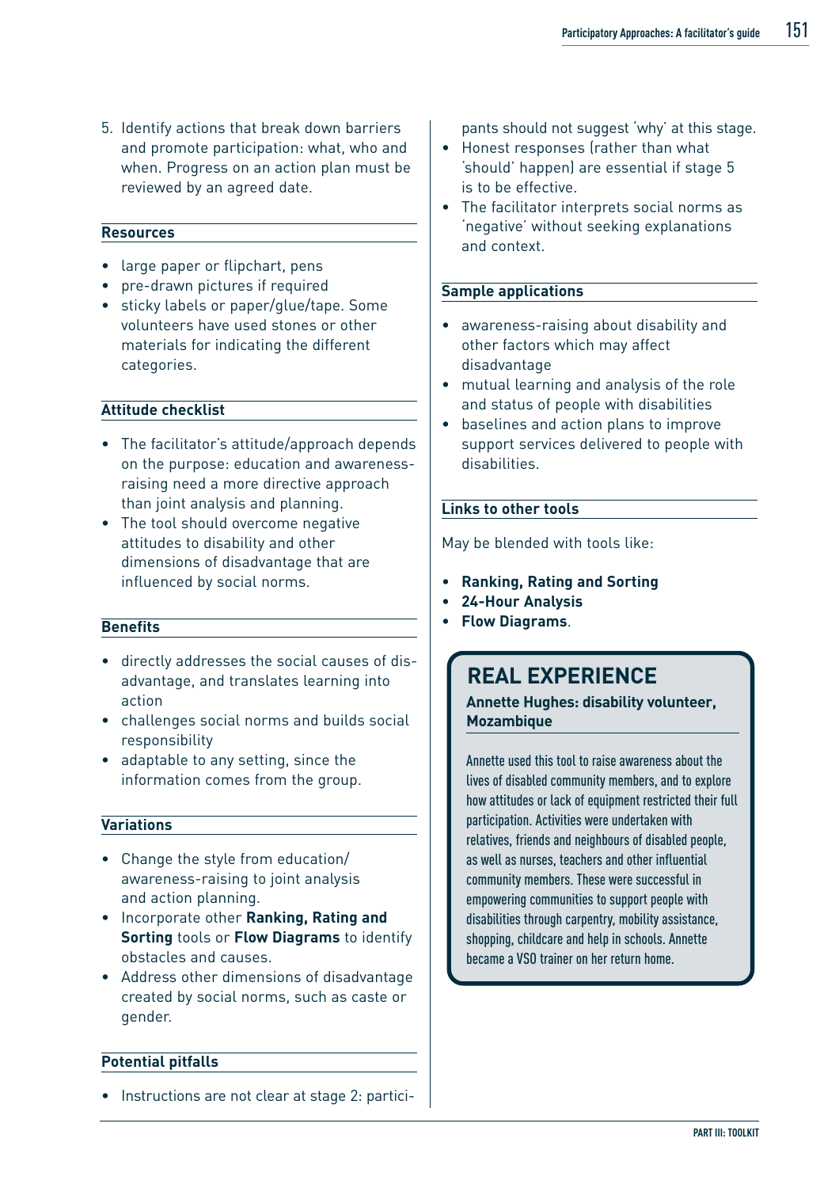5. Identify actions that break down barriers and promote participation: what, who and when. Progress on an action plan must be reviewed by an agreed date.

### Resources

- large paper or flipchart, pens
- pre-drawn pictures if required
- sticky labels or paper/glue/tape. Some volunteers have used stones or other materials for indicating the different categories.

### Attitude checklist

- The facilitator's attitude/approach depends on the purpose: education and awareness-raising need a more directive approach than joint analysis and planning.
- The tool should overcome negative attitudes to disability and other dimensions of disadvantage that are influenced by social norms.

### Benefits

- directly addresses the social causes of disadvantage, and translates learning into action
- challenges social norms and builds social responsibility
- adaptable to any setting, since the information comes from the group.

### Variations

- Change the style from education/awareness-raising to joint analysis and action planning.
- Incorporate other **Ranking, Rating and Sorting** tools or **Flow Diagrams** to identify obstacles and causes.
- Address other dimensions of disadvantage created by social norms, such as caste or gender.

### Potential pitfalls

- Instructions are not clear at stage 2: participants should not suggest 'why' at this stage.
- Honest responses (rather than what 'should' happen) are essential if stage 5 is to be effective.
- The facilitator interprets social norms as 'negative' without seeking explanations and context.

### Sample applications

- awareness-raising about disability and other factors which may affect disadvantage
- mutual learning and analysis of the role and status of people with disabilities
- baselines and action plans to improve support services delivered to people with disabilities.

### Links to other tools

May be blended with tools like:

- **Ranking, Rating and Sorting**
- **24-Hour Analysis**
- **Flow Diagrams**.

## REAL EXPERIENCE

**Annette Hughes: disability volunteer, Mozambique**

Annette used this tool to raise awareness about the lives of disabled community members, and to explore how attitudes or lack of equipment restricted their full participation. Activities were undertaken with relatives, friends and neighbours of disabled people, as well as nurses, teachers and other influential community members. These were successful in empowering communities to support people with disabilities through carpentry, mobility assistance, shopping, childcare and help in schools. Annette became a VSO trainer on her return home.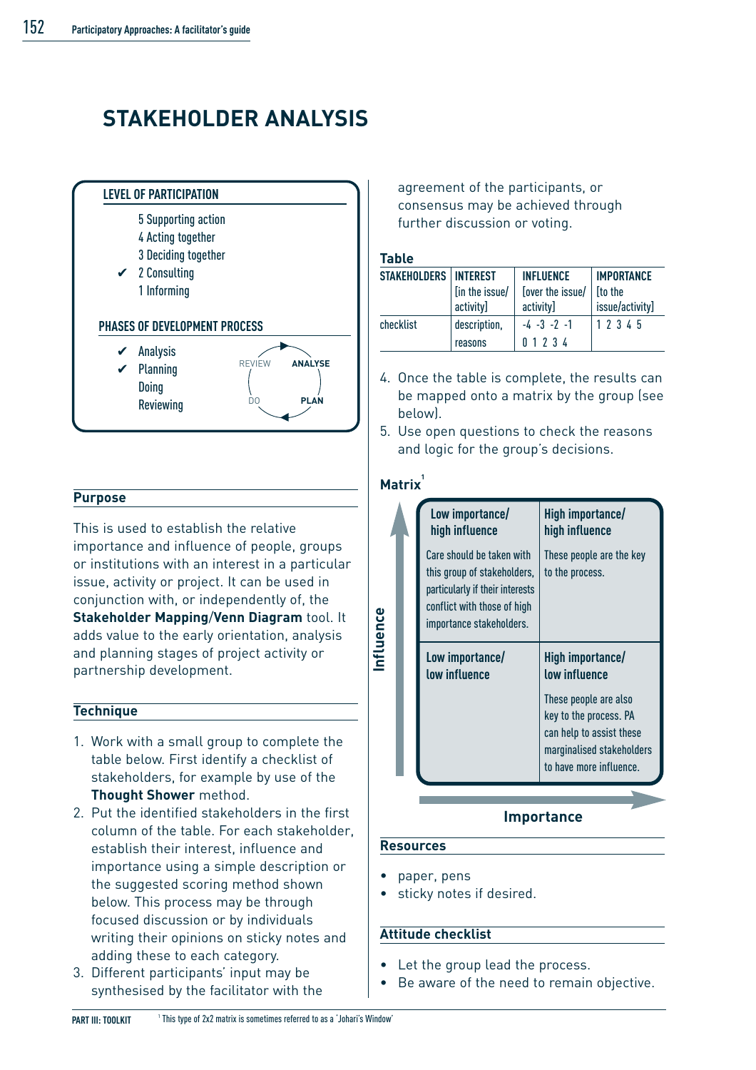# STAKEHOLDER ANALYSIS

**LEVEL OF PARTICIPATION**

5 Supporting action
4 Acting together
3 Deciding together
✔ 2 Consulting
1 Informing

**PHASES OF DEVELOPMENT PROCESS**

✔ Analysis
✔ Planning
Doing
Reviewing

REVIEW → ANALYSE → PLAN → DO

## Purpose

This is used to establish the relative importance and influence of people, groups or institutions with an interest in a particular issue, activity or project. It can be used in conjunction with, or independently of, the **Stakeholder Mapping/Venn Diagram** tool. It adds value to the early orientation, analysis and planning stages of project activity or partnership development.

## Technique

1. Work with a small group to complete the table below. First identify a checklist of stakeholders, for example by use of the **Thought Shower** method.
2. Put the identified stakeholders in the first column of the table. For each stakeholder, establish their interest, influence and importance using a simple description or the suggested scoring method shown below. This process may be through focused discussion or by individuals writing their opinions on sticky notes and adding these to each category.
3. Different participants' input may be synthesised by the facilitator with the agreement of the participants, or consensus may be achieved through further discussion or voting.

**Table**

| STAKEHOLDERS | INTEREST [in the issue/activity] | INFLUENCE [over the issue/activity] | IMPORTANCE [to the issue/activity] |
|---|---|---|---|
| checklist | description, reasons | -4 -3 -2 -1 0 1 2 3 4 | 1 2 3 4 5 |

4. Once the table is complete, the results can be mapped onto a matrix by the group (see below).
5. Use open questions to check the reasons and logic for the group's decisions.

**Matrix**[1]

| ↑ Influence | | |
|---|---|---|
| | **Low importance/ high influence**<br>Care should be taken with this group of stakeholders, particularly if their interests conflict with those of high importance stakeholders. | **High importance/ high influence**<br>These people are the key to the process. |
| | **Low importance/ low influence** | **High importance/ low influence**<br>These people are also key to the process. PA can help to assist these marginalised stakeholders to have more influence. |
| | Importance → | |

## Resources

- paper, pens
- sticky notes if desired.

## Attitude checklist

- Let the group lead the process.
- Be aware of the need to remain objective.

[1] This type of 2x2 matrix is sometimes referred to as a 'Johari's Window'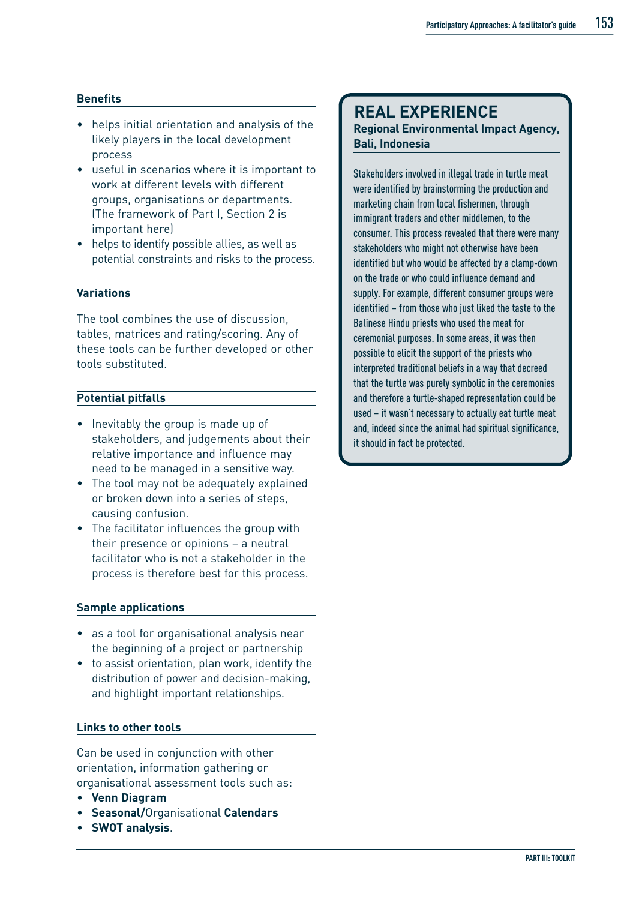### Benefits

- helps initial orientation and analysis of the likely players in the local development process
- useful in scenarios where it is important to work at different levels with different groups, organisations or departments. (The framework of Part I, Section 2 is important here)
- helps to identify possible allies, as well as potential constraints and risks to the process.

### Variations

The tool combines the use of discussion, tables, matrices and rating/scoring. Any of these tools can be further developed or other tools substituted.

### Potential pitfalls

- Inevitably the group is made up of stakeholders, and judgements about their relative importance and influence may need to be managed in a sensitive way.
- The tool may not be adequately explained or broken down into a series of steps, causing confusion.
- The facilitator influences the group with their presence or opinions – a neutral facilitator who is not a stakeholder in the process is therefore best for this process.

### Sample applications

- as a tool for organisational analysis near the beginning of a project or partnership
- to assist orientation, plan work, identify the distribution of power and decision-making, and highlight important relationships.

### Links to other tools

Can be used in conjunction with other orientation, information gathering or organisational assessment tools such as:

- **Venn Diagram**
- **Seasonal/**Organisational **Calendars**
- **SWOT analysis**.

## REAL EXPERIENCE

**Regional Environmental Impact Agency, Bali, Indonesia**

Stakeholders involved in illegal trade in turtle meat were identified by brainstorming the production and marketing chain from local fishermen, through immigrant traders and other middlemen, to the consumer. This process revealed that there were many stakeholders who might not otherwise have been identified but who would be affected by a clamp-down on the trade or who could influence demand and supply. For example, different consumer groups were identified – from those who just liked the taste to the Balinese Hindu priests who used the meat for ceremonial purposes. In some areas, it was then possible to elicit the support of the priests who interpreted traditional beliefs in a way that decreed that the turtle was purely symbolic in the ceremonies and therefore a turtle-shaped representation could be used – it wasn't necessary to actually eat turtle meat and, indeed since the animal had spiritual significance, it should in fact be protected.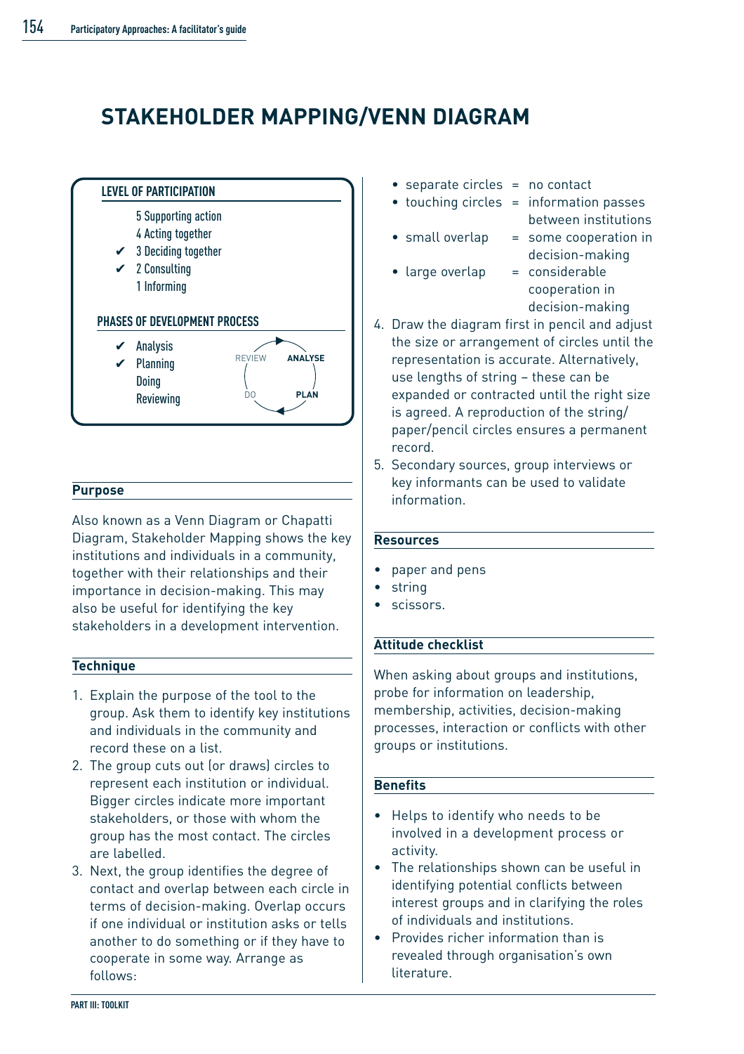# STAKEHOLDER MAPPING/VENN DIAGRAM

**LEVEL OF PARTICIPATION**

- 5 Supporting action
- 4 Acting together
- ✔ 3 Deciding together
- ✔ 2 Consulting
- 1 Informing

**PHASES OF DEVELOPMENT PROCESS**

- ✔ Analysis
- ✔ Planning
- Doing
- Reviewing

REVIEW → ANALYSE → PLAN → DO

## Purpose

Also known as a Venn Diagram or Chapatti Diagram, Stakeholder Mapping shows the key institutions and individuals in a community, together with their relationships and their importance in decision-making. This may also be useful for identifying the key stakeholders in a development intervention.

## Technique

1. Explain the purpose of the tool to the group. Ask them to identify key institutions and individuals in the community and record these on a list.
2. The group cuts out (or draws) circles to represent each institution or individual. Bigger circles indicate more important stakeholders, or those with whom the group has the most contact. The circles are labelled.
3. Next, the group identifies the degree of contact and overlap between each circle in terms of decision-making. Overlap occurs if one individual or institution asks or tells another to do something or if they have to cooperate in some way. Arrange as follows:
   - separate circles = no contact
   - touching circles = information passes between institutions
   - small overlap = some cooperation in decision-making
   - large overlap = considerable cooperation in decision-making
4. Draw the diagram first in pencil and adjust the size or arrangement of circles until the representation is accurate. Alternatively, use lengths of string – these can be expanded or contracted until the right size is agreed. A reproduction of the string/paper/pencil circles ensures a permanent record.
5. Secondary sources, group interviews or key informants can be used to validate information.

## Resources

- paper and pens
- string
- scissors.

## Attitude checklist

When asking about groups and institutions, probe for information on leadership, membership, activities, decision-making processes, interaction or conflicts with other groups or institutions.

## Benefits

- Helps to identify who needs to be involved in a development process or activity.
- The relationships shown can be useful in identifying potential conflicts between interest groups and in clarifying the roles of individuals and institutions.
- Provides richer information than is revealed through organisation's own literature.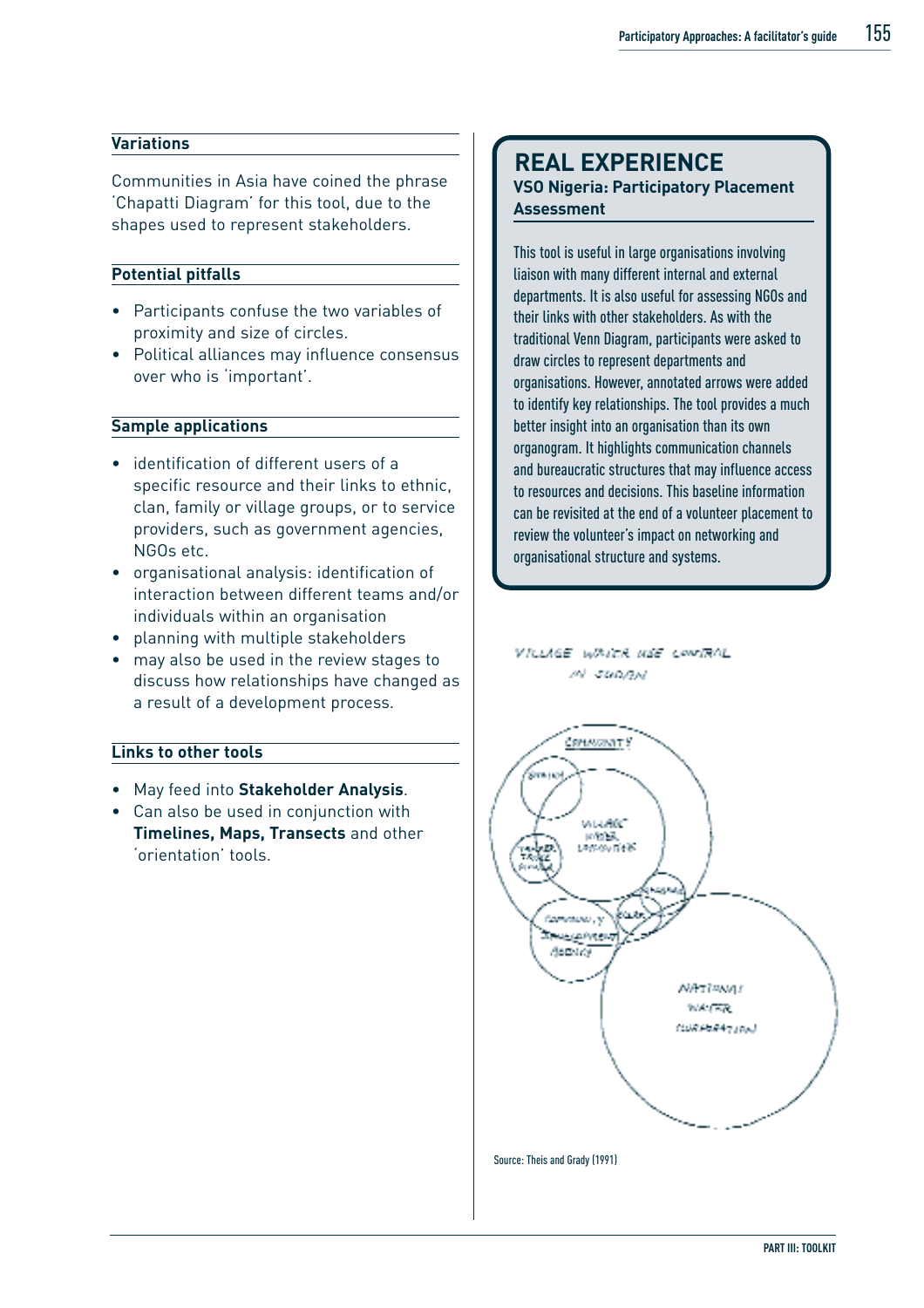### Variations

Communities in Asia have coined the phrase 'Chapatti Diagram' for this tool, due to the shapes used to represent stakeholders.

### Potential pitfalls

- Participants confuse the two variables of proximity and size of circles.
- Political alliances may influence consensus over who is 'important'.

### Sample applications

- identification of different users of a specific resource and their links to ethnic, clan, family or village groups, or to service providers, such as government agencies, NGOs etc.
- organisational analysis: identification of interaction between different teams and/or individuals within an organisation
- planning with multiple stakeholders
- may also be used in the review stages to discuss how relationships have changed as a result of a development process.

### Links to other tools

- May feed into **Stakeholder Analysis**.
- Can also be used in conjunction with **Timelines, Maps, Transects** and other 'orientation' tools.

## REAL EXPERIENCE

**VSO Nigeria: Participatory Placement Assessment**

This tool is useful in large organisations involving liaison with many different internal and external departments. It is also useful for assessing NGOs and their links with other stakeholders. As with the traditional Venn Diagram, participants were asked to draw circles to represent departments and organisations. However, annotated arrows were added to identify key relationships. The tool provides a much better insight into an organisation than its own organogram. It highlights communication channels and bureaucratic structures that may influence access to resources and decisions. This baseline information can be revisited at the end of a volunteer placement to review the volunteer's impact on networking and organisational structure and systems.

VILLAGE WATER USE CONTROL IN SUDAN

Source: Theis and Grady (1991)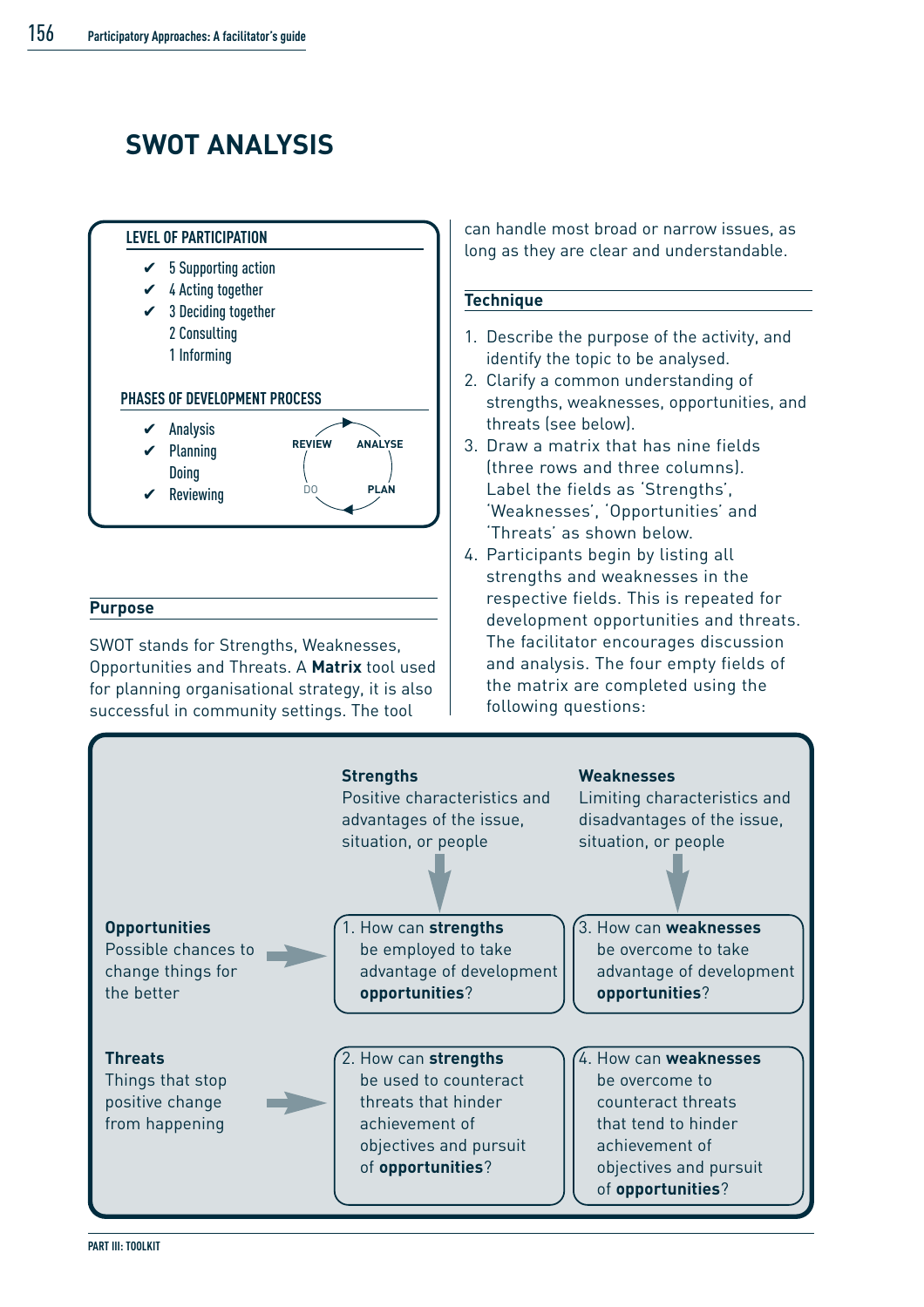# SWOT ANALYSIS

**LEVEL OF PARTICIPATION**

- ✔ 5 Supporting action
- ✔ 4 Acting together
- ✔ 3 Deciding together
- 2 Consulting
- 1 Informing

**PHASES OF DEVELOPMENT PROCESS**

- ✔ Analysis
- ✔ Planning
- Doing
- ✔ Reviewing

REVIEW → ANALYSE → PLAN → DO

## Purpose

SWOT stands for Strengths, Weaknesses, Opportunities and Threats. A **Matrix** tool used for planning organisational strategy, it is also successful in community settings. The tool can handle most broad or narrow issues, as long as they are clear and understandable.

## Technique

1. Describe the purpose of the activity, and identify the topic to be analysed.
2. Clarify a common understanding of strengths, weaknesses, opportunities, and threats (see below).
3. Draw a matrix that has nine fields (three rows and three columns). Label the fields as 'Strengths', 'Weaknesses', 'Opportunities' and 'Threats' as shown below.
4. Participants begin by listing all strengths and weaknesses in the respective fields. This is repeated for development opportunities and threats. The facilitator encourages discussion and analysis. The four empty fields of the matrix are completed using the following questions:

| | **Strengths**<br>Positive characteristics and advantages of the issue, situation, or people | **Weaknesses**<br>Limiting characteristics and disadvantages of the issue, situation, or people |
|---|---|---|
| **Opportunities**<br>Possible chances to change things for the better | 1. How can **strengths** be employed to take advantage of development **opportunities**? | 3. How can **weaknesses** be overcome to take advantage of development **opportunities**? |
| **Threats**<br>Things that stop positive change from happening | 2. How can **strengths** be used to counteract threats that hinder achievement of objectives and pursuit of **opportunities**? | 4. How can **weaknesses** be overcome to counteract threats that tend to hinder achievement of objectives and pursuit of **opportunities**? |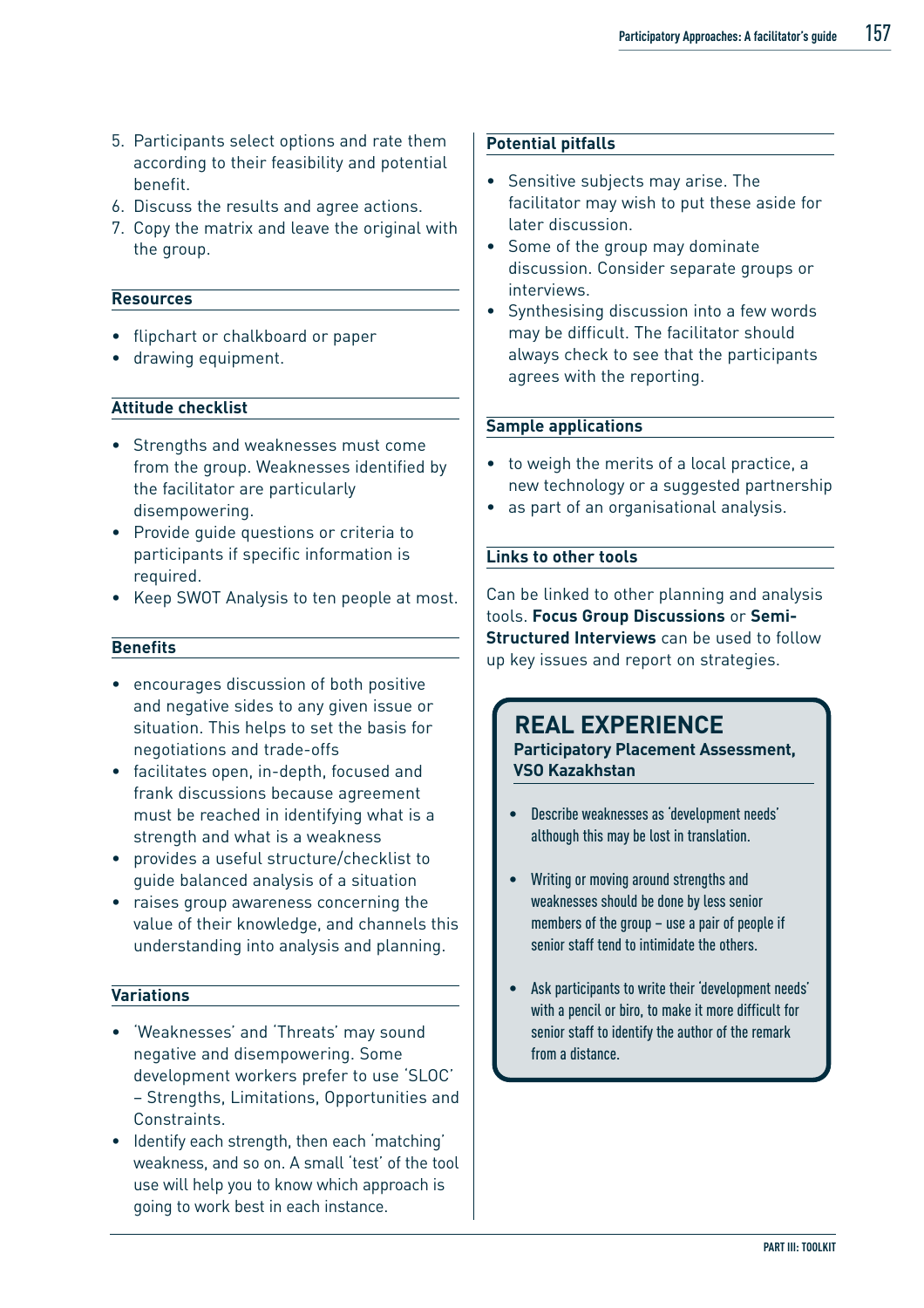5. Participants select options and rate them according to their feasibility and potential benefit.
6. Discuss the results and agree actions.
7. Copy the matrix and leave the original with the group.

### Resources

- flipchart or chalkboard or paper
- drawing equipment.

### Attitude checklist

- Strengths and weaknesses must come from the group. Weaknesses identified by the facilitator are particularly disempowering.
- Provide guide questions or criteria to participants if specific information is required.
- Keep SWOT Analysis to ten people at most.

### Benefits

- encourages discussion of both positive and negative sides to any given issue or situation. This helps to set the basis for negotiations and trade-offs
- facilitates open, in-depth, focused and frank discussions because agreement must be reached in identifying what is a strength and what is a weakness
- provides a useful structure/checklist to guide balanced analysis of a situation
- raises group awareness concerning the value of their knowledge, and channels this understanding into analysis and planning.

### Variations

- 'Weaknesses' and 'Threats' may sound negative and disempowering. Some development workers prefer to use 'SLOC' – Strengths, Limitations, Opportunities and Constraints.
- Identify each strength, then each 'matching' weakness, and so on. A small 'test' of the tool use will help you to know which approach is going to work best in each instance.

### Potential pitfalls

- Sensitive subjects may arise. The facilitator may wish to put these aside for later discussion.
- Some of the group may dominate discussion. Consider separate groups or interviews.
- Synthesising discussion into a few words may be difficult. The facilitator should always check to see that the participants agrees with the reporting.

### Sample applications

- to weigh the merits of a local practice, a new technology or a suggested partnership
- as part of an organisational analysis.

### Links to other tools

Can be linked to other planning and analysis tools. **Focus Group Discussions** or **Semi-Structured Interviews** can be used to follow up key issues and report on strategies.

## REAL EXPERIENCE

**Participatory Placement Assessment, VSO Kazakhstan**

- Describe weaknesses as 'development needs' although this may be lost in translation.
- Writing or moving around strengths and weaknesses should be done by less senior members of the group – use a pair of people if senior staff tend to intimidate the others.
- Ask participants to write their 'development needs' with a pencil or biro, to make it more difficult for senior staff to identify the author of the remark from a distance.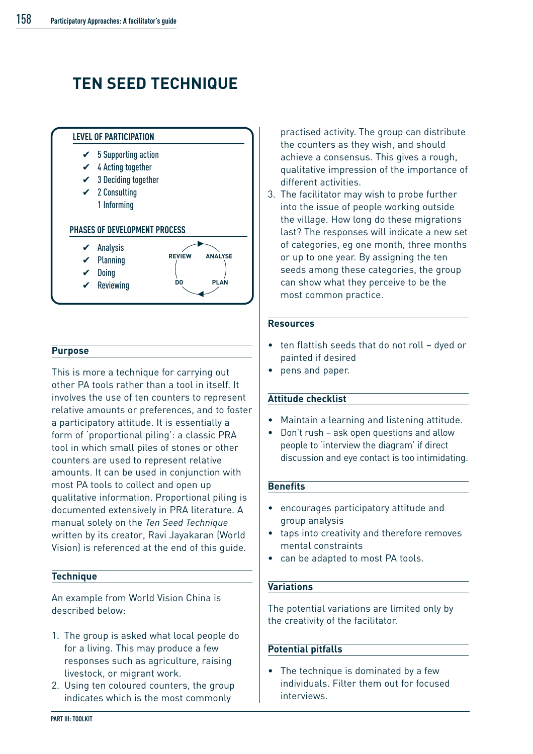# TEN SEED TECHNIQUE

**LEVEL OF PARTICIPATION**

- ✔ 5 Supporting action
- ✔ 4 Acting together
- ✔ 3 Deciding together
- ✔ 2 Consulting
- 1 Informing

**PHASES OF DEVELOPMENT PROCESS**

- ✔ Analysis
- ✔ Planning
- ✔ Doing
- ✔ Reviewing

REVIEW → ANALYSE → PLAN → DO

## Purpose

This is more a technique for carrying out other PA tools rather than a tool in itself. It involves the use of ten counters to represent relative amounts or preferences, and to foster a participatory attitude. It is essentially a form of 'proportional piling': a classic PRA tool in which small piles of stones or other counters are used to represent relative amounts. It can be used in conjunction with most PA tools to collect and open up qualitative information. Proportional piling is documented extensively in PRA literature. A manual solely on the *Ten Seed Technique* written by its creator, Ravi Jayakaran (World Vision) is referenced at the end of this guide.

## Technique

An example from World Vision China is described below:

1. The group is asked what local people do for a living. This may produce a few responses such as agriculture, raising livestock, or migrant work.
2. Using ten coloured counters, the group indicates which is the most commonly practised activity. The group can distribute the counters as they wish, and should achieve a consensus. This gives a rough, qualitative impression of the importance of different activities.
3. The facilitator may wish to probe further into the issue of people working outside the village. How long do these migrations last? The responses will indicate a new set of categories, eg one month, three months or up to one year. By assigning the ten seeds among these categories, the group can show what they perceive to be the most common practice.

## Resources

- ten flattish seeds that do not roll – dyed or painted if desired
- pens and paper.

## Attitude checklist

- Maintain a learning and listening attitude.
- Don't rush – ask open questions and allow people to 'interview the diagram' if direct discussion and eye contact is too intimidating.

## Benefits

- encourages participatory attitude and group analysis
- taps into creativity and therefore removes mental constraints
- can be adapted to most PA tools.

## Variations

The potential variations are limited only by the creativity of the facilitator.

## Potential pitfalls

- The technique is dominated by a few individuals. Filter them out for focused interviews.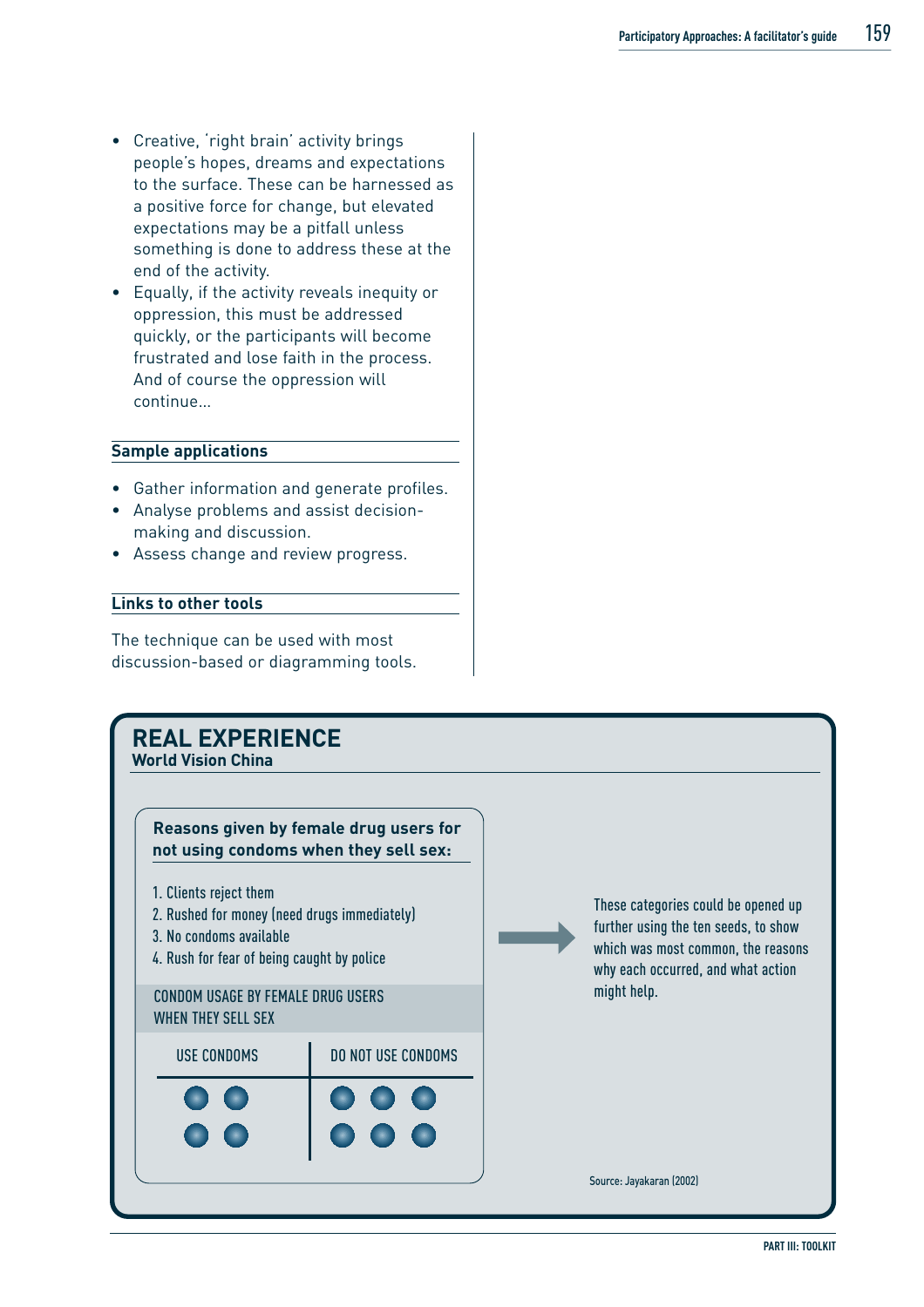- Creative, 'right brain' activity brings people's hopes, dreams and expectations to the surface. These can be harnessed as a positive force for change, but elevated expectations may be a pitfall unless something is done to address these at the end of the activity.
- Equally, if the activity reveals inequity or oppression, this must be addressed quickly, or the participants will become frustrated and lose faith in the process. And of course the oppression will continue...

### Sample applications

- Gather information and generate profiles.
- Analyse problems and assist decision-making and discussion.
- Assess change and review progress.

### Links to other tools

The technique can be used with most discussion-based or diagramming tools.

## REAL EXPERIENCE

**World Vision China**

**Reasons given by female drug users for not using condoms when they sell sex:**

1. Clients reject them
2. Rushed for money (need drugs immediately)
3. No condoms available
4. Rush for fear of being caught by police

CONDOM USAGE BY FEMALE DRUG USERS WHEN THEY SELL SEX

| USE CONDOMS | DO NOT USE CONDOMS |
|---|---|
| ● ● | ● ● ● |
| ● ● | ● ● ● |

These categories could be opened up further using the ten seeds, to show which was most common, the reasons why each occurred, and what action might help.

Source: Jayakaran (2002)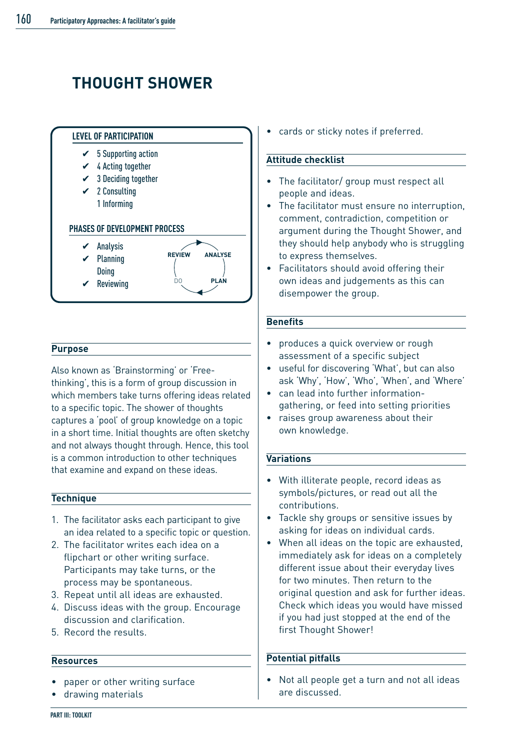# THOUGHT SHOWER

**LEVEL OF PARTICIPATION**

- ✔ 5 Supporting action
- ✔ 4 Acting together
- ✔ 3 Deciding together
- ✔ 2 Consulting
- 1 Informing

**PHASES OF DEVELOPMENT PROCESS**

- ✔ Analysis
- ✔ Planning
- Doing
- ✔ Reviewing

REVIEW → ANALYSE → PLAN → DO

## Purpose

Also known as 'Brainstorming' or 'Free-thinking', this is a form of group discussion in which members take turns offering ideas related to a specific topic. The shower of thoughts captures a 'pool' of group knowledge on a topic in a short time. Initial thoughts are often sketchy and not always thought through. Hence, this tool is a common introduction to other techniques that examine and expand on these ideas.

## Technique

1. The facilitator asks each participant to give an idea related to a specific topic or question.
2. The facilitator writes each idea on a flipchart or other writing surface. Participants may take turns, or the process may be spontaneous.
3. Repeat until all ideas are exhausted.
4. Discuss ideas with the group. Encourage discussion and clarification.
5. Record the results.

## Resources

- paper or other writing surface
- drawing materials
- cards or sticky notes if preferred.

## Attitude checklist

- The facilitator/ group must respect all people and ideas.
- The facilitator must ensure no interruption, comment, contradiction, competition or argument during the Thought Shower, and they should help anybody who is struggling to express themselves.
- Facilitators should avoid offering their own ideas and judgements as this can disempower the group.

## Benefits

- produces a quick overview or rough assessment of a specific subject
- useful for discovering 'What', but can also ask 'Why', 'How', 'Who', 'When', and 'Where'
- can lead into further information-gathering, or feed into setting priorities
- raises group awareness about their own knowledge.

## Variations

- With illiterate people, record ideas as symbols/pictures, or read out all the contributions.
- Tackle shy groups or sensitive issues by asking for ideas on individual cards.
- When all ideas on the topic are exhausted, immediately ask for ideas on a completely different issue about their everyday lives for two minutes. Then return to the original question and ask for further ideas. Check which ideas you would have missed if you had just stopped at the end of the first Thought Shower!

## Potential pitfalls

- Not all people get a turn and not all ideas are discussed.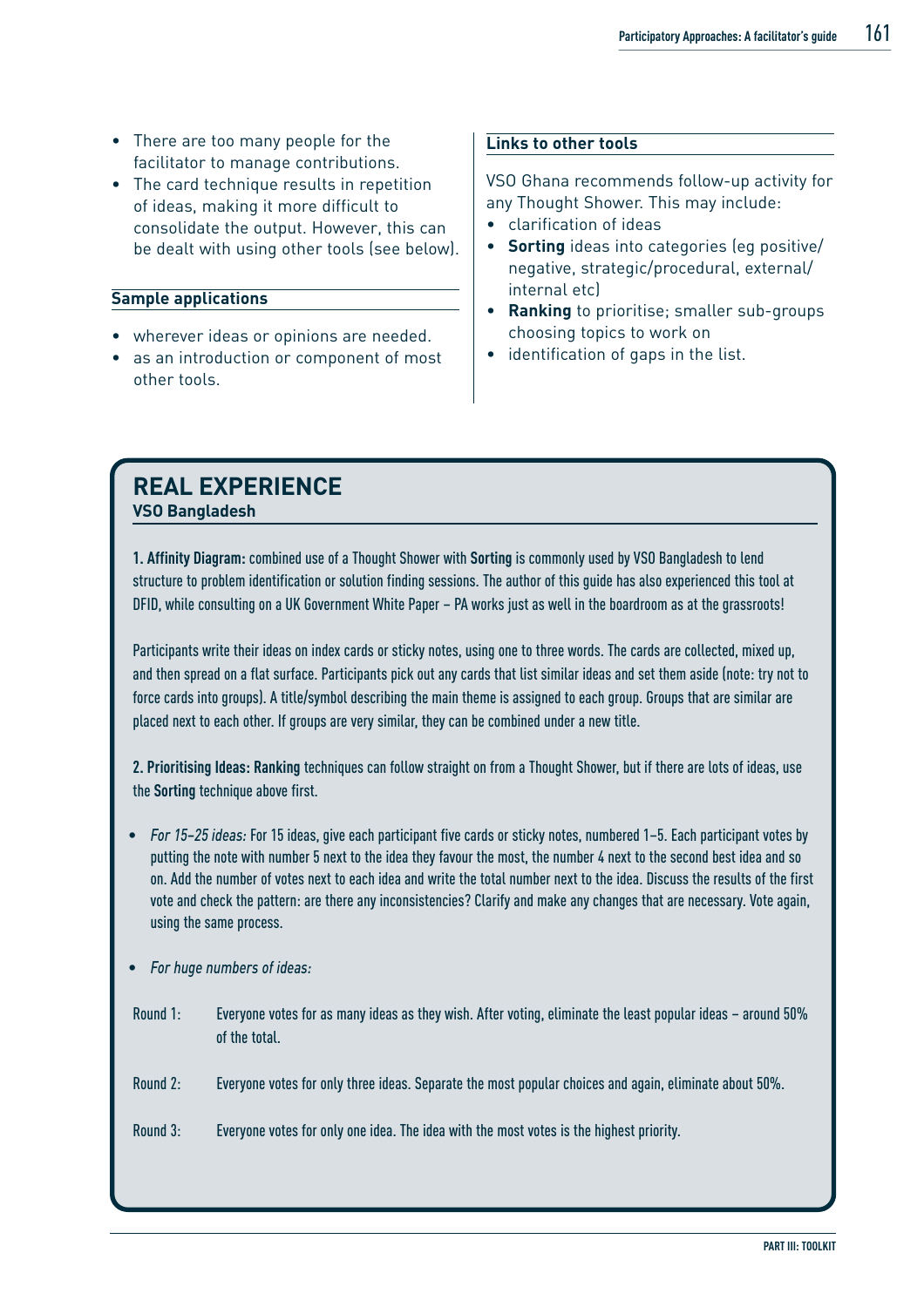- There are too many people for the facilitator to manage contributions.
- The card technique results in repetition of ideas, making it more difficult to consolidate the output. However, this can be dealt with using other tools (see below).

### Sample applications

- wherever ideas or opinions are needed.
- as an introduction or component of most other tools.

### Links to other tools

VSO Ghana recommends follow-up activity for any Thought Shower. This may include:

- clarification of ideas
- **Sorting** ideas into categories (eg positive/negative, strategic/procedural, external/internal etc)
- **Ranking** to prioritise; smaller sub-groups choosing topics to work on
- identification of gaps in the list.

## REAL EXPERIENCE

**VSO Bangladesh**

**1. Affinity Diagram:** combined use of a Thought Shower with **Sorting** is commonly used by VSO Bangladesh to lend structure to problem identification or solution finding sessions. The author of this guide has also experienced this tool at DFID, while consulting on a UK Government White Paper – PA works just as well in the boardroom as at the grassroots!

Participants write their ideas on index cards or sticky notes, using one to three words. The cards are collected, mixed up, and then spread on a flat surface. Participants pick out any cards that list similar ideas and set them aside (note: try not to force cards into groups). A title/symbol describing the main theme is assigned to each group. Groups that are similar are placed next to each other. If groups are very similar, they can be combined under a new title.

**2. Prioritising Ideas: Ranking** techniques can follow straight on from a Thought Shower, but if there are lots of ideas, use the **Sorting** technique above first.

- *For 15–25 ideas:* For 15 ideas, give each participant five cards or sticky notes, numbered 1–5. Each participant votes by putting the note with number 5 next to the idea they favour the most, the number 4 next to the second best idea and so on. Add the number of votes next to each idea and write the total number next to the idea. Discuss the results of the first vote and check the pattern: are there any inconsistencies? Clarify and make any changes that are necessary. Vote again, using the same process.
- *For huge numbers of ideas:*

Round 1: Everyone votes for as many ideas as they wish. After voting, eliminate the least popular ideas – around 50% of the total.

Round 2: Everyone votes for only three ideas. Separate the most popular choices and again, eliminate about 50%.

Round 3: Everyone votes for only one idea. The idea with the most votes is the highest priority.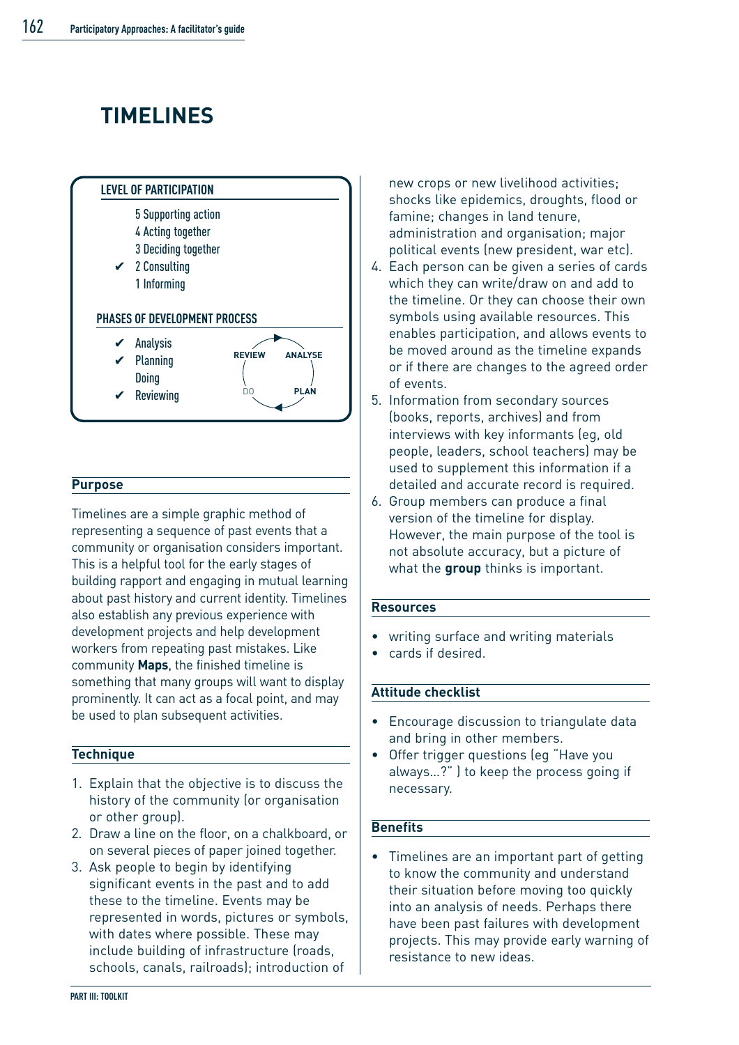# TIMELINES

**LEVEL OF PARTICIPATION**

- 5 Supporting action
- 4 Acting together
- 3 Deciding together
- ✔ 2 Consulting
- 1 Informing

**PHASES OF DEVELOPMENT PROCESS**

- ✔ Analysis
- ✔ Planning
- Doing
- ✔ Reviewing

REVIEW → ANALYSE → PLAN → DO

## Purpose

Timelines are a simple graphic method of representing a sequence of past events that a community or organisation considers important. This is a helpful tool for the early stages of building rapport and engaging in mutual learning about past history and current identity. Timelines also establish any previous experience with development projects and help development workers from repeating past mistakes. Like community **Maps**, the finished timeline is something that many groups will want to display prominently. It can act as a focal point, and may be used to plan subsequent activities.

## Technique

1. Explain that the objective is to discuss the history of the community (or organisation or other group).
2. Draw a line on the floor, on a chalkboard, or on several pieces of paper joined together.
3. Ask people to begin by identifying significant events in the past and to add these to the timeline. Events may be represented in words, pictures or symbols, with dates where possible. These may include building of infrastructure (roads, schools, canals, railroads); introduction of new crops or new livelihood activities; shocks like epidemics, droughts, flood or famine; changes in land tenure, administration and organisation; major political events (new president, war etc).
4. Each person can be given a series of cards which they can write/draw on and add to the timeline. Or they can choose their own symbols using available resources. This enables participation, and allows events to be moved around as the timeline expands or if there are changes to the agreed order of events.
5. Information from secondary sources (books, reports, archives) and from interviews with key informants (eg, old people, leaders, school teachers) may be used to supplement this information if a detailed and accurate record is required.
6. Group members can produce a final version of the timeline for display. However, the main purpose of the tool is not absolute accuracy, but a picture of what the **group** thinks is important.

## Resources

- writing surface and writing materials
- cards if desired.

## Attitude checklist

- Encourage discussion to triangulate data and bring in other members.
- Offer trigger questions (eg "Have you always…?" ) to keep the process going if necessary.

## Benefits

- Timelines are an important part of getting to know the community and understand their situation before moving too quickly into an analysis of needs. Perhaps there have been past failures with development projects. This may provide early warning of resistance to new ideas.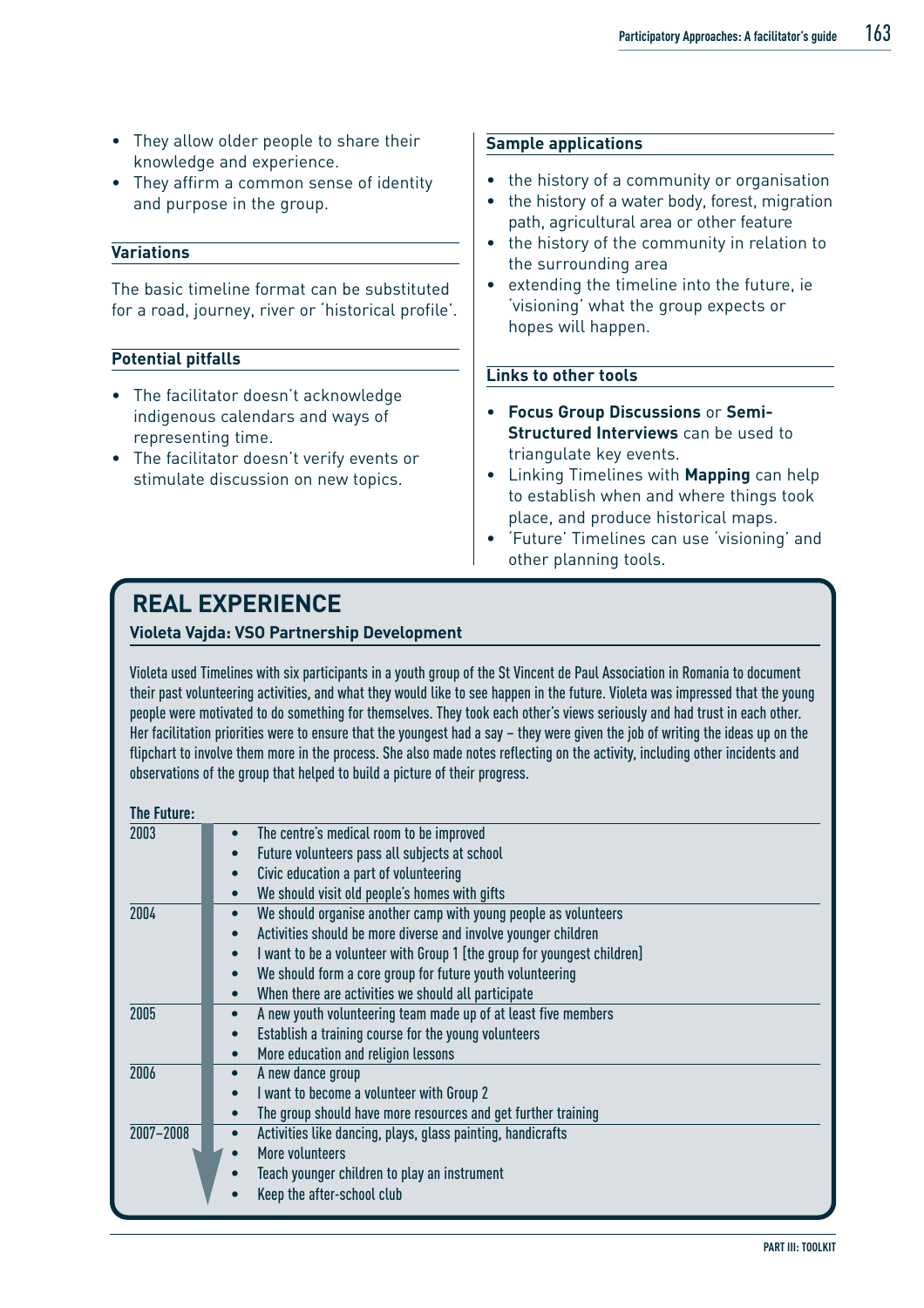- They allow older people to share their knowledge and experience.
- They affirm a common sense of identity and purpose in the group.

### Variations

The basic timeline format can be substituted for a road, journey, river or 'historical profile'.

### Potential pitfalls

- The facilitator doesn't acknowledge indigenous calendars and ways of representing time.
- The facilitator doesn't verify events or stimulate discussion on new topics.

### Sample applications

- the history of a community or organisation
- the history of a water body, forest, migration path, agricultural area or other feature
- the history of the community in relation to the surrounding area
- extending the timeline into the future, ie 'visioning' what the group expects or hopes will happen.

### Links to other tools

- **Focus Group Discussions** or **Semi-Structured Interviews** can be used to triangulate key events.
- Linking Timelines with **Mapping** can help to establish when and where things took place, and produce historical maps.
- 'Future' Timelines can use 'visioning' and other planning tools.

## REAL EXPERIENCE

**Violeta Vajda: VSO Partnership Development**

Violeta used Timelines with six participants in a youth group of the St Vincent de Paul Association in Romania to document their past volunteering activities, and what they would like to see happen in the future. Violeta was impressed that the young people were motivated to do something for themselves. They took each other's views seriously and had trust in each other. Her facilitation priorities were to ensure that the youngest had a say – they were given the job of writing the ideas up on the flipchart to involve them more in the process. She also made notes reflecting on the activity, including other incidents and observations of the group that helped to build a picture of their progress.

**The Future:**

| Year | |
|---|---|
| 2003 | • The centre's medical room to be improved<br>• Future volunteers pass all subjects at school<br>• Civic education a part of volunteering<br>• We should visit old people's homes with gifts |
| 2004 | • We should organise another camp with young people as volunteers<br>• Activities should be more diverse and involve younger children<br>• I want to be a volunteer with Group 1 [the group for youngest children]<br>• We should form a core group for future youth volunteering<br>• When there are activities we should all participate |
| 2005 | • A new youth volunteering team made up of at least five members<br>• Establish a training course for the young volunteers<br>• More education and religion lessons |
| 2006 | • A new dance group<br>• I want to become a volunteer with Group 2<br>• The group should have more resources and get further training |
| 2007–2008 | • Activities like dancing, plays, glass painting, handicrafts<br>• More volunteers<br>• Teach younger children to play an instrument<br>• Keep the after-school club |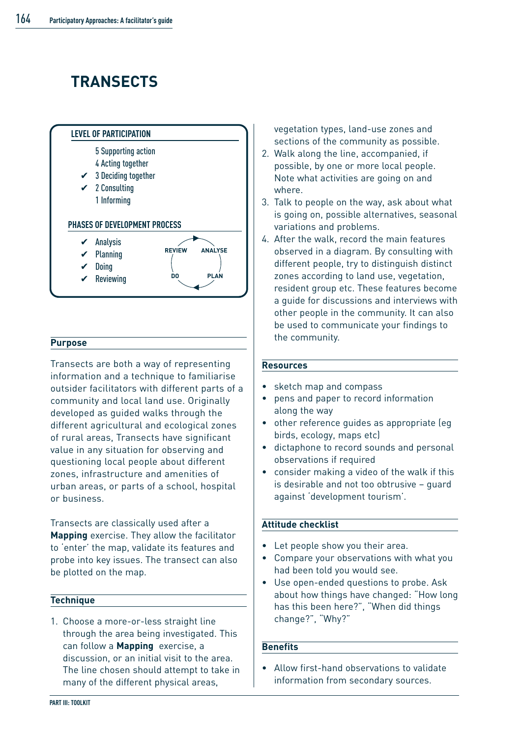# TRANSECTS

**LEVEL OF PARTICIPATION**

- 5 Supporting action
- 4 Acting together
- ✔ 3 Deciding together
- ✔ 2 Consulting
- 1 Informing

**PHASES OF DEVELOPMENT PROCESS**

- ✔ Analysis
- ✔ Planning
- ✔ Doing
- ✔ Reviewing

REVIEW → ANALYSE → PLAN → DO

## Purpose

Transects are both a way of representing information and a technique to familiarise outsider facilitators with different parts of a community and local land use. Originally developed as guided walks through the different agricultural and ecological zones of rural areas, Transects have significant value in any situation for observing and questioning local people about different zones, infrastructure and amenities of urban areas, or parts of a school, hospital or business.

Transects are classically used after a **Mapping** exercise. They allow the facilitator to 'enter' the map, validate its features and probe into key issues. The transect can also be plotted on the map.

## Technique

1. Choose a more-or-less straight line through the area being investigated. This can follow a **Mapping** exercise, a discussion, or an initial visit to the area. The line chosen should attempt to take in many of the different physical areas, vegetation types, land-use zones and sections of the community as possible.
2. Walk along the line, accompanied, if possible, by one or more local people. Note what activities are going on and where.
3. Talk to people on the way, ask about what is going on, possible alternatives, seasonal variations and problems.
4. After the walk, record the main features observed in a diagram. By consulting with different people, try to distinguish distinct zones according to land use, vegetation, resident group etc. These features become a guide for discussions and interviews with other people in the community. It can also be used to communicate your findings to the community.

## Resources

- sketch map and compass
- pens and paper to record information along the way
- other reference guides as appropriate (eg birds, ecology, maps etc)
- dictaphone to record sounds and personal observations if required
- consider making a video of the walk if this is desirable and not too obtrusive – guard against 'development tourism'.

## Attitude checklist

- Let people show you their area.
- Compare your observations with what you had been told you would see.
- Use open-ended questions to probe. Ask about how things have changed: "How long has this been here?", "When did things change?", "Why?"

## Benefits

- Allow first-hand observations to validate information from secondary sources.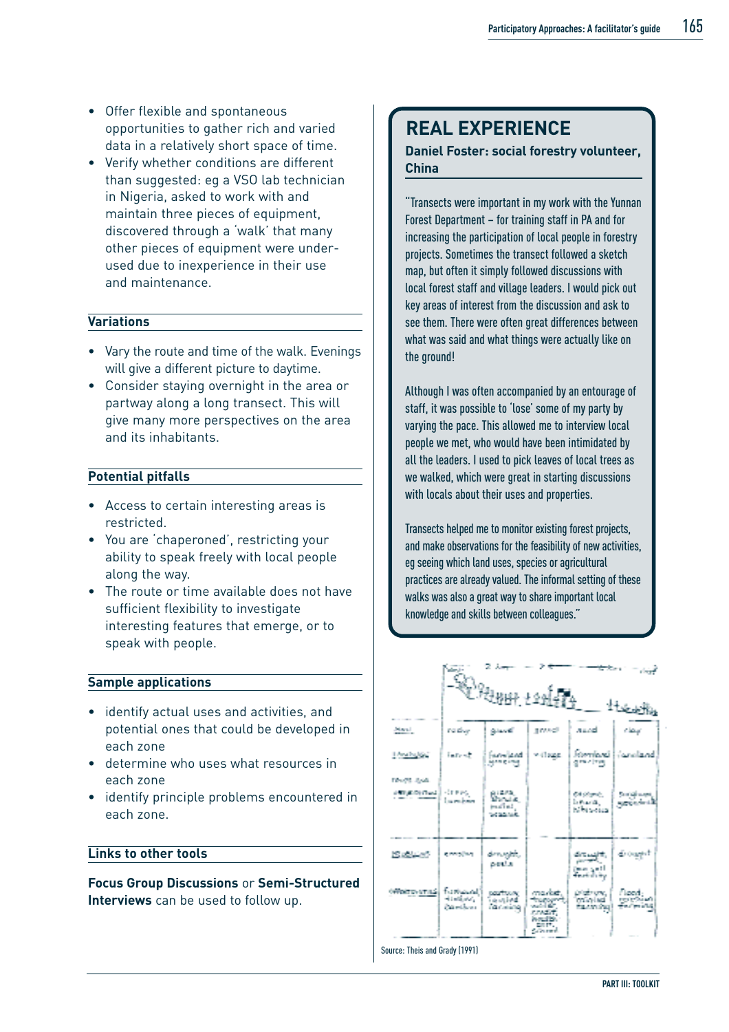- Offer flexible and spontaneous opportunities to gather rich and varied data in a relatively short space of time.
- Verify whether conditions are different than suggested: eg a VSO lab technician in Nigeria, asked to work with and maintain three pieces of equipment, discovered through a 'walk' that many other pieces of equipment were under-used due to inexperience in their use and maintenance.

### Variations

- Vary the route and time of the walk. Evenings will give a different picture to daytime.
- Consider staying overnight in the area or partway along a long transect. This will give many more perspectives on the area and its inhabitants.

### Potential pitfalls

- Access to certain interesting areas is restricted.
- You are 'chaperoned', restricting your ability to speak freely with local people along the way.
- The route or time available does not have sufficient flexibility to investigate interesting features that emerge, or to speak with people.

### Sample applications

- identify actual uses and activities, and potential ones that could be developed in each zone
- determine who uses what resources in each zone
- identify principle problems encountered in each zone.

### Links to other tools

**Focus Group Discussions** or **Semi-Structured Interviews** can be used to follow up.

## REAL EXPERIENCE

**Daniel Foster: social forestry volunteer, China**

"Transects were important in my work with the Yunnan Forest Department – for training staff in PA and for increasing the participation of local people in forestry projects. Sometimes the transect followed a sketch map, but often it simply followed discussions with local forest staff and village leaders. I would pick out key areas of interest from the discussion and ask to see them. There were often great differences between what was said and what things were actually like on the ground!

Although I was often accompanied by an entourage of staff, it was possible to 'lose' some of my party by varying the pace. This allowed me to interview local people we met, who would have been intimidated by all the leaders. I used to pick leaves of local trees as we walked, which were great in starting discussions with locals about their uses and properties.

Transects helped me to monitor existing forest projects, and make observations for the feasibility of new activities, eg seeing which land uses, species or agricultural practices are already valued. The informal setting of these walks was also a great way to share important local knowledge and skills between colleagues."

Source: Theis and Grady (1991)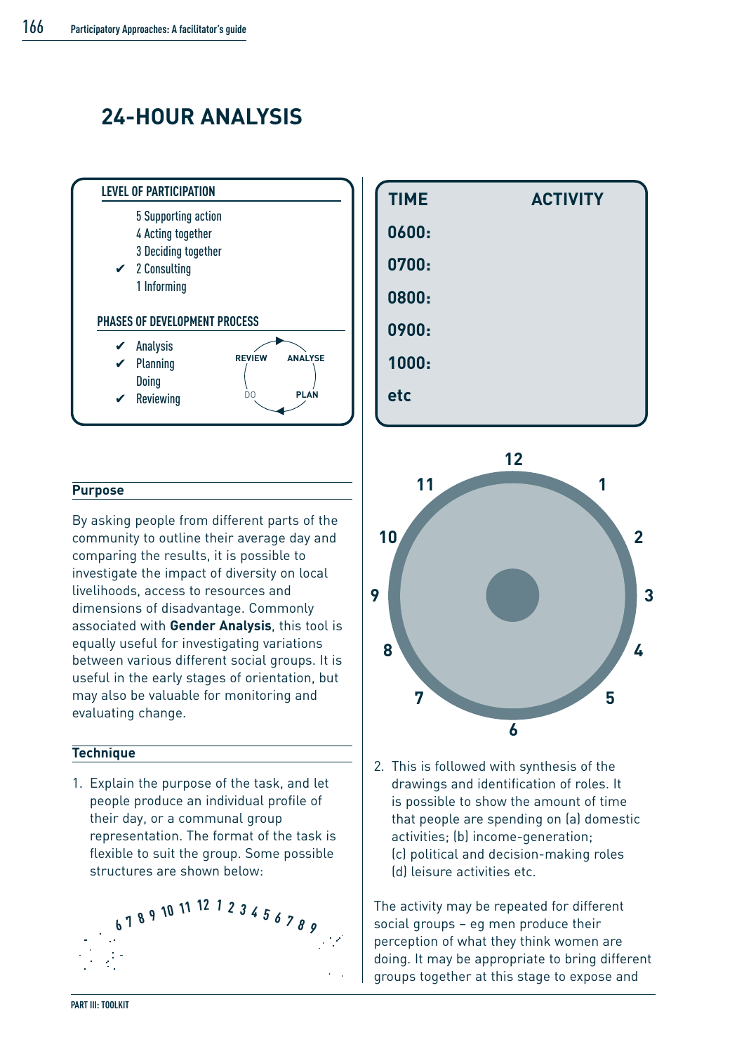# 24-HOUR ANALYSIS

**LEVEL OF PARTICIPATION**

- 5 Supporting action
- 4 Acting together
- 3 Deciding together
- ✔ 2 Consulting
- 1 Informing

**PHASES OF DEVELOPMENT PROCESS**

- ✔ Analysis
- ✔ Planning
- Doing
- ✔ Reviewing

REVIEW → ANALYSE → PLAN → DO

## Purpose

By asking people from different parts of the community to outline their average day and comparing the results, it is possible to investigate the impact of diversity on local livelihoods, access to resources and dimensions of disadvantage. Commonly associated with **Gender Analysis**, this tool is equally useful for investigating variations between various different social groups. It is useful in the early stages of orientation, but may also be valuable for monitoring and evaluating change.

## Technique

1. Explain the purpose of the task, and let people produce an individual profile of their day, or a communal group representation. The format of the task is flexible to suit the group. Some possible structures are shown below:

6 7 8 9 10 11 12 1 2 3 4 5 6 7 8 9

| TIME | ACTIVITY |
|---|---|
| 0600: | |
| 0700: | |
| 0800: | |
| 0900: | |
| 1000: | |
| etc | |

12 1 2 3 4 5 6 7 8 9 10 11

2. This is followed with synthesis of the drawings and identification of roles. It is possible to show the amount of time that people are spending on (a) domestic activities; (b) income-generation; (c) political and decision-making roles (d) leisure activities etc.

The activity may be repeated for different social groups – eg men produce their perception of what they think women are doing. It may be appropriate to bring different groups together at this stage to expose and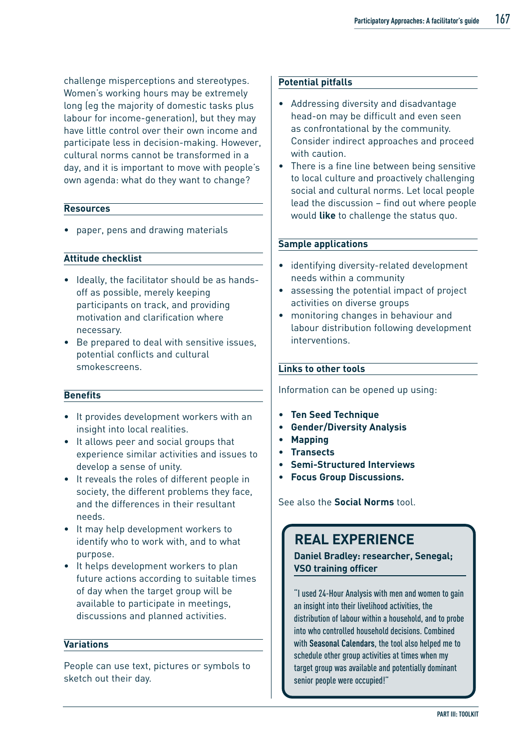challenge misperceptions and stereotypes. Women's working hours may be extremely long (eg the majority of domestic tasks plus labour for income-generation), but they may have little control over their own income and participate less in decision-making. However, cultural norms cannot be transformed in a day, and it is important to move with people's own agenda: what do they want to change?

### Resources

- paper, pens and drawing materials

### Attitude checklist

- Ideally, the facilitator should be as hands-off as possible, merely keeping participants on track, and providing motivation and clarification where necessary.
- Be prepared to deal with sensitive issues, potential conflicts and cultural smokescreens.

### Benefits

- It provides development workers with an insight into local realities.
- It allows peer and social groups that experience similar activities and issues to develop a sense of unity.
- It reveals the roles of different people in society, the different problems they face, and the differences in their resultant needs.
- It may help development workers to identify who to work with, and to what purpose.
- It helps development workers to plan future actions according to suitable times of day when the target group will be available to participate in meetings, discussions and planned activities.

### Variations

People can use text, pictures or symbols to sketch out their day.

### Potential pitfalls

- Addressing diversity and disadvantage head-on may be difficult and even seen as confrontational by the community. Consider indirect approaches and proceed with caution.
- There is a fine line between being sensitive to local culture and proactively challenging social and cultural norms. Let local people lead the discussion – find out where people would **like** to challenge the status quo.

### Sample applications

- identifying diversity-related development needs within a community
- assessing the potential impact of project activities on diverse groups
- monitoring changes in behaviour and labour distribution following development interventions.

### Links to other tools

Information can be opened up using:

- **Ten Seed Technique**
- **Gender/Diversity Analysis**
- **Mapping**
- **Transects**
- **Semi-Structured Interviews**
- **Focus Group Discussions.**

See also the **Social Norms** tool.

## REAL EXPERIENCE

**Daniel Bradley: researcher, Senegal; VSO training officer**

"I used 24-Hour Analysis with men and women to gain an insight into their livelihood activities, the distribution of labour within a household, and to probe into who controlled household decisions. Combined with **Seasonal Calendars**, the tool also helped me to schedule other group activities at times when my target group was available and potentially dominant senior people were occupied!"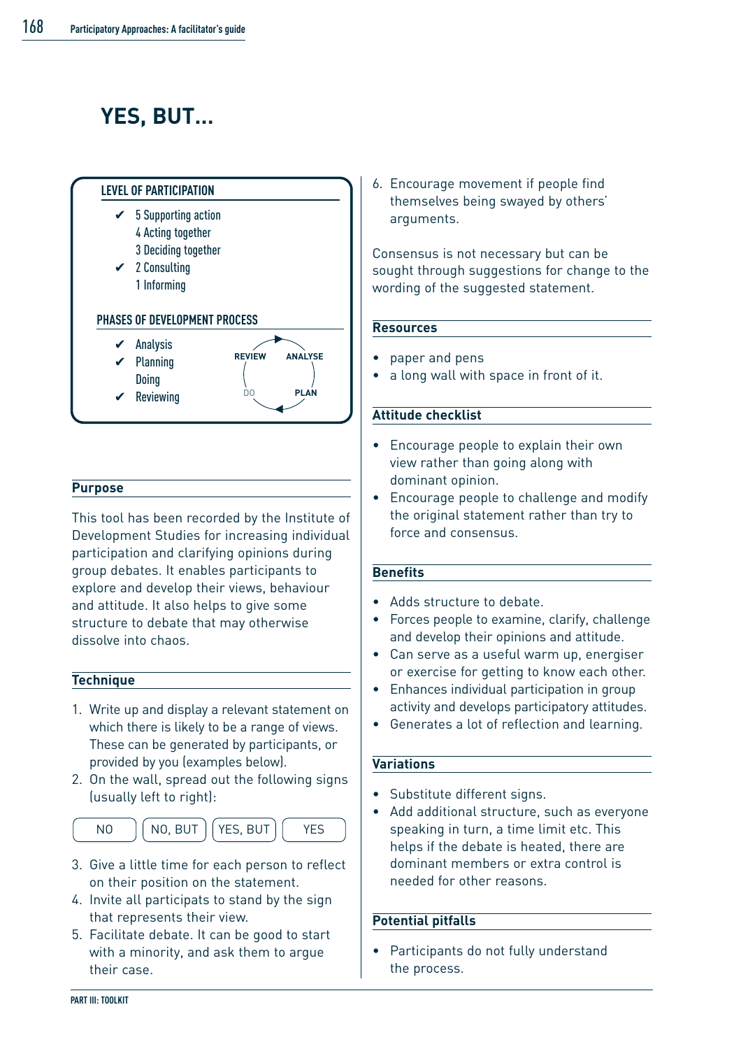# YES, BUT...

**LEVEL OF PARTICIPATION**

- ✔ 5 Supporting action
- 4 Acting together
- 3 Deciding together
- ✔ 2 Consulting
- 1 Informing

**PHASES OF DEVELOPMENT PROCESS**

- ✔ Analysis
- ✔ Planning
- Doing
- ✔ Reviewing

REVIEW → ANALYSE → PLAN → DO

## Purpose

This tool has been recorded by the Institute of Development Studies for increasing individual participation and clarifying opinions during group debates. It enables participants to explore and develop their views, behaviour and attitude. It also helps to give some structure to debate that may otherwise dissolve into chaos.

## Technique

1. Write up and display a relevant statement on which there is likely to be a range of views. These can be generated by participants, or provided by you (examples below).
2. On the wall, spread out the following signs (usually left to right):

| NO | NO, BUT | YES, BUT | YES |
|---|---|---|---|

3. Give a little time for each person to reflect on their position on the statement.
4. Invite all participatns to stand by the sign that represents their view.
5. Facilitate debate. It can be good to start with a minority, and ask them to argue their case.
6. Encourage movement if people find themselves being swayed by others' arguments.

Consensus is not necessary but can be sought through suggestions for change to the wording of the suggested statement.

## Resources

- paper and pens
- a long wall with space in front of it.

## Attitude checklist

- Encourage people to explain their own view rather than going along with dominant opinion.
- Encourage people to challenge and modify the original statement rather than try to force and consensus.

## Benefits

- Adds structure to debate.
- Forces people to examine, clarify, challenge and develop their opinions and attitude.
- Can serve as a useful warm up, energiser or exercise for getting to know each other.
- Enhances individual participation in group activity and develops participatory attitudes.
- Generates a lot of reflection and learning.

## Variations

- Substitute different signs.
- Add additional structure, such as everyone speaking in turn, a time limit etc. This helps if the debate is heated, there are dominant members or extra control is needed for other reasons.

## Potential pitfalls

- Participants do not fully understand the process.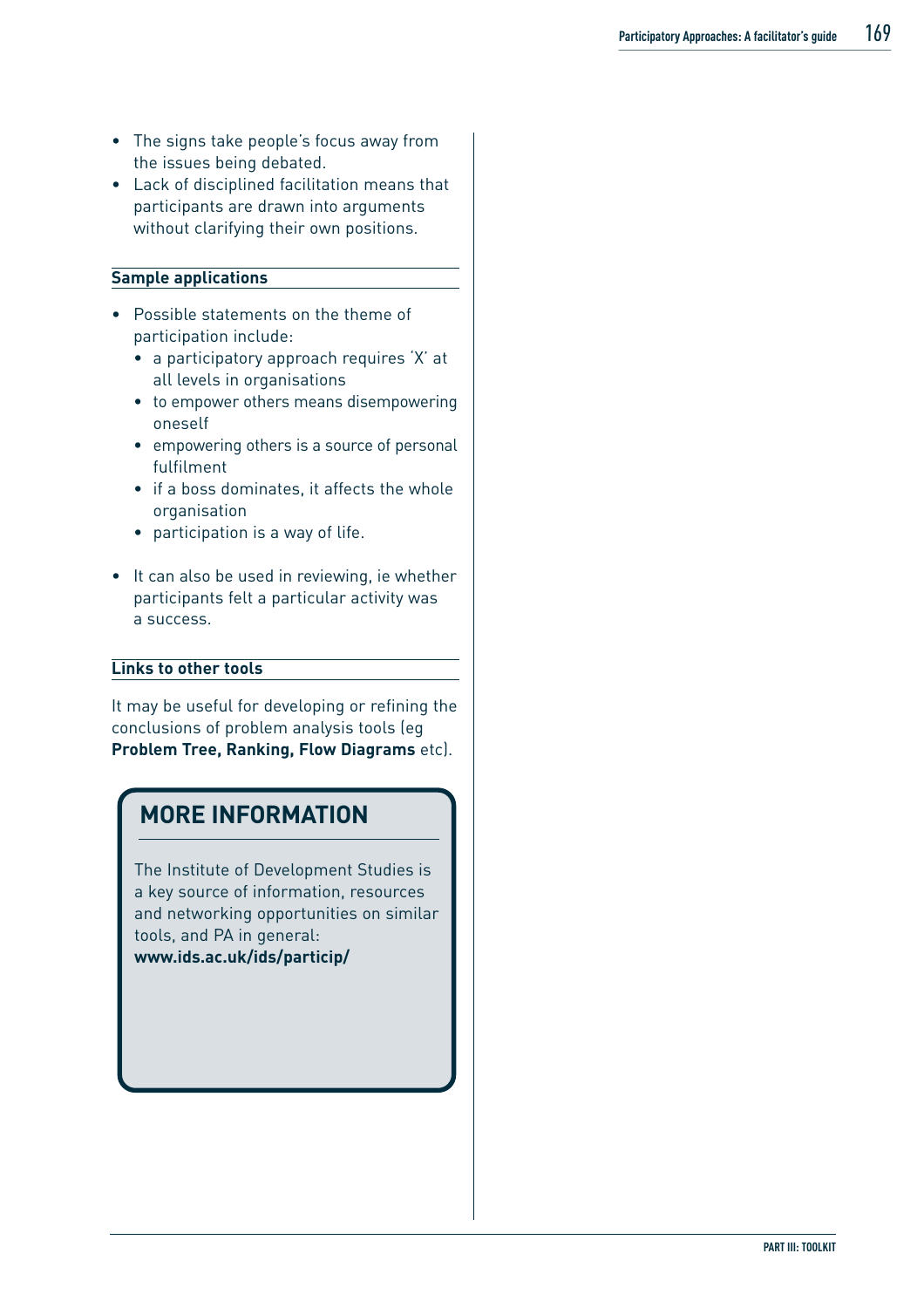- The signs take people's focus away from the issues being debated.
- Lack of disciplined facilitation means that participants are drawn into arguments without clarifying their own positions.

### Sample applications

- Possible statements on the theme of participation include:
  - a participatory approach requires 'X' at all levels in organisations
  - to empower others means disempowering oneself
  - empowering others is a source of personal fulfilment
  - if a boss dominates, it affects the whole organisation
  - participation is a way of life.
- It can also be used in reviewing, ie whether participants felt a particular activity was a success.

### Links to other tools

It may be useful for developing or refining the conclusions of problem analysis tools (eg **Problem Tree, Ranking, Flow Diagrams** etc).

## MORE INFORMATION

The Institute of Development Studies is a key source of information, resources and networking opportunities on similar tools, and PA in general:
**www.ids.ac.uk/ids/particip/**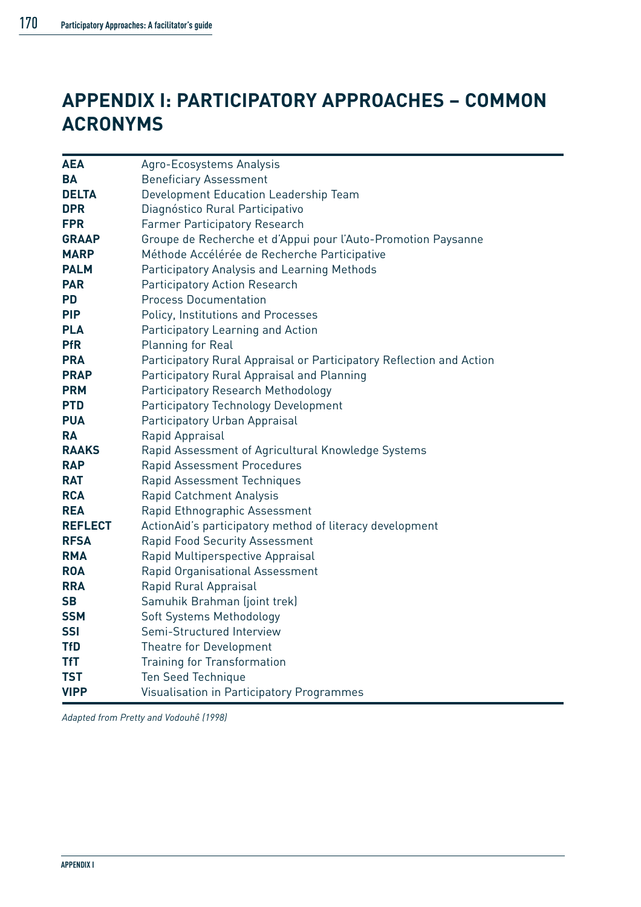# APPENDIX I: PARTICIPATORY APPROACHES – COMMON ACRONYMS

| | |
|---|---|
| **AEA** | Agro-Ecosystems Analysis |
| **BA** | Beneficiary Assessment |
| **DELTA** | Development Education Leadership Team |
| **DPR** | Diagnóstico Rural Participativo |
| **FPR** | Farmer Participatory Research |
| **GRAAP** | Groupe de Recherche et d'Appui pour l'Auto-Promotion Paysanne |
| **MARP** | Méthode Accélérée de Recherche Participative |
| **PALM** | Participatory Analysis and Learning Methods |
| **PAR** | Participatory Action Research |
| **PD** | Process Documentation |
| **PIP** | Policy, Institutions and Processes |
| **PLA** | Participatory Learning and Action |
| **PfR** | Planning for Real |
| **PRA** | Participatory Rural Appraisal or Participatory Reflection and Action |
| **PRAP** | Participatory Rural Appraisal and Planning |
| **PRM** | Participatory Research Methodology |
| **PTD** | Participatory Technology Development |
| **PUA** | Participatory Urban Appraisal |
| **RA** | Rapid Appraisal |
| **RAAKS** | Rapid Assessment of Agricultural Knowledge Systems |
| **RAP** | Rapid Assessment Procedures |
| **RAT** | Rapid Assessment Techniques |
| **RCA** | Rapid Catchment Analysis |
| **REA** | Rapid Ethnographic Assessment |
| **REFLECT** | ActionAid's participatory method of literacy development |
| **RFSA** | Rapid Food Security Assessment |
| **RMA** | Rapid Multiperspective Appraisal |
| **ROA** | Rapid Organisational Assessment |
| **RRA** | Rapid Rural Appraisal |
| **SB** | Samuhik Brahman (joint trek) |
| **SSM** | Soft Systems Methodology |
| **SSI** | Semi-Structured Interview |
| **TfD** | Theatre for Development |
| **TfT** | Training for Transformation |
| **TST** | Ten Seed Technique |
| **VIPP** | Visualisation in Participatory Programmes |

*Adapted from Pretty and Vodouhê (1998)*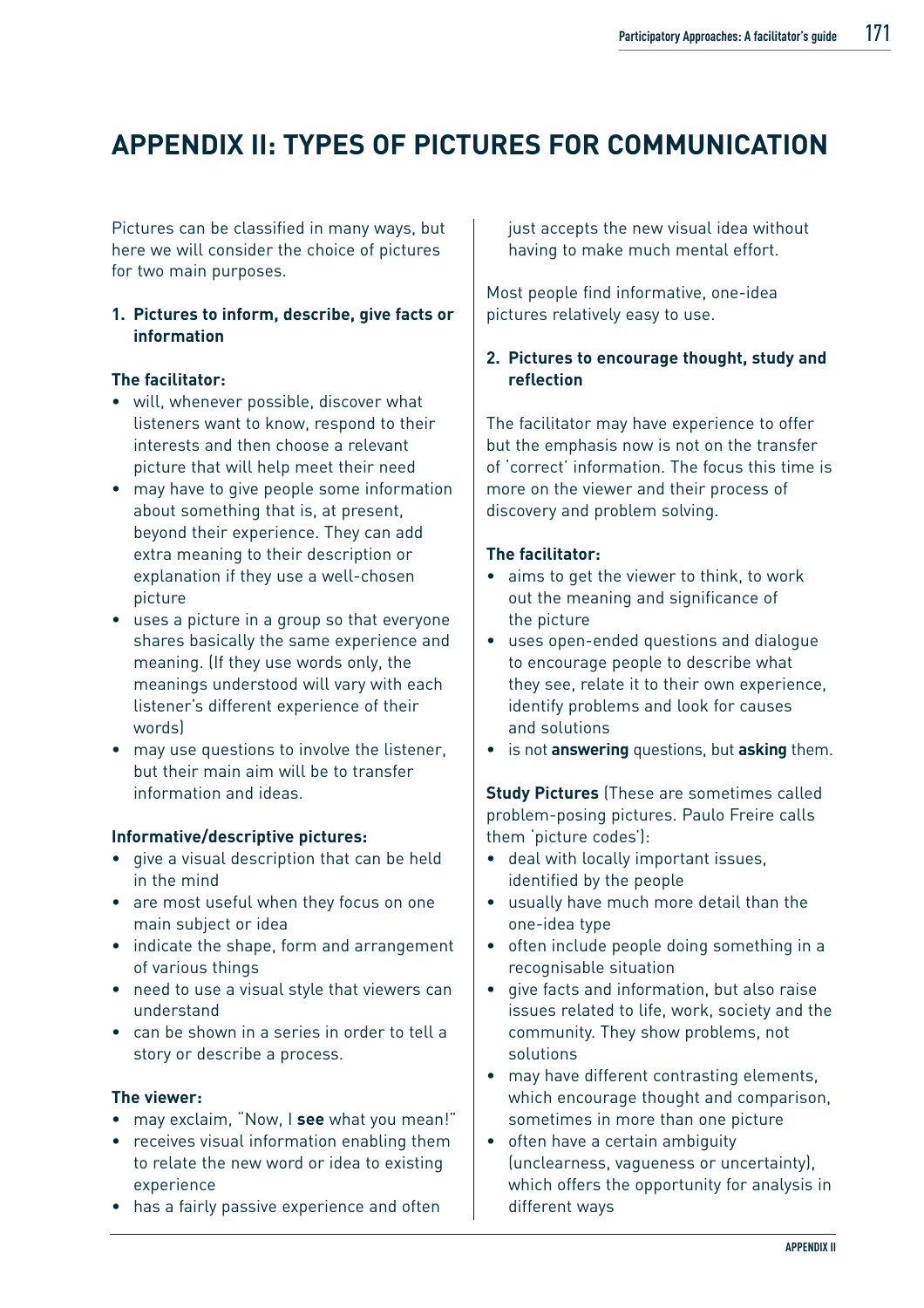# APPENDIX II: TYPES OF PICTURES FOR COMMUNICATION

Pictures can be classified in many ways, but here we will consider the choice of pictures for two main purposes.

## 1. Pictures to inform, describe, give facts or information

**The facilitator:**

- will, whenever possible, discover what listeners want to know, respond to their interests and then choose a relevant picture that will help meet their need
- may have to give people some information about something that is, at present, beyond their experience. They can add extra meaning to their description or explanation if they use a well-chosen picture
- uses a picture in a group so that everyone shares basically the same experience and meaning. (If they use words only, the meanings understood will vary with each listener's different experience of their words)
- may use questions to involve the listener, but their main aim will be to transfer information and ideas.

**Informative/descriptive pictures:**

- give a visual description that can be held in the mind
- are most useful when they focus on one main subject or idea
- indicate the shape, form and arrangement of various things
- need to use a visual style that viewers can understand
- can be shown in a series in order to tell a story or describe a process.

**The viewer:**

- may exclaim, "Now, I **see** what you mean!"
- receives visual information enabling them to relate the new word or idea to existing experience
- has a fairly passive experience and often just accepts the new visual idea without having to make much mental effort.

Most people find informative, one-idea pictures relatively easy to use.

## 2. Pictures to encourage thought, study and reflection

The facilitator may have experience to offer but the emphasis now is not on the transfer of 'correct' information. The focus this time is more on the viewer and their process of discovery and problem solving.

**The facilitator:**

- aims to get the viewer to think, to work out the meaning and significance of the picture
- uses open-ended questions and dialogue to encourage people to describe what they see, relate it to their own experience, identify problems and look for causes and solutions
- is not **answering** questions, but **asking** them.

**Study Pictures** (These are sometimes called problem-posing pictures. Paulo Freire calls them 'picture codes'):

- deal with locally important issues, identified by the people
- usually have much more detail than the one-idea type
- often include people doing something in a recognisable situation
- give facts and information, but also raise issues related to life, work, society and the community. They show problems, not solutions
- may have different contrasting elements, which encourage thought and comparison, sometimes in more than one picture
- often have a certain ambiguity (unclearness, vagueness or uncertainty), which offers the opportunity for analysis in different ways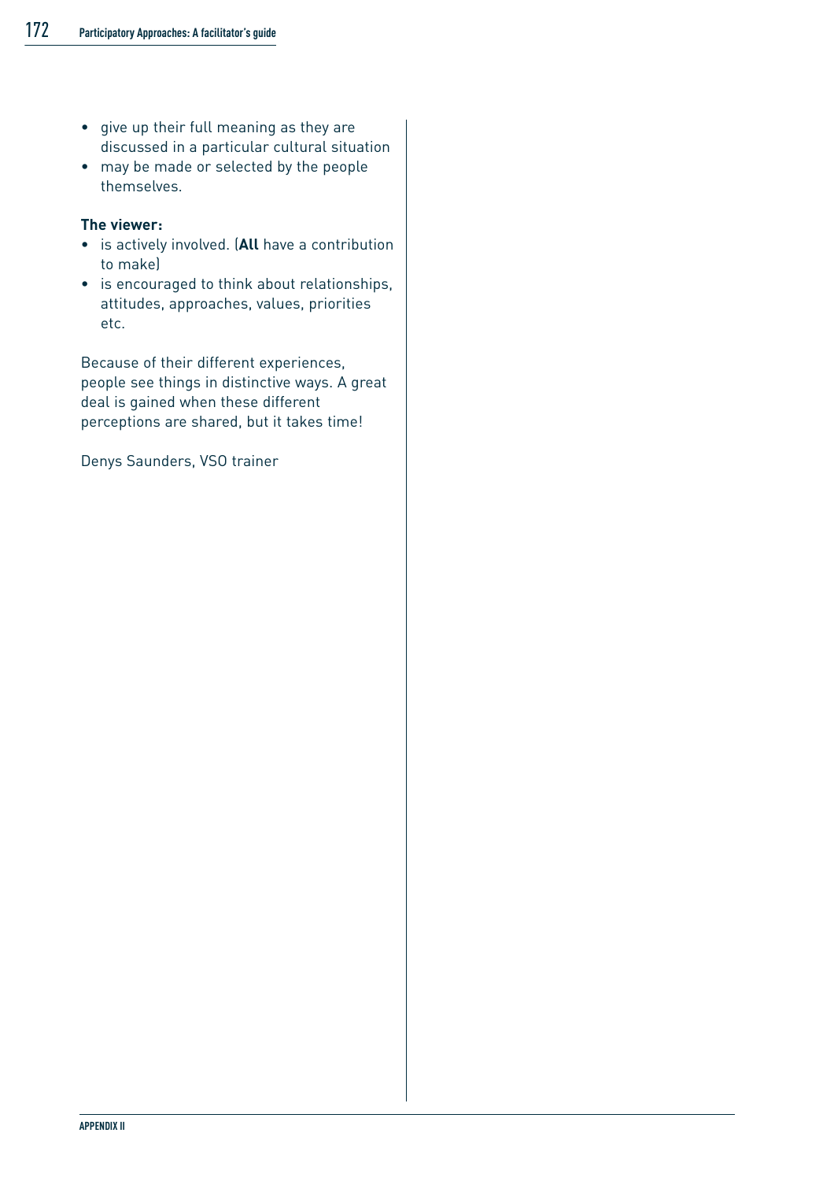- give up their full meaning as they are discussed in a particular cultural situation
- may be made or selected by the people themselves.

**The viewer:**

- is actively involved. (**All** have a contribution to make)
- is encouraged to think about relationships, attitudes, approaches, values, priorities etc.

Because of their different experiences, people see things in distinctive ways. A great deal is gained when these different perceptions are shared, but it takes time!

Denys Saunders, VSO trainer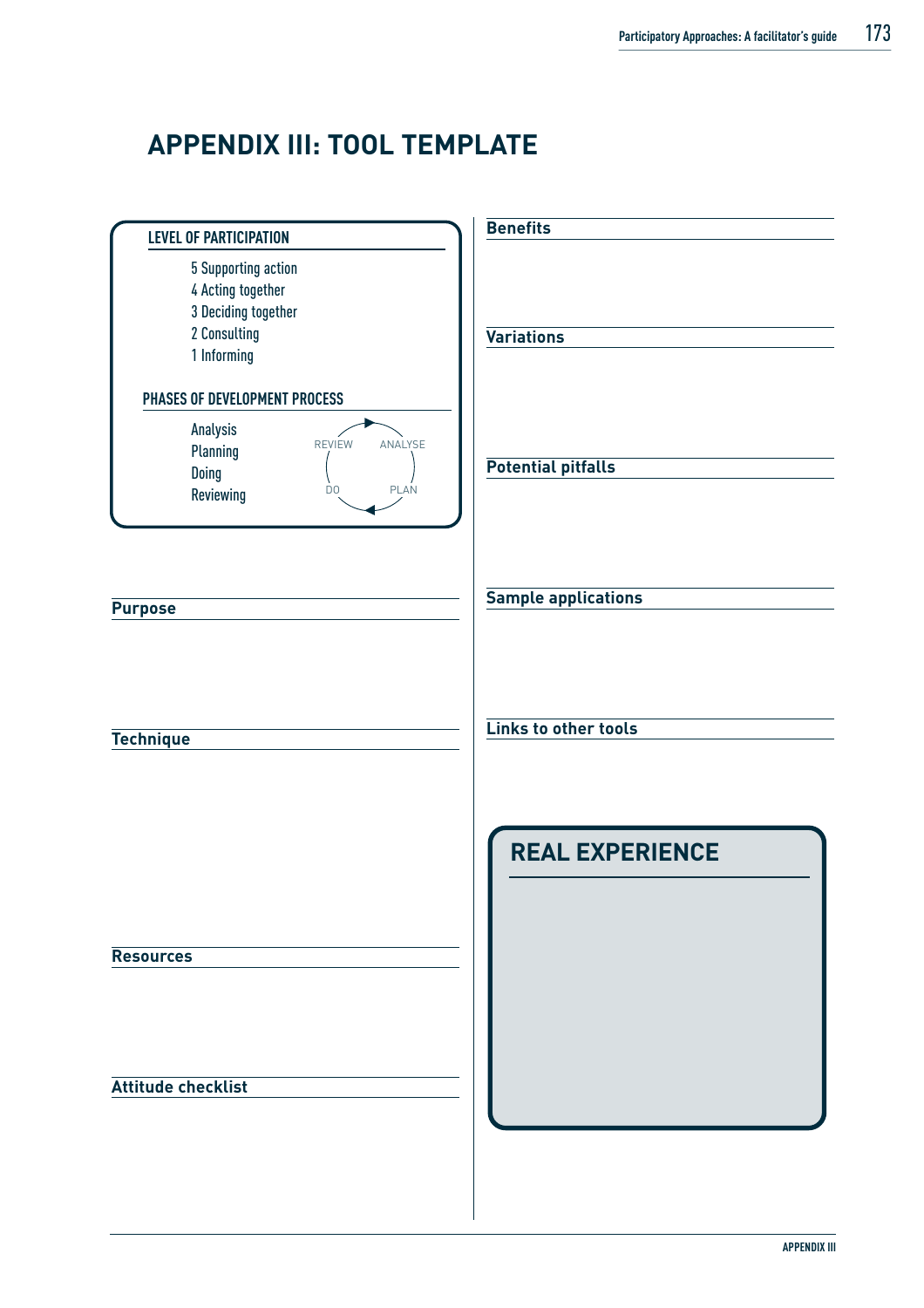# APPENDIX III: TOOL TEMPLATE

**LEVEL OF PARTICIPATION**

5 Supporting action
4 Acting together
3 Deciding together
2 Consulting
1 Informing

**PHASES OF DEVELOPMENT PROCESS**

Analysis
Planning
Doing
Reviewing

REVIEW → ANALYSE → PLAN → DO

## Purpose

## Technique

## Resources

## Attitude checklist

## Benefits

## Variations

## Potential pitfalls

## Sample applications

## Links to other tools

## REAL EXPERIENCE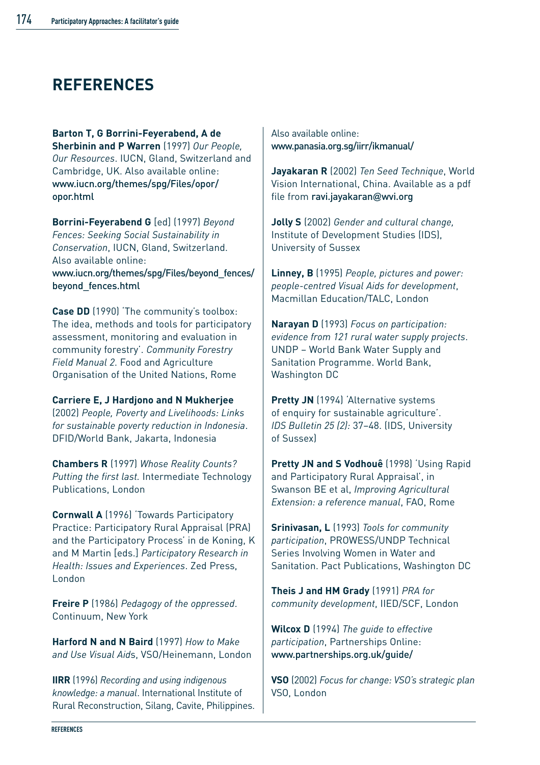# REFERENCES

**Barton T, G Borrini-Feyerabend, A de Sherbinin and P Warren** (1997) *Our People, Our Resources*. IUCN, Gland, Switzerland and Cambridge, UK. Also available online: www.iucn.org/themes/spg/Files/opor/opor.html

**Borrini-Feyerabend G** [ed] (1997) *Beyond Fences: Seeking Social Sustainability in Conservation*, IUCN, Gland, Switzerland. Also available online: www.iucn.org/themes/spg/Files/beyond_fences/beyond_fences.html

**Case DD** (1990) 'The community's toolbox: The idea, methods and tools for participatory assessment, monitoring and evaluation in community forestry'. *Community Forestry Field Manual 2*. Food and Agriculture Organisation of the United Nations, Rome

**Carriere E, J Hardjono and N Mukherjee** (2002) *People, Poverty and Livelihoods: Links for sustainable poverty reduction in Indonesia*. DFID/World Bank, Jakarta, Indonesia

**Chambers R** (1997) *Whose Reality Counts? Putting the first last.* Intermediate Technology Publications, London

**Cornwall A** (1996) 'Towards Participatory Practice: Participatory Rural Appraisal (PRA) and the Participatory Process' in de Koning, K and M Martin [eds.] *Participatory Research in Health: Issues and Experiences*. Zed Press, London

**Freire P** (1986) *Pedagogy of the oppressed*. Continuum, New York

**Harford N and N Baird** (1997) *How to Make and Use Visual Aids*, VSO/Heinemann, London

**IIRR** (1996) *Recording and using indigenous knowledge: a manual*. International Institute of Rural Reconstruction, Silang, Cavite, Philippines. Also available online: www.panasia.org.sg/iirr/ikmanual/

**Jayakaran R** (2002) *Ten Seed Technique*, World Vision International, China. Available as a pdf file from ravi.jayakaran@wvi.org

**Jolly S** (2002) *Gender and cultural change,* Institute of Development Studies (IDS), University of Sussex

**Linney, B** (1995) *People, pictures and power: people-centred Visual Aids for development*, Macmillan Education/TALC, London

**Narayan D** (1993) *Focus on participation: evidence from 121 rural water supply projects*. UNDP – World Bank Water Supply and Sanitation Programme. World Bank, Washington DC

**Pretty JN** (1994) 'Alternative systems of enquiry for sustainable agriculture'. *IDS Bulletin 25 (2):* 37–48. (IDS, University of Sussex)

**Pretty JN and S Vodhouê** (1998) 'Using Rapid and Participatory Rural Appraisal', in Swanson BE et al, *Improving Agricultural Extension: a reference manual*, FAO, Rome

**Srinivasan, L** (1993) *Tools for community participation*, PROWESS/UNDP Technical Series Involving Women in Water and Sanitation. Pact Publications, Washington DC

**Theis J and HM Grady** (1991) *PRA for community development*, IIED/SCF, London

**Wilcox D** (1994) *The guide to effective participation*, Partnerships Online: www.partnerships.org.uk/guide/

**VSO** (2002) *Focus for change: VSO's strategic plan* VSO, London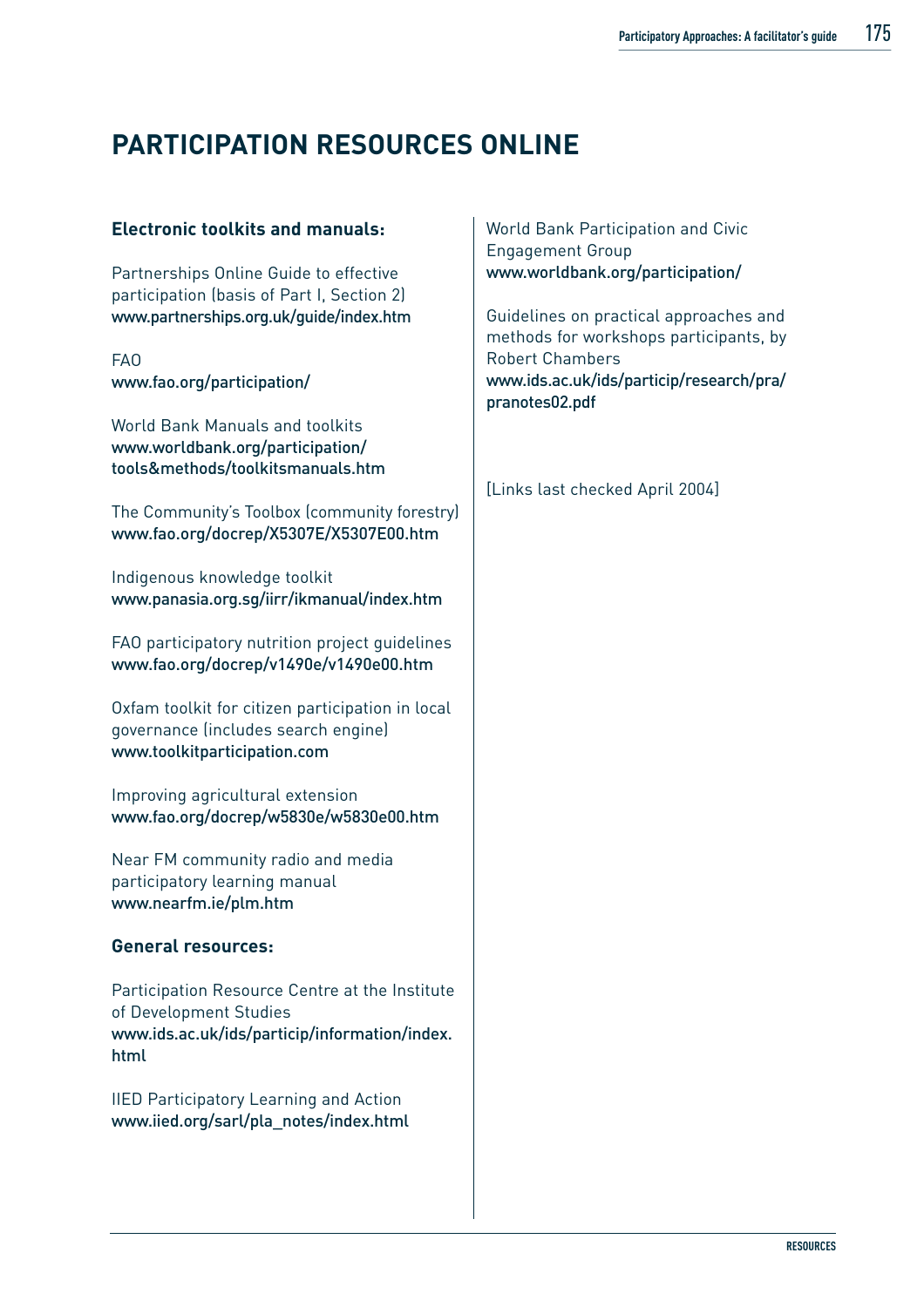# PARTICIPATION RESOURCES ONLINE

**Electronic toolkits and manuals:**

Partnerships Online Guide to effective participation (basis of Part I, Section 2)
www.partnerships.org.uk/guide/index.htm

FAO
www.fao.org/participation/

World Bank Manuals and toolkits
www.worldbank.org/participation/tools&methods/toolkitsmanuals.htm

The Community's Toolbox (community forestry)
www.fao.org/docrep/X5307E/X5307E00.htm

Indigenous knowledge toolkit
www.panasia.org.sg/iirr/ikmanual/index.htm

FAO participatory nutrition project guidelines
www.fao.org/docrep/v1490e/v1490e00.htm

Oxfam toolkit for citizen participation in local governance (includes search engine)
www.toolkitparticipation.com

Improving agricultural extension
www.fao.org/docrep/w5830e/w5830e00.htm

Near FM community radio and media participatory learning manual
www.nearfm.ie/plm.htm

**General resources:**

Participation Resource Centre at the Institute of Development Studies
www.ids.ac.uk/ids/particip/information/index.html

IIED Participatory Learning and Action
www.iied.org/sarl/pla_notes/index.html

World Bank Participation and Civic Engagement Group
www.worldbank.org/participation/

Guidelines on practical approaches and methods for workshops participants, by Robert Chambers
www.ids.ac.uk/ids/particip/research/pra/pranotes02.pdf

[Links last checked April 2004]